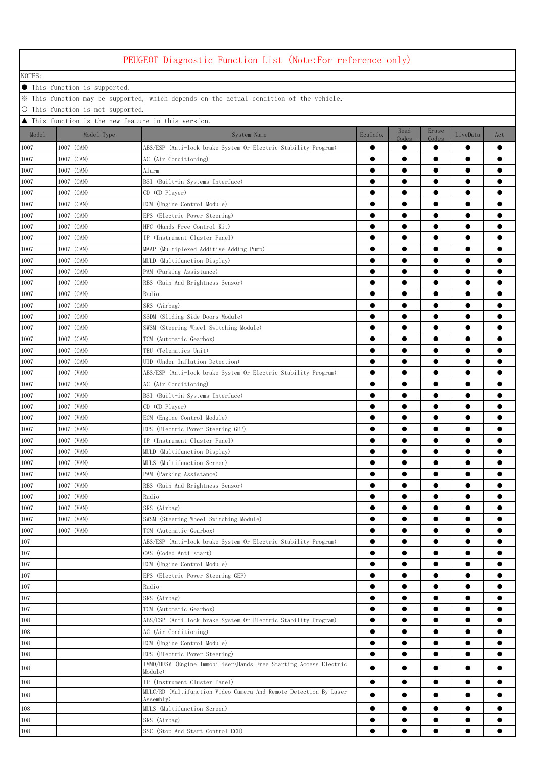# PEUGEOT Diagnostic Function List (Note:For reference only)

NOTES:

● This function is supported.

※ This function may be supported, which depends on the actual condition of the vehicle.

○ This function is not supported.

▲ This function is the new feature in this version.

| Model | Model Type | System Name | EcuInfo. | Read Codes | Erase Codes | LiveData | Act |
|---|---|---|---|---|---|---|---|
| 1007 | 1007 (CAN) | ABS/ESP (Anti-lock brake System Or Electric Stability Program) | ● | ● | ● | ● | ● |
| 1007 | 1007 (CAN) | AC (Air Conditioning) | ● | ● | ● | ● | ● |
| 1007 | 1007 (CAN) | Alarm | ● | ● | ● | ● | ● |
| 1007 | 1007 (CAN) | BSI (Built-in Systems Interface) | ● | ● | ● | ● | ● |
| 1007 | 1007 (CAN) | CD (CD Player) | ● | ● | ● | ● | ● |
| 1007 | 1007 (CAN) | ECM (Engine Control Module) | ● | ● | ● | ● | ● |
| 1007 | 1007 (CAN) | EPS (Electric Power Steering) | ● | ● | ● | ● | ● |
| 1007 | 1007 (CAN) | HFC (Hands Free Control Kit) | ● | ● | ● | ● | ● |
| 1007 | 1007 (CAN) | IP (Instrument Cluster Panel) | ● | ● | ● | ● | ● |
| 1007 | 1007 (CAN) | MAAP (Multiplexed Additive Adding Pump) | ● | ● | ● | ● | ● |
| 1007 | 1007 (CAN) | MULD (Multifunction Display) | ● | ● | ● | ● | ● |
| 1007 | 1007 (CAN) | PAM (Parking Assistance) | ● | ● | ● | ● | ● |
| 1007 | 1007 (CAN) | RBS (Rain And Brightness Sensor) | ● | ● | ● | ● | ● |
| 1007 | 1007 (CAN) | Radio | ● | ● | ● | ● | ● |
| 1007 | 1007 (CAN) | SRS (Airbag) | ● | ● | ● | ● | ● |
| 1007 | 1007 (CAN) | SSDM (Sliding Side Doors Module) | ● | ● | ● | ● | ● |
| 1007 | 1007 (CAN) | SWSM (Steering Wheel Switching Module) | ● | ● | ● | ● | ● |
| 1007 | 1007 (CAN) | TCM (Automatic Gearbox) | ● | ● | ● | ● | ● |
| 1007 | 1007 (CAN) | TEU (Telematics Unit) | ● | ● | ● | ● | ● |
| 1007 | 1007 (CAN) | UID (Under Inflation Detection) | ● | ● | ● | ● | ● |
| 1007 | 1007 (VAN) | ABS/ESP (Anti-lock brake System Or Electric Stability Program) | ● | ● | ● | ● | ● |
| 1007 | 1007 (VAN) | AC (Air Conditioning) | ● | ● | ● | ● | ● |
| 1007 | 1007 (VAN) | BSI (Built-in Systems Interface) | ● | ● | ● | ● | ● |
| 1007 | 1007 (VAN) | CD (CD Player) | ● | ● | ● | ● | ● |
| 1007 | 1007 (VAN) | ECM (Engine Control Module) | ● | ● | ● | ● | ● |
| 1007 | 1007 (VAN) | EPS (Electric Power Steering GEP) | ● | ● | ● | ● | ● |
| 1007 | 1007 (VAN) | IP (Instrument Cluster Panel) | ● | ● | ● | ● | ● |
| 1007 | 1007 (VAN) | MULD (Multifunction Display) | ● | ● | ● | ● | ● |
| 1007 | 1007 (VAN) | MULS (Multifunction Screen) | ● | ● | ● | ● | ● |
| 1007 | 1007 (VAN) | PAM (Parking Assistance) | ● | ● | ● | ● | ● |
| 1007 | 1007 (VAN) | RBS (Rain And Brightness Sensor) | ● | ● | ● | ● | ● |
| 1007 | 1007 (VAN) | Radio | ● | ● | ● | ● | ● |
| 1007 | 1007 (VAN) | SRS (Airbag) | ● | ● | ● | ● | ● |
| 1007 | 1007 (VAN) | SWSM (Steering Wheel Switching Module) | ● | ● | ● | ● | ● |
| 1007 | 1007 (VAN) | TCM (Automatic Gearbox) | ● | ● | ● | ● | ● |
| 107 | | ABS/ESP (Anti-lock brake System Or Electric Stability Program) | ● | ● | ● | ● | ● |
| 107 | | CAS (Coded Anti-start) | ● | ● | ● | ● | ● |
| 107 | | ECM (Engine Control Module) | ● | ● | ● | ● | ● |
| 107 | | EPS (Electric Power Steering GEP) | ● | ● | ● | ● | ● |
| 107 | | Radio | ● | ● | ● | ● | ● |
| 107 | | SRS (Airbag) | ● | ● | ● | ● | ● |
| 107 | | TCM (Automatic Gearbox) | ● | ● | ● | ● | ● |
| 108 | | ABS/ESP (Anti-lock brake System Or Electric Stability Program) | ● | ● | ● | ● | ● |
| 108 | | AC (Air Conditioning) | ● | ● | ● | ● | ● |
| 108 | | ECM (Engine Control Module) | ● | ● | ● | ● | ● |
| 108 | | EPS (Electric Power Steering) | ● | ● | ● | ● | ● |
| 108 | | IMMO/HFSM (Engine Immobiliser\Hands Free Starting Access Electric Module) | ● | ● | ● | ● | ● |
| 108 | | IP (Instrument Cluster Panel) | ● | ● | ● | ● | ● |
| 108 | | MULC/RD (Multifunction Video Camera And Remote Detection By Laser Assembly) | ● | ● | ● | ● | ● |
| 108 | | MULS (Multifunction Screen) | ● | ● | ● | ● | ● |
| 108 | | SRS (Airbag) | ● | ● | ● | ● | ● |
| 108 | | SSC (Stop And Start Control ECU) | ● | ● | ● | ● | ● |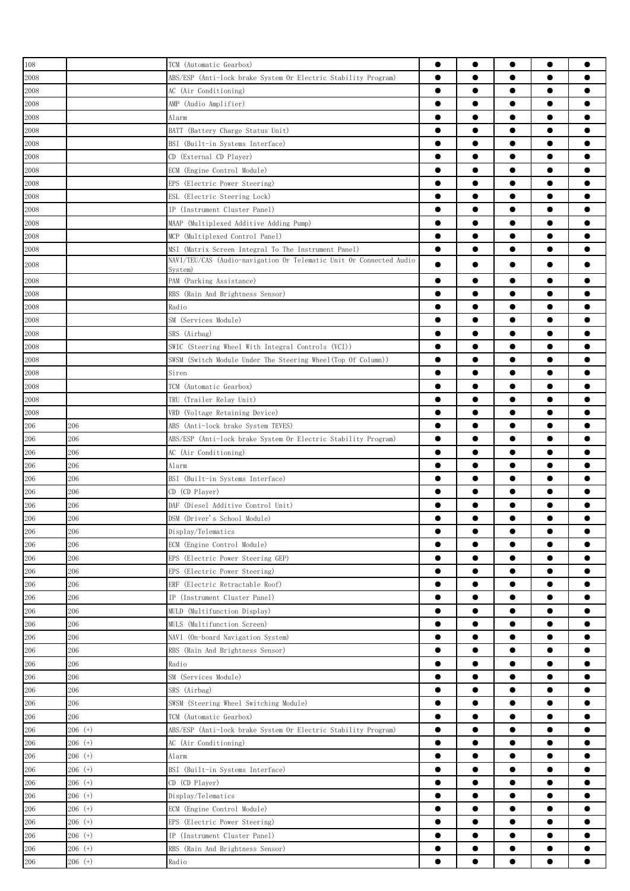| | | | | | | | |
|---|---|---|---|---|---|---|---|
| 108 | | TCM (Automatic Gearbox) | ● | ● | ● | ● | ● |
| 2008 | | ABS/ESP (Anti-lock brake System Or Electric Stability Program) | ● | ● | ● | ● | ● |
| 2008 | | AC (Air Conditioning) | ● | ● | ● | ● | ● |
| 2008 | | AMP (Audio Amplifier) | ● | ● | ● | ● | ● |
| 2008 | | Alarm | ● | ● | ● | ● | ● |
| 2008 | | BATT (Battery Charge Status Unit) | ● | ● | ● | ● | ● |
| 2008 | | BSI (Built-in Systems Interface) | ● | ● | ● | ● | ● |
| 2008 | | CD (External CD Player) | ● | ● | ● | ● | ● |
| 2008 | | ECM (Engine Control Module) | ● | ● | ● | ● | ● |
| 2008 | | EPS (Electric Power Steering) | ● | ● | ● | ● | ● |
| 2008 | | ESL (Electric Steering Lock) | ● | ● | ● | ● | ● |
| 2008 | | IP (Instrument Cluster Panel) | ● | ● | ● | ● | ● |
| 2008 | | MAAP (Multiplexed Additive Adding Pump) | ● | ● | ● | ● | ● |
| 2008 | | MCP (Multiplexed Control Panel) | ● | ● | ● | ● | ● |
| 2008 | | MSI (Matrix Screen Integral To The Instrument Panel) | ● | ● | ● | ● | ● |
| 2008 | | NAVI/TEU/CAS (Audio-navigation Or Telematic Unit Or Connected Audio System) | ● | ● | ● | ● | ● |
| 2008 | | PAM (Parking Assistance) | ● | ● | ● | ● | ● |
| 2008 | | RBS (Rain And Brightness Sensor) | ● | ● | ● | ● | ● |
| 2008 | | Radio | ● | ● | ● | ● | ● |
| 2008 | | SM (Services Module) | ● | ● | ● | ● | ● |
| 2008 | | SRS (Airbag) | ● | ● | ● | ● | ● |
| 2008 | | SWIC (Steering Wheel With Integral Controls (VCI)) | ● | ● | ● | ● | ● |
| 2008 | | SWSM (Switch Module Under The Steering Wheel(Top Of Column)) | ● | ● | ● | ● | ● |
| 2008 | | Siren | ● | ● | ● | ● | ● |
| 2008 | | TCM (Automatic Gearbox) | ● | ● | ● | ● | ● |
| 2008 | | TRU (Trailer Relay Unit) | ● | ● | ● | ● | ● |
| 2008 | | VRD (Voltage Retaining Device) | ● | ● | ● | ● | ● |
| 206 | 206 | ABS (Anti-lock brake System TEVES) | ● | ● | ● | ● | ● |
| 206 | 206 | ABS/ESP (Anti-lock brake System Or Electric Stability Program) | ● | ● | ● | ● | ● |
| 206 | 206 | AC (Air Conditioning) | ● | ● | ● | ● | ● |
| 206 | 206 | Alarm | ● | ● | ● | ● | ● |
| 206 | 206 | BSI (Built-in Systems Interface) | ● | ● | ● | ● | ● |
| 206 | 206 | CD (CD Player) | ● | ● | ● | ● | ● |
| 206 | 206 | DAF (Diesel Additive Control Unit) | ● | ● | ● | ● | ● |
| 206 | 206 | DSM (Driver's School Module) | ● | ● | ● | ● | ● |
| 206 | 206 | Display/Telematics | ● | ● | ● | ● | ● |
| 206 | 206 | ECM (Engine Control Module) | ● | ● | ● | ● | ● |
| 206 | 206 | EPS (Electric Power Steering GEP) | ● | ● | ● | ● | ● |
| 206 | 206 | EPS (Electric Power Steering) | ● | ● | ● | ● | ● |
| 206 | 206 | ERF (Electric Retractable Roof) | ● | ● | ● | ● | ● |
| 206 | 206 | IP (Instrument Cluster Panel) | ● | ● | ● | ● | ● |
| 206 | 206 | MULD (Multifunction Display) | ● | ● | ● | ● | ● |
| 206 | 206 | MULS (Multifunction Screen) | ● | ● | ● | ● | ● |
| 206 | 206 | NAVI (On-board Navigation System) | ● | ● | ● | ● | ● |
| 206 | 206 | RBS (Rain And Brightness Sensor) | ● | ● | ● | ● | ● |
| 206 | 206 | Radio | ● | ● | ● | ● | ● |
| 206 | 206 | SM (Services Module) | ● | ● | ● | ● | ● |
| 206 | 206 | SRS (Airbag) | ● | ● | ● | ● | ● |
| 206 | 206 | SWSM (Steering Wheel Switching Module) | ● | ● | ● | ● | ● |
| 206 | 206 | TCM (Automatic Gearbox) | ● | ● | ● | ● | ● |
| 206 | 206 (+) | ABS/ESP (Anti-lock brake System Or Electric Stability Program) | ● | ● | ● | ● | ● |
| 206 | 206 (+) | AC (Air Conditioning) | ● | ● | ● | ● | ● |
| 206 | 206 (+) | Alarm | ● | ● | ● | ● | ● |
| 206 | 206 (+) | BSI (Built-in Systems Interface) | ● | ● | ● | ● | ● |
| 206 | 206 (+) | CD (CD Player) | ● | ● | ● | ● | ● |
| 206 | 206 (+) | Display/Telematics | ● | ● | ● | ● | ● |
| 206 | 206 (+) | ECM (Engine Control Module) | ● | ● | ● | ● | ● |
| 206 | 206 (+) | EPS (Electric Power Steering) | ● | ● | ● | ● | ● |
| 206 | 206 (+) | IP (Instrument Cluster Panel) | ● | ● | ● | ● | ● |
| 206 | 206 (+) | RBS (Rain And Brightness Sensor) | ● | ● | ● | ● | ● |
| 206 | 206 (+) | Radio | ● | ● | ● | ● | ● |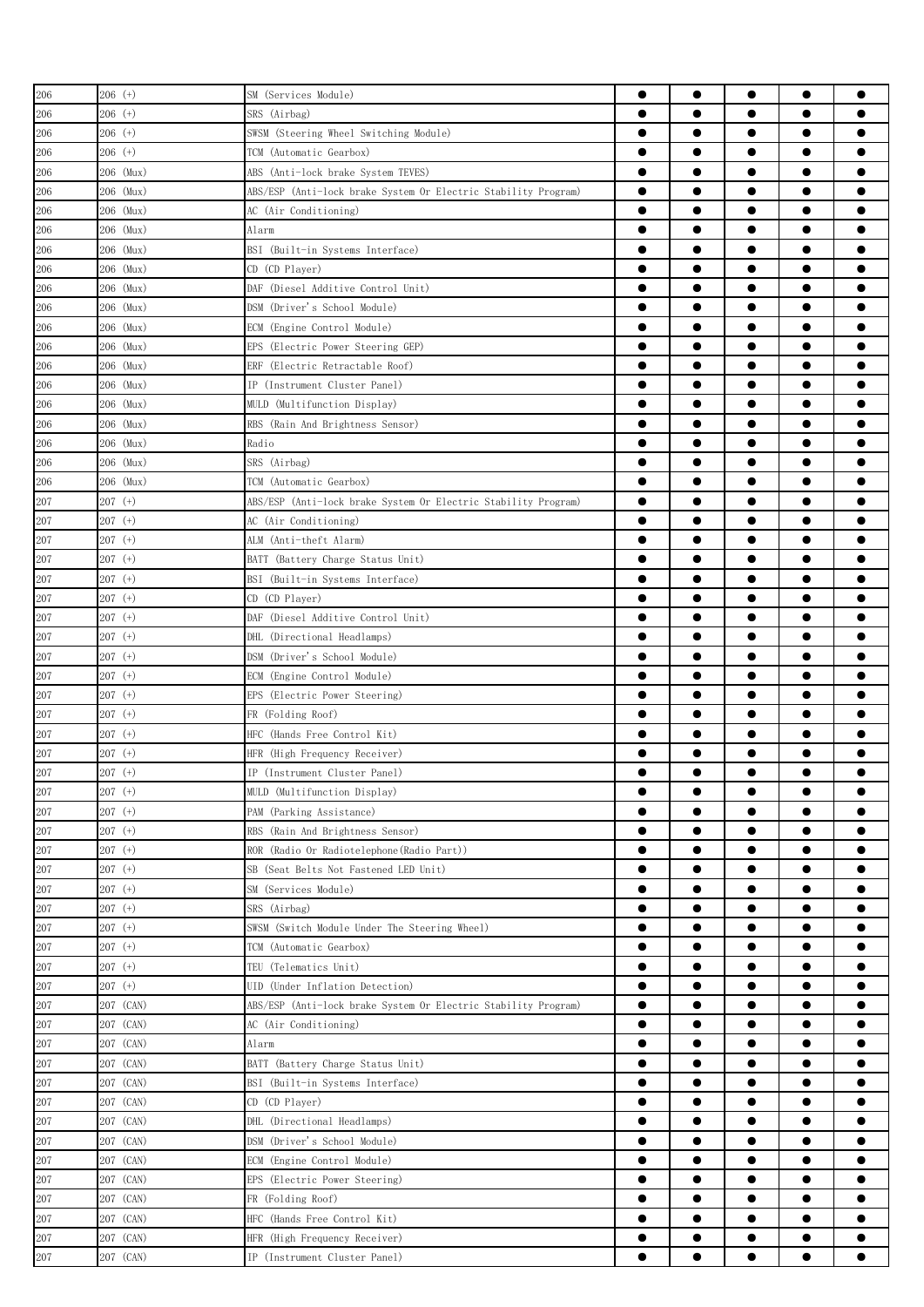| | | | | | | | |
|---|---|---|---|---|---|---|---|
| 206 | 206 (+) | SM (Services Module) | ● | ● | ● | ● | ● |
| 206 | 206 (+) | SRS (Airbag) | ● | ● | ● | ● | ● |
| 206 | 206 (+) | SWSM (Steering Wheel Switching Module) | ● | ● | ● | ● | ● |
| 206 | 206 (+) | TCM (Automatic Gearbox) | ● | ● | ● | ● | ● |
| 206 | 206 (Mux) | ABS (Anti-lock brake System TEVES) | ● | ● | ● | ● | ● |
| 206 | 206 (Mux) | ABS/ESP (Anti-lock brake System Or Electric Stability Program) | ● | ● | ● | ● | ● |
| 206 | 206 (Mux) | AC (Air Conditioning) | ● | ● | ● | ● | ● |
| 206 | 206 (Mux) | Alarm | ● | ● | ● | ● | ● |
| 206 | 206 (Mux) | BSI (Built-in Systems Interface) | ● | ● | ● | ● | ● |
| 206 | 206 (Mux) | CD (CD Player) | ● | ● | ● | ● | ● |
| 206 | 206 (Mux) | DAF (Diesel Additive Control Unit) | ● | ● | ● | ● | ● |
| 206 | 206 (Mux) | DSM (Driver's School Module) | ● | ● | ● | ● | ● |
| 206 | 206 (Mux) | ECM (Engine Control Module) | ● | ● | ● | ● | ● |
| 206 | 206 (Mux) | EPS (Electric Power Steering GEP) | ● | ● | ● | ● | ● |
| 206 | 206 (Mux) | ERF (Electric Retractable Roof) | ● | ● | ● | ● | ● |
| 206 | 206 (Mux) | IP (Instrument Cluster Panel) | ● | ● | ● | ● | ● |
| 206 | 206 (Mux) | MULD (Multifunction Display) | ● | ● | ● | ● | ● |
| 206 | 206 (Mux) | RBS (Rain And Brightness Sensor) | ● | ● | ● | ● | ● |
| 206 | 206 (Mux) | Radio | ● | ● | ● | ● | ● |
| 206 | 206 (Mux) | SRS (Airbag) | ● | ● | ● | ● | ● |
| 206 | 206 (Mux) | TCM (Automatic Gearbox) | ● | ● | ● | ● | ● |
| 207 | 207 (+) | ABS/ESP (Anti-lock brake System Or Electric Stability Program) | ● | ● | ● | ● | ● |
| 207 | 207 (+) | AC (Air Conditioning) | ● | ● | ● | ● | ● |
| 207 | 207 (+) | ALM (Anti-theft Alarm) | ● | ● | ● | ● | ● |
| 207 | 207 (+) | BATT (Battery Charge Status Unit) | ● | ● | ● | ● | ● |
| 207 | 207 (+) | BSI (Built-in Systems Interface) | ● | ● | ● | ● | ● |
| 207 | 207 (+) | CD (CD Player) | ● | ● | ● | ● | ● |
| 207 | 207 (+) | DAF (Diesel Additive Control Unit) | ● | ● | ● | ● | ● |
| 207 | 207 (+) | DHL (Directional Headlamps) | ● | ● | ● | ● | ● |
| 207 | 207 (+) | DSM (Driver's School Module) | ● | ● | ● | ● | ● |
| 207 | 207 (+) | ECM (Engine Control Module) | ● | ● | ● | ● | ● |
| 207 | 207 (+) | EPS (Electric Power Steering) | ● | ● | ● | ● | ● |
| 207 | 207 (+) | FR (Folding Roof) | ● | ● | ● | ● | ● |
| 207 | 207 (+) | HFC (Hands Free Control Kit) | ● | ● | ● | ● | ● |
| 207 | 207 (+) | HFR (High Frequency Receiver) | ● | ● | ● | ● | ● |
| 207 | 207 (+) | IP (Instrument Cluster Panel) | ● | ● | ● | ● | ● |
| 207 | 207 (+) | MULD (Multifunction Display) | ● | ● | ● | ● | ● |
| 207 | 207 (+) | PAM (Parking Assistance) | ● | ● | ● | ● | ● |
| 207 | 207 (+) | RBS (Rain And Brightness Sensor) | ● | ● | ● | ● | ● |
| 207 | 207 (+) | ROR (Radio Or Radiotelephone(Radio Part)) | ● | ● | ● | ● | ● |
| 207 | 207 (+) | SB (Seat Belts Not Fastened LED Unit) | ● | ● | ● | ● | ● |
| 207 | 207 (+) | SM (Services Module) | ● | ● | ● | ● | ● |
| 207 | 207 (+) | SRS (Airbag) | ● | ● | ● | ● | ● |
| 207 | 207 (+) | SWSM (Switch Module Under The Steering Wheel) | ● | ● | ● | ● | ● |
| 207 | 207 (+) | TCM (Automatic Gearbox) | ● | ● | ● | ● | ● |
| 207 | 207 (+) | TEU (Telematics Unit) | ● | ● | ● | ● | ● |
| 207 | 207 (+) | UID (Under Inflation Detection) | ● | ● | ● | ● | ● |
| 207 | 207 (CAN) | ABS/ESP (Anti-lock brake System Or Electric Stability Program) | ● | ● | ● | ● | ● |
| 207 | 207 (CAN) | AC (Air Conditioning) | ● | ● | ● | ● | ● |
| 207 | 207 (CAN) | Alarm | ● | ● | ● | ● | ● |
| 207 | 207 (CAN) | BATT (Battery Charge Status Unit) | ● | ● | ● | ● | ● |
| 207 | 207 (CAN) | BSI (Built-in Systems Interface) | ● | ● | ● | ● | ● |
| 207 | 207 (CAN) | CD (CD Player) | ● | ● | ● | ● | ● |
| 207 | 207 (CAN) | DHL (Directional Headlamps) | ● | ● | ● | ● | ● |
| 207 | 207 (CAN) | DSM (Driver's School Module) | ● | ● | ● | ● | ● |
| 207 | 207 (CAN) | ECM (Engine Control Module) | ● | ● | ● | ● | ● |
| 207 | 207 (CAN) | EPS (Electric Power Steering) | ● | ● | ● | ● | ● |
| 207 | 207 (CAN) | FR (Folding Roof) | ● | ● | ● | ● | ● |
| 207 | 207 (CAN) | HFC (Hands Free Control Kit) | ● | ● | ● | ● | ● |
| 207 | 207 (CAN) | HFR (High Frequency Receiver) | ● | ● | ● | ● | ● |
| 207 | 207 (CAN) | IP (Instrument Cluster Panel) | ● | ● | ● | ● | ● |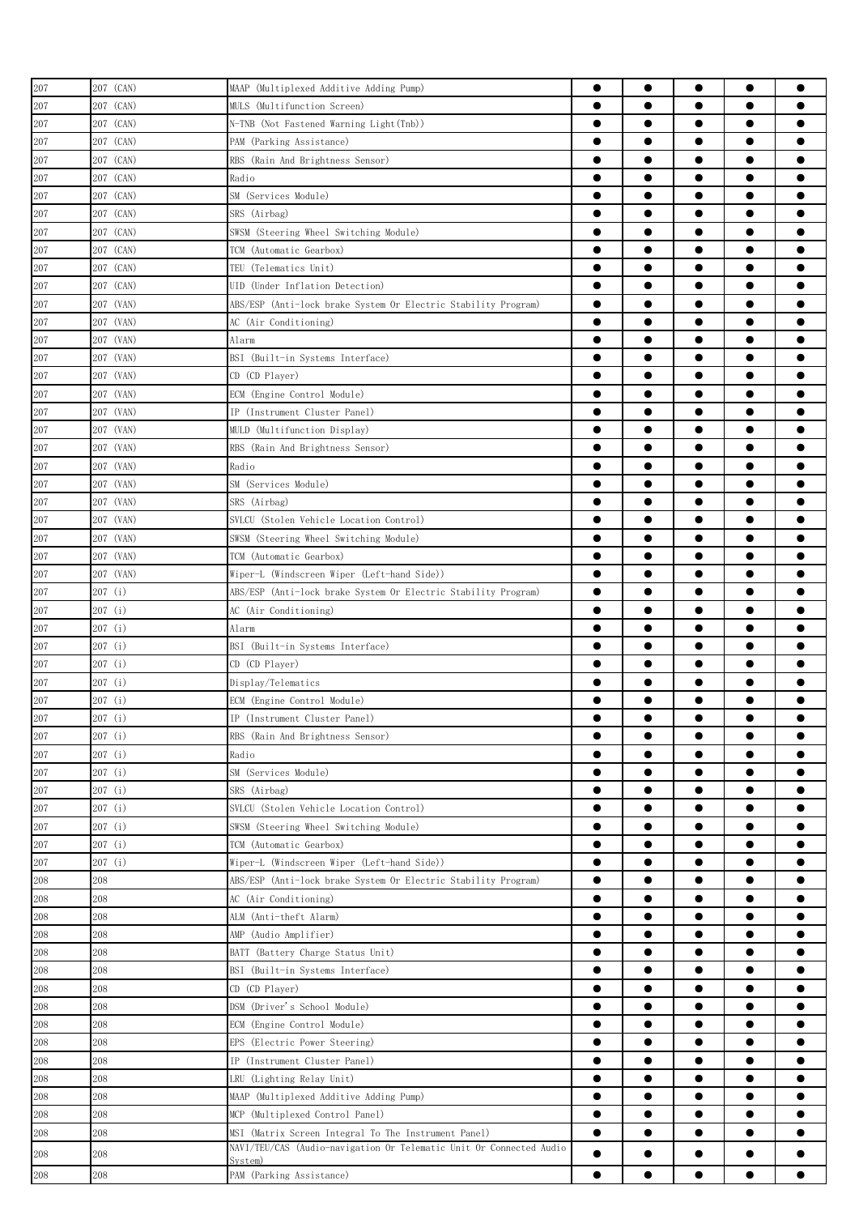| 207 | 207 (CAN) | MAAP (Multiplexed Additive Adding Pump) | ● | ● | ● | ● | ● |
|---|---|---|---|---|---|---|---|
| 207 | 207 (CAN) | MULS (Multifunction Screen) | ● | ● | ● | ● | ● |
| 207 | 207 (CAN) | N-TNB (Not Fastened Warning Light(Tnb)) | ● | ● | ● | ● | ● |
| 207 | 207 (CAN) | PAM (Parking Assistance) | ● | ● | ● | ● | ● |
| 207 | 207 (CAN) | RBS (Rain And Brightness Sensor) | ● | ● | ● | ● | ● |
| 207 | 207 (CAN) | Radio | ● | ● | ● | ● | ● |
| 207 | 207 (CAN) | SM (Services Module) | ● | ● | ● | ● | ● |
| 207 | 207 (CAN) | SRS (Airbag) | ● | ● | ● | ● | ● |
| 207 | 207 (CAN) | SWSM (Steering Wheel Switching Module) | ● | ● | ● | ● | ● |
| 207 | 207 (CAN) | TCM (Automatic Gearbox) | ● | ● | ● | ● | ● |
| 207 | 207 (CAN) | TEU (Telematics Unit) | ● | ● | ● | ● | ● |
| 207 | 207 (CAN) | UID (Under Inflation Detection) | ● | ● | ● | ● | ● |
| 207 | 207 (VAN) | ABS/ESP (Anti-lock brake System Or Electric Stability Program) | ● | ● | ● | ● | ● |
| 207 | 207 (VAN) | AC (Air Conditioning) | ● | ● | ● | ● | ● |
| 207 | 207 (VAN) | Alarm | ● | ● | ● | ● | ● |
| 207 | 207 (VAN) | BSI (Built-in Systems Interface) | ● | ● | ● | ● | ● |
| 207 | 207 (VAN) | CD (CD Player) | ● | ● | ● | ● | ● |
| 207 | 207 (VAN) | ECM (Engine Control Module) | ● | ● | ● | ● | ● |
| 207 | 207 (VAN) | IP (Instrument Cluster Panel) | ● | ● | ● | ● | ● |
| 207 | 207 (VAN) | MULD (Multifunction Display) | ● | ● | ● | ● | ● |
| 207 | 207 (VAN) | RBS (Rain And Brightness Sensor) | ● | ● | ● | ● | ● |
| 207 | 207 (VAN) | Radio | ● | ● | ● | ● | ● |
| 207 | 207 (VAN) | SM (Services Module) | ● | ● | ● | ● | ● |
| 207 | 207 (VAN) | SRS (Airbag) | ● | ● | ● | ● | ● |
| 207 | 207 (VAN) | SVLCU (Stolen Vehicle Location Control) | ● | ● | ● | ● | ● |
| 207 | 207 (VAN) | SWSM (Steering Wheel Switching Module) | ● | ● | ● | ● | ● |
| 207 | 207 (VAN) | TCM (Automatic Gearbox) | ● | ● | ● | ● | ● |
| 207 | 207 (VAN) | Wiper-L (Windscreen Wiper (Left-hand Side)) | ● | ● | ● | ● | ● |
| 207 | 207 (i) | ABS/ESP (Anti-lock brake System Or Electric Stability Program) | ● | ● | ● | ● | ● |
| 207 | 207 (i) | AC (Air Conditioning) | ● | ● | ● | ● | ● |
| 207 | 207 (i) | Alarm | ● | ● | ● | ● | ● |
| 207 | 207 (i) | BSI (Built-in Systems Interface) | ● | ● | ● | ● | ● |
| 207 | 207 (i) | CD (CD Player) | ● | ● | ● | ● | ● |
| 207 | 207 (i) | Display/Telematics | ● | ● | ● | ● | ● |
| 207 | 207 (i) | ECM (Engine Control Module) | ● | ● | ● | ● | ● |
| 207 | 207 (i) | IP (Instrument Cluster Panel) | ● | ● | ● | ● | ● |
| 207 | 207 (i) | RBS (Rain And Brightness Sensor) | ● | ● | ● | ● | ● |
| 207 | 207 (i) | Radio | ● | ● | ● | ● | ● |
| 207 | 207 (i) | SM (Services Module) | ● | ● | ● | ● | ● |
| 207 | 207 (i) | SRS (Airbag) | ● | ● | ● | ● | ● |
| 207 | 207 (i) | SVLCU (Stolen Vehicle Location Control) | ● | ● | ● | ● | ● |
| 207 | 207 (i) | SWSM (Steering Wheel Switching Module) | ● | ● | ● | ● | ● |
| 207 | 207 (i) | TCM (Automatic Gearbox) | ● | ● | ● | ● | ● |
| 207 | 207 (i) | Wiper-L (Windscreen Wiper (Left-hand Side)) | ● | ● | ● | ● | ● |
| 208 | 208 | ABS/ESP (Anti-lock brake System Or Electric Stability Program) | ● | ● | ● | ● | ● |
| 208 | 208 | AC (Air Conditioning) | ● | ● | ● | ● | ● |
| 208 | 208 | ALM (Anti-theft Alarm) | ● | ● | ● | ● | ● |
| 208 | 208 | AMP (Audio Amplifier) | ● | ● | ● | ● | ● |
| 208 | 208 | BATT (Battery Charge Status Unit) | ● | ● | ● | ● | ● |
| 208 | 208 | BSI (Built-in Systems Interface) | ● | ● | ● | ● | ● |
| 208 | 208 | CD (CD Player) | ● | ● | ● | ● | ● |
| 208 | 208 | DSM (Driver's School Module) | ● | ● | ● | ● | ● |
| 208 | 208 | ECM (Engine Control Module) | ● | ● | ● | ● | ● |
| 208 | 208 | EPS (Electric Power Steering) | ● | ● | ● | ● | ● |
| 208 | 208 | IP (Instrument Cluster Panel) | ● | ● | ● | ● | ● |
| 208 | 208 | LRU (Lighting Relay Unit) | ● | ● | ● | ● | ● |
| 208 | 208 | MAAP (Multiplexed Additive Adding Pump) | ● | ● | ● | ● | ● |
| 208 | 208 | MCP (Multiplexed Control Panel) | ● | ● | ● | ● | ● |
| 208 | 208 | MSI (Matrix Screen Integral To The Instrument Panel) | ● | ● | ● | ● | ● |
| 208 | 208 | NAVI/TEU/CAS (Audio-navigation Or Telematic Unit Or Connected Audio System) | ● | ● | ● | ● | ● |
| 208 | 208 | PAM (Parking Assistance) | ● | ● | ● | ● | ● |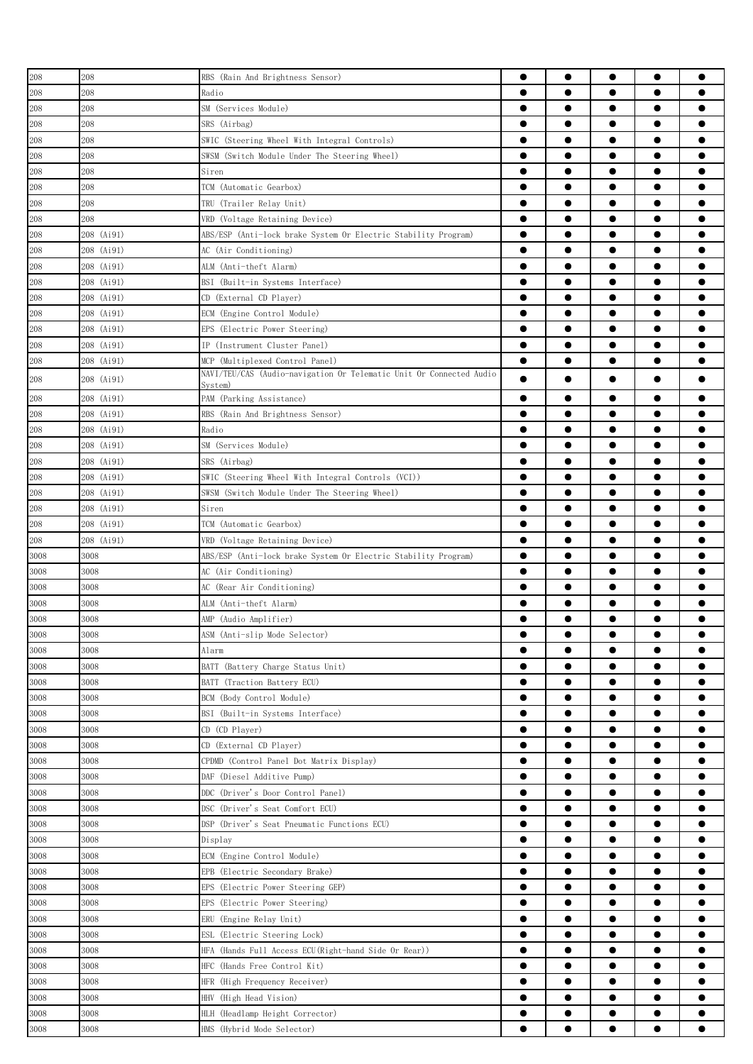| | | | | | | | |
|---|---|---|---|---|---|---|---|
| 208 | 208 | RBS (Rain And Brightness Sensor) | ● | ● | ● | ● | ● |
| 208 | 208 | Radio | ● | ● | ● | ● | ● |
| 208 | 208 | SM (Services Module) | ● | ● | ● | ● | ● |
| 208 | 208 | SRS (Airbag) | ● | ● | ● | ● | ● |
| 208 | 208 | SWIC (Steering Wheel With Integral Controls) | ● | ● | ● | ● | ● |
| 208 | 208 | SWSM (Switch Module Under The Steering Wheel) | ● | ● | ● | ● | ● |
| 208 | 208 | Siren | ● | ● | ● | ● | ● |
| 208 | 208 | TCM (Automatic Gearbox) | ● | ● | ● | ● | ● |
| 208 | 208 | TRU (Trailer Relay Unit) | ● | ● | ● | ● | ● |
| 208 | 208 | VRD (Voltage Retaining Device) | ● | ● | ● | ● | ● |
| 208 | 208 (Ai91) | ABS/ESP (Anti-lock brake System Or Electric Stability Program) | ● | ● | ● | ● | ● |
| 208 | 208 (Ai91) | AC (Air Conditioning) | ● | ● | ● | ● | ● |
| 208 | 208 (Ai91) | ALM (Anti-theft Alarm) | ● | ● | ● | ● | ● |
| 208 | 208 (Ai91) | BSI (Built-in Systems Interface) | ● | ● | ● | ● | ● |
| 208 | 208 (Ai91) | CD (External CD Player) | ● | ● | ● | ● | ● |
| 208 | 208 (Ai91) | ECM (Engine Control Module) | ● | ● | ● | ● | ● |
| 208 | 208 (Ai91) | EPS (Electric Power Steering) | ● | ● | ● | ● | ● |
| 208 | 208 (Ai91) | IP (Instrument Cluster Panel) | ● | ● | ● | ● | ● |
| 208 | 208 (Ai91) | MCP (Multiplexed Control Panel) | ● | ● | ● | ● | ● |
| 208 | 208 (Ai91) | NAVI/TEU/CAS (Audio-navigation Or Telematic Unit Or Connected Audio System) | ● | ● | ● | ● | ● |
| 208 | 208 (Ai91) | PAM (Parking Assistance) | ● | ● | ● | ● | ● |
| 208 | 208 (Ai91) | RBS (Rain And Brightness Sensor) | ● | ● | ● | ● | ● |
| 208 | 208 (Ai91) | Radio | ● | ● | ● | ● | ● |
| 208 | 208 (Ai91) | SM (Services Module) | ● | ● | ● | ● | ● |
| 208 | 208 (Ai91) | SRS (Airbag) | ● | ● | ● | ● | ● |
| 208 | 208 (Ai91) | SWIC (Steering Wheel With Integral Controls (VCI)) | ● | ● | ● | ● | ● |
| 208 | 208 (Ai91) | SWSM (Switch Module Under The Steering Wheel) | ● | ● | ● | ● | ● |
| 208 | 208 (Ai91) | Siren | ● | ● | ● | ● | ● |
| 208 | 208 (Ai91) | TCM (Automatic Gearbox) | ● | ● | ● | ● | ● |
| 208 | 208 (Ai91) | VRD (Voltage Retaining Device) | ● | ● | ● | ● | ● |
| 3008 | 3008 | ABS/ESP (Anti-lock brake System Or Electric Stability Program) | ● | ● | ● | ● | ● |
| 3008 | 3008 | AC (Air Conditioning) | ● | ● | ● | ● | ● |
| 3008 | 3008 | AC (Rear Air Conditioning) | ● | ● | ● | ● | ● |
| 3008 | 3008 | ALM (Anti-theft Alarm) | ● | ● | ● | ● | ● |
| 3008 | 3008 | AMP (Audio Amplifier) | ● | ● | ● | ● | ● |
| 3008 | 3008 | ASM (Anti-slip Mode Selector) | ● | ● | ● | ● | ● |
| 3008 | 3008 | Alarm | ● | ● | ● | ● | ● |
| 3008 | 3008 | BATT (Battery Charge Status Unit) | ● | ● | ● | ● | ● |
| 3008 | 3008 | BATT (Traction Battery ECU) | ● | ● | ● | ● | ● |
| 3008 | 3008 | BCM (Body Control Module) | ● | ● | ● | ● | ● |
| 3008 | 3008 | BSI (Built-in Systems Interface) | ● | ● | ● | ● | ● |
| 3008 | 3008 | CD (CD Player) | ● | ● | ● | ● | ● |
| 3008 | 3008 | CD (External CD Player) | ● | ● | ● | ● | ● |
| 3008 | 3008 | CPDMD (Control Panel Dot Matrix Display) | ● | ● | ● | ● | ● |
| 3008 | 3008 | DAF (Diesel Additive Pump) | ● | ● | ● | ● | ● |
| 3008 | 3008 | DDC (Driver's Door Control Panel) | ● | ● | ● | ● | ● |
| 3008 | 3008 | DSC (Driver's Seat Comfort ECU) | ● | ● | ● | ● | ● |
| 3008 | 3008 | DSP (Driver's Seat Pneumatic Functions ECU) | ● | ● | ● | ● | ● |
| 3008 | 3008 | Display | ● | ● | ● | ● | ● |
| 3008 | 3008 | ECM (Engine Control Module) | ● | ● | ● | ● | ● |
| 3008 | 3008 | EPB (Electric Secondary Brake) | ● | ● | ● | ● | ● |
| 3008 | 3008 | EPS (Electric Power Steering GEP) | ● | ● | ● | ● | ● |
| 3008 | 3008 | EPS (Electric Power Steering) | ● | ● | ● | ● | ● |
| 3008 | 3008 | ERU (Engine Relay Unit) | ● | ● | ● | ● | ● |
| 3008 | 3008 | ESL (Electric Steering Lock) | ● | ● | ● | ● | ● |
| 3008 | 3008 | HFA (Hands Full Access ECU(Right-hand Side Or Rear)) | ● | ● | ● | ● | ● |
| 3008 | 3008 | HFC (Hands Free Control Kit) | ● | ● | ● | ● | ● |
| 3008 | 3008 | HFR (High Frequency Receiver) | ● | ● | ● | ● | ● |
| 3008 | 3008 | HHV (High Head Vision) | ● | ● | ● | ● | ● |
| 3008 | 3008 | HLH (Headlamp Height Corrector) | ● | ● | ● | ● | ● |
| 3008 | 3008 | HMS (Hybrid Mode Selector) | ● | ● | ● | ● | ● |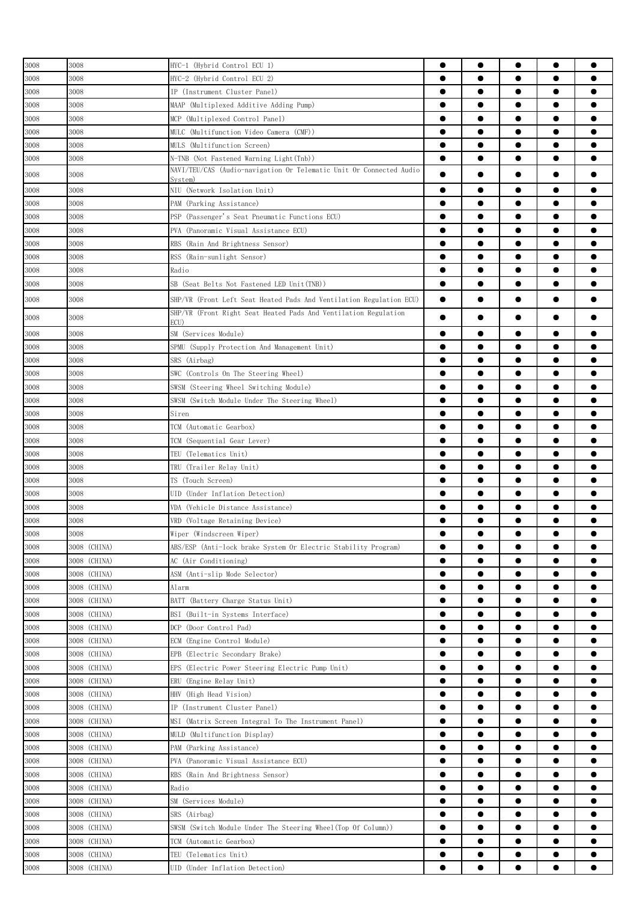| | | | | | | | |
|---|---|---|---|---|---|---|---|
| 3008 | 3008 | HYC-1 (Hybrid Control ECU 1) | ● | ● | ● | ● | ● |
| 3008 | 3008 | HYC-2 (Hybrid Control ECU 2) | ● | ● | ● | ● | ● |
| 3008 | 3008 | IP (Instrument Cluster Panel) | ● | ● | ● | ● | ● |
| 3008 | 3008 | MAAP (Multiplexed Additive Adding Pump) | ● | ● | ● | ● | ● |
| 3008 | 3008 | MCP (Multiplexed Control Panel) | ● | ● | ● | ● | ● |
| 3008 | 3008 | MULC (Multifunction Video Camera (CMF)) | ● | ● | ● | ● | ● |
| 3008 | 3008 | MULS (Multifunction Screen) | ● | ● | ● | ● | ● |
| 3008 | 3008 | N-TNB (Not Fastened Warning Light(Tnb)) | ● | ● | ● | ● | ● |
| 3008 | 3008 | NAVI/TEU/CAS (Audio-navigation Or Telematic Unit Or Connected Audio System) | ● | ● | ● | ● | ● |
| 3008 | 3008 | NIU (Network Isolation Unit) | ● | ● | ● | ● | ● |
| 3008 | 3008 | PAM (Parking Assistance) | ● | ● | ● | ● | ● |
| 3008 | 3008 | PSP (Passenger's Seat Pneumatic Functions ECU) | ● | ● | ● | ● | ● |
| 3008 | 3008 | PVA (Panoramic Visual Assistance ECU) | ● | ● | ● | ● | ● |
| 3008 | 3008 | RBS (Rain And Brightness Sensor) | ● | ● | ● | ● | ● |
| 3008 | 3008 | RSS (Rain-sunlight Sensor) | ● | ● | ● | ● | ● |
| 3008 | 3008 | Radio | ● | ● | ● | ● | ● |
| 3008 | 3008 | SB (Seat Belts Not Fastened LED Unit(TNB)) | ● | ● | ● | ● | ● |
| 3008 | 3008 | SHP/VR (Front Left Seat Heated Pads And Ventilation Regulation ECU) | ● | ● | ● | ● | ● |
| 3008 | 3008 | SHP/VR (Front Right Seat Heated Pads And Ventilation Regulation ECU) | ● | ● | ● | ● | ● |
| 3008 | 3008 | SM (Services Module) | ● | ● | ● | ● | ● |
| 3008 | 3008 | SPMU (Supply Protection And Management Unit) | ● | ● | ● | ● | ● |
| 3008 | 3008 | SRS (Airbag) | ● | ● | ● | ● | ● |
| 3008 | 3008 | SWC (Controls On The Steering Wheel) | ● | ● | ● | ● | ● |
| 3008 | 3008 | SWSM (Steering Wheel Switching Module) | ● | ● | ● | ● | ● |
| 3008 | 3008 | SWSM (Switch Module Under The Steering Wheel) | ● | ● | ● | ● | ● |
| 3008 | 3008 | Siren | ● | ● | ● | ● | ● |
| 3008 | 3008 | TCM (Automatic Gearbox) | ● | ● | ● | ● | ● |
| 3008 | 3008 | TCM (Sequential Gear Lever) | ● | ● | ● | ● | ● |
| 3008 | 3008 | TEU (Telematics Unit) | ● | ● | ● | ● | ● |
| 3008 | 3008 | TRU (Trailer Relay Unit) | ● | ● | ● | ● | ● |
| 3008 | 3008 | TS (Touch Screen) | ● | ● | ● | ● | ● |
| 3008 | 3008 | UID (Under Inflation Detection) | ● | ● | ● | ● | ● |
| 3008 | 3008 | VDA (Vehicle Distance Assistance) | ● | ● | ● | ● | ● |
| 3008 | 3008 | VRD (Voltage Retaining Device) | ● | ● | ● | ● | ● |
| 3008 | 3008 | Wiper (Windscreen Wiper) | ● | ● | ● | ● | ● |
| 3008 | 3008 (CHINA) | ABS/ESP (Anti-lock brake System Or Electric Stability Program) | ● | ● | ● | ● | ● |
| 3008 | 3008 (CHINA) | AC (Air Conditioning) | ● | ● | ● | ● | ● |
| 3008 | 3008 (CHINA) | ASM (Anti-slip Mode Selector) | ● | ● | ● | ● | ● |
| 3008 | 3008 (CHINA) | Alarm | ● | ● | ● | ● | ● |
| 3008 | 3008 (CHINA) | BATT (Battery Charge Status Unit) | ● | ● | ● | ● | ● |
| 3008 | 3008 (CHINA) | BSI (Built-in Systems Interface) | ● | ● | ● | ● | ● |
| 3008 | 3008 (CHINA) | DCP (Door Control Pad) | ● | ● | ● | ● | ● |
| 3008 | 3008 (CHINA) | ECM (Engine Control Module) | ● | ● | ● | ● | ● |
| 3008 | 3008 (CHINA) | EPB (Electric Secondary Brake) | ● | ● | ● | ● | ● |
| 3008 | 3008 (CHINA) | EPS (Electric Power Steering Electric Pump Unit) | ● | ● | ● | ● | ● |
| 3008 | 3008 (CHINA) | ERU (Engine Relay Unit) | ● | ● | ● | ● | ● |
| 3008 | 3008 (CHINA) | HHV (High Head Vision) | ● | ● | ● | ● | ● |
| 3008 | 3008 (CHINA) | IP (Instrument Cluster Panel) | ● | ● | ● | ● | ● |
| 3008 | 3008 (CHINA) | MSI (Matrix Screen Integral To The Instrument Panel) | ● | ● | ● | ● | ● |
| 3008 | 3008 (CHINA) | MULD (Multifunction Display) | ● | ● | ● | ● | ● |
| 3008 | 3008 (CHINA) | PAM (Parking Assistance) | ● | ● | ● | ● | ● |
| 3008 | 3008 (CHINA) | PVA (Panoramic Visual Assistance ECU) | ● | ● | ● | ● | ● |
| 3008 | 3008 (CHINA) | RBS (Rain And Brightness Sensor) | ● | ● | ● | ● | ● |
| 3008 | 3008 (CHINA) | Radio | ● | ● | ● | ● | ● |
| 3008 | 3008 (CHINA) | SM (Services Module) | ● | ● | ● | ● | ● |
| 3008 | 3008 (CHINA) | SRS (Airbag) | ● | ● | ● | ● | ● |
| 3008 | 3008 (CHINA) | SWSM (Switch Module Under The Steering Wheel(Top Of Column)) | ● | ● | ● | ● | ● |
| 3008 | 3008 (CHINA) | TCM (Automatic Gearbox) | ● | ● | ● | ● | ● |
| 3008 | 3008 (CHINA) | TEU (Telematics Unit) | ● | ● | ● | ● | ● |
| 3008 | 3008 (CHINA) | UID (Under Inflation Detection) | ● | ● | ● | ● | ● |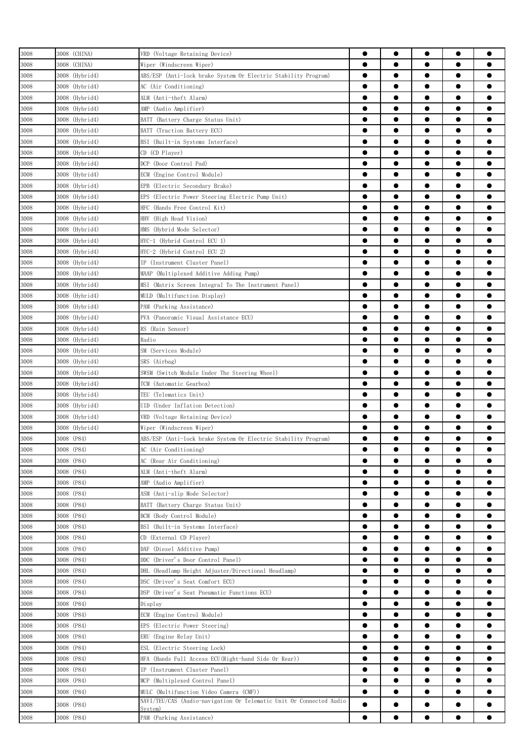| 3008 | 3008 (CHINA) | VRD (Voltage Retaining Device) | ● | ● | ● | ● | ● |
|---|---|---|---|---|---|---|---|
| 3008 | 3008 (CHINA) | Wiper (Windscreen Wiper) | ● | ● | ● | ● | ● |
| 3008 | 3008 (Hybrid4) | ABS/ESP (Anti-lock brake System Or Electric Stability Program) | ● | ● | ● | ● | ● |
| 3008 | 3008 (Hybrid4) | AC (Air Conditioning) | ● | ● | ● | ● | ● |
| 3008 | 3008 (Hybrid4) | ALM (Anti-theft Alarm) | ● | ● | ● | ● | ● |
| 3008 | 3008 (Hybrid4) | AMP (Audio Amplifier) | ● | ● | ● | ● | ● |
| 3008 | 3008 (Hybrid4) | BATT (Battery Charge Status Unit) | ● | ● | ● | ● | ● |
| 3008 | 3008 (Hybrid4) | BATT (Traction Battery ECU) | ● | ● | ● | ● | ● |
| 3008 | 3008 (Hybrid4) | BSI (Built-in Systems Interface) | ● | ● | ● | ● | ● |
| 3008 | 3008 (Hybrid4) | CD (CD Player) | ● | ● | ● | ● | ● |
| 3008 | 3008 (Hybrid4) | DCP (Door Control Pad) | ● | ● | ● | ● | ● |
| 3008 | 3008 (Hybrid4) | ECM (Engine Control Module) | ● | ● | ● | ● | ● |
| 3008 | 3008 (Hybrid4) | EPB (Electric Secondary Brake) | ● | ● | ● | ● | ● |
| 3008 | 3008 (Hybrid4) | EPS (Electric Power Steering Electric Pump Unit) | ● | ● | ● | ● | ● |
| 3008 | 3008 (Hybrid4) | HFC (Hands Free Control Kit) | ● | ● | ● | ● | ● |
| 3008 | 3008 (Hybrid4) | HHV (High Head Vision) | ● | ● | ● | ● | ● |
| 3008 | 3008 (Hybrid4) | HMS (Hybrid Mode Selector) | ● | ● | ● | ● | ● |
| 3008 | 3008 (Hybrid4) | HYC-1 (Hybrid Control ECU 1) | ● | ● | ● | ● | ● |
| 3008 | 3008 (Hybrid4) | HYC-2 (Hybrid Control ECU 2) | ● | ● | ● | ● | ● |
| 3008 | 3008 (Hybrid4) | IP (Instrument Cluster Panel) | ● | ● | ● | ● | ● |
| 3008 | 3008 (Hybrid4) | MAAP (Multiplexed Additive Adding Pump) | ● | ● | ● | ● | ● |
| 3008 | 3008 (Hybrid4) | MSI (Matrix Screen Integral To The Instrument Panel) | ● | ● | ● | ● | ● |
| 3008 | 3008 (Hybrid4) | MULD (Multifunction Display) | ● | ● | ● | ● | ● |
| 3008 | 3008 (Hybrid4) | PAM (Parking Assistance) | ● | ● | ● | ● | ● |
| 3008 | 3008 (Hybrid4) | PVA (Panoramic Visual Assistance ECU) | ● | ● | ● | ● | ● |
| 3008 | 3008 (Hybrid4) | RS (Rain Sensor) | ● | ● | ● | ● | ● |
| 3008 | 3008 (Hybrid4) | Radio | ● | ● | ● | ● | ● |
| 3008 | 3008 (Hybrid4) | SM (Services Module) | ● | ● | ● | ● | ● |
| 3008 | 3008 (Hybrid4) | SRS (Airbag) | ● | ● | ● | ● | ● |
| 3008 | 3008 (Hybrid4) | SWSM (Switch Module Under The Steering Wheel) | ● | ● | ● | ● | ● |
| 3008 | 3008 (Hybrid4) | TCM (Automatic Gearbox) | ● | ● | ● | ● | ● |
| 3008 | 3008 (Hybrid4) | TEU (Telematics Unit) | ● | ● | ● | ● | ● |
| 3008 | 3008 (Hybrid4) | UID (Under Inflation Detection) | ● | ● | ● | ● | ● |
| 3008 | 3008 (Hybrid4) | VRD (Voltage Retaining Device) | ● | ● | ● | ● | ● |
| 3008 | 3008 (Hybrid4) | Wiper (Windscreen Wiper) | ● | ● | ● | ● | ● |
| 3008 | 3008 (P84) | ABS/ESP (Anti-lock brake System Or Electric Stability Program) | ● | ● | ● | ● | ● |
| 3008 | 3008 (P84) | AC (Air Conditioning) | ● | ● | ● | ● | ● |
| 3008 | 3008 (P84) | AC (Rear Air Conditioning) | ● | ● | ● | ● | ● |
| 3008 | 3008 (P84) | ALM (Anti-theft Alarm) | ● | ● | ● | ● | ● |
| 3008 | 3008 (P84) | AMP (Audio Amplifier) | ● | ● | ● | ● | ● |
| 3008 | 3008 (P84) | ASM (Anti-slip Mode Selector) | ● | ● | ● | ● | ● |
| 3008 | 3008 (P84) | BATT (Battery Charge Status Unit) | ● | ● | ● | ● | ● |
| 3008 | 3008 (P84) | BCM (Body Control Module) | ● | ● | ● | ● | ● |
| 3008 | 3008 (P84) | BSI (Built-in Systems Interface) | ● | ● | ● | ● | ● |
| 3008 | 3008 (P84) | CD (External CD Player) | ● | ● | ● | ● | ● |
| 3008 | 3008 (P84) | DAF (Diesel Additive Pump) | ● | ● | ● | ● | ● |
| 3008 | 3008 (P84) | DDC (Driver's Door Control Panel) | ● | ● | ● | ● | ● |
| 3008 | 3008 (P84) | DHL (Headlamp Height Adjuster/Directional Headlamp) | ● | ● | ● | ● | ● |
| 3008 | 3008 (P84) | DSC (Driver's Seat Comfort ECU) | ● | ● | ● | ● | ● |
| 3008 | 3008 (P84) | DSP (Driver's Seat Pneumatic Functions ECU) | ● | ● | ● | ● | ● |
| 3008 | 3008 (P84) | Display | ● | ● | ● | ● | ● |
| 3008 | 3008 (P84) | ECM (Engine Control Module) | ● | ● | ● | ● | ● |
| 3008 | 3008 (P84) | EPS (Electric Power Steering) | ● | ● | ● | ● | ● |
| 3008 | 3008 (P84) | ERU (Engine Relay Unit) | ● | ● | ● | ● | ● |
| 3008 | 3008 (P84) | ESL (Electric Steering Lock) | ● | ● | ● | ● | ● |
| 3008 | 3008 (P84) | HFA (Hands Full Access ECU(Right-hand Side Or Rear)) | ● | ● | ● | ● | ● |
| 3008 | 3008 (P84) | IP (Instrument Cluster Panel) | ● | ● | ● | ● | ● |
| 3008 | 3008 (P84) | MCP (Multiplexed Control Panel) | ● | ● | ● | ● | ● |
| 3008 | 3008 (P84) | MULC (Multifunction Video Camera (CMF)) | ● | ● | ● | ● | ● |
| 3008 | 3008 (P84) | NAVI/TEU/CAS (Audio-navigation Or Telematic Unit Or Connected Audio System) | ● | ● | ● | ● | ● |
| 3008 | 3008 (P84) | PAM (Parking Assistance) | ● | ● | ● | ● | ● |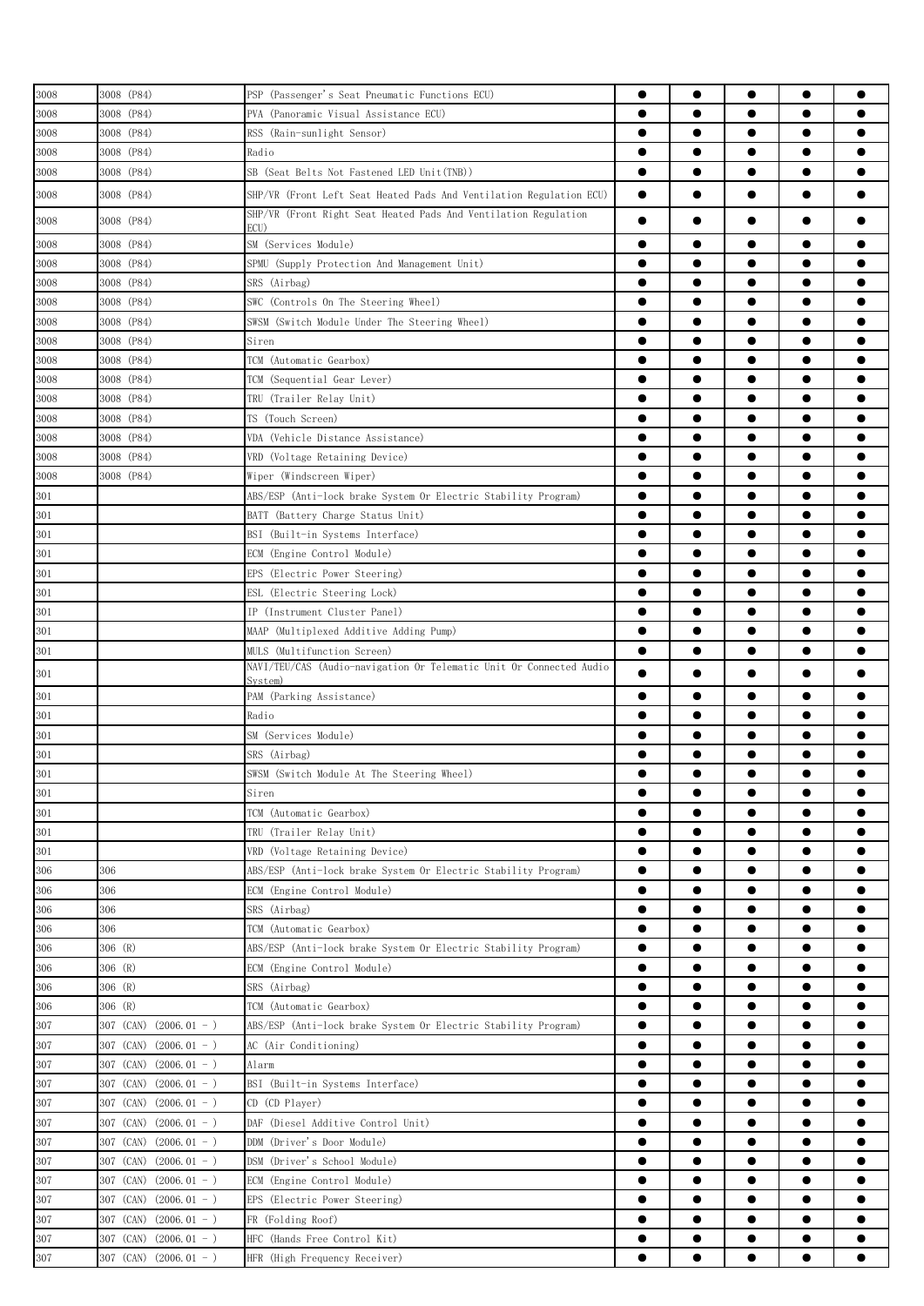| | | | | | | | |
|---|---|---|---|---|---|---|---|
| 3008 | 3008 (P84) | PSP (Passenger's Seat Pneumatic Functions ECU) | ● | ● | ● | ● | ● |
| 3008 | 3008 (P84) | PVA (Panoramic Visual Assistance ECU) | ● | ● | ● | ● | ● |
| 3008 | 3008 (P84) | RSS (Rain-sunlight Sensor) | ● | ● | ● | ● | ● |
| 3008 | 3008 (P84) | Radio | ● | ● | ● | ● | ● |
| 3008 | 3008 (P84) | SB (Seat Belts Not Fastened LED Unit(TNB)) | ● | ● | ● | ● | ● |
| 3008 | 3008 (P84) | SHP/VR (Front Left Seat Heated Pads And Ventilation Regulation ECU) | ● | ● | ● | ● | ● |
| 3008 | 3008 (P84) | SHP/VR (Front Right Seat Heated Pads And Ventilation Regulation ECU) | ● | ● | ● | ● | ● |
| 3008 | 3008 (P84) | SM (Services Module) | ● | ● | ● | ● | ● |
| 3008 | 3008 (P84) | SPMU (Supply Protection And Management Unit) | ● | ● | ● | ● | ● |
| 3008 | 3008 (P84) | SRS (Airbag) | ● | ● | ● | ● | ● |
| 3008 | 3008 (P84) | SWC (Controls On The Steering Wheel) | ● | ● | ● | ● | ● |
| 3008 | 3008 (P84) | SWSM (Switch Module Under The Steering Wheel) | ● | ● | ● | ● | ● |
| 3008 | 3008 (P84) | Siren | ● | ● | ● | ● | ● |
| 3008 | 3008 (P84) | TCM (Automatic Gearbox) | ● | ● | ● | ● | ● |
| 3008 | 3008 (P84) | TCM (Sequential Gear Lever) | ● | ● | ● | ● | ● |
| 3008 | 3008 (P84) | TRU (Trailer Relay Unit) | ● | ● | ● | ● | ● |
| 3008 | 3008 (P84) | TS (Touch Screen) | ● | ● | ● | ● | ● |
| 3008 | 3008 (P84) | VDA (Vehicle Distance Assistance) | ● | ● | ● | ● | ● |
| 3008 | 3008 (P84) | VRD (Voltage Retaining Device) | ● | ● | ● | ● | ● |
| 3008 | 3008 (P84) | Wiper (Windscreen Wiper) | ● | ● | ● | ● | ● |
| 301 | | ABS/ESP (Anti-lock brake System Or Electric Stability Program) | ● | ● | ● | ● | ● |
| 301 | | BATT (Battery Charge Status Unit) | ● | ● | ● | ● | ● |
| 301 | | BSI (Built-in Systems Interface) | ● | ● | ● | ● | ● |
| 301 | | ECM (Engine Control Module) | ● | ● | ● | ● | ● |
| 301 | | EPS (Electric Power Steering) | ● | ● | ● | ● | ● |
| 301 | | ESL (Electric Steering Lock) | ● | ● | ● | ● | ● |
| 301 | | IP (Instrument Cluster Panel) | ● | ● | ● | ● | ● |
| 301 | | MAAP (Multiplexed Additive Adding Pump) | ● | ● | ● | ● | ● |
| 301 | | MULS (Multifunction Screen) | ● | ● | ● | ● | ● |
| 301 | | NAVI/TEU/CAS (Audio-navigation Or Telematic Unit Or Connected Audio System) | ● | ● | ● | ● | ● |
| 301 | | PAM (Parking Assistance) | ● | ● | ● | ● | ● |
| 301 | | Radio | ● | ● | ● | ● | ● |
| 301 | | SM (Services Module) | ● | ● | ● | ● | ● |
| 301 | | SRS (Airbag) | ● | ● | ● | ● | ● |
| 301 | | SWSM (Switch Module At The Steering Wheel) | ● | ● | ● | ● | ● |
| 301 | | Siren | ● | ● | ● | ● | ● |
| 301 | | TCM (Automatic Gearbox) | ● | ● | ● | ● | ● |
| 301 | | TRU (Trailer Relay Unit) | ● | ● | ● | ● | ● |
| 301 | | VRD (Voltage Retaining Device) | ● | ● | ● | ● | ● |
| 306 | 306 | ABS/ESP (Anti-lock brake System Or Electric Stability Program) | ● | ● | ● | ● | ● |
| 306 | 306 | ECM (Engine Control Module) | ● | ● | ● | ● | ● |
| 306 | 306 | SRS (Airbag) | ● | ● | ● | ● | ● |
| 306 | 306 | TCM (Automatic Gearbox) | ● | ● | ● | ● | ● |
| 306 | 306 (R) | ABS/ESP (Anti-lock brake System Or Electric Stability Program) | ● | ● | ● | ● | ● |
| 306 | 306 (R) | ECM (Engine Control Module) | ● | ● | ● | ● | ● |
| 306 | 306 (R) | SRS (Airbag) | ● | ● | ● | ● | ● |
| 306 | 306 (R) | TCM (Automatic Gearbox) | ● | ● | ● | ● | ● |
| 307 | 307 (CAN) (2006.01 - ) | ABS/ESP (Anti-lock brake System Or Electric Stability Program) | ● | ● | ● | ● | ● |
| 307 | 307 (CAN) (2006.01 - ) | AC (Air Conditioning) | ● | ● | ● | ● | ● |
| 307 | 307 (CAN) (2006.01 - ) | Alarm | ● | ● | ● | ● | ● |
| 307 | 307 (CAN) (2006.01 - ) | BSI (Built-in Systems Interface) | ● | ● | ● | ● | ● |
| 307 | 307 (CAN) (2006.01 - ) | CD (CD Player) | ● | ● | ● | ● | ● |
| 307 | 307 (CAN) (2006.01 - ) | DAF (Diesel Additive Control Unit) | ● | ● | ● | ● | ● |
| 307 | 307 (CAN) (2006.01 - ) | DDM (Driver's Door Module) | ● | ● | ● | ● | ● |
| 307 | 307 (CAN) (2006.01 - ) | DSM (Driver's School Module) | ● | ● | ● | ● | ● |
| 307 | 307 (CAN) (2006.01 - ) | ECM (Engine Control Module) | ● | ● | ● | ● | ● |
| 307 | 307 (CAN) (2006.01 - ) | EPS (Electric Power Steering) | ● | ● | ● | ● | ● |
| 307 | 307 (CAN) (2006.01 - ) | FR (Folding Roof) | ● | ● | ● | ● | ● |
| 307 | 307 (CAN) (2006.01 - ) | HFC (Hands Free Control Kit) | ● | ● | ● | ● | ● |
| 307 | 307 (CAN) (2006.01 - ) | HFR (High Frequency Receiver) | ● | ● | ● | ● | ● |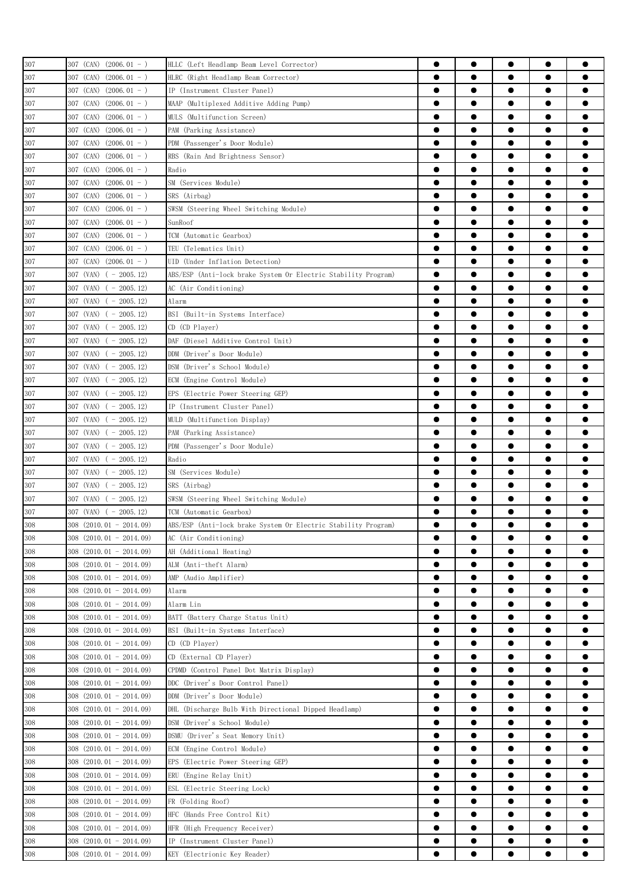| | | | | | | | |
|---|---|---|---|---|---|---|---|
| 307 | 307 (CAN) (2006.01 - ) | HLLC (Left Headlamp Beam Level Corrector) | ● | ● | ● | ● | ● |
| 307 | 307 (CAN) (2006.01 - ) | HLRC (Right Headlamp Beam Corrector) | ● | ● | ● | ● | ● |
| 307 | 307 (CAN) (2006.01 - ) | IP (Instrument Cluster Panel) | ● | ● | ● | ● | ● |
| 307 | 307 (CAN) (2006.01 - ) | MAAP (Multiplexed Additive Adding Pump) | ● | ● | ● | ● | ● |
| 307 | 307 (CAN) (2006.01 - ) | MULS (Multifunction Screen) | ● | ● | ● | ● | ● |
| 307 | 307 (CAN) (2006.01 - ) | PAM (Parking Assistance) | ● | ● | ● | ● | ● |
| 307 | 307 (CAN) (2006.01 - ) | PDM (Passenger's Door Module) | ● | ● | ● | ● | ● |
| 307 | 307 (CAN) (2006.01 - ) | RBS (Rain And Brightness Sensor) | ● | ● | ● | ● | ● |
| 307 | 307 (CAN) (2006.01 - ) | Radio | ● | ● | ● | ● | ● |
| 307 | 307 (CAN) (2006.01 - ) | SM (Services Module) | ● | ● | ● | ● | ● |
| 307 | 307 (CAN) (2006.01 - ) | SRS (Airbag) | ● | ● | ● | ● | ● |
| 307 | 307 (CAN) (2006.01 - ) | SWSM (Steering Wheel Switching Module) | ● | ● | ● | ● | ● |
| 307 | 307 (CAN) (2006.01 - ) | SunRoof | ● | ● | ● | ● | ● |
| 307 | 307 (CAN) (2006.01 - ) | TCM (Automatic Gearbox) | ● | ● | ● | ● | ● |
| 307 | 307 (CAN) (2006.01 - ) | TEU (Telematics Unit) | ● | ● | ● | ● | ● |
| 307 | 307 (CAN) (2006.01 - ) | UID (Under Inflation Detection) | ● | ● | ● | ● | ● |
| 307 | 307 (VAN) ( - 2005.12) | ABS/ESP (Anti-lock brake System Or Electric Stability Program) | ● | ● | ● | ● | ● |
| 307 | 307 (VAN) ( - 2005.12) | AC (Air Conditioning) | ● | ● | ● | ● | ● |
| 307 | 307 (VAN) ( - 2005.12) | Alarm | ● | ● | ● | ● | ● |
| 307 | 307 (VAN) ( - 2005.12) | BSI (Built-in Systems Interface) | ● | ● | ● | ● | ● |
| 307 | 307 (VAN) ( - 2005.12) | CD (CD Player) | ● | ● | ● | ● | ● |
| 307 | 307 (VAN) ( - 2005.12) | DAF (Diesel Additive Control Unit) | ● | ● | ● | ● | ● |
| 307 | 307 (VAN) ( - 2005.12) | DDM (Driver's Door Module) | ● | ● | ● | ● | ● |
| 307 | 307 (VAN) ( - 2005.12) | DSM (Driver's School Module) | ● | ● | ● | ● | ● |
| 307 | 307 (VAN) ( - 2005.12) | ECM (Engine Control Module) | ● | ● | ● | ● | ● |
| 307 | 307 (VAN) ( - 2005.12) | EPS (Electric Power Steering GEP) | ● | ● | ● | ● | ● |
| 307 | 307 (VAN) ( - 2005.12) | IP (Instrument Cluster Panel) | ● | ● | ● | ● | ● |
| 307 | 307 (VAN) ( - 2005.12) | MULD (Multifunction Display) | ● | ● | ● | ● | ● |
| 307 | 307 (VAN) ( - 2005.12) | PAM (Parking Assistance) | ● | ● | ● | ● | ● |
| 307 | 307 (VAN) ( - 2005.12) | PDM (Passenger's Door Module) | ● | ● | ● | ● | ● |
| 307 | 307 (VAN) ( - 2005.12) | Radio | ● | ● | ● | ● | ● |
| 307 | 307 (VAN) ( - 2005.12) | SM (Services Module) | ● | ● | ● | ● | ● |
| 307 | 307 (VAN) ( - 2005.12) | SRS (Airbag) | ● | ● | ● | ● | ● |
| 307 | 307 (VAN) ( - 2005.12) | SWSM (Steering Wheel Switching Module) | ● | ● | ● | ● | ● |
| 307 | 307 (VAN) ( - 2005.12) | TCM (Automatic Gearbox) | ● | ● | ● | ● | ● |
| 308 | 308 (2010.01 - 2014.09) | ABS/ESP (Anti-lock brake System Or Electric Stability Program) | ● | ● | ● | ● | ● |
| 308 | 308 (2010.01 - 2014.09) | AC (Air Conditioning) | ● | ● | ● | ● | ● |
| 308 | 308 (2010.01 - 2014.09) | AH (Additional Heating) | ● | ● | ● | ● | ● |
| 308 | 308 (2010.01 - 2014.09) | ALM (Anti-theft Alarm) | ● | ● | ● | ● | ● |
| 308 | 308 (2010.01 - 2014.09) | AMP (Audio Amplifier) | ● | ● | ● | ● | ● |
| 308 | 308 (2010.01 - 2014.09) | Alarm | ● | ● | ● | ● | ● |
| 308 | 308 (2010.01 - 2014.09) | Alarm Lin | ● | ● | ● | ● | ● |
| 308 | 308 (2010.01 - 2014.09) | BATT (Battery Charge Status Unit) | ● | ● | ● | ● | ● |
| 308 | 308 (2010.01 - 2014.09) | BSI (Built-in Systems Interface) | ● | ● | ● | ● | ● |
| 308 | 308 (2010.01 - 2014.09) | CD (CD Player) | ● | ● | ● | ● | ● |
| 308 | 308 (2010.01 - 2014.09) | CD (External CD Player) | ● | ● | ● | ● | ● |
| 308 | 308 (2010.01 - 2014.09) | CPDMD (Control Panel Dot Matrix Display) | ● | ● | ● | ● | ● |
| 308 | 308 (2010.01 - 2014.09) | DDC (Driver's Door Control Panel) | ● | ● | ● | ● | ● |
| 308 | 308 (2010.01 - 2014.09) | DDM (Driver's Door Module) | ● | ● | ● | ● | ● |
| 308 | 308 (2010.01 - 2014.09) | DHL (Discharge Bulb With Directional Dipped Headlamp) | ● | ● | ● | ● | ● |
| 308 | 308 (2010.01 - 2014.09) | DSM (Driver's School Module) | ● | ● | ● | ● | ● |
| 308 | 308 (2010.01 - 2014.09) | DSMU (Driver's Seat Memory Unit) | ● | ● | ● | ● | ● |
| 308 | 308 (2010.01 - 2014.09) | ECM (Engine Control Module) | ● | ● | ● | ● | ● |
| 308 | 308 (2010.01 - 2014.09) | EPS (Electric Power Steering GEP) | ● | ● | ● | ● | ● |
| 308 | 308 (2010.01 - 2014.09) | ERU (Engine Relay Unit) | ● | ● | ● | ● | ● |
| 308 | 308 (2010.01 - 2014.09) | ESL (Electric Steering Lock) | ● | ● | ● | ● | ● |
| 308 | 308 (2010.01 - 2014.09) | FR (Folding Roof) | ● | ● | ● | ● | ● |
| 308 | 308 (2010.01 - 2014.09) | HFC (Hands Free Control Kit) | ● | ● | ● | ● | ● |
| 308 | 308 (2010.01 - 2014.09) | HFR (High Frequency Receiver) | ● | ● | ● | ● | ● |
| 308 | 308 (2010.01 - 2014.09) | IP (Instrument Cluster Panel) | ● | ● | ● | ● | ● |
| 308 | 308 (2010.01 - 2014.09) | KEY (Electrionic Key Reader) | ● | ● | ● | ● | ● |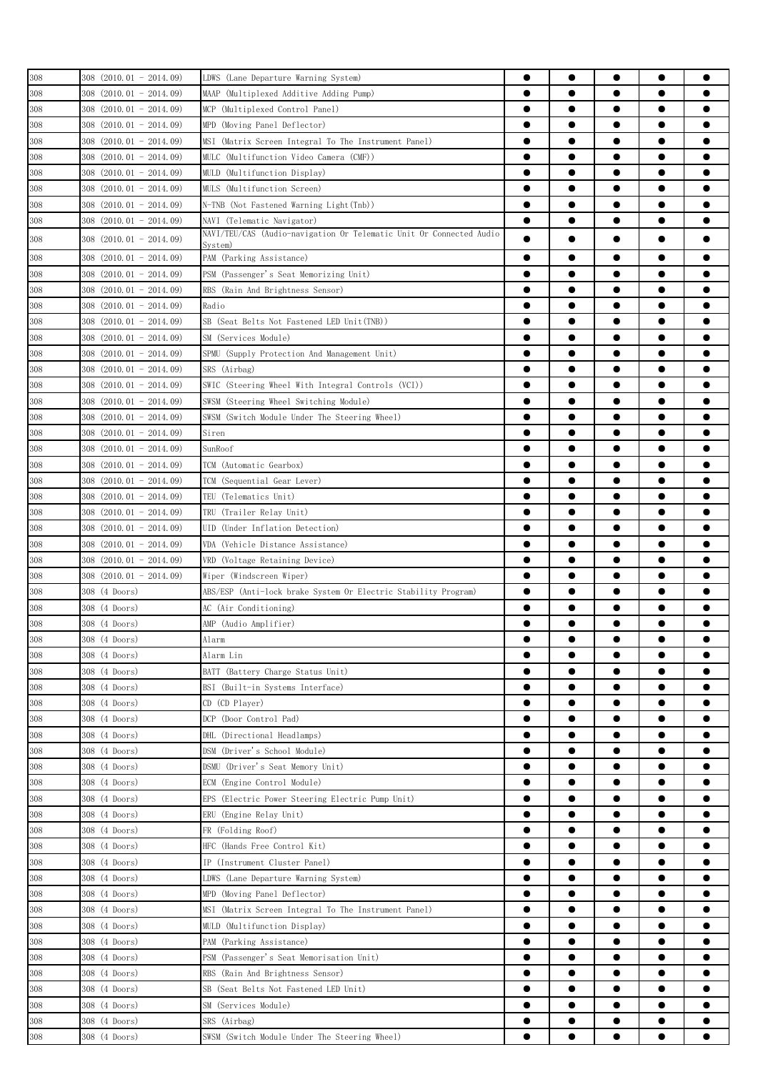| | | | | | | | |
|---|---|---|---|---|---|---|---|
| 308 | 308 (2010.01 - 2014.09) | LDWS (Lane Departure Warning System) | ● | ● | ● | ● | ● |
| 308 | 308 (2010.01 - 2014.09) | MAAP (Multiplexed Additive Adding Pump) | ● | ● | ● | ● | ● |
| 308 | 308 (2010.01 - 2014.09) | MCP (Multiplexed Control Panel) | ● | ● | ● | ● | ● |
| 308 | 308 (2010.01 - 2014.09) | MPD (Moving Panel Deflector) | ● | ● | ● | ● | ● |
| 308 | 308 (2010.01 - 2014.09) | MSI (Matrix Screen Integral To The Instrument Panel) | ● | ● | ● | ● | ● |
| 308 | 308 (2010.01 - 2014.09) | MULC (Multifunction Video Camera (CMF)) | ● | ● | ● | ● | ● |
| 308 | 308 (2010.01 - 2014.09) | MULD (Multifunction Display) | ● | ● | ● | ● | ● |
| 308 | 308 (2010.01 - 2014.09) | MULS (Multifunction Screen) | ● | ● | ● | ● | ● |
| 308 | 308 (2010.01 - 2014.09) | N-TNB (Not Fastened Warning Light(Tnb)) | ● | ● | ● | ● | ● |
| 308 | 308 (2010.01 - 2014.09) | NAVI (Telematic Navigator) | ● | ● | ● | ● | ● |
| 308 | 308 (2010.01 - 2014.09) | NAVI/TEU/CAS (Audio-navigation Or Telematic Unit Or Connected Audio System) | ● | ● | ● | ● | ● |
| 308 | 308 (2010.01 - 2014.09) | PAM (Parking Assistance) | ● | ● | ● | ● | ● |
| 308 | 308 (2010.01 - 2014.09) | PSM (Passenger's Seat Memorizing Unit) | ● | ● | ● | ● | ● |
| 308 | 308 (2010.01 - 2014.09) | RBS (Rain And Brightness Sensor) | ● | ● | ● | ● | ● |
| 308 | 308 (2010.01 - 2014.09) | Radio | ● | ● | ● | ● | ● |
| 308 | 308 (2010.01 - 2014.09) | SB (Seat Belts Not Fastened LED Unit(TNB)) | ● | ● | ● | ● | ● |
| 308 | 308 (2010.01 - 2014.09) | SM (Services Module) | ● | ● | ● | ● | ● |
| 308 | 308 (2010.01 - 2014.09) | SPMU (Supply Protection And Management Unit) | ● | ● | ● | ● | ● |
| 308 | 308 (2010.01 - 2014.09) | SRS (Airbag) | ● | ● | ● | ● | ● |
| 308 | 308 (2010.01 - 2014.09) | SWIC (Steering Wheel With Integral Controls (VCI)) | ● | ● | ● | ● | ● |
| 308 | 308 (2010.01 - 2014.09) | SWSM (Steering Wheel Switching Module) | ● | ● | ● | ● | ● |
| 308 | 308 (2010.01 - 2014.09) | SWSM (Switch Module Under The Steering Wheel) | ● | ● | ● | ● | ● |
| 308 | 308 (2010.01 - 2014.09) | Siren | ● | ● | ● | ● | ● |
| 308 | 308 (2010.01 - 2014.09) | SunRoof | ● | ● | ● | ● | ● |
| 308 | 308 (2010.01 - 2014.09) | TCM (Automatic Gearbox) | ● | ● | ● | ● | ● |
| 308 | 308 (2010.01 - 2014.09) | TCM (Sequential Gear Lever) | ● | ● | ● | ● | ● |
| 308 | 308 (2010.01 - 2014.09) | TEU (Telematics Unit) | ● | ● | ● | ● | ● |
| 308 | 308 (2010.01 - 2014.09) | TRU (Trailer Relay Unit) | ● | ● | ● | ● | ● |
| 308 | 308 (2010.01 - 2014.09) | UID (Under Inflation Detection) | ● | ● | ● | ● | ● |
| 308 | 308 (2010.01 - 2014.09) | VDA (Vehicle Distance Assistance) | ● | ● | ● | ● | ● |
| 308 | 308 (2010.01 - 2014.09) | VRD (Voltage Retaining Device) | ● | ● | ● | ● | ● |
| 308 | 308 (2010.01 - 2014.09) | Wiper (Windscreen Wiper) | ● | ● | ● | ● | ● |
| 308 | 308 (4 Doors) | ABS/ESP (Anti-lock brake System Or Electric Stability Program) | ● | ● | ● | ● | ● |
| 308 | 308 (4 Doors) | AC (Air Conditioning) | ● | ● | ● | ● | ● |
| 308 | 308 (4 Doors) | AMP (Audio Amplifier) | ● | ● | ● | ● | ● |
| 308 | 308 (4 Doors) | Alarm | ● | ● | ● | ● | ● |
| 308 | 308 (4 Doors) | Alarm Lin | ● | ● | ● | ● | ● |
| 308 | 308 (4 Doors) | BATT (Battery Charge Status Unit) | ● | ● | ● | ● | ● |
| 308 | 308 (4 Doors) | BSI (Built-in Systems Interface) | ● | ● | ● | ● | ● |
| 308 | 308 (4 Doors) | CD (CD Player) | ● | ● | ● | ● | ● |
| 308 | 308 (4 Doors) | DCP (Door Control Pad) | ● | ● | ● | ● | ● |
| 308 | 308 (4 Doors) | DHL (Directional Headlamps) | ● | ● | ● | ● | ● |
| 308 | 308 (4 Doors) | DSM (Driver's School Module) | ● | ● | ● | ● | ● |
| 308 | 308 (4 Doors) | DSMU (Driver's Seat Memory Unit) | ● | ● | ● | ● | ● |
| 308 | 308 (4 Doors) | ECM (Engine Control Module) | ● | ● | ● | ● | ● |
| 308 | 308 (4 Doors) | EPS (Electric Power Steering Electric Pump Unit) | ● | ● | ● | ● | ● |
| 308 | 308 (4 Doors) | ERU (Engine Relay Unit) | ● | ● | ● | ● | ● |
| 308 | 308 (4 Doors) | FR (Folding Roof) | ● | ● | ● | ● | ● |
| 308 | 308 (4 Doors) | HFC (Hands Free Control Kit) | ● | ● | ● | ● | ● |
| 308 | 308 (4 Doors) | IP (Instrument Cluster Panel) | ● | ● | ● | ● | ● |
| 308 | 308 (4 Doors) | LDWS (Lane Departure Warning System) | ● | ● | ● | ● | ● |
| 308 | 308 (4 Doors) | MPD (Moving Panel Deflector) | ● | ● | ● | ● | ● |
| 308 | 308 (4 Doors) | MSI (Matrix Screen Integral To The Instrument Panel) | ● | ● | ● | ● | ● |
| 308 | 308 (4 Doors) | MULD (Multifunction Display) | ● | ● | ● | ● | ● |
| 308 | 308 (4 Doors) | PAM (Parking Assistance) | ● | ● | ● | ● | ● |
| 308 | 308 (4 Doors) | PSM (Passenger's Seat Memorisation Unit) | ● | ● | ● | ● | ● |
| 308 | 308 (4 Doors) | RBS (Rain And Brightness Sensor) | ● | ● | ● | ● | ● |
| 308 | 308 (4 Doors) | SB (Seat Belts Not Fastened LED Unit) | ● | ● | ● | ● | ● |
| 308 | 308 (4 Doors) | SM (Services Module) | ● | ● | ● | ● | ● |
| 308 | 308 (4 Doors) | SRS (Airbag) | ● | ● | ● | ● | ● |
| 308 | 308 (4 Doors) | SWSM (Switch Module Under The Steering Wheel) | ● | ● | ● | ● | ● |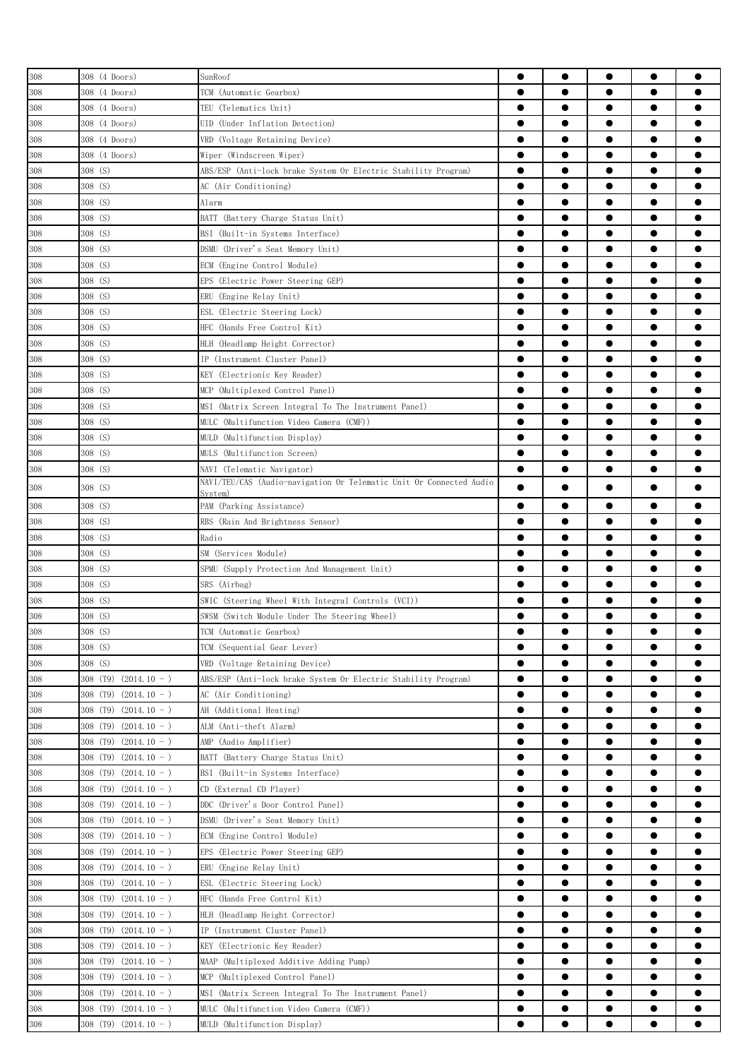| | | | | | | | |
|---|---|---|---|---|---|---|---|
| 308 | 308 (4 Doors) | SunRoof | ● | ● | ● | ● | ● |
| 308 | 308 (4 Doors) | TCM (Automatic Gearbox) | ● | ● | ● | ● | ● |
| 308 | 308 (4 Doors) | TEU (Telematics Unit) | ● | ● | ● | ● | ● |
| 308 | 308 (4 Doors) | UID (Under Inflation Detection) | ● | ● | ● | ● | ● |
| 308 | 308 (4 Doors) | VRD (Voltage Retaining Device) | ● | ● | ● | ● | ● |
| 308 | 308 (4 Doors) | Wiper (Windscreen Wiper) | ● | ● | ● | ● | ● |
| 308 | 308 (S) | ABS/ESP (Anti-lock brake System Or Electric Stability Program) | ● | ● | ● | ● | ● |
| 308 | 308 (S) | AC (Air Conditioning) | ● | ● | ● | ● | ● |
| 308 | 308 (S) | Alarm | ● | ● | ● | ● | ● |
| 308 | 308 (S) | BATT (Battery Charge Status Unit) | ● | ● | ● | ● | ● |
| 308 | 308 (S) | BSI (Built-in Systems Interface) | ● | ● | ● | ● | ● |
| 308 | 308 (S) | DSMU (Driver's Seat Memory Unit) | ● | ● | ● | ● | ● |
| 308 | 308 (S) | ECM (Engine Control Module) | ● | ● | ● | ● | ● |
| 308 | 308 (S) | EPS (Electric Power Steering GEP) | ● | ● | ● | ● | ● |
| 308 | 308 (S) | ERU (Engine Relay Unit) | ● | ● | ● | ● | ● |
| 308 | 308 (S) | ESL (Electric Steering Lock) | ● | ● | ● | ● | ● |
| 308 | 308 (S) | HFC (Hands Free Control Kit) | ● | ● | ● | ● | ● |
| 308 | 308 (S) | HLH (Headlamp Height Corrector) | ● | ● | ● | ● | ● |
| 308 | 308 (S) | IP (Instrument Cluster Panel) | ● | ● | ● | ● | ● |
| 308 | 308 (S) | KEY (Electrionic Key Reader) | ● | ● | ● | ● | ● |
| 308 | 308 (S) | MCP (Multiplexed Control Panel) | ● | ● | ● | ● | ● |
| 308 | 308 (S) | MSI (Matrix Screen Integral To The Instrument Panel) | ● | ● | ● | ● | ● |
| 308 | 308 (S) | MULC (Multifunction Video Camera (CMF)) | ● | ● | ● | ● | ● |
| 308 | 308 (S) | MULD (Multifunction Display) | ● | ● | ● | ● | ● |
| 308 | 308 (S) | MULS (Multifunction Screen) | ● | ● | ● | ● | ● |
| 308 | 308 (S) | NAVI (Telematic Navigator) | ● | ● | ● | ● | ● |
| 308 | 308 (S) | NAVI/TEU/CAS (Audio-navigation Or Telematic Unit Or Connected Audio System) | ● | ● | ● | ● | ● |
| 308 | 308 (S) | PAM (Parking Assistance) | ● | ● | ● | ● | ● |
| 308 | 308 (S) | RBS (Rain And Brightness Sensor) | ● | ● | ● | ● | ● |
| 308 | 308 (S) | Radio | ● | ● | ● | ● | ● |
| 308 | 308 (S) | SM (Services Module) | ● | ● | ● | ● | ● |
| 308 | 308 (S) | SPMU (Supply Protection And Management Unit) | ● | ● | ● | ● | ● |
| 308 | 308 (S) | SRS (Airbag) | ● | ● | ● | ● | ● |
| 308 | 308 (S) | SWIC (Steering Wheel With Integral Controls (VCI)) | ● | ● | ● | ● | ● |
| 308 | 308 (S) | SWSM (Switch Module Under The Steering Wheel) | ● | ● | ● | ● | ● |
| 308 | 308 (S) | TCM (Automatic Gearbox) | ● | ● | ● | ● | ● |
| 308 | 308 (S) | TCM (Sequential Gear Lever) | ● | ● | ● | ● | ● |
| 308 | 308 (S) | VRD (Voltage Retaining Device) | ● | ● | ● | ● | ● |
| 308 | 308 (T9) (2014.10 - ) | ABS/ESP (Anti-lock brake System Or Electric Stability Program) | ● | ● | ● | ● | ● |
| 308 | 308 (T9) (2014.10 - ) | AC (Air Conditioning) | ● | ● | ● | ● | ● |
| 308 | 308 (T9) (2014.10 - ) | AH (Additional Heating) | ● | ● | ● | ● | ● |
| 308 | 308 (T9) (2014.10 - ) | ALM (Anti-theft Alarm) | ● | ● | ● | ● | ● |
| 308 | 308 (T9) (2014.10 - ) | AMP (Audio Amplifier) | ● | ● | ● | ● | ● |
| 308 | 308 (T9) (2014.10 - ) | BATT (Battery Charge Status Unit) | ● | ● | ● | ● | ● |
| 308 | 308 (T9) (2014.10 - ) | BSI (Built-in Systems Interface) | ● | ● | ● | ● | ● |
| 308 | 308 (T9) (2014.10 - ) | CD (External CD Player) | ● | ● | ● | ● | ● |
| 308 | 308 (T9) (2014.10 - ) | DDC (Driver's Door Control Panel) | ● | ● | ● | ● | ● |
| 308 | 308 (T9) (2014.10 - ) | DSMU (Driver's Seat Memory Unit) | ● | ● | ● | ● | ● |
| 308 | 308 (T9) (2014.10 - ) | ECM (Engine Control Module) | ● | ● | ● | ● | ● |
| 308 | 308 (T9) (2014.10 - ) | EPS (Electric Power Steering GEP) | ● | ● | ● | ● | ● |
| 308 | 308 (T9) (2014.10 - ) | ERU (Engine Relay Unit) | ● | ● | ● | ● | ● |
| 308 | 308 (T9) (2014.10 - ) | ESL (Electric Steering Lock) | ● | ● | ● | ● | ● |
| 308 | 308 (T9) (2014.10 - ) | HFC (Hands Free Control Kit) | ● | ● | ● | ● | ● |
| 308 | 308 (T9) (2014.10 - ) | HLH (Headlamp Height Corrector) | ● | ● | ● | ● | ● |
| 308 | 308 (T9) (2014.10 - ) | IP (Instrument Cluster Panel) | ● | ● | ● | ● | ● |
| 308 | 308 (T9) (2014.10 - ) | KEY (Electrionic Key Reader) | ● | ● | ● | ● | ● |
| 308 | 308 (T9) (2014.10 - ) | MAAP (Multiplexed Additive Adding Pump) | ● | ● | ● | ● | ● |
| 308 | 308 (T9) (2014.10 - ) | MCP (Multiplexed Control Panel) | ● | ● | ● | ● | ● |
| 308 | 308 (T9) (2014.10 - ) | MSI (Matrix Screen Integral To The Instrument Panel) | ● | ● | ● | ● | ● |
| 308 | 308 (T9) (2014.10 - ) | MULC (Multifunction Video Camera (CMF)) | ● | ● | ● | ● | ● |
| 308 | 308 (T9) (2014.10 - ) | MULD (Multifunction Display) | ● | ● | ● | ● | ● |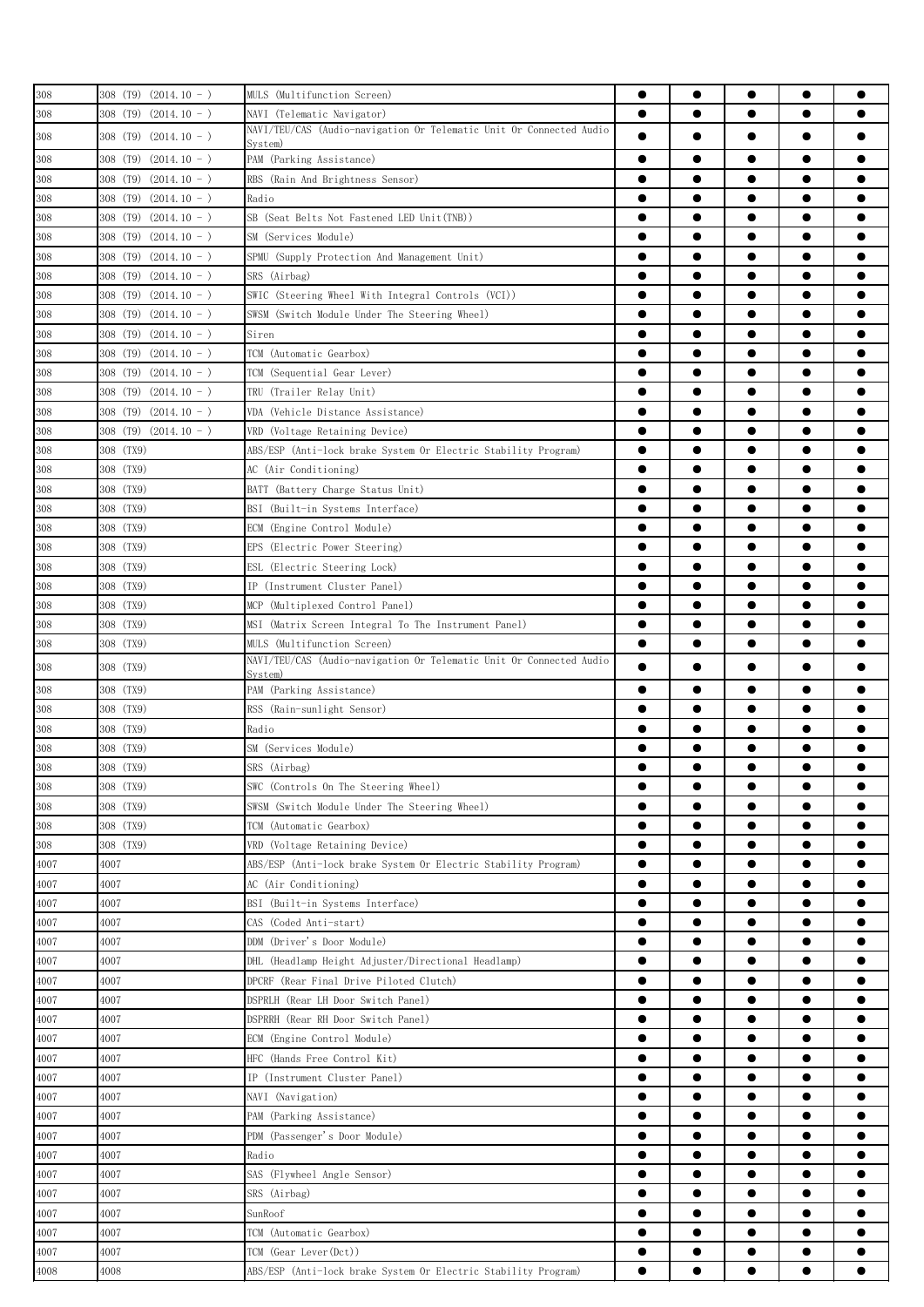| | | | | | | | |
|---|---|---|---|---|---|---|---|
| 308 | 308 (T9) (2014.10 - ) | MULS (Multifunction Screen) | ● | ● | ● | ● | ● |
| 308 | 308 (T9) (2014.10 - ) | NAVI (Telematic Navigator) | ● | ● | ● | ● | ● |
| 308 | 308 (T9) (2014.10 - ) | NAVI/TEU/CAS (Audio-navigation Or Telematic Unit Or Connected Audio System) | ● | ● | ● | ● | ● |
| 308 | 308 (T9) (2014.10 - ) | PAM (Parking Assistance) | ● | ● | ● | ● | ● |
| 308 | 308 (T9) (2014.10 - ) | RBS (Rain And Brightness Sensor) | ● | ● | ● | ● | ● |
| 308 | 308 (T9) (2014.10 - ) | Radio | ● | ● | ● | ● | ● |
| 308 | 308 (T9) (2014.10 - ) | SB (Seat Belts Not Fastened LED Unit(TNB)) | ● | ● | ● | ● | ● |
| 308 | 308 (T9) (2014.10 - ) | SM (Services Module) | ● | ● | ● | ● | ● |
| 308 | 308 (T9) (2014.10 - ) | SPMU (Supply Protection And Management Unit) | ● | ● | ● | ● | ● |
| 308 | 308 (T9) (2014.10 - ) | SRS (Airbag) | ● | ● | ● | ● | ● |
| 308 | 308 (T9) (2014.10 - ) | SWIC (Steering Wheel With Integral Controls (VCI)) | ● | ● | ● | ● | ● |
| 308 | 308 (T9) (2014.10 - ) | SWSM (Switch Module Under The Steering Wheel) | ● | ● | ● | ● | ● |
| 308 | 308 (T9) (2014.10 - ) | Siren | ● | ● | ● | ● | ● |
| 308 | 308 (T9) (2014.10 - ) | TCM (Automatic Gearbox) | ● | ● | ● | ● | ● |
| 308 | 308 (T9) (2014.10 - ) | TCM (Sequential Gear Lever) | ● | ● | ● | ● | ● |
| 308 | 308 (T9) (2014.10 - ) | TRU (Trailer Relay Unit) | ● | ● | ● | ● | ● |
| 308 | 308 (T9) (2014.10 - ) | VDA (Vehicle Distance Assistance) | ● | ● | ● | ● | ● |
| 308 | 308 (T9) (2014.10 - ) | VRD (Voltage Retaining Device) | ● | ● | ● | ● | ● |
| 308 | 308 (TX9) | ABS/ESP (Anti-lock brake System Or Electric Stability Program) | ● | ● | ● | ● | ● |
| 308 | 308 (TX9) | AC (Air Conditioning) | ● | ● | ● | ● | ● |
| 308 | 308 (TX9) | BATT (Battery Charge Status Unit) | ● | ● | ● | ● | ● |
| 308 | 308 (TX9) | BSI (Built-in Systems Interface) | ● | ● | ● | ● | ● |
| 308 | 308 (TX9) | ECM (Engine Control Module) | ● | ● | ● | ● | ● |
| 308 | 308 (TX9) | EPS (Electric Power Steering) | ● | ● | ● | ● | ● |
| 308 | 308 (TX9) | ESL (Electric Steering Lock) | ● | ● | ● | ● | ● |
| 308 | 308 (TX9) | IP (Instrument Cluster Panel) | ● | ● | ● | ● | ● |
| 308 | 308 (TX9) | MCP (Multiplexed Control Panel) | ● | ● | ● | ● | ● |
| 308 | 308 (TX9) | MSI (Matrix Screen Integral To The Instrument Panel) | ● | ● | ● | ● | ● |
| 308 | 308 (TX9) | MULS (Multifunction Screen) | ● | ● | ● | ● | ● |
| 308 | 308 (TX9) | NAVI/TEU/CAS (Audio-navigation Or Telematic Unit Or Connected Audio System) | ● | ● | ● | ● | ● |
| 308 | 308 (TX9) | PAM (Parking Assistance) | ● | ● | ● | ● | ● |
| 308 | 308 (TX9) | RSS (Rain-sunlight Sensor) | ● | ● | ● | ● | ● |
| 308 | 308 (TX9) | Radio | ● | ● | ● | ● | ● |
| 308 | 308 (TX9) | SM (Services Module) | ● | ● | ● | ● | ● |
| 308 | 308 (TX9) | SRS (Airbag) | ● | ● | ● | ● | ● |
| 308 | 308 (TX9) | SWC (Controls On The Steering Wheel) | ● | ● | ● | ● | ● |
| 308 | 308 (TX9) | SWSM (Switch Module Under The Steering Wheel) | ● | ● | ● | ● | ● |
| 308 | 308 (TX9) | TCM (Automatic Gearbox) | ● | ● | ● | ● | ● |
| 308 | 308 (TX9) | VRD (Voltage Retaining Device) | ● | ● | ● | ● | ● |
| 4007 | 4007 | ABS/ESP (Anti-lock brake System Or Electric Stability Program) | ● | ● | ● | ● | ● |
| 4007 | 4007 | AC (Air Conditioning) | ● | ● | ● | ● | ● |
| 4007 | 4007 | BSI (Built-in Systems Interface) | ● | ● | ● | ● | ● |
| 4007 | 4007 | CAS (Coded Anti-start) | ● | ● | ● | ● | ● |
| 4007 | 4007 | DDM (Driver's Door Module) | ● | ● | ● | ● | ● |
| 4007 | 4007 | DHL (Headlamp Height Adjuster/Directional Headlamp) | ● | ● | ● | ● | ● |
| 4007 | 4007 | DPCRF (Rear Final Drive Piloted Clutch) | ● | ● | ● | ● | ● |
| 4007 | 4007 | DSPRLH (Rear LH Door Switch Panel) | ● | ● | ● | ● | ● |
| 4007 | 4007 | DSPRRH (Rear RH Door Switch Panel) | ● | ● | ● | ● | ● |
| 4007 | 4007 | ECM (Engine Control Module) | ● | ● | ● | ● | ● |
| 4007 | 4007 | HFC (Hands Free Control Kit) | ● | ● | ● | ● | ● |
| 4007 | 4007 | IP (Instrument Cluster Panel) | ● | ● | ● | ● | ● |
| 4007 | 4007 | NAVI (Navigation) | ● | ● | ● | ● | ● |
| 4007 | 4007 | PAM (Parking Assistance) | ● | ● | ● | ● | ● |
| 4007 | 4007 | PDM (Passenger's Door Module) | ● | ● | ● | ● | ● |
| 4007 | 4007 | Radio | ● | ● | ● | ● | ● |
| 4007 | 4007 | SAS (Flywheel Angle Sensor) | ● | ● | ● | ● | ● |
| 4007 | 4007 | SRS (Airbag) | ● | ● | ● | ● | ● |
| 4007 | 4007 | SunRoof | ● | ● | ● | ● | ● |
| 4007 | 4007 | TCM (Automatic Gearbox) | ● | ● | ● | ● | ● |
| 4007 | 4007 | TCM (Gear Lever(Dct)) | ● | ● | ● | ● | ● |
| 4008 | 4008 | ABS/ESP (Anti-lock brake System Or Electric Stability Program) | ● | ● | ● | ● | ● |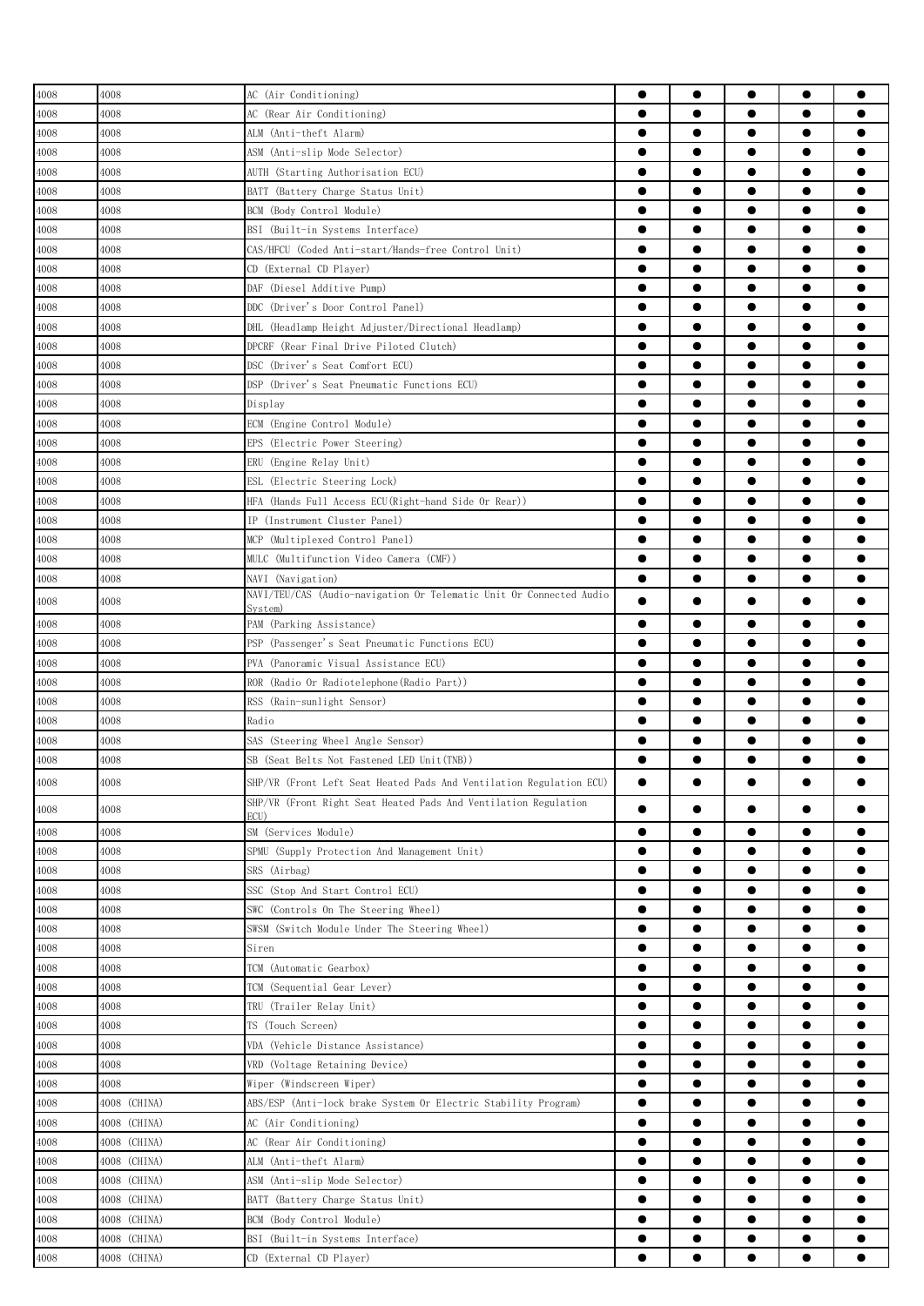| | | | | | | | |
|---|---|---|---|---|---|---|---|
| 4008 | 4008 | AC (Air Conditioning) | ● | ● | ● | ● | ● |
| 4008 | 4008 | AC (Rear Air Conditioning) | ● | ● | ● | ● | ● |
| 4008 | 4008 | ALM (Anti-theft Alarm) | ● | ● | ● | ● | ● |
| 4008 | 4008 | ASM (Anti-slip Mode Selector) | ● | ● | ● | ● | ● |
| 4008 | 4008 | AUTH (Starting Authorisation ECU) | ● | ● | ● | ● | ● |
| 4008 | 4008 | BATT (Battery Charge Status Unit) | ● | ● | ● | ● | ● |
| 4008 | 4008 | BCM (Body Control Module) | ● | ● | ● | ● | ● |
| 4008 | 4008 | BSI (Built-in Systems Interface) | ● | ● | ● | ● | ● |
| 4008 | 4008 | CAS/HFCU (Coded Anti-start/Hands-free Control Unit) | ● | ● | ● | ● | ● |
| 4008 | 4008 | CD (External CD Player) | ● | ● | ● | ● | ● |
| 4008 | 4008 | DAF (Diesel Additive Pump) | ● | ● | ● | ● | ● |
| 4008 | 4008 | DDC (Driver's Door Control Panel) | ● | ● | ● | ● | ● |
| 4008 | 4008 | DHL (Headlamp Height Adjuster/Directional Headlamp) | ● | ● | ● | ● | ● |
| 4008 | 4008 | DPCRF (Rear Final Drive Piloted Clutch) | ● | ● | ● | ● | ● |
| 4008 | 4008 | DSC (Driver's Seat Comfort ECU) | ● | ● | ● | ● | ● |
| 4008 | 4008 | DSP (Driver's Seat Pneumatic Functions ECU) | ● | ● | ● | ● | ● |
| 4008 | 4008 | Display | ● | ● | ● | ● | ● |
| 4008 | 4008 | ECM (Engine Control Module) | ● | ● | ● | ● | ● |
| 4008 | 4008 | EPS (Electric Power Steering) | ● | ● | ● | ● | ● |
| 4008 | 4008 | ERU (Engine Relay Unit) | ● | ● | ● | ● | ● |
| 4008 | 4008 | ESL (Electric Steering Lock) | ● | ● | ● | ● | ● |
| 4008 | 4008 | HFA (Hands Full Access ECU(Right-hand Side Or Rear)) | ● | ● | ● | ● | ● |
| 4008 | 4008 | IP (Instrument Cluster Panel) | ● | ● | ● | ● | ● |
| 4008 | 4008 | MCP (Multiplexed Control Panel) | ● | ● | ● | ● | ● |
| 4008 | 4008 | MULC (Multifunction Video Camera (CMF)) | ● | ● | ● | ● | ● |
| 4008 | 4008 | NAVI (Navigation) | ● | ● | ● | ● | ● |
| 4008 | 4008 | NAVI/TEU/CAS (Audio-navigation Or Telematic Unit Or Connected Audio System) | ● | ● | ● | ● | ● |
| 4008 | 4008 | PAM (Parking Assistance) | ● | ● | ● | ● | ● |
| 4008 | 4008 | PSP (Passenger's Seat Pneumatic Functions ECU) | ● | ● | ● | ● | ● |
| 4008 | 4008 | PVA (Panoramic Visual Assistance ECU) | ● | ● | ● | ● | ● |
| 4008 | 4008 | ROR (Radio Or Radiotelephone(Radio Part)) | ● | ● | ● | ● | ● |
| 4008 | 4008 | RSS (Rain-sunlight Sensor) | ● | ● | ● | ● | ● |
| 4008 | 4008 | Radio | ● | ● | ● | ● | ● |
| 4008 | 4008 | SAS (Steering Wheel Angle Sensor) | ● | ● | ● | ● | ● |
| 4008 | 4008 | SB (Seat Belts Not Fastened LED Unit(TNB)) | ● | ● | ● | ● | ● |
| 4008 | 4008 | SHP/VR (Front Left Seat Heated Pads And Ventilation Regulation ECU) | ● | ● | ● | ● | ● |
| 4008 | 4008 | SHP/VR (Front Right Seat Heated Pads And Ventilation Regulation ECU) | ● | ● | ● | ● | ● |
| 4008 | 4008 | SM (Services Module) | ● | ● | ● | ● | ● |
| 4008 | 4008 | SPMU (Supply Protection And Management Unit) | ● | ● | ● | ● | ● |
| 4008 | 4008 | SRS (Airbag) | ● | ● | ● | ● | ● |
| 4008 | 4008 | SSC (Stop And Start Control ECU) | ● | ● | ● | ● | ● |
| 4008 | 4008 | SWC (Controls On The Steering Wheel) | ● | ● | ● | ● | ● |
| 4008 | 4008 | SWSM (Switch Module Under The Steering Wheel) | ● | ● | ● | ● | ● |
| 4008 | 4008 | Siren | ● | ● | ● | ● | ● |
| 4008 | 4008 | TCM (Automatic Gearbox) | ● | ● | ● | ● | ● |
| 4008 | 4008 | TCM (Sequential Gear Lever) | ● | ● | ● | ● | ● |
| 4008 | 4008 | TRU (Trailer Relay Unit) | ● | ● | ● | ● | ● |
| 4008 | 4008 | TS (Touch Screen) | ● | ● | ● | ● | ● |
| 4008 | 4008 | VDA (Vehicle Distance Assistance) | ● | ● | ● | ● | ● |
| 4008 | 4008 | VRD (Voltage Retaining Device) | ● | ● | ● | ● | ● |
| 4008 | 4008 | Wiper (Windscreen Wiper) | ● | ● | ● | ● | ● |
| 4008 | 4008 (CHINA) | ABS/ESP (Anti-lock brake System Or Electric Stability Program) | ● | ● | ● | ● | ● |
| 4008 | 4008 (CHINA) | AC (Air Conditioning) | ● | ● | ● | ● | ● |
| 4008 | 4008 (CHINA) | AC (Rear Air Conditioning) | ● | ● | ● | ● | ● |
| 4008 | 4008 (CHINA) | ALM (Anti-theft Alarm) | ● | ● | ● | ● | ● |
| 4008 | 4008 (CHINA) | ASM (Anti-slip Mode Selector) | ● | ● | ● | ● | ● |
| 4008 | 4008 (CHINA) | BATT (Battery Charge Status Unit) | ● | ● | ● | ● | ● |
| 4008 | 4008 (CHINA) | BCM (Body Control Module) | ● | ● | ● | ● | ● |
| 4008 | 4008 (CHINA) | BSI (Built-in Systems Interface) | ● | ● | ● | ● | ● |
| 4008 | 4008 (CHINA) | CD (External CD Player) | ● | ● | ● | ● | ● |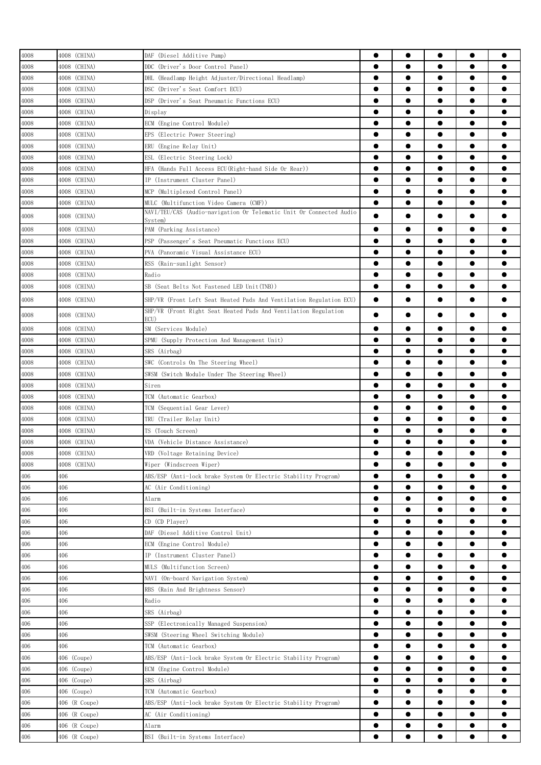| | | | | | | | |
|---|---|---|---|---|---|---|---|
| 4008 | 4008 (CHINA) | DAF (Diesel Additive Pump) | ● | ● | ● | ● | ● |
| 4008 | 4008 (CHINA) | DDC (Driver's Door Control Panel) | ● | ● | ● | ● | ● |
| 4008 | 4008 (CHINA) | DHL (Headlamp Height Adjuster/Directional Headlamp) | ● | ● | ● | ● | ● |
| 4008 | 4008 (CHINA) | DSC (Driver's Seat Comfort ECU) | ● | ● | ● | ● | ● |
| 4008 | 4008 (CHINA) | DSP (Driver's Seat Pneumatic Functions ECU) | ● | ● | ● | ● | ● |
| 4008 | 4008 (CHINA) | Display | ● | ● | ● | ● | ● |
| 4008 | 4008 (CHINA) | ECM (Engine Control Module) | ● | ● | ● | ● | ● |
| 4008 | 4008 (CHINA) | EPS (Electric Power Steering) | ● | ● | ● | ● | ● |
| 4008 | 4008 (CHINA) | ERU (Engine Relay Unit) | ● | ● | ● | ● | ● |
| 4008 | 4008 (CHINA) | ESL (Electric Steering Lock) | ● | ● | ● | ● | ● |
| 4008 | 4008 (CHINA) | HFA (Hands Full Access ECU(Right-hand Side Or Rear)) | ● | ● | ● | ● | ● |
| 4008 | 4008 (CHINA) | IP (Instrument Cluster Panel) | ● | ● | ● | ● | ● |
| 4008 | 4008 (CHINA) | MCP (Multiplexed Control Panel) | ● | ● | ● | ● | ● |
| 4008 | 4008 (CHINA) | MULC (Multifunction Video Camera (CMF)) | ● | ● | ● | ● | ● |
| 4008 | 4008 (CHINA) | NAVI/TEU/CAS (Audio-navigation Or Telematic Unit Or Connected Audio System) | ● | ● | ● | ● | ● |
| 4008 | 4008 (CHINA) | PAM (Parking Assistance) | ● | ● | ● | ● | ● |
| 4008 | 4008 (CHINA) | PSP (Passenger's Seat Pneumatic Functions ECU) | ● | ● | ● | ● | ● |
| 4008 | 4008 (CHINA) | PVA (Panoramic Visual Assistance ECU) | ● | ● | ● | ● | ● |
| 4008 | 4008 (CHINA) | RSS (Rain-sunlight Sensor) | ● | ● | ● | ● | ● |
| 4008 | 4008 (CHINA) | Radio | ● | ● | ● | ● | ● |
| 4008 | 4008 (CHINA) | SB (Seat Belts Not Fastened LED Unit(TNB)) | ● | ● | ● | ● | ● |
| 4008 | 4008 (CHINA) | SHP/VR (Front Left Seat Heated Pads And Ventilation Regulation ECU) | ● | ● | ● | ● | ● |
| 4008 | 4008 (CHINA) | SHP/VR (Front Right Seat Heated Pads And Ventilation Regulation ECU) | ● | ● | ● | ● | ● |
| 4008 | 4008 (CHINA) | SM (Services Module) | ● | ● | ● | ● | ● |
| 4008 | 4008 (CHINA) | SPMU (Supply Protection And Management Unit) | ● | ● | ● | ● | ● |
| 4008 | 4008 (CHINA) | SRS (Airbag) | ● | ● | ● | ● | ● |
| 4008 | 4008 (CHINA) | SWC (Controls On The Steering Wheel) | ● | ● | ● | ● | ● |
| 4008 | 4008 (CHINA) | SWSM (Switch Module Under The Steering Wheel) | ● | ● | ● | ● | ● |
| 4008 | 4008 (CHINA) | Siren | ● | ● | ● | ● | ● |
| 4008 | 4008 (CHINA) | TCM (Automatic Gearbox) | ● | ● | ● | ● | ● |
| 4008 | 4008 (CHINA) | TCM (Sequential Gear Lever) | ● | ● | ● | ● | ● |
| 4008 | 4008 (CHINA) | TRU (Trailer Relay Unit) | ● | ● | ● | ● | ● |
| 4008 | 4008 (CHINA) | TS (Touch Screen) | ● | ● | ● | ● | ● |
| 4008 | 4008 (CHINA) | VDA (Vehicle Distance Assistance) | ● | ● | ● | ● | ● |
| 4008 | 4008 (CHINA) | VRD (Voltage Retaining Device) | ● | ● | ● | ● | ● |
| 4008 | 4008 (CHINA) | Wiper (Windscreen Wiper) | ● | ● | ● | ● | ● |
| 406 | 406 | ABS/ESP (Anti-lock brake System Or Electric Stability Program) | ● | ● | ● | ● | ● |
| 406 | 406 | AC (Air Conditioning) | ● | ● | ● | ● | ● |
| 406 | 406 | Alarm | ● | ● | ● | ● | ● |
| 406 | 406 | BSI (Built-in Systems Interface) | ● | ● | ● | ● | ● |
| 406 | 406 | CD (CD Player) | ● | ● | ● | ● | ● |
| 406 | 406 | DAF (Diesel Additive Control Unit) | ● | ● | ● | ● | ● |
| 406 | 406 | ECM (Engine Control Module) | ● | ● | ● | ● | ● |
| 406 | 406 | IP (Instrument Cluster Panel) | ● | ● | ● | ● | ● |
| 406 | 406 | MULS (Multifunction Screen) | ● | ● | ● | ● | ● |
| 406 | 406 | NAVI (On-board Navigation System) | ● | ● | ● | ● | ● |
| 406 | 406 | RBS (Rain And Brightness Sensor) | ● | ● | ● | ● | ● |
| 406 | 406 | Radio | ● | ● | ● | ● | ● |
| 406 | 406 | SRS (Airbag) | ● | ● | ● | ● | ● |
| 406 | 406 | SSP (Electronically Managed Suspension) | ● | ● | ● | ● | ● |
| 406 | 406 | SWSM (Steering Wheel Switching Module) | ● | ● | ● | ● | ● |
| 406 | 406 | TCM (Automatic Gearbox) | ● | ● | ● | ● | ● |
| 406 | 406 (Coupe) | ABS/ESP (Anti-lock brake System Or Electric Stability Program) | ● | ● | ● | ● | ● |
| 406 | 406 (Coupe) | ECM (Engine Control Module) | ● | ● | ● | ● | ● |
| 406 | 406 (Coupe) | SRS (Airbag) | ● | ● | ● | ● | ● |
| 406 | 406 (Coupe) | TCM (Automatic Gearbox) | ● | ● | ● | ● | ● |
| 406 | 406 (R Coupe) | ABS/ESP (Anti-lock brake System Or Electric Stability Program) | ● | ● | ● | ● | ● |
| 406 | 406 (R Coupe) | AC (Air Conditioning) | ● | ● | ● | ● | ● |
| 406 | 406 (R Coupe) | Alarm | ● | ● | ● | ● | ● |
| 406 | 406 (R Coupe) | BSI (Built-in Systems Interface) | ● | ● | ● | ● | ● |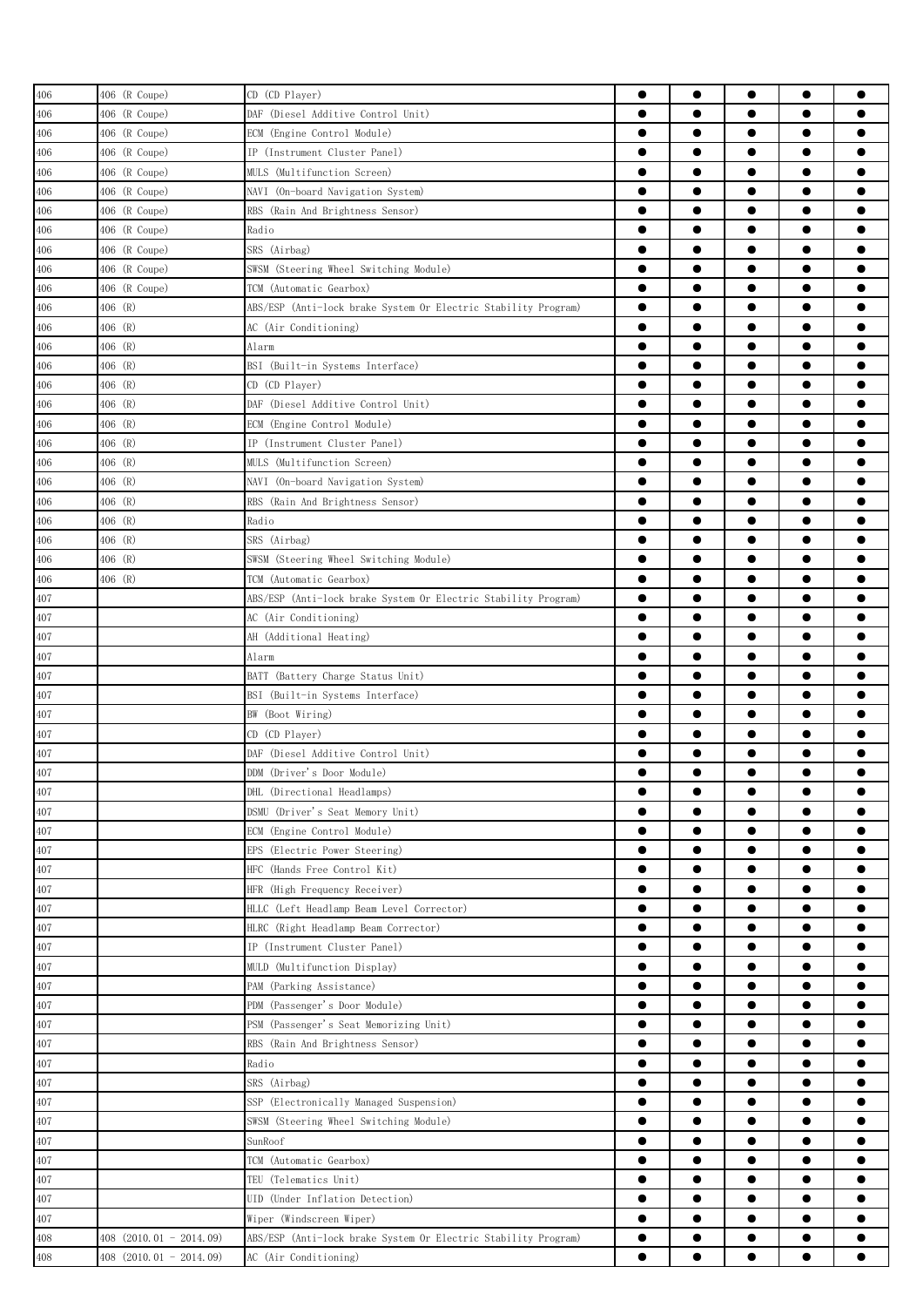| | | | | | | | |
|---|---|---|---|---|---|---|---|
| 406 | 406 (R Coupe) | CD (CD Player) | ● | ● | ● | ● | ● |
| 406 | 406 (R Coupe) | DAF (Diesel Additive Control Unit) | ● | ● | ● | ● | ● |
| 406 | 406 (R Coupe) | ECM (Engine Control Module) | ● | ● | ● | ● | ● |
| 406 | 406 (R Coupe) | IP (Instrument Cluster Panel) | ● | ● | ● | ● | ● |
| 406 | 406 (R Coupe) | MULS (Multifunction Screen) | ● | ● | ● | ● | ● |
| 406 | 406 (R Coupe) | NAVI (On-board Navigation System) | ● | ● | ● | ● | ● |
| 406 | 406 (R Coupe) | RBS (Rain And Brightness Sensor) | ● | ● | ● | ● | ● |
| 406 | 406 (R Coupe) | Radio | ● | ● | ● | ● | ● |
| 406 | 406 (R Coupe) | SRS (Airbag) | ● | ● | ● | ● | ● |
| 406 | 406 (R Coupe) | SWSM (Steering Wheel Switching Module) | ● | ● | ● | ● | ● |
| 406 | 406 (R Coupe) | TCM (Automatic Gearbox) | ● | ● | ● | ● | ● |
| 406 | 406 (R) | ABS/ESP (Anti-lock brake System Or Electric Stability Program) | ● | ● | ● | ● | ● |
| 406 | 406 (R) | AC (Air Conditioning) | ● | ● | ● | ● | ● |
| 406 | 406 (R) | Alarm | ● | ● | ● | ● | ● |
| 406 | 406 (R) | BSI (Built-in Systems Interface) | ● | ● | ● | ● | ● |
| 406 | 406 (R) | CD (CD Player) | ● | ● | ● | ● | ● |
| 406 | 406 (R) | DAF (Diesel Additive Control Unit) | ● | ● | ● | ● | ● |
| 406 | 406 (R) | ECM (Engine Control Module) | ● | ● | ● | ● | ● |
| 406 | 406 (R) | IP (Instrument Cluster Panel) | ● | ● | ● | ● | ● |
| 406 | 406 (R) | MULS (Multifunction Screen) | ● | ● | ● | ● | ● |
| 406 | 406 (R) | NAVI (On-board Navigation System) | ● | ● | ● | ● | ● |
| 406 | 406 (R) | RBS (Rain And Brightness Sensor) | ● | ● | ● | ● | ● |
| 406 | 406 (R) | Radio | ● | ● | ● | ● | ● |
| 406 | 406 (R) | SRS (Airbag) | ● | ● | ● | ● | ● |
| 406 | 406 (R) | SWSM (Steering Wheel Switching Module) | ● | ● | ● | ● | ● |
| 406 | 406 (R) | TCM (Automatic Gearbox) | ● | ● | ● | ● | ● |
| 407 | | ABS/ESP (Anti-lock brake System Or Electric Stability Program) | ● | ● | ● | ● | ● |
| 407 | | AC (Air Conditioning) | ● | ● | ● | ● | ● |
| 407 | | AH (Additional Heating) | ● | ● | ● | ● | ● |
| 407 | | Alarm | ● | ● | ● | ● | ● |
| 407 | | BATT (Battery Charge Status Unit) | ● | ● | ● | ● | ● |
| 407 | | BSI (Built-in Systems Interface) | ● | ● | ● | ● | ● |
| 407 | | BW (Boot Wiring) | ● | ● | ● | ● | ● |
| 407 | | CD (CD Player) | ● | ● | ● | ● | ● |
| 407 | | DAF (Diesel Additive Control Unit) | ● | ● | ● | ● | ● |
| 407 | | DDM (Driver's Door Module) | ● | ● | ● | ● | ● |
| 407 | | DHL (Directional Headlamps) | ● | ● | ● | ● | ● |
| 407 | | DSMU (Driver's Seat Memory Unit) | ● | ● | ● | ● | ● |
| 407 | | ECM (Engine Control Module) | ● | ● | ● | ● | ● |
| 407 | | EPS (Electric Power Steering) | ● | ● | ● | ● | ● |
| 407 | | HFC (Hands Free Control Kit) | ● | ● | ● | ● | ● |
| 407 | | HFR (High Frequency Receiver) | ● | ● | ● | ● | ● |
| 407 | | HLLC (Left Headlamp Beam Level Corrector) | ● | ● | ● | ● | ● |
| 407 | | HLRC (Right Headlamp Beam Corrector) | ● | ● | ● | ● | ● |
| 407 | | IP (Instrument Cluster Panel) | ● | ● | ● | ● | ● |
| 407 | | MULD (Multifunction Display) | ● | ● | ● | ● | ● |
| 407 | | PAM (Parking Assistance) | ● | ● | ● | ● | ● |
| 407 | | PDM (Passenger's Door Module) | ● | ● | ● | ● | ● |
| 407 | | PSM (Passenger's Seat Memorizing Unit) | ● | ● | ● | ● | ● |
| 407 | | RBS (Rain And Brightness Sensor) | ● | ● | ● | ● | ● |
| 407 | | Radio | ● | ● | ● | ● | ● |
| 407 | | SRS (Airbag) | ● | ● | ● | ● | ● |
| 407 | | SSP (Electronically Managed Suspension) | ● | ● | ● | ● | ● |
| 407 | | SWSM (Steering Wheel Switching Module) | ● | ● | ● | ● | ● |
| 407 | | SunRoof | ● | ● | ● | ● | ● |
| 407 | | TCM (Automatic Gearbox) | ● | ● | ● | ● | ● |
| 407 | | TEU (Telematics Unit) | ● | ● | ● | ● | ● |
| 407 | | UID (Under Inflation Detection) | ● | ● | ● | ● | ● |
| 407 | | Wiper (Windscreen Wiper) | ● | ● | ● | ● | ● |
| 408 | 408 (2010.01 - 2014.09) | ABS/ESP (Anti-lock brake System Or Electric Stability Program) | ● | ● | ● | ● | ● |
| 408 | 408 (2010.01 - 2014.09) | AC (Air Conditioning) | ● | ● | ● | ● | ● |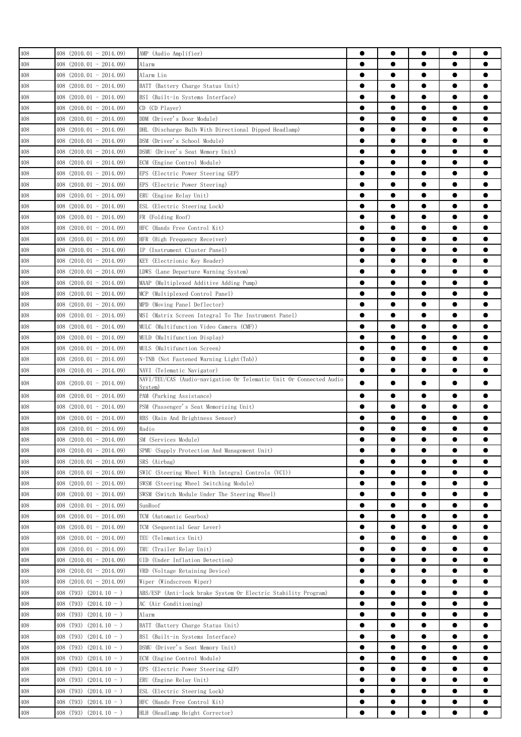| | | | | | | | |
|---|---|---|---|---|---|---|---|
| 408 | 408 (2010.01 - 2014.09) | AMP (Audio Amplifier) | ● | ● | ● | ● | ● |
| 408 | 408 (2010.01 - 2014.09) | Alarm | ● | ● | ● | ● | ● |
| 408 | 408 (2010.01 - 2014.09) | Alarm Lin | ● | ● | ● | ● | ● |
| 408 | 408 (2010.01 - 2014.09) | BATT (Battery Charge Status Unit) | ● | ● | ● | ● | ● |
| 408 | 408 (2010.01 - 2014.09) | BSI (Built-in Systems Interface) | ● | ● | ● | ● | ● |
| 408 | 408 (2010.01 - 2014.09) | CD (CD Player) | ● | ● | ● | ● | ● |
| 408 | 408 (2010.01 - 2014.09) | DDM (Driver's Door Module) | ● | ● | ● | ● | ● |
| 408 | 408 (2010.01 - 2014.09) | DHL (Discharge Bulb With Directional Dipped Headlamp) | ● | ● | ● | ● | ● |
| 408 | 408 (2010.01 - 2014.09) | DSM (Driver's School Module) | ● | ● | ● | ● | ● |
| 408 | 408 (2010.01 - 2014.09) | DSMU (Driver's Seat Memory Unit) | ● | ● | ● | ● | ● |
| 408 | 408 (2010.01 - 2014.09) | ECM (Engine Control Module) | ● | ● | ● | ● | ● |
| 408 | 408 (2010.01 - 2014.09) | EPS (Electric Power Steering GEP) | ● | ● | ● | ● | ● |
| 408 | 408 (2010.01 - 2014.09) | EPS (Electric Power Steering) | ● | ● | ● | ● | ● |
| 408 | 408 (2010.01 - 2014.09) | ERU (Engine Relay Unit) | ● | ● | ● | ● | ● |
| 408 | 408 (2010.01 - 2014.09) | ESL (Electric Steering Lock) | ● | ● | ● | ● | ● |
| 408 | 408 (2010.01 - 2014.09) | FR (Folding Roof) | ● | ● | ● | ● | ● |
| 408 | 408 (2010.01 - 2014.09) | HFC (Hands Free Control Kit) | ● | ● | ● | ● | ● |
| 408 | 408 (2010.01 - 2014.09) | HFR (High Frequency Receiver) | ● | ● | ● | ● | ● |
| 408 | 408 (2010.01 - 2014.09) | IP (Instrument Cluster Panel) | ● | ● | ● | ● | ● |
| 408 | 408 (2010.01 - 2014.09) | KEY (Electrionic Key Reader) | ● | ● | ● | ● | ● |
| 408 | 408 (2010.01 - 2014.09) | LDWS (Lane Departure Warning System) | ● | ● | ● | ● | ● |
| 408 | 408 (2010.01 - 2014.09) | MAAP (Multiplexed Additive Adding Pump) | ● | ● | ● | ● | ● |
| 408 | 408 (2010.01 - 2014.09) | MCP (Multiplexed Control Panel) | ● | ● | ● | ● | ● |
| 408 | 408 (2010.01 - 2014.09) | MPD (Moving Panel Deflector) | ● | ● | ● | ● | ● |
| 408 | 408 (2010.01 - 2014.09) | MSI (Matrix Screen Integral To The Instrument Panel) | ● | ● | ● | ● | ● |
| 408 | 408 (2010.01 - 2014.09) | MULC (Multifunction Video Camera (CMF)) | ● | ● | ● | ● | ● |
| 408 | 408 (2010.01 - 2014.09) | MULD (Multifunction Display) | ● | ● | ● | ● | ● |
| 408 | 408 (2010.01 - 2014.09) | MULS (Multifunction Screen) | ● | ● | ● | ● | ● |
| 408 | 408 (2010.01 - 2014.09) | N-TNB (Not Fastened Warning Light(Tnb)) | ● | ● | ● | ● | ● |
| 408 | 408 (2010.01 - 2014.09) | NAVI (Telematic Navigator) | ● | ● | ● | ● | ● |
| 408 | 408 (2010.01 - 2014.09) | NAVI/TEU/CAS (Audio-navigation Or Telematic Unit Or Connected Audio System) | ● | ● | ● | ● | ● |
| 408 | 408 (2010.01 - 2014.09) | PAM (Parking Assistance) | ● | ● | ● | ● | ● |
| 408 | 408 (2010.01 - 2014.09) | PSM (Passenger's Seat Memorizing Unit) | ● | ● | ● | ● | ● |
| 408 | 408 (2010.01 - 2014.09) | RBS (Rain And Brightness Sensor) | ● | ● | ● | ● | ● |
| 408 | 408 (2010.01 - 2014.09) | Radio | ● | ● | ● | ● | ● |
| 408 | 408 (2010.01 - 2014.09) | SM (Services Module) | ● | ● | ● | ● | ● |
| 408 | 408 (2010.01 - 2014.09) | SPMU (Supply Protection And Management Unit) | ● | ● | ● | ● | ● |
| 408 | 408 (2010.01 - 2014.09) | SRS (Airbag) | ● | ● | ● | ● | ● |
| 408 | 408 (2010.01 - 2014.09) | SWIC (Steering Wheel With Integral Controls (VCI)) | ● | ● | ● | ● | ● |
| 408 | 408 (2010.01 - 2014.09) | SWSM (Steering Wheel Switching Module) | ● | ● | ● | ● | ● |
| 408 | 408 (2010.01 - 2014.09) | SWSM (Switch Module Under The Steering Wheel) | ● | ● | ● | ● | ● |
| 408 | 408 (2010.01 - 2014.09) | SunRoof | ● | ● | ● | ● | ● |
| 408 | 408 (2010.01 - 2014.09) | TCM (Automatic Gearbox) | ● | ● | ● | ● | ● |
| 408 | 408 (2010.01 - 2014.09) | TCM (Sequential Gear Lever) | ● | ● | ● | ● | ● |
| 408 | 408 (2010.01 - 2014.09) | TEU (Telematics Unit) | ● | ● | ● | ● | ● |
| 408 | 408 (2010.01 - 2014.09) | TRU (Trailer Relay Unit) | ● | ● | ● | ● | ● |
| 408 | 408 (2010.01 - 2014.09) | UID (Under Inflation Detection) | ● | ● | ● | ● | ● |
| 408 | 408 (2010.01 - 2014.09) | VRD (Voltage Retaining Device) | ● | ● | ● | ● | ● |
| 408 | 408 (2010.01 - 2014.09) | Wiper (Windscreen Wiper) | ● | ● | ● | ● | ● |
| 408 | 408 (T93) (2014.10 - ) | ABS/ESP (Anti-lock brake System Or Electric Stability Program) | ● | ● | ● | ● | ● |
| 408 | 408 (T93) (2014.10 - ) | AC (Air Conditioning) | ● | ● | ● | ● | ● |
| 408 | 408 (T93) (2014.10 - ) | Alarm | ● | ● | ● | ● | ● |
| 408 | 408 (T93) (2014.10 - ) | BATT (Battery Charge Status Unit) | ● | ● | ● | ● | ● |
| 408 | 408 (T93) (2014.10 - ) | BSI (Built-in Systems Interface) | ● | ● | ● | ● | ● |
| 408 | 408 (T93) (2014.10 - ) | DSMU (Driver's Seat Memory Unit) | ● | ● | ● | ● | ● |
| 408 | 408 (T93) (2014.10 - ) | ECM (Engine Control Module) | ● | ● | ● | ● | ● |
| 408 | 408 (T93) (2014.10 - ) | EPS (Electric Power Steering GEP) | ● | ● | ● | ● | ● |
| 408 | 408 (T93) (2014.10 - ) | ERU (Engine Relay Unit) | ● | ● | ● | ● | ● |
| 408 | 408 (T93) (2014.10 - ) | ESL (Electric Steering Lock) | ● | ● | ● | ● | ● |
| 408 | 408 (T93) (2014.10 - ) | HFC (Hands Free Control Kit) | ● | ● | ● | ● | ● |
| 408 | 408 (T93) (2014.10 - ) | HLH (Headlamp Height Corrector) | ● | ● | ● | ● | ● |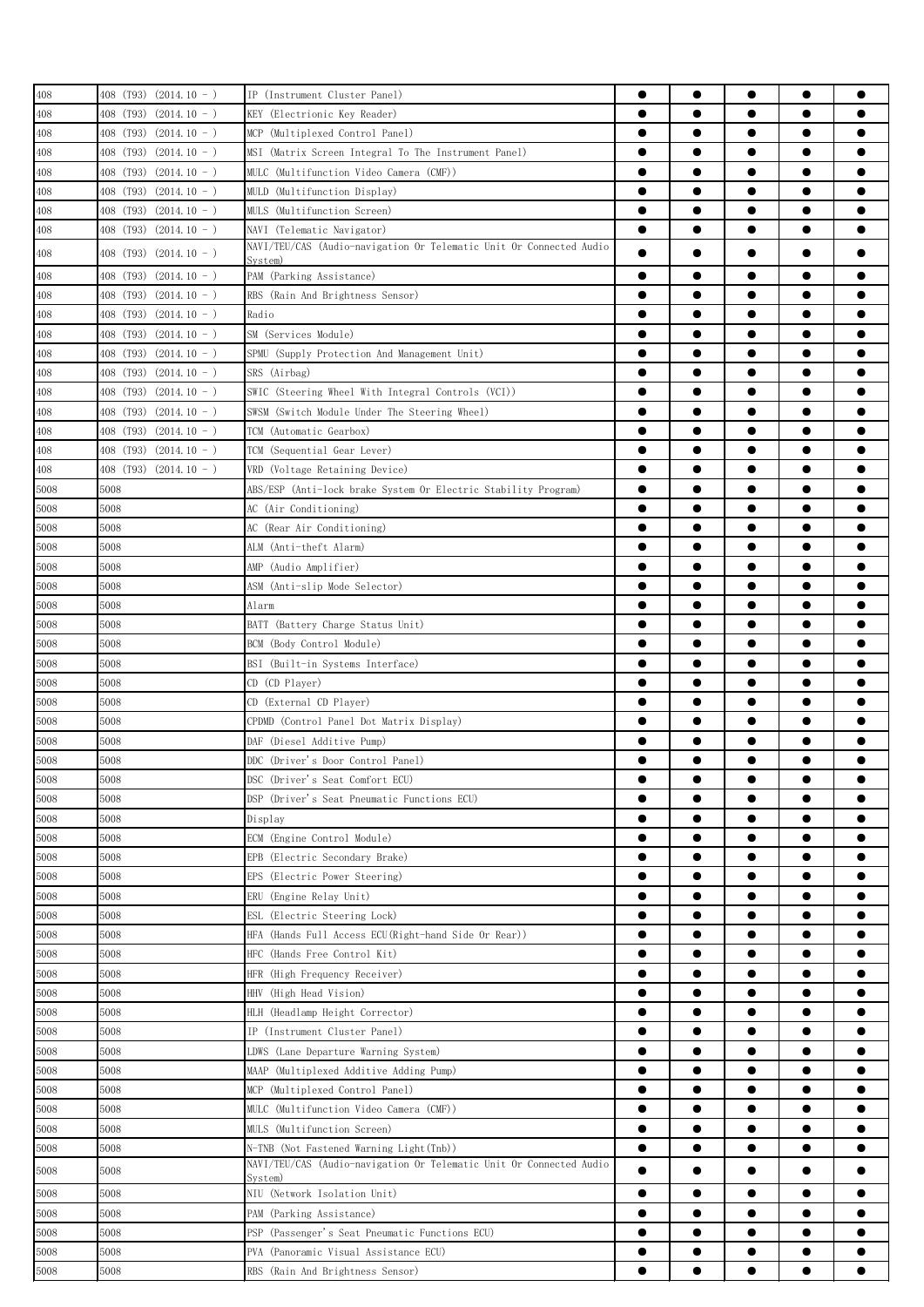| | | | | | | | |
|---|---|---|---|---|---|---|---|
| 408 | 408 (T93) (2014.10 - ) | IP (Instrument Cluster Panel) | ● | ● | ● | ● | ● |
| 408 | 408 (T93) (2014.10 - ) | KEY (Electrionic Key Reader) | ● | ● | ● | ● | ● |
| 408 | 408 (T93) (2014.10 - ) | MCP (Multiplexed Control Panel) | ● | ● | ● | ● | ● |
| 408 | 408 (T93) (2014.10 - ) | MSI (Matrix Screen Integral To The Instrument Panel) | ● | ● | ● | ● | ● |
| 408 | 408 (T93) (2014.10 - ) | MULC (Multifunction Video Camera (CMF)) | ● | ● | ● | ● | ● |
| 408 | 408 (T93) (2014.10 - ) | MULD (Multifunction Display) | ● | ● | ● | ● | ● |
| 408 | 408 (T93) (2014.10 - ) | MULS (Multifunction Screen) | ● | ● | ● | ● | ● |
| 408 | 408 (T93) (2014.10 - ) | NAVI (Telematic Navigator) | ● | ● | ● | ● | ● |
| 408 | 408 (T93) (2014.10 - ) | NAVI/TEU/CAS (Audio-navigation Or Telematic Unit Or Connected Audio System) | ● | ● | ● | ● | ● |
| 408 | 408 (T93) (2014.10 - ) | PAM (Parking Assistance) | ● | ● | ● | ● | ● |
| 408 | 408 (T93) (2014.10 - ) | RBS (Rain And Brightness Sensor) | ● | ● | ● | ● | ● |
| 408 | 408 (T93) (2014.10 - ) | Radio | ● | ● | ● | ● | ● |
| 408 | 408 (T93) (2014.10 - ) | SM (Services Module) | ● | ● | ● | ● | ● |
| 408 | 408 (T93) (2014.10 - ) | SPMU (Supply Protection And Management Unit) | ● | ● | ● | ● | ● |
| 408 | 408 (T93) (2014.10 - ) | SRS (Airbag) | ● | ● | ● | ● | ● |
| 408 | 408 (T93) (2014.10 - ) | SWIC (Steering Wheel With Integral Controls (VCI)) | ● | ● | ● | ● | ● |
| 408 | 408 (T93) (2014.10 - ) | SWSM (Switch Module Under The Steering Wheel) | ● | ● | ● | ● | ● |
| 408 | 408 (T93) (2014.10 - ) | TCM (Automatic Gearbox) | ● | ● | ● | ● | ● |
| 408 | 408 (T93) (2014.10 - ) | TCM (Sequential Gear Lever) | ● | ● | ● | ● | ● |
| 408 | 408 (T93) (2014.10 - ) | VRD (Voltage Retaining Device) | ● | ● | ● | ● | ● |
| 5008 | 5008 | ABS/ESP (Anti-lock brake System Or Electric Stability Program) | ● | ● | ● | ● | ● |
| 5008 | 5008 | AC (Air Conditioning) | ● | ● | ● | ● | ● |
| 5008 | 5008 | AC (Rear Air Conditioning) | ● | ● | ● | ● | ● |
| 5008 | 5008 | ALM (Anti-theft Alarm) | ● | ● | ● | ● | ● |
| 5008 | 5008 | AMP (Audio Amplifier) | ● | ● | ● | ● | ● |
| 5008 | 5008 | ASM (Anti-slip Mode Selector) | ● | ● | ● | ● | ● |
| 5008 | 5008 | Alarm | ● | ● | ● | ● | ● |
| 5008 | 5008 | BATT (Battery Charge Status Unit) | ● | ● | ● | ● | ● |
| 5008 | 5008 | BCM (Body Control Module) | ● | ● | ● | ● | ● |
| 5008 | 5008 | BSI (Built-in Systems Interface) | ● | ● | ● | ● | ● |
| 5008 | 5008 | CD (CD Player) | ● | ● | ● | ● | ● |
| 5008 | 5008 | CD (External CD Player) | ● | ● | ● | ● | ● |
| 5008 | 5008 | CPDMD (Control Panel Dot Matrix Display) | ● | ● | ● | ● | ● |
| 5008 | 5008 | DAF (Diesel Additive Pump) | ● | ● | ● | ● | ● |
| 5008 | 5008 | DDC (Driver's Door Control Panel) | ● | ● | ● | ● | ● |
| 5008 | 5008 | DSC (Driver's Seat Comfort ECU) | ● | ● | ● | ● | ● |
| 5008 | 5008 | DSP (Driver's Seat Pneumatic Functions ECU) | ● | ● | ● | ● | ● |
| 5008 | 5008 | Display | ● | ● | ● | ● | ● |
| 5008 | 5008 | ECM (Engine Control Module) | ● | ● | ● | ● | ● |
| 5008 | 5008 | EPB (Electric Secondary Brake) | ● | ● | ● | ● | ● |
| 5008 | 5008 | EPS (Electric Power Steering) | ● | ● | ● | ● | ● |
| 5008 | 5008 | ERU (Engine Relay Unit) | ● | ● | ● | ● | ● |
| 5008 | 5008 | ESL (Electric Steering Lock) | ● | ● | ● | ● | ● |
| 5008 | 5008 | HFA (Hands Full Access ECU(Right-hand Side Or Rear)) | ● | ● | ● | ● | ● |
| 5008 | 5008 | HFC (Hands Free Control Kit) | ● | ● | ● | ● | ● |
| 5008 | 5008 | HFR (High Frequency Receiver) | ● | ● | ● | ● | ● |
| 5008 | 5008 | HHV (High Head Vision) | ● | ● | ● | ● | ● |
| 5008 | 5008 | HLH (Headlamp Height Corrector) | ● | ● | ● | ● | ● |
| 5008 | 5008 | IP (Instrument Cluster Panel) | ● | ● | ● | ● | ● |
| 5008 | 5008 | LDWS (Lane Departure Warning System) | ● | ● | ● | ● | ● |
| 5008 | 5008 | MAAP (Multiplexed Additive Adding Pump) | ● | ● | ● | ● | ● |
| 5008 | 5008 | MCP (Multiplexed Control Panel) | ● | ● | ● | ● | ● |
| 5008 | 5008 | MULC (Multifunction Video Camera (CMF)) | ● | ● | ● | ● | ● |
| 5008 | 5008 | MULS (Multifunction Screen) | ● | ● | ● | ● | ● |
| 5008 | 5008 | N-TNB (Not Fastened Warning Light(Tnb)) | ● | ● | ● | ● | ● |
| 5008 | 5008 | NAVI/TEU/CAS (Audio-navigation Or Telematic Unit Or Connected Audio System) | ● | ● | ● | ● | ● |
| 5008 | 5008 | NIU (Network Isolation Unit) | ● | ● | ● | ● | ● |
| 5008 | 5008 | PAM (Parking Assistance) | ● | ● | ● | ● | ● |
| 5008 | 5008 | PSP (Passenger's Seat Pneumatic Functions ECU) | ● | ● | ● | ● | ● |
| 5008 | 5008 | PVA (Panoramic Visual Assistance ECU) | ● | ● | ● | ● | ● |
| 5008 | 5008 | RBS (Rain And Brightness Sensor) | ● | ● | ● | ● | ● |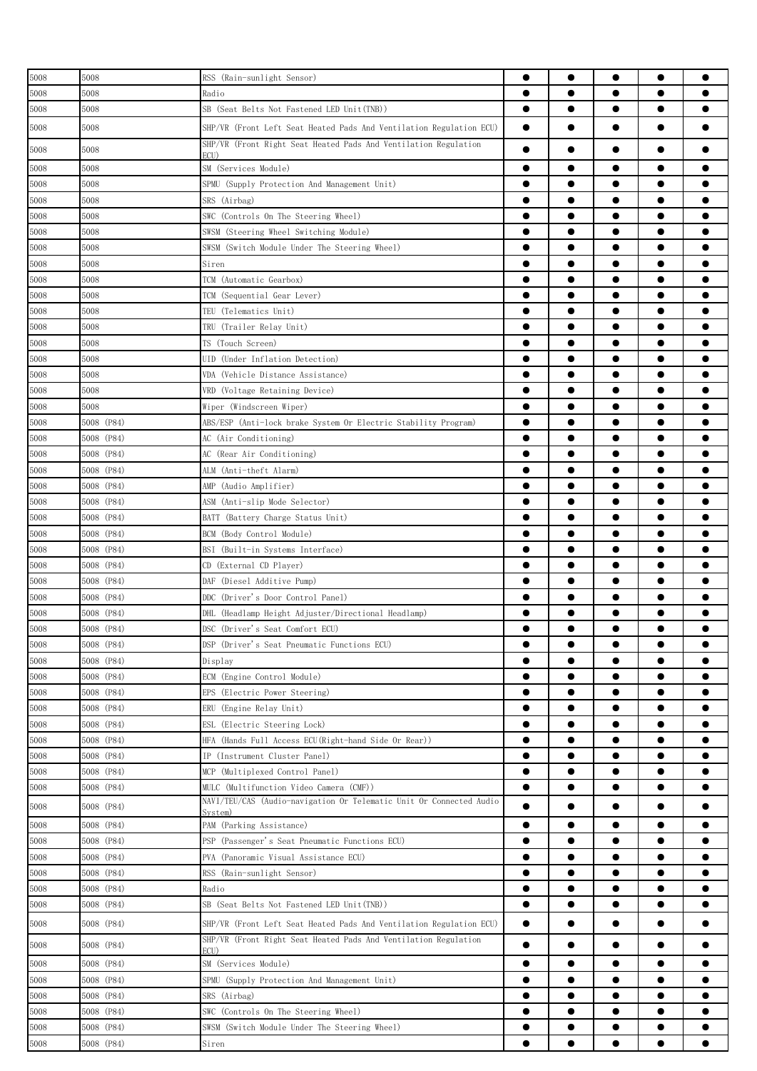| | | | | | | | |
|---|---|---|---|---|---|---|---|
| 5008 | 5008 | RSS (Rain-sunlight Sensor) | ● | ● | ● | ● | ● |
| 5008 | 5008 | Radio | ● | ● | ● | ● | ● |
| 5008 | 5008 | SB (Seat Belts Not Fastened LED Unit(TNB)) | ● | ● | ● | ● | ● |
| 5008 | 5008 | SHP/VR (Front Left Seat Heated Pads And Ventilation Regulation ECU) | ● | ● | ● | ● | ● |
| 5008 | 5008 | SHP/VR (Front Right Seat Heated Pads And Ventilation Regulation ECU) | ● | ● | ● | ● | ● |
| 5008 | 5008 | SM (Services Module) | ● | ● | ● | ● | ● |
| 5008 | 5008 | SPMU (Supply Protection And Management Unit) | ● | ● | ● | ● | ● |
| 5008 | 5008 | SRS (Airbag) | ● | ● | ● | ● | ● |
| 5008 | 5008 | SWC (Controls On The Steering Wheel) | ● | ● | ● | ● | ● |
| 5008 | 5008 | SWSM (Steering Wheel Switching Module) | ● | ● | ● | ● | ● |
| 5008 | 5008 | SWSM (Switch Module Under The Steering Wheel) | ● | ● | ● | ● | ● |
| 5008 | 5008 | Siren | ● | ● | ● | ● | ● |
| 5008 | 5008 | TCM (Automatic Gearbox) | ● | ● | ● | ● | ● |
| 5008 | 5008 | TCM (Sequential Gear Lever) | ● | ● | ● | ● | ● |
| 5008 | 5008 | TEU (Telematics Unit) | ● | ● | ● | ● | ● |
| 5008 | 5008 | TRU (Trailer Relay Unit) | ● | ● | ● | ● | ● |
| 5008 | 5008 | TS (Touch Screen) | ● | ● | ● | ● | ● |
| 5008 | 5008 | UID (Under Inflation Detection) | ● | ● | ● | ● | ● |
| 5008 | 5008 | VDA (Vehicle Distance Assistance) | ● | ● | ● | ● | ● |
| 5008 | 5008 | VRD (Voltage Retaining Device) | ● | ● | ● | ● | ● |
| 5008 | 5008 | Wiper (Windscreen Wiper) | ● | ● | ● | ● | ● |
| 5008 | 5008 (P84) | ABS/ESP (Anti-lock brake System Or Electric Stability Program) | ● | ● | ● | ● | ● |
| 5008 | 5008 (P84) | AC (Air Conditioning) | ● | ● | ● | ● | ● |
| 5008 | 5008 (P84) | AC (Rear Air Conditioning) | ● | ● | ● | ● | ● |
| 5008 | 5008 (P84) | ALM (Anti-theft Alarm) | ● | ● | ● | ● | ● |
| 5008 | 5008 (P84) | AMP (Audio Amplifier) | ● | ● | ● | ● | ● |
| 5008 | 5008 (P84) | ASM (Anti-slip Mode Selector) | ● | ● | ● | ● | ● |
| 5008 | 5008 (P84) | BATT (Battery Charge Status Unit) | ● | ● | ● | ● | ● |
| 5008 | 5008 (P84) | BCM (Body Control Module) | ● | ● | ● | ● | ● |
| 5008 | 5008 (P84) | BSI (Built-in Systems Interface) | ● | ● | ● | ● | ● |
| 5008 | 5008 (P84) | CD (External CD Player) | ● | ● | ● | ● | ● |
| 5008 | 5008 (P84) | DAF (Diesel Additive Pump) | ● | ● | ● | ● | ● |
| 5008 | 5008 (P84) | DDC (Driver's Door Control Panel) | ● | ● | ● | ● | ● |
| 5008 | 5008 (P84) | DHL (Headlamp Height Adjuster/Directional Headlamp) | ● | ● | ● | ● | ● |
| 5008 | 5008 (P84) | DSC (Driver's Seat Comfort ECU) | ● | ● | ● | ● | ● |
| 5008 | 5008 (P84) | DSP (Driver's Seat Pneumatic Functions ECU) | ● | ● | ● | ● | ● |
| 5008 | 5008 (P84) | Display | ● | ● | ● | ● | ● |
| 5008 | 5008 (P84) | ECM (Engine Control Module) | ● | ● | ● | ● | ● |
| 5008 | 5008 (P84) | EPS (Electric Power Steering) | ● | ● | ● | ● | ● |
| 5008 | 5008 (P84) | ERU (Engine Relay Unit) | ● | ● | ● | ● | ● |
| 5008 | 5008 (P84) | ESL (Electric Steering Lock) | ● | ● | ● | ● | ● |
| 5008 | 5008 (P84) | HFA (Hands Full Access ECU(Right-hand Side Or Rear)) | ● | ● | ● | ● | ● |
| 5008 | 5008 (P84) | IP (Instrument Cluster Panel) | ● | ● | ● | ● | ● |
| 5008 | 5008 (P84) | MCP (Multiplexed Control Panel) | ● | ● | ● | ● | ● |
| 5008 | 5008 (P84) | MULC (Multifunction Video Camera (CMF)) | ● | ● | ● | ● | ● |
| 5008 | 5008 (P84) | NAVI/TEU/CAS (Audio-navigation Or Telematic Unit Or Connected Audio System) | ● | ● | ● | ● | ● |
| 5008 | 5008 (P84) | PAM (Parking Assistance) | ● | ● | ● | ● | ● |
| 5008 | 5008 (P84) | PSP (Passenger's Seat Pneumatic Functions ECU) | ● | ● | ● | ● | ● |
| 5008 | 5008 (P84) | PVA (Panoramic Visual Assistance ECU) | ● | ● | ● | ● | ● |
| 5008 | 5008 (P84) | RSS (Rain-sunlight Sensor) | ● | ● | ● | ● | ● |
| 5008 | 5008 (P84) | Radio | ● | ● | ● | ● | ● |
| 5008 | 5008 (P84) | SB (Seat Belts Not Fastened LED Unit(TNB)) | ● | ● | ● | ● | ● |
| 5008 | 5008 (P84) | SHP/VR (Front Left Seat Heated Pads And Ventilation Regulation ECU) | ● | ● | ● | ● | ● |
| 5008 | 5008 (P84) | SHP/VR (Front Right Seat Heated Pads And Ventilation Regulation ECU) | ● | ● | ● | ● | ● |
| 5008 | 5008 (P84) | SM (Services Module) | ● | ● | ● | ● | ● |
| 5008 | 5008 (P84) | SPMU (Supply Protection And Management Unit) | ● | ● | ● | ● | ● |
| 5008 | 5008 (P84) | SRS (Airbag) | ● | ● | ● | ● | ● |
| 5008 | 5008 (P84) | SWC (Controls On The Steering Wheel) | ● | ● | ● | ● | ● |
| 5008 | 5008 (P84) | SWSM (Switch Module Under The Steering Wheel) | ● | ● | ● | ● | ● |
| 5008 | 5008 (P84) | Siren | ● | ● | ● | ● | ● |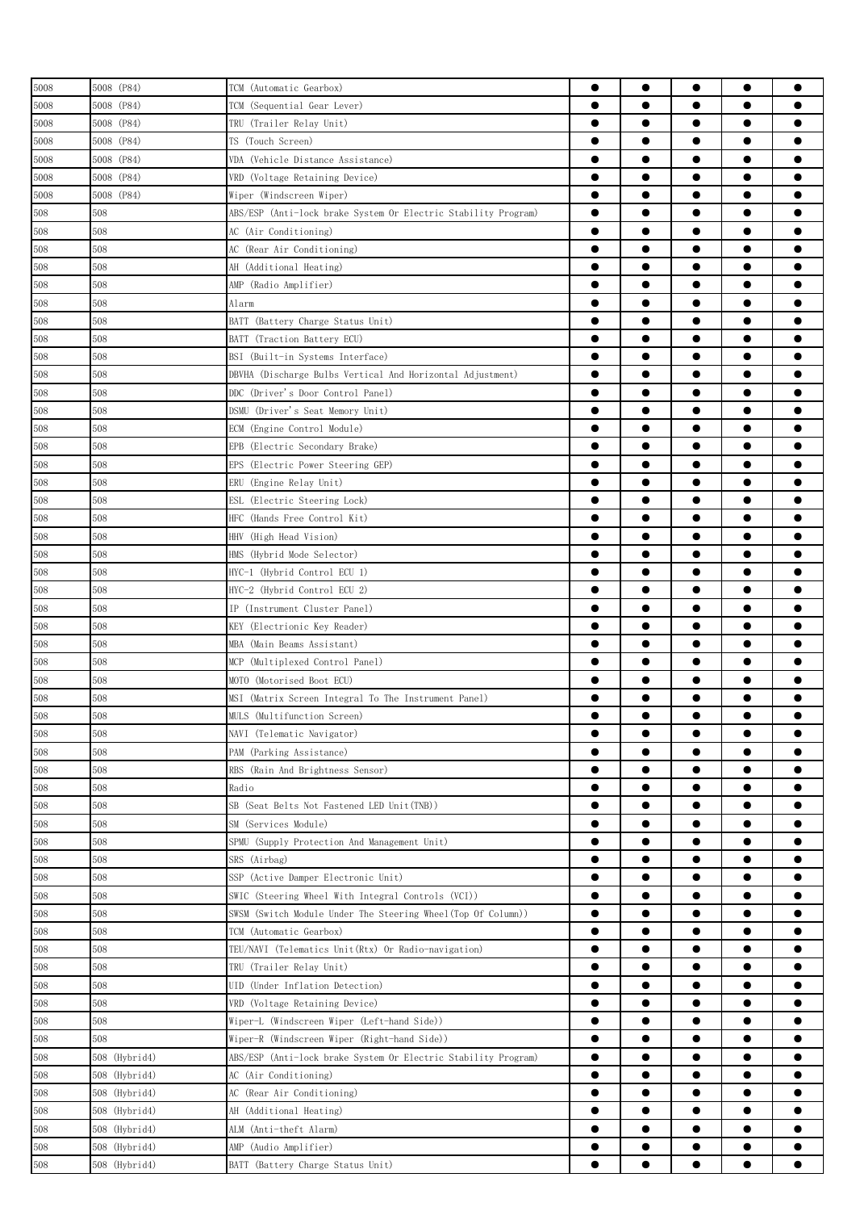| 5008 | 5008 (P84) | TCM (Automatic Gearbox) | ● | ● | ● | ● | ● |
|---|---|---|---|---|---|---|---|
| 5008 | 5008 (P84) | TCM (Sequential Gear Lever) | ● | ● | ● | ● | ● |
| 5008 | 5008 (P84) | TRU (Trailer Relay Unit) | ● | ● | ● | ● | ● |
| 5008 | 5008 (P84) | TS (Touch Screen) | ● | ● | ● | ● | ● |
| 5008 | 5008 (P84) | VDA (Vehicle Distance Assistance) | ● | ● | ● | ● | ● |
| 5008 | 5008 (P84) | VRD (Voltage Retaining Device) | ● | ● | ● | ● | ● |
| 5008 | 5008 (P84) | Wiper (Windscreen Wiper) | ● | ● | ● | ● | ● |
| 508 | 508 | ABS/ESP (Anti-lock brake System Or Electric Stability Program) | ● | ● | ● | ● | ● |
| 508 | 508 | AC (Air Conditioning) | ● | ● | ● | ● | ● |
| 508 | 508 | AC (Rear Air Conditioning) | ● | ● | ● | ● | ● |
| 508 | 508 | AH (Additional Heating) | ● | ● | ● | ● | ● |
| 508 | 508 | AMP (Radio Amplifier) | ● | ● | ● | ● | ● |
| 508 | 508 | Alarm | ● | ● | ● | ● | ● |
| 508 | 508 | BATT (Battery Charge Status Unit) | ● | ● | ● | ● | ● |
| 508 | 508 | BATT (Traction Battery ECU) | ● | ● | ● | ● | ● |
| 508 | 508 | BSI (Built-in Systems Interface) | ● | ● | ● | ● | ● |
| 508 | 508 | DBVHA (Discharge Bulbs Vertical And Horizontal Adjustment) | ● | ● | ● | ● | ● |
| 508 | 508 | DDC (Driver's Door Control Panel) | ● | ● | ● | ● | ● |
| 508 | 508 | DSMU (Driver's Seat Memory Unit) | ● | ● | ● | ● | ● |
| 508 | 508 | ECM (Engine Control Module) | ● | ● | ● | ● | ● |
| 508 | 508 | EPB (Electric Secondary Brake) | ● | ● | ● | ● | ● |
| 508 | 508 | EPS (Electric Power Steering GEP) | ● | ● | ● | ● | ● |
| 508 | 508 | ERU (Engine Relay Unit) | ● | ● | ● | ● | ● |
| 508 | 508 | ESL (Electric Steering Lock) | ● | ● | ● | ● | ● |
| 508 | 508 | HFC (Hands Free Control Kit) | ● | ● | ● | ● | ● |
| 508 | 508 | HHV (High Head Vision) | ● | ● | ● | ● | ● |
| 508 | 508 | HMS (Hybrid Mode Selector) | ● | ● | ● | ● | ● |
| 508 | 508 | HYC-1 (Hybrid Control ECU 1) | ● | ● | ● | ● | ● |
| 508 | 508 | HYC-2 (Hybrid Control ECU 2) | ● | ● | ● | ● | ● |
| 508 | 508 | IP (Instrument Cluster Panel) | ● | ● | ● | ● | ● |
| 508 | 508 | KEY (Electrionic Key Reader) | ● | ● | ● | ● | ● |
| 508 | 508 | MBA (Main Beams Assistant) | ● | ● | ● | ● | ● |
| 508 | 508 | MCP (Multiplexed Control Panel) | ● | ● | ● | ● | ● |
| 508 | 508 | MOTO (Motorised Boot ECU) | ● | ● | ● | ● | ● |
| 508 | 508 | MSI (Matrix Screen Integral To The Instrument Panel) | ● | ● | ● | ● | ● |
| 508 | 508 | MULS (Multifunction Screen) | ● | ● | ● | ● | ● |
| 508 | 508 | NAVI (Telematic Navigator) | ● | ● | ● | ● | ● |
| 508 | 508 | PAM (Parking Assistance) | ● | ● | ● | ● | ● |
| 508 | 508 | RBS (Rain And Brightness Sensor) | ● | ● | ● | ● | ● |
| 508 | 508 | Radio | ● | ● | ● | ● | ● |
| 508 | 508 | SB (Seat Belts Not Fastened LED Unit(TNB)) | ● | ● | ● | ● | ● |
| 508 | 508 | SM (Services Module) | ● | ● | ● | ● | ● |
| 508 | 508 | SPMU (Supply Protection And Management Unit) | ● | ● | ● | ● | ● |
| 508 | 508 | SRS (Airbag) | ● | ● | ● | ● | ● |
| 508 | 508 | SSP (Active Damper Electronic Unit) | ● | ● | ● | ● | ● |
| 508 | 508 | SWIC (Steering Wheel With Integral Controls (VCI)) | ● | ● | ● | ● | ● |
| 508 | 508 | SWSM (Switch Module Under The Steering Wheel(Top Of Column)) | ● | ● | ● | ● | ● |
| 508 | 508 | TCM (Automatic Gearbox) | ● | ● | ● | ● | ● |
| 508 | 508 | TEU/NAVI (Telematics Unit(Rtx) Or Radio-navigation) | ● | ● | ● | ● | ● |
| 508 | 508 | TRU (Trailer Relay Unit) | ● | ● | ● | ● | ● |
| 508 | 508 | UID (Under Inflation Detection) | ● | ● | ● | ● | ● |
| 508 | 508 | VRD (Voltage Retaining Device) | ● | ● | ● | ● | ● |
| 508 | 508 | Wiper-L (Windscreen Wiper (Left-hand Side)) | ● | ● | ● | ● | ● |
| 508 | 508 | Wiper-R (Windscreen Wiper (Right-hand Side)) | ● | ● | ● | ● | ● |
| 508 | 508 (Hybrid4) | ABS/ESP (Anti-lock brake System Or Electric Stability Program) | ● | ● | ● | ● | ● |
| 508 | 508 (Hybrid4) | AC (Air Conditioning) | ● | ● | ● | ● | ● |
| 508 | 508 (Hybrid4) | AC (Rear Air Conditioning) | ● | ● | ● | ● | ● |
| 508 | 508 (Hybrid4) | AH (Additional Heating) | ● | ● | ● | ● | ● |
| 508 | 508 (Hybrid4) | ALM (Anti-theft Alarm) | ● | ● | ● | ● | ● |
| 508 | 508 (Hybrid4) | AMP (Audio Amplifier) | ● | ● | ● | ● | ● |
| 508 | 508 (Hybrid4) | BATT (Battery Charge Status Unit) | ● | ● | ● | ● | ● |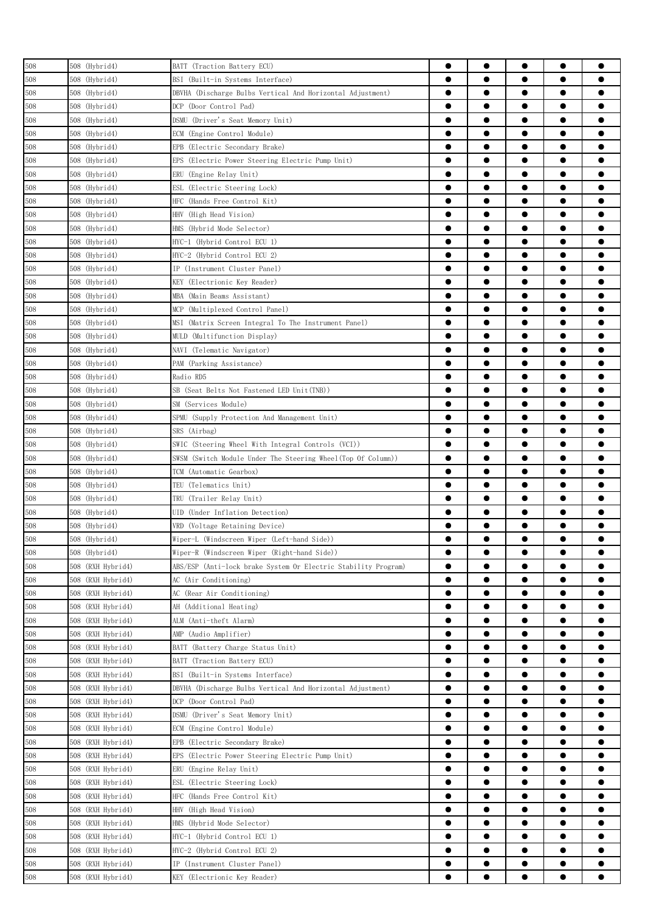| | | | | | | | |
|---|---|---|---|---|---|---|---|
| 508 | 508 (Hybrid4) | BATT (Traction Battery ECU) | ● | ● | ● | ● | ● |
| 508 | 508 (Hybrid4) | BSI (Built-in Systems Interface) | ● | ● | ● | ● | ● |
| 508 | 508 (Hybrid4) | DBVHA (Discharge Bulbs Vertical And Horizontal Adjustment) | ● | ● | ● | ● | ● |
| 508 | 508 (Hybrid4) | DCP (Door Control Pad) | ● | ● | ● | ● | ● |
| 508 | 508 (Hybrid4) | DSMU (Driver's Seat Memory Unit) | ● | ● | ● | ● | ● |
| 508 | 508 (Hybrid4) | ECM (Engine Control Module) | ● | ● | ● | ● | ● |
| 508 | 508 (Hybrid4) | EPB (Electric Secondary Brake) | ● | ● | ● | ● | ● |
| 508 | 508 (Hybrid4) | EPS (Electric Power Steering Electric Pump Unit) | ● | ● | ● | ● | ● |
| 508 | 508 (Hybrid4) | ERU (Engine Relay Unit) | ● | ● | ● | ● | ● |
| 508 | 508 (Hybrid4) | ESL (Electric Steering Lock) | ● | ● | ● | ● | ● |
| 508 | 508 (Hybrid4) | HFC (Hands Free Control Kit) | ● | ● | ● | ● | ● |
| 508 | 508 (Hybrid4) | HHV (High Head Vision) | ● | ● | ● | ● | ● |
| 508 | 508 (Hybrid4) | HMS (Hybrid Mode Selector) | ● | ● | ● | ● | ● |
| 508 | 508 (Hybrid4) | HYC-1 (Hybrid Control ECU 1) | ● | ● | ● | ● | ● |
| 508 | 508 (Hybrid4) | HYC-2 (Hybrid Control ECU 2) | ● | ● | ● | ● | ● |
| 508 | 508 (Hybrid4) | IP (Instrument Cluster Panel) | ● | ● | ● | ● | ● |
| 508 | 508 (Hybrid4) | KEY (Electrionic Key Reader) | ● | ● | ● | ● | ● |
| 508 | 508 (Hybrid4) | MBA (Main Beams Assistant) | ● | ● | ● | ● | ● |
| 508 | 508 (Hybrid4) | MCP (Multiplexed Control Panel) | ● | ● | ● | ● | ● |
| 508 | 508 (Hybrid4) | MSI (Matrix Screen Integral To The Instrument Panel) | ● | ● | ● | ● | ● |
| 508 | 508 (Hybrid4) | MULD (Multifunction Display) | ● | ● | ● | ● | ● |
| 508 | 508 (Hybrid4) | NAVI (Telematic Navigator) | ● | ● | ● | ● | ● |
| 508 | 508 (Hybrid4) | PAM (Parking Assistance) | ● | ● | ● | ● | ● |
| 508 | 508 (Hybrid4) | Radio RD5 | ● | ● | ● | ● | ● |
| 508 | 508 (Hybrid4) | SB (Seat Belts Not Fastened LED Unit(TNB)) | ● | ● | ● | ● | ● |
| 508 | 508 (Hybrid4) | SM (Services Module) | ● | ● | ● | ● | ● |
| 508 | 508 (Hybrid4) | SPMU (Supply Protection And Management Unit) | ● | ● | ● | ● | ● |
| 508 | 508 (Hybrid4) | SRS (Airbag) | ● | ● | ● | ● | ● |
| 508 | 508 (Hybrid4) | SWIC (Steering Wheel With Integral Controls (VCI)) | ● | ● | ● | ● | ● |
| 508 | 508 (Hybrid4) | SWSM (Switch Module Under The Steering Wheel(Top Of Column)) | ● | ● | ● | ● | ● |
| 508 | 508 (Hybrid4) | TCM (Automatic Gearbox) | ● | ● | ● | ● | ● |
| 508 | 508 (Hybrid4) | TEU (Telematics Unit) | ● | ● | ● | ● | ● |
| 508 | 508 (Hybrid4) | TRU (Trailer Relay Unit) | ● | ● | ● | ● | ● |
| 508 | 508 (Hybrid4) | UID (Under Inflation Detection) | ● | ● | ● | ● | ● |
| 508 | 508 (Hybrid4) | VRD (Voltage Retaining Device) | ● | ● | ● | ● | ● |
| 508 | 508 (Hybrid4) | Wiper-L (Windscreen Wiper (Left-hand Side)) | ● | ● | ● | ● | ● |
| 508 | 508 (Hybrid4) | Wiper-R (Windscreen Wiper (Right-hand Side)) | ● | ● | ● | ● | ● |
| 508 | 508 (RXH Hybrid4) | ABS/ESP (Anti-lock brake System Or Electric Stability Program) | ● | ● | ● | ● | ● |
| 508 | 508 (RXH Hybrid4) | AC (Air Conditioning) | ● | ● | ● | ● | ● |
| 508 | 508 (RXH Hybrid4) | AC (Rear Air Conditioning) | ● | ● | ● | ● | ● |
| 508 | 508 (RXH Hybrid4) | AH (Additional Heating) | ● | ● | ● | ● | ● |
| 508 | 508 (RXH Hybrid4) | ALM (Anti-theft Alarm) | ● | ● | ● | ● | ● |
| 508 | 508 (RXH Hybrid4) | AMP (Audio Amplifier) | ● | ● | ● | ● | ● |
| 508 | 508 (RXH Hybrid4) | BATT (Battery Charge Status Unit) | ● | ● | ● | ● | ● |
| 508 | 508 (RXH Hybrid4) | BATT (Traction Battery ECU) | ● | ● | ● | ● | ● |
| 508 | 508 (RXH Hybrid4) | BSI (Built-in Systems Interface) | ● | ● | ● | ● | ● |
| 508 | 508 (RXH Hybrid4) | DBVHA (Discharge Bulbs Vertical And Horizontal Adjustment) | ● | ● | ● | ● | ● |
| 508 | 508 (RXH Hybrid4) | DCP (Door Control Pad) | ● | ● | ● | ● | ● |
| 508 | 508 (RXH Hybrid4) | DSMU (Driver's Seat Memory Unit) | ● | ● | ● | ● | ● |
| 508 | 508 (RXH Hybrid4) | ECM (Engine Control Module) | ● | ● | ● | ● | ● |
| 508 | 508 (RXH Hybrid4) | EPB (Electric Secondary Brake) | ● | ● | ● | ● | ● |
| 508 | 508 (RXH Hybrid4) | EPS (Electric Power Steering Electric Pump Unit) | ● | ● | ● | ● | ● |
| 508 | 508 (RXH Hybrid4) | ERU (Engine Relay Unit) | ● | ● | ● | ● | ● |
| 508 | 508 (RXH Hybrid4) | ESL (Electric Steering Lock) | ● | ● | ● | ● | ● |
| 508 | 508 (RXH Hybrid4) | HFC (Hands Free Control Kit) | ● | ● | ● | ● | ● |
| 508 | 508 (RXH Hybrid4) | HHV (High Head Vision) | ● | ● | ● | ● | ● |
| 508 | 508 (RXH Hybrid4) | HMS (Hybrid Mode Selector) | ● | ● | ● | ● | ● |
| 508 | 508 (RXH Hybrid4) | HYC-1 (Hybrid Control ECU 1) | ● | ● | ● | ● | ● |
| 508 | 508 (RXH Hybrid4) | HYC-2 (Hybrid Control ECU 2) | ● | ● | ● | ● | ● |
| 508 | 508 (RXH Hybrid4) | IP (Instrument Cluster Panel) | ● | ● | ● | ● | ● |
| 508 | 508 (RXH Hybrid4) | KEY (Electrionic Key Reader) | ● | ● | ● | ● | ● |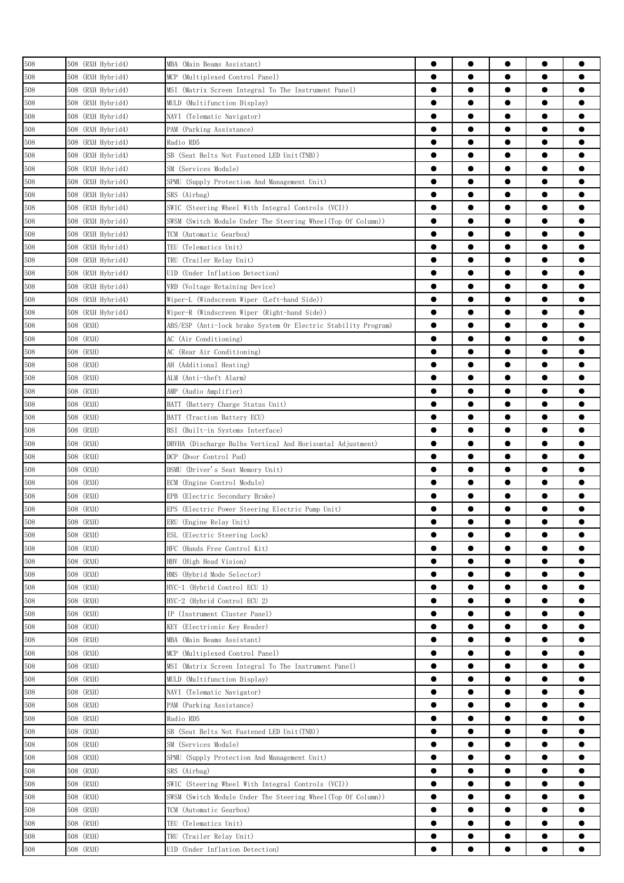| | | | | | | | |
|---|---|---|---|---|---|---|---|
| 508 | 508 (RXH Hybrid4) | MBA (Main Beams Assistant) | ● | ● | ● | ● | ● |
| 508 | 508 (RXH Hybrid4) | MCP (Multiplexed Control Panel) | ● | ● | ● | ● | ● |
| 508 | 508 (RXH Hybrid4) | MSI (Matrix Screen Integral To The Instrument Panel) | ● | ● | ● | ● | ● |
| 508 | 508 (RXH Hybrid4) | MULD (Multifunction Display) | ● | ● | ● | ● | ● |
| 508 | 508 (RXH Hybrid4) | NAVI (Telematic Navigator) | ● | ● | ● | ● | ● |
| 508 | 508 (RXH Hybrid4) | PAM (Parking Assistance) | ● | ● | ● | ● | ● |
| 508 | 508 (RXH Hybrid4) | Radio RD5 | ● | ● | ● | ● | ● |
| 508 | 508 (RXH Hybrid4) | SB (Seat Belts Not Fastened LED Unit(TNB)) | ● | ● | ● | ● | ● |
| 508 | 508 (RXH Hybrid4) | SM (Services Module) | ● | ● | ● | ● | ● |
| 508 | 508 (RXH Hybrid4) | SPMU (Supply Protection And Management Unit) | ● | ● | ● | ● | ● |
| 508 | 508 (RXH Hybrid4) | SRS (Airbag) | ● | ● | ● | ● | ● |
| 508 | 508 (RXH Hybrid4) | SWIC (Steering Wheel With Integral Controls (VCI)) | ● | ● | ● | ● | ● |
| 508 | 508 (RXH Hybrid4) | SWSM (Switch Module Under The Steering Wheel(Top Of Column)) | ● | ● | ● | ● | ● |
| 508 | 508 (RXH Hybrid4) | TCM (Automatic Gearbox) | ● | ● | ● | ● | ● |
| 508 | 508 (RXH Hybrid4) | TEU (Telematics Unit) | ● | ● | ● | ● | ● |
| 508 | 508 (RXH Hybrid4) | TRU (Trailer Relay Unit) | ● | ● | ● | ● | ● |
| 508 | 508 (RXH Hybrid4) | UID (Under Inflation Detection) | ● | ● | ● | ● | ● |
| 508 | 508 (RXH Hybrid4) | VRD (Voltage Retaining Device) | ● | ● | ● | ● | ● |
| 508 | 508 (RXH Hybrid4) | Wiper-L (Windscreen Wiper (Left-hand Side)) | ● | ● | ● | ● | ● |
| 508 | 508 (RXH Hybrid4) | Wiper-R (Windscreen Wiper (Right-hand Side)) | ● | ● | ● | ● | ● |
| 508 | 508 (RXH) | ABS/ESP (Anti-lock brake System Or Electric Stability Program) | ● | ● | ● | ● | ● |
| 508 | 508 (RXH) | AC (Air Conditioning) | ● | ● | ● | ● | ● |
| 508 | 508 (RXH) | AC (Rear Air Conditioning) | ● | ● | ● | ● | ● |
| 508 | 508 (RXH) | AH (Additional Heating) | ● | ● | ● | ● | ● |
| 508 | 508 (RXH) | ALM (Anti-theft Alarm) | ● | ● | ● | ● | ● |
| 508 | 508 (RXH) | AMP (Audio Amplifier) | ● | ● | ● | ● | ● |
| 508 | 508 (RXH) | BATT (Battery Charge Status Unit) | ● | ● | ● | ● | ● |
| 508 | 508 (RXH) | BATT (Traction Battery ECU) | ● | ● | ● | ● | ● |
| 508 | 508 (RXH) | BSI (Built-in Systems Interface) | ● | ● | ● | ● | ● |
| 508 | 508 (RXH) | DBVHA (Discharge Bulbs Vertical And Horizontal Adjustment) | ● | ● | ● | ● | ● |
| 508 | 508 (RXH) | DCP (Door Control Pad) | ● | ● | ● | ● | ● |
| 508 | 508 (RXH) | DSMU (Driver's Seat Memory Unit) | ● | ● | ● | ● | ● |
| 508 | 508 (RXH) | ECM (Engine Control Module) | ● | ● | ● | ● | ● |
| 508 | 508 (RXH) | EPB (Electric Secondary Brake) | ● | ● | ● | ● | ● |
| 508 | 508 (RXH) | EPS (Electric Power Steering Electric Pump Unit) | ● | ● | ● | ● | ● |
| 508 | 508 (RXH) | ERU (Engine Relay Unit) | ● | ● | ● | ● | ● |
| 508 | 508 (RXH) | ESL (Electric Steering Lock) | ● | ● | ● | ● | ● |
| 508 | 508 (RXH) | HFC (Hands Free Control Kit) | ● | ● | ● | ● | ● |
| 508 | 508 (RXH) | HHV (High Head Vision) | ● | ● | ● | ● | ● |
| 508 | 508 (RXH) | HMS (Hybrid Mode Selector) | ● | ● | ● | ● | ● |
| 508 | 508 (RXH) | HYC-1 (Hybrid Control ECU 1) | ● | ● | ● | ● | ● |
| 508 | 508 (RXH) | HYC-2 (Hybrid Control ECU 2) | ● | ● | ● | ● | ● |
| 508 | 508 (RXH) | IP (Instrument Cluster Panel) | ● | ● | ● | ● | ● |
| 508 | 508 (RXH) | KEY (Electrionic Key Reader) | ● | ● | ● | ● | ● |
| 508 | 508 (RXH) | MBA (Main Beams Assistant) | ● | ● | ● | ● | ● |
| 508 | 508 (RXH) | MCP (Multiplexed Control Panel) | ● | ● | ● | ● | ● |
| 508 | 508 (RXH) | MSI (Matrix Screen Integral To The Instrument Panel) | ● | ● | ● | ● | ● |
| 508 | 508 (RXH) | MULD (Multifunction Display) | ● | ● | ● | ● | ● |
| 508 | 508 (RXH) | NAVI (Telematic Navigator) | ● | ● | ● | ● | ● |
| 508 | 508 (RXH) | PAM (Parking Assistance) | ● | ● | ● | ● | ● |
| 508 | 508 (RXH) | Radio RD5 | ● | ● | ● | ● | ● |
| 508 | 508 (RXH) | SB (Seat Belts Not Fastened LED Unit(TNB)) | ● | ● | ● | ● | ● |
| 508 | 508 (RXH) | SM (Services Module) | ● | ● | ● | ● | ● |
| 508 | 508 (RXH) | SPMU (Supply Protection And Management Unit) | ● | ● | ● | ● | ● |
| 508 | 508 (RXH) | SRS (Airbag) | ● | ● | ● | ● | ● |
| 508 | 508 (RXH) | SWIC (Steering Wheel With Integral Controls (VCI)) | ● | ● | ● | ● | ● |
| 508 | 508 (RXH) | SWSM (Switch Module Under The Steering Wheel(Top Of Column)) | ● | ● | ● | ● | ● |
| 508 | 508 (RXH) | TCM (Automatic Gearbox) | ● | ● | ● | ● | ● |
| 508 | 508 (RXH) | TEU (Telematics Unit) | ● | ● | ● | ● | ● |
| 508 | 508 (RXH) | TRU (Trailer Relay Unit) | ● | ● | ● | ● | ● |
| 508 | 508 (RXH) | UID (Under Inflation Detection) | ● | ● | ● | ● | ● |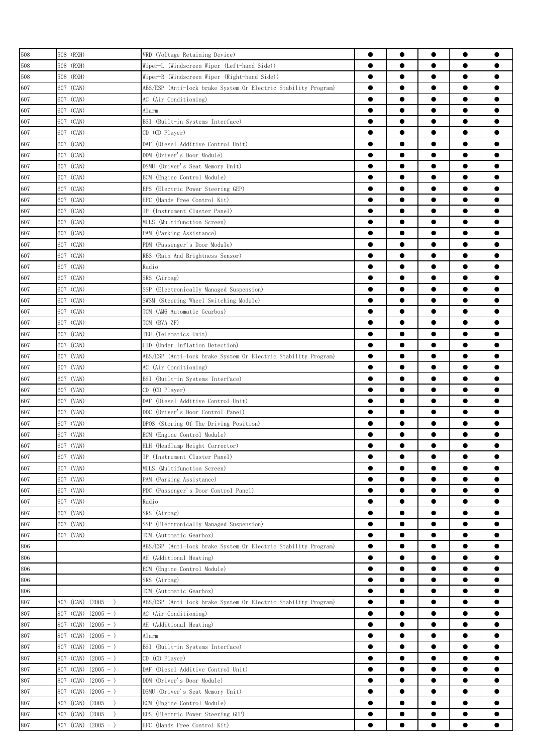| 508 | 508 (RXH) | VRD (Voltage Retaining Device) | ● | ● | ● | ● | ● |
|---|---|---|---|---|---|---|---|
| 508 | 508 (RXH) | Wiper-L (Windscreen Wiper (Left-hand Side)) | ● | ● | ● | ● | ● |
| 508 | 508 (RXH) | Wiper-R (Windscreen Wiper (Right-hand Side)) | ● | ● | ● | ● | ● |
| 607 | 607 (CAN) | ABS/ESP (Anti-lock brake System Or Electric Stability Program) | ● | ● | ● | ● | ● |
| 607 | 607 (CAN) | AC (Air Conditioning) | ● | ● | ● | ● | ● |
| 607 | 607 (CAN) | Alarm | ● | ● | ● | ● | ● |
| 607 | 607 (CAN) | BSI (Built-in Systems Interface) | ● | ● | ● | ● | ● |
| 607 | 607 (CAN) | CD (CD Player) | ● | ● | ● | ● | ● |
| 607 | 607 (CAN) | DAF (Diesel Additive Control Unit) | ● | ● | ● | ● | ● |
| 607 | 607 (CAN) | DDM (Driver's Door Module) | ● | ● | ● | ● | ● |
| 607 | 607 (CAN) | DSMU (Driver's Seat Memory Unit) | ● | ● | ● | ● | ● |
| 607 | 607 (CAN) | ECM (Engine Control Module) | ● | ● | ● | ● | ● |
| 607 | 607 (CAN) | EPS (Electric Power Steering GEP) | ● | ● | ● | ● | ● |
| 607 | 607 (CAN) | HFC (Hands Free Control Kit) | ● | ● | ● | ● | ● |
| 607 | 607 (CAN) | IP (Instrument Cluster Panel) | ● | ● | ● | ● | ● |
| 607 | 607 (CAN) | MULS (Multifunction Screen) | ● | ● | ● | ● | ● |
| 607 | 607 (CAN) | PAM (Parking Assistance) | ● | ● | ● | ● | ● |
| 607 | 607 (CAN) | PDM (Passenger's Door Module) | ● | ● | ● | ● | ● |
| 607 | 607 (CAN) | RBS (Rain And Brightness Sensor) | ● | ● | ● | ● | ● |
| 607 | 607 (CAN) | Radio | ● | ● | ● | ● | ● |
| 607 | 607 (CAN) | SRS (Airbag) | ● | ● | ● | ● | ● |
| 607 | 607 (CAN) | SSP (Electronically Managed Suspension) | ● | ● | ● | ● | ● |
| 607 | 607 (CAN) | SWSM (Steering Wheel Switching Module) | ● | ● | ● | ● | ● |
| 607 | 607 (CAN) | TCM (AM6 Automatic Gearbox) | ● | ● | ● | ● | ● |
| 607 | 607 (CAN) | TCM (BVA ZF) | ● | ● | ● | ● | ● |
| 607 | 607 (CAN) | TEU (Telematics Unit) | ● | ● | ● | ● | ● |
| 607 | 607 (CAN) | UID (Under Inflation Detection) | ● | ● | ● | ● | ● |
| 607 | 607 (VAN) | ABS/ESP (Anti-lock brake System Or Electric Stability Program) | ● | ● | ● | ● | ● |
| 607 | 607 (VAN) | AC (Air Conditioning) | ● | ● | ● | ● | ● |
| 607 | 607 (VAN) | BSI (Built-in Systems Interface) | ● | ● | ● | ● | ● |
| 607 | 607 (VAN) | CD (CD Player) | ● | ● | ● | ● | ● |
| 607 | 607 (VAN) | DAF (Diesel Additive Control Unit) | ● | ● | ● | ● | ● |
| 607 | 607 (VAN) | DDC (Driver's Door Control Panel) | ● | ● | ● | ● | ● |
| 607 | 607 (VAN) | DPOS (Storing Of The Driving Position) | ● | ● | ● | ● | ● |
| 607 | 607 (VAN) | ECM (Engine Control Module) | ● | ● | ● | ● | ● |
| 607 | 607 (VAN) | HLH (Headlamp Height Corrector) | ● | ● | ● | ● | ● |
| 607 | 607 (VAN) | IP (Instrument Cluster Panel) | ● | ● | ● | ● | ● |
| 607 | 607 (VAN) | MULS (Multifunction Screen) | ● | ● | ● | ● | ● |
| 607 | 607 (VAN) | PAM (Parking Assistance) | ● | ● | ● | ● | ● |
| 607 | 607 (VAN) | PDC (Passenger's Door Control Panel) | ● | ● | ● | ● | ● |
| 607 | 607 (VAN) | Radio | ● | ● | ● | ● | ● |
| 607 | 607 (VAN) | SRS (Airbag) | ● | ● | ● | ● | ● |
| 607 | 607 (VAN) | SSP (Electronically Managed Suspension) | ● | ● | ● | ● | ● |
| 607 | 607 (VAN) | TCM (Automatic Gearbox) | ● | ● | ● | ● | ● |
| 806 | | ABS/ESP (Anti-lock brake System Or Electric Stability Program) | ● | ● | ● | ● | ● |
| 806 | | AH (Additional Heating) | ● | ● | ● | ● | ● |
| 806 | | ECM (Engine Control Module) | ● | ● | ● | ● | ● |
| 806 | | SRS (Airbag) | ● | ● | ● | ● | ● |
| 806 | | TCM (Automatic Gearbox) | ● | ● | ● | ● | ● |
| 807 | 807 (CAN) (2005 - ) | ABS/ESP (Anti-lock brake System Or Electric Stability Program) | ● | ● | ● | ● | ● |
| 807 | 807 (CAN) (2005 - ) | AC (Air Conditioning) | ● | ● | ● | ● | ● |
| 807 | 807 (CAN) (2005 - ) | AH (Additional Heating) | ● | ● | ● | ● | ● |
| 807 | 807 (CAN) (2005 - ) | Alarm | ● | ● | ● | ● | ● |
| 807 | 807 (CAN) (2005 - ) | BSI (Built-in Systems Interface) | ● | ● | ● | ● | ● |
| 807 | 807 (CAN) (2005 - ) | CD (CD Player) | ● | ● | ● | ● | ● |
| 807 | 807 (CAN) (2005 - ) | DAF (Diesel Additive Control Unit) | ● | ● | ● | ● | ● |
| 807 | 807 (CAN) (2005 - ) | DDM (Driver's Door Module) | ● | ● | ● | ● | ● |
| 807 | 807 (CAN) (2005 - ) | DSMU (Driver's Seat Memory Unit) | ● | ● | ● | ● | ● |
| 807 | 807 (CAN) (2005 - ) | ECM (Engine Control Module) | ● | ● | ● | ● | ● |
| 807 | 807 (CAN) (2005 - ) | EPS (Electric Power Steering GEP) | ● | ● | ● | ● | ● |
| 807 | 807 (CAN) (2005 - ) | HFC (Hands Free Control Kit) | ● | ● | ● | ● | ● |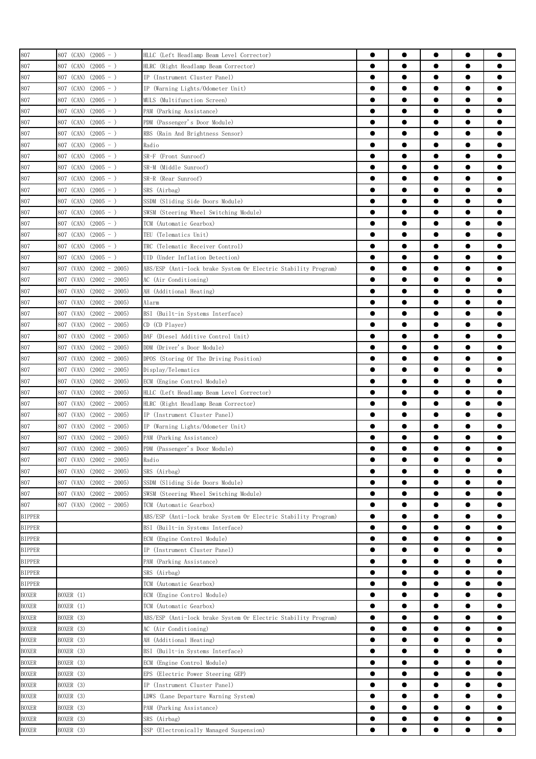| | | | | | | | |
|---|---|---|---|---|---|---|---|
| 807 | 807 (CAN) (2005 - ) | HLLC (Left Headlamp Beam Level Corrector) | ● | ● | ● | ● | ● |
| 807 | 807 (CAN) (2005 - ) | HLRC (Right Headlamp Beam Corrector) | ● | ● | ● | ● | ● |
| 807 | 807 (CAN) (2005 - ) | IP (Instrument Cluster Panel) | ● | ● | ● | ● | ● |
| 807 | 807 (CAN) (2005 - ) | IP (Warning Lights/Odometer Unit) | ● | ● | ● | ● | ● |
| 807 | 807 (CAN) (2005 - ) | MULS (Multifunction Screen) | ● | ● | ● | ● | ● |
| 807 | 807 (CAN) (2005 - ) | PAM (Parking Assistance) | ● | ● | ● | ● | ● |
| 807 | 807 (CAN) (2005 - ) | PDM (Passenger's Door Module) | ● | ● | ● | ● | ● |
| 807 | 807 (CAN) (2005 - ) | RBS (Rain And Brightness Sensor) | ● | ● | ● | ● | ● |
| 807 | 807 (CAN) (2005 - ) | Radio | ● | ● | ● | ● | ● |
| 807 | 807 (CAN) (2005 - ) | SR-F (Front Sunroof) | ● | ● | ● | ● | ● |
| 807 | 807 (CAN) (2005 - ) | SR-M (Middle Sunroof) | ● | ● | ● | ● | ● |
| 807 | 807 (CAN) (2005 - ) | SR-R (Rear Sunroof) | ● | ● | ● | ● | ● |
| 807 | 807 (CAN) (2005 - ) | SRS (Airbag) | ● | ● | ● | ● | ● |
| 807 | 807 (CAN) (2005 - ) | SSDM (Sliding Side Doors Module) | ● | ● | ● | ● | ● |
| 807 | 807 (CAN) (2005 - ) | SWSM (Steering Wheel Switching Module) | ● | ● | ● | ● | ● |
| 807 | 807 (CAN) (2005 - ) | TCM (Automatic Gearbox) | ● | ● | ● | ● | ● |
| 807 | 807 (CAN) (2005 - ) | TEU (Telematics Unit) | ● | ● | ● | ● | ● |
| 807 | 807 (CAN) (2005 - ) | TRC (Telematic Receiver Control) | ● | ● | ● | ● | ● |
| 807 | 807 (CAN) (2005 - ) | UID (Under Inflation Detection) | ● | ● | ● | ● | ● |
| 807 | 807 (VAN) (2002 - 2005) | ABS/ESP (Anti-lock brake System Or Electric Stability Program) | ● | ● | ● | ● | ● |
| 807 | 807 (VAN) (2002 - 2005) | AC (Air Conditioning) | ● | ● | ● | ● | ● |
| 807 | 807 (VAN) (2002 - 2005) | AH (Additional Heating) | ● | ● | ● | ● | ● |
| 807 | 807 (VAN) (2002 - 2005) | Alarm | ● | ● | ● | ● | ● |
| 807 | 807 (VAN) (2002 - 2005) | BSI (Built-in Systems Interface) | ● | ● | ● | ● | ● |
| 807 | 807 (VAN) (2002 - 2005) | CD (CD Player) | ● | ● | ● | ● | ● |
| 807 | 807 (VAN) (2002 - 2005) | DAF (Diesel Additive Control Unit) | ● | ● | ● | ● | ● |
| 807 | 807 (VAN) (2002 - 2005) | DDM (Driver's Door Module) | ● | ● | ● | ● | ● |
| 807 | 807 (VAN) (2002 - 2005) | DPOS (Storing Of The Driving Position) | ● | ● | ● | ● | ● |
| 807 | 807 (VAN) (2002 - 2005) | Display/Telematics | ● | ● | ● | ● | ● |
| 807 | 807 (VAN) (2002 - 2005) | ECM (Engine Control Module) | ● | ● | ● | ● | ● |
| 807 | 807 (VAN) (2002 - 2005) | HLLC (Left Headlamp Beam Level Corrector) | ● | ● | ● | ● | ● |
| 807 | 807 (VAN) (2002 - 2005) | HLRC (Right Headlamp Beam Corrector) | ● | ● | ● | ● | ● |
| 807 | 807 (VAN) (2002 - 2005) | IP (Instrument Cluster Panel) | ● | ● | ● | ● | ● |
| 807 | 807 (VAN) (2002 - 2005) | IP (Warning Lights/Odometer Unit) | ● | ● | ● | ● | ● |
| 807 | 807 (VAN) (2002 - 2005) | PAM (Parking Assistance) | ● | ● | ● | ● | ● |
| 807 | 807 (VAN) (2002 - 2005) | PDM (Passenger's Door Module) | ● | ● | ● | ● | ● |
| 807 | 807 (VAN) (2002 - 2005) | Radio | ● | ● | ● | ● | ● |
| 807 | 807 (VAN) (2002 - 2005) | SRS (Airbag) | ● | ● | ● | ● | ● |
| 807 | 807 (VAN) (2002 - 2005) | SSDM (Sliding Side Doors Module) | ● | ● | ● | ● | ● |
| 807 | 807 (VAN) (2002 - 2005) | SWSM (Steering Wheel Switching Module) | ● | ● | ● | ● | ● |
| 807 | 807 (VAN) (2002 - 2005) | TCM (Automatic Gearbox) | ● | ● | ● | ● | ● |
| BIPPER | | ABS/ESP (Anti-lock brake System Or Electric Stability Program) | ● | ● | ● | ● | ● |
| BIPPER | | BSI (Built-in Systems Interface) | ● | ● | ● | ● | ● |
| BIPPER | | ECM (Engine Control Module) | ● | ● | ● | ● | ● |
| BIPPER | | IP (Instrument Cluster Panel) | ● | ● | ● | ● | ● |
| BIPPER | | PAM (Parking Assistance) | ● | ● | ● | ● | ● |
| BIPPER | | SRS (Airbag) | ● | ● | ● | ● | ● |
| BIPPER | | TCM (Automatic Gearbox) | ● | ● | ● | ● | ● |
| BOXER | BOXER (1) | ECM (Engine Control Module) | ● | ● | ● | ● | ● |
| BOXER | BOXER (1) | TCM (Automatic Gearbox) | ● | ● | ● | ● | ● |
| BOXER | BOXER (3) | ABS/ESP (Anti-lock brake System Or Electric Stability Program) | ● | ● | ● | ● | ● |
| BOXER | BOXER (3) | AC (Air Conditioning) | ● | ● | ● | ● | ● |
| BOXER | BOXER (3) | AH (Additional Heating) | ● | ● | ● | ● | ● |
| BOXER | BOXER (3) | BSI (Built-in Systems Interface) | ● | ● | ● | ● | ● |
| BOXER | BOXER (3) | ECM (Engine Control Module) | ● | ● | ● | ● | ● |
| BOXER | BOXER (3) | EPS (Electric Power Steering GEP) | ● | ● | ● | ● | ● |
| BOXER | BOXER (3) | IP (Instrument Cluster Panel) | ● | ● | ● | ● | ● |
| BOXER | BOXER (3) | LDWS (Lane Departure Warning System) | ● | ● | ● | ● | ● |
| BOXER | BOXER (3) | PAM (Parking Assistance) | ● | ● | ● | ● | ● |
| BOXER | BOXER (3) | SRS (Airbag) | ● | ● | ● | ● | ● |
| BOXER | BOXER (3) | SSP (Electronically Managed Suspension) | ● | ● | ● | ● | ● |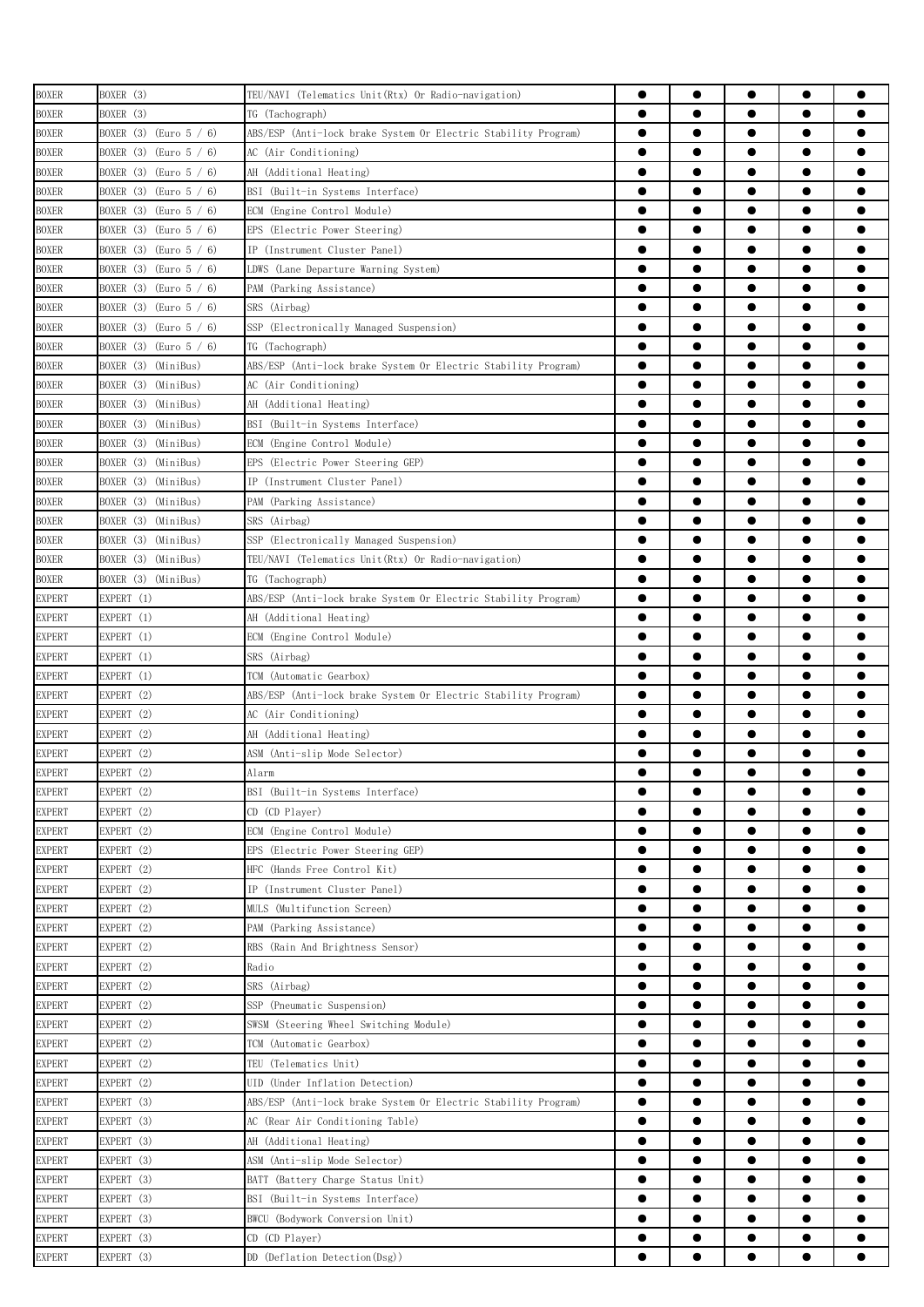| | | | | | | | |
|---|---|---|---|---|---|---|---|
| BOXER | BOXER (3) | TEU/NAVI (Telematics Unit(Rtx) Or Radio-navigation) | ● | ● | ● | ● | ● |
| BOXER | BOXER (3) | TG (Tachograph) | ● | ● | ● | ● | ● |
| BOXER | BOXER (3) (Euro 5 / 6) | ABS/ESP (Anti-lock brake System Or Electric Stability Program) | ● | ● | ● | ● | ● |
| BOXER | BOXER (3) (Euro 5 / 6) | AC (Air Conditioning) | ● | ● | ● | ● | ● |
| BOXER | BOXER (3) (Euro 5 / 6) | AH (Additional Heating) | ● | ● | ● | ● | ● |
| BOXER | BOXER (3) (Euro 5 / 6) | BSI (Built-in Systems Interface) | ● | ● | ● | ● | ● |
| BOXER | BOXER (3) (Euro 5 / 6) | ECM (Engine Control Module) | ● | ● | ● | ● | ● |
| BOXER | BOXER (3) (Euro 5 / 6) | EPS (Electric Power Steering) | ● | ● | ● | ● | ● |
| BOXER | BOXER (3) (Euro 5 / 6) | IP (Instrument Cluster Panel) | ● | ● | ● | ● | ● |
| BOXER | BOXER (3) (Euro 5 / 6) | LDWS (Lane Departure Warning System) | ● | ● | ● | ● | ● |
| BOXER | BOXER (3) (Euro 5 / 6) | PAM (Parking Assistance) | ● | ● | ● | ● | ● |
| BOXER | BOXER (3) (Euro 5 / 6) | SRS (Airbag) | ● | ● | ● | ● | ● |
| BOXER | BOXER (3) (Euro 5 / 6) | SSP (Electronically Managed Suspension) | ● | ● | ● | ● | ● |
| BOXER | BOXER (3) (Euro 5 / 6) | TG (Tachograph) | ● | ● | ● | ● | ● |
| BOXER | BOXER (3) (MiniBus) | ABS/ESP (Anti-lock brake System Or Electric Stability Program) | ● | ● | ● | ● | ● |
| BOXER | BOXER (3) (MiniBus) | AC (Air Conditioning) | ● | ● | ● | ● | ● |
| BOXER | BOXER (3) (MiniBus) | AH (Additional Heating) | ● | ● | ● | ● | ● |
| BOXER | BOXER (3) (MiniBus) | BSI (Built-in Systems Interface) | ● | ● | ● | ● | ● |
| BOXER | BOXER (3) (MiniBus) | ECM (Engine Control Module) | ● | ● | ● | ● | ● |
| BOXER | BOXER (3) (MiniBus) | EPS (Electric Power Steering GEP) | ● | ● | ● | ● | ● |
| BOXER | BOXER (3) (MiniBus) | IP (Instrument Cluster Panel) | ● | ● | ● | ● | ● |
| BOXER | BOXER (3) (MiniBus) | PAM (Parking Assistance) | ● | ● | ● | ● | ● |
| BOXER | BOXER (3) (MiniBus) | SRS (Airbag) | ● | ● | ● | ● | ● |
| BOXER | BOXER (3) (MiniBus) | SSP (Electronically Managed Suspension) | ● | ● | ● | ● | ● |
| BOXER | BOXER (3) (MiniBus) | TEU/NAVI (Telematics Unit(Rtx) Or Radio-navigation) | ● | ● | ● | ● | ● |
| BOXER | BOXER (3) (MiniBus) | TG (Tachograph) | ● | ● | ● | ● | ● |
| EXPERT | EXPERT (1) | ABS/ESP (Anti-lock brake System Or Electric Stability Program) | ● | ● | ● | ● | ● |
| EXPERT | EXPERT (1) | AH (Additional Heating) | ● | ● | ● | ● | ● |
| EXPERT | EXPERT (1) | ECM (Engine Control Module) | ● | ● | ● | ● | ● |
| EXPERT | EXPERT (1) | SRS (Airbag) | ● | ● | ● | ● | ● |
| EXPERT | EXPERT (1) | TCM (Automatic Gearbox) | ● | ● | ● | ● | ● |
| EXPERT | EXPERT (2) | ABS/ESP (Anti-lock brake System Or Electric Stability Program) | ● | ● | ● | ● | ● |
| EXPERT | EXPERT (2) | AC (Air Conditioning) | ● | ● | ● | ● | ● |
| EXPERT | EXPERT (2) | AH (Additional Heating) | ● | ● | ● | ● | ● |
| EXPERT | EXPERT (2) | ASM (Anti-slip Mode Selector) | ● | ● | ● | ● | ● |
| EXPERT | EXPERT (2) | Alarm | ● | ● | ● | ● | ● |
| EXPERT | EXPERT (2) | BSI (Built-in Systems Interface) | ● | ● | ● | ● | ● |
| EXPERT | EXPERT (2) | CD (CD Player) | ● | ● | ● | ● | ● |
| EXPERT | EXPERT (2) | ECM (Engine Control Module) | ● | ● | ● | ● | ● |
| EXPERT | EXPERT (2) | EPS (Electric Power Steering GEP) | ● | ● | ● | ● | ● |
| EXPERT | EXPERT (2) | HFC (Hands Free Control Kit) | ● | ● | ● | ● | ● |
| EXPERT | EXPERT (2) | IP (Instrument Cluster Panel) | ● | ● | ● | ● | ● |
| EXPERT | EXPERT (2) | MULS (Multifunction Screen) | ● | ● | ● | ● | ● |
| EXPERT | EXPERT (2) | PAM (Parking Assistance) | ● | ● | ● | ● | ● |
| EXPERT | EXPERT (2) | RBS (Rain And Brightness Sensor) | ● | ● | ● | ● | ● |
| EXPERT | EXPERT (2) | Radio | ● | ● | ● | ● | ● |
| EXPERT | EXPERT (2) | SRS (Airbag) | ● | ● | ● | ● | ● |
| EXPERT | EXPERT (2) | SSP (Pneumatic Suspension) | ● | ● | ● | ● | ● |
| EXPERT | EXPERT (2) | SWSM (Steering Wheel Switching Module) | ● | ● | ● | ● | ● |
| EXPERT | EXPERT (2) | TCM (Automatic Gearbox) | ● | ● | ● | ● | ● |
| EXPERT | EXPERT (2) | TEU (Telematics Unit) | ● | ● | ● | ● | ● |
| EXPERT | EXPERT (2) | UID (Under Inflation Detection) | ● | ● | ● | ● | ● |
| EXPERT | EXPERT (3) | ABS/ESP (Anti-lock brake System Or Electric Stability Program) | ● | ● | ● | ● | ● |
| EXPERT | EXPERT (3) | AC (Rear Air Conditioning Table) | ● | ● | ● | ● | ● |
| EXPERT | EXPERT (3) | AH (Additional Heating) | ● | ● | ● | ● | ● |
| EXPERT | EXPERT (3) | ASM (Anti-slip Mode Selector) | ● | ● | ● | ● | ● |
| EXPERT | EXPERT (3) | BATT (Battery Charge Status Unit) | ● | ● | ● | ● | ● |
| EXPERT | EXPERT (3) | BSI (Built-in Systems Interface) | ● | ● | ● | ● | ● |
| EXPERT | EXPERT (3) | BWCU (Bodywork Conversion Unit) | ● | ● | ● | ● | ● |
| EXPERT | EXPERT (3) | CD (CD Player) | ● | ● | ● | ● | ● |
| EXPERT | EXPERT (3) | DD (Deflation Detection(Dsg)) | ● | ● | ● | ● | ● |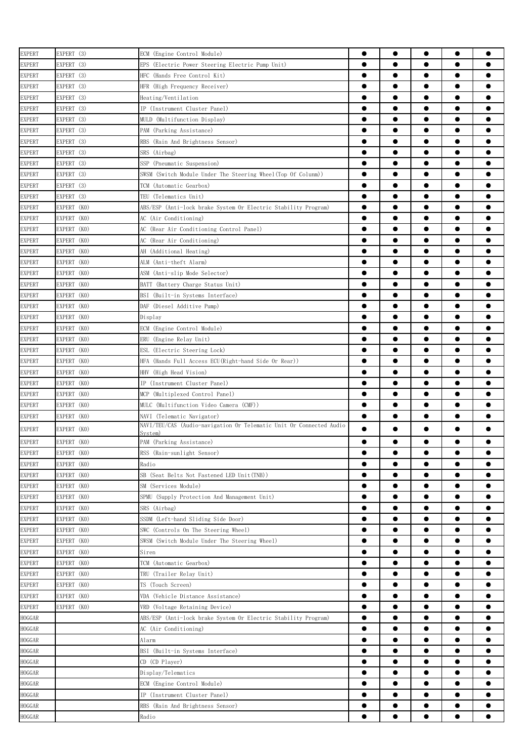| EXPERT | EXPERT (3) | ECM (Engine Control Module) | ● | ● | ● | ● | ● |
|---|---|---|---|---|---|---|---|
| EXPERT | EXPERT (3) | EPS (Electric Power Steering Electric Pump Unit) | ● | ● | ● | ● | ● |
| EXPERT | EXPERT (3) | HFC (Hands Free Control Kit) | ● | ● | ● | ● | ● |
| EXPERT | EXPERT (3) | HFR (High Frequency Receiver) | ● | ● | ● | ● | ● |
| EXPERT | EXPERT (3) | Heating/Ventilation | ● | ● | ● | ● | ● |
| EXPERT | EXPERT (3) | IP (Instrument Cluster Panel) | ● | ● | ● | ● | ● |
| EXPERT | EXPERT (3) | MULD (Multifunction Display) | ● | ● | ● | ● | ● |
| EXPERT | EXPERT (3) | PAM (Parking Assistance) | ● | ● | ● | ● | ● |
| EXPERT | EXPERT (3) | RBS (Rain And Brightness Sensor) | ● | ● | ● | ● | ● |
| EXPERT | EXPERT (3) | SRS (Airbag) | ● | ● | ● | ● | ● |
| EXPERT | EXPERT (3) | SSP (Pneumatic Suspension) | ● | ● | ● | ● | ● |
| EXPERT | EXPERT (3) | SWSM (Switch Module Under The Steering Wheel(Top Of Colunm)) | ● | ● | ● | ● | ● |
| EXPERT | EXPERT (3) | TCM (Automatic Gearbox) | ● | ● | ● | ● | ● |
| EXPERT | EXPERT (3) | TEU (Telematics Unit) | ● | ● | ● | ● | ● |
| EXPERT | EXPERT (K0) | ABS/ESP (Anti-lock brake System Or Electric Stability Program) | ● | ● | ● | ● | ● |
| EXPERT | EXPERT (K0) | AC (Air Conditioning) | ● | ● | ● | ● | ● |
| EXPERT | EXPERT (K0) | AC (Rear Air Conditioning Control Panel) | ● | ● | ● | ● | ● |
| EXPERT | EXPERT (K0) | AC (Rear Air Conditioning) | ● | ● | ● | ● | ● |
| EXPERT | EXPERT (K0) | AH (Additional Heating) | ● | ● | ● | ● | ● |
| EXPERT | EXPERT (K0) | ALM (Anti-theft Alarm) | ● | ● | ● | ● | ● |
| EXPERT | EXPERT (K0) | ASM (Anti-slip Mode Selector) | ● | ● | ● | ● | ● |
| EXPERT | EXPERT (K0) | BATT (Battery Charge Status Unit) | ● | ● | ● | ● | ● |
| EXPERT | EXPERT (K0) | BSI (Built-in Systems Interface) | ● | ● | ● | ● | ● |
| EXPERT | EXPERT (K0) | DAF (Diesel Additive Pump) | ● | ● | ● | ● | ● |
| EXPERT | EXPERT (K0) | Display | ● | ● | ● | ● | ● |
| EXPERT | EXPERT (K0) | ECM (Engine Control Module) | ● | ● | ● | ● | ● |
| EXPERT | EXPERT (K0) | ERU (Engine Relay Unit) | ● | ● | ● | ● | ● |
| EXPERT | EXPERT (K0) | ESL (Electric Steering Lock) | ● | ● | ● | ● | ● |
| EXPERT | EXPERT (K0) | HFA (Hands Full Access ECU(Right-hand Side Or Rear)) | ● | ● | ● | ● | ● |
| EXPERT | EXPERT (K0) | HHV (High Head Vision) | ● | ● | ● | ● | ● |
| EXPERT | EXPERT (K0) | IP (Instrument Cluster Panel) | ● | ● | ● | ● | ● |
| EXPERT | EXPERT (K0) | MCP (Multiplexed Control Panel) | ● | ● | ● | ● | ● |
| EXPERT | EXPERT (K0) | MULC (Multifunction Video Camera (CMF)) | ● | ● | ● | ● | ● |
| EXPERT | EXPERT (K0) | NAVI (Telematic Navigator) | ● | ● | ● | ● | ● |
| EXPERT | EXPERT (K0) | NAVI/TEU/CAS (Audio-navigation Or Telematic Unit Or Connected Audio System) | ● | ● | ● | ● | ● |
| EXPERT | EXPERT (K0) | PAM (Parking Assistance) | ● | ● | ● | ● | ● |
| EXPERT | EXPERT (K0) | RSS (Rain-sunlight Sensor) | ● | ● | ● | ● | ● |
| EXPERT | EXPERT (K0) | Radio | ● | ● | ● | ● | ● |
| EXPERT | EXPERT (K0) | SB (Seat Belts Not Fastened LED Unit(TNB)) | ● | ● | ● | ● | ● |
| EXPERT | EXPERT (K0) | SM (Services Module) | ● | ● | ● | ● | ● |
| EXPERT | EXPERT (K0) | SPMU (Supply Protection And Management Unit) | ● | ● | ● | ● | ● |
| EXPERT | EXPERT (K0) | SRS (Airbag) | ● | ● | ● | ● | ● |
| EXPERT | EXPERT (K0) | SSDM (Left-hand Sliding Side Door) | ● | ● | ● | ● | ● |
| EXPERT | EXPERT (K0) | SWC (Controls On The Steering Wheel) | ● | ● | ● | ● | ● |
| EXPERT | EXPERT (K0) | SWSM (Switch Module Under The Steering Wheel) | ● | ● | ● | ● | ● |
| EXPERT | EXPERT (K0) | Siren | ● | ● | ● | ● | ● |
| EXPERT | EXPERT (K0) | TCM (Automatic Gearbox) | ● | ● | ● | ● | ● |
| EXPERT | EXPERT (K0) | TRU (Trailer Relay Unit) | ● | ● | ● | ● | ● |
| EXPERT | EXPERT (K0) | TS (Touch Screen) | ● | ● | ● | ● | ● |
| EXPERT | EXPERT (K0) | VDA (Vehicle Distance Assistance) | ● | ● | ● | ● | ● |
| EXPERT | EXPERT (K0) | VRD (Voltage Retaining Device) | ● | ● | ● | ● | ● |
| HOGGAR | | ABS/ESP (Anti-lock brake System Or Electric Stability Program) | ● | ● | ● | ● | ● |
| HOGGAR | | AC (Air Conditioning) | ● | ● | ● | ● | ● |
| HOGGAR | | Alarm | ● | ● | ● | ● | ● |
| HOGGAR | | BSI (Built-in Systems Interface) | ● | ● | ● | ● | ● |
| HOGGAR | | CD (CD Player) | ● | ● | ● | ● | ● |
| HOGGAR | | Display/Telematics | ● | ● | ● | ● | ● |
| HOGGAR | | ECM (Engine Control Module) | ● | ● | ● | ● | ● |
| HOGGAR | | IP (Instrument Cluster Panel) | ● | ● | ● | ● | ● |
| HOGGAR | | RBS (Rain And Brightness Sensor) | ● | ● | ● | ● | ● |
| HOGGAR | | Radio | ● | ● | ● | ● | ● |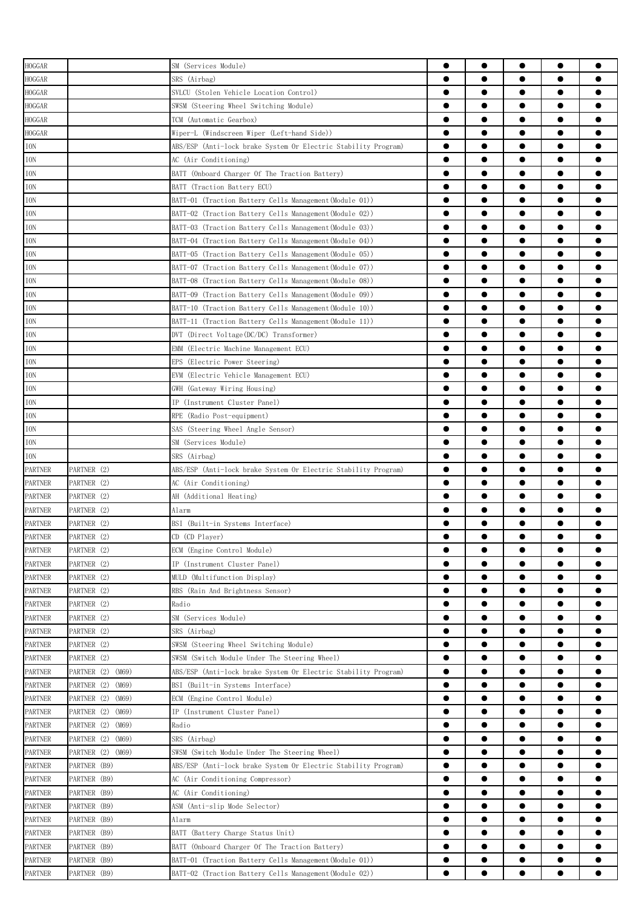| HOGGAR | | SM (Services Module) | ● | ● | ● | ● | ● |
|---|---|---|---|---|---|---|---|
| HOGGAR | | SRS (Airbag) | ● | ● | ● | ● | ● |
| HOGGAR | | SVLCU (Stolen Vehicle Location Control) | ● | ● | ● | ● | ● |
| HOGGAR | | SWSM (Steering Wheel Switching Module) | ● | ● | ● | ● | ● |
| HOGGAR | | TCM (Automatic Gearbox) | ● | ● | ● | ● | ● |
| HOGGAR | | Wiper-L (Windscreen Wiper (Left-hand Side)) | ● | ● | ● | ● | ● |
| ION | | ABS/ESP (Anti-lock brake System Or Electric Stability Program) | ● | ● | ● | ● | ● |
| ION | | AC (Air Conditioning) | ● | ● | ● | ● | ● |
| ION | | BATT (Onboard Charger Of The Traction Battery) | ● | ● | ● | ● | ● |
| ION | | BATT (Traction Battery ECU) | ● | ● | ● | ● | ● |
| ION | | BATT-01 (Traction Battery Cells Management(Module 01)) | ● | ● | ● | ● | ● |
| ION | | BATT-02 (Traction Battery Cells Management(Module 02)) | ● | ● | ● | ● | ● |
| ION | | BATT-03 (Traction Battery Cells Management(Module 03)) | ● | ● | ● | ● | ● |
| ION | | BATT-04 (Traction Battery Cells Management(Module 04)) | ● | ● | ● | ● | ● |
| ION | | BATT-05 (Traction Battery Cells Management(Module 05)) | ● | ● | ● | ● | ● |
| ION | | BATT-07 (Traction Battery Cells Management(Module 07)) | ● | ● | ● | ● | ● |
| ION | | BATT-08 (Traction Battery Cells Management(Module 08)) | ● | ● | ● | ● | ● |
| ION | | BATT-09 (Traction Battery Cells Management(Module 09)) | ● | ● | ● | ● | ● |
| ION | | BATT-10 (Traction Battery Cells Management(Module 10)) | ● | ● | ● | ● | ● |
| ION | | BATT-11 (Traction Battery Cells Management(Module 11)) | ● | ● | ● | ● | ● |
| ION | | DVT (Direct Voltage(DC/DC) Transformer) | ● | ● | ● | ● | ● |
| ION | | EMM (Electric Machine Management ECU) | ● | ● | ● | ● | ● |
| ION | | EPS (Electric Power Steering) | ● | ● | ● | ● | ● |
| ION | | EVM (Electric Vehicle Management ECU) | ● | ● | ● | ● | ● |
| ION | | GWH (Gateway Wiring Housing) | ● | ● | ● | ● | ● |
| ION | | IP (Instrument Cluster Panel) | ● | ● | ● | ● | ● |
| ION | | RPE (Radio Post-equipment) | ● | ● | ● | ● | ● |
| ION | | SAS (Steering Wheel Angle Sensor) | ● | ● | ● | ● | ● |
| ION | | SM (Services Module) | ● | ● | ● | ● | ● |
| ION | | SRS (Airbag) | ● | ● | ● | ● | ● |
| PARTNER | PARTNER (2) | ABS/ESP (Anti-lock brake System Or Electric Stability Program) | ● | ● | ● | ● | ● |
| PARTNER | PARTNER (2) | AC (Air Conditioning) | ● | ● | ● | ● | ● |
| PARTNER | PARTNER (2) | AH (Additional Heating) | ● | ● | ● | ● | ● |
| PARTNER | PARTNER (2) | Alarm | ● | ● | ● | ● | ● |
| PARTNER | PARTNER (2) | BSI (Built-in Systems Interface) | ● | ● | ● | ● | ● |
| PARTNER | PARTNER (2) | CD (CD Player) | ● | ● | ● | ● | ● |
| PARTNER | PARTNER (2) | ECM (Engine Control Module) | ● | ● | ● | ● | ● |
| PARTNER | PARTNER (2) | IP (Instrument Cluster Panel) | ● | ● | ● | ● | ● |
| PARTNER | PARTNER (2) | MULD (Multifunction Display) | ● | ● | ● | ● | ● |
| PARTNER | PARTNER (2) | RBS (Rain And Brightness Sensor) | ● | ● | ● | ● | ● |
| PARTNER | PARTNER (2) | Radio | ● | ● | ● | ● | ● |
| PARTNER | PARTNER (2) | SM (Services Module) | ● | ● | ● | ● | ● |
| PARTNER | PARTNER (2) | SRS (Airbag) | ● | ● | ● | ● | ● |
| PARTNER | PARTNER (2) | SWSM (Steering Wheel Switching Module) | ● | ● | ● | ● | ● |
| PARTNER | PARTNER (2) | SWSM (Switch Module Under The Steering Wheel) | ● | ● | ● | ● | ● |
| PARTNER | PARTNER (2) (M69) | ABS/ESP (Anti-lock brake System Or Electric Stability Program) | ● | ● | ● | ● | ● |
| PARTNER | PARTNER (2) (M69) | BSI (Built-in Systems Interface) | ● | ● | ● | ● | ● |
| PARTNER | PARTNER (2) (M69) | ECM (Engine Control Module) | ● | ● | ● | ● | ● |
| PARTNER | PARTNER (2) (M69) | IP (Instrument Cluster Panel) | ● | ● | ● | ● | ● |
| PARTNER | PARTNER (2) (M69) | Radio | ● | ● | ● | ● | ● |
| PARTNER | PARTNER (2) (M69) | SRS (Airbag) | ● | ● | ● | ● | ● |
| PARTNER | PARTNER (2) (M69) | SWSM (Switch Module Under The Steering Wheel) | ● | ● | ● | ● | ● |
| PARTNER | PARTNER (B9) | ABS/ESP (Anti-lock brake System Or Electric Stability Program) | ● | ● | ● | ● | ● |
| PARTNER | PARTNER (B9) | AC (Air Conditioning Compressor) | ● | ● | ● | ● | ● |
| PARTNER | PARTNER (B9) | AC (Air Conditioning) | ● | ● | ● | ● | ● |
| PARTNER | PARTNER (B9) | ASM (Anti-slip Mode Selector) | ● | ● | ● | ● | ● |
| PARTNER | PARTNER (B9) | Alarm | ● | ● | ● | ● | ● |
| PARTNER | PARTNER (B9) | BATT (Battery Charge Status Unit) | ● | ● | ● | ● | ● |
| PARTNER | PARTNER (B9) | BATT (Onboard Charger Of The Traction Battery) | ● | ● | ● | ● | ● |
| PARTNER | PARTNER (B9) | BATT-01 (Traction Battery Cells Management(Module 01)) | ● | ● | ● | ● | ● |
| PARTNER | PARTNER (B9) | BATT-02 (Traction Battery Cells Management(Module 02)) | ● | ● | ● | ● | ● |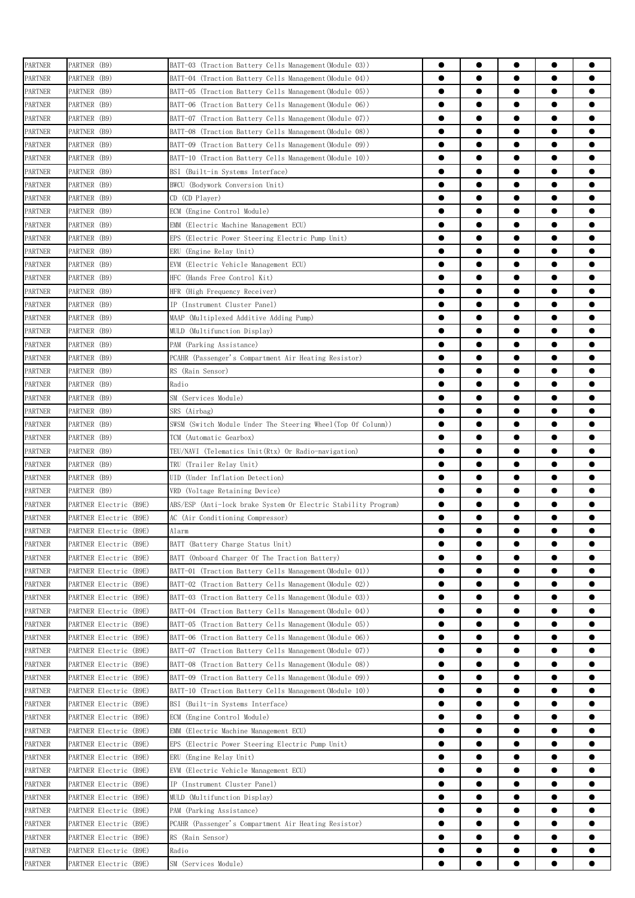| PARTNER | PARTNER (B9) | BATT-03 (Traction Battery Cells Management(Module 03)) | ● | ● | ● | ● | ● |
|---|---|---|---|---|---|---|---|
| PARTNER | PARTNER (B9) | BATT-04 (Traction Battery Cells Management(Module 04)) | ● | ● | ● | ● | ● |
| PARTNER | PARTNER (B9) | BATT-05 (Traction Battery Cells Management(Module 05)) | ● | ● | ● | ● | ● |
| PARTNER | PARTNER (B9) | BATT-06 (Traction Battery Cells Management(Module 06)) | ● | ● | ● | ● | ● |
| PARTNER | PARTNER (B9) | BATT-07 (Traction Battery Cells Management(Module 07)) | ● | ● | ● | ● | ● |
| PARTNER | PARTNER (B9) | BATT-08 (Traction Battery Cells Management(Module 08)) | ● | ● | ● | ● | ● |
| PARTNER | PARTNER (B9) | BATT-09 (Traction Battery Cells Management(Module 09)) | ● | ● | ● | ● | ● |
| PARTNER | PARTNER (B9) | BATT-10 (Traction Battery Cells Management(Module 10)) | ● | ● | ● | ● | ● |
| PARTNER | PARTNER (B9) | BSI (Built-in Systems Interface) | ● | ● | ● | ● | ● |
| PARTNER | PARTNER (B9) | BWCU (Bodywork Conversion Unit) | ● | ● | ● | ● | ● |
| PARTNER | PARTNER (B9) | CD (CD Player) | ● | ● | ● | ● | ● |
| PARTNER | PARTNER (B9) | ECM (Engine Control Module) | ● | ● | ● | ● | ● |
| PARTNER | PARTNER (B9) | EMM (Electric Machine Management ECU) | ● | ● | ● | ● | ● |
| PARTNER | PARTNER (B9) | EPS (Electric Power Steering Electric Pump Unit) | ● | ● | ● | ● | ● |
| PARTNER | PARTNER (B9) | ERU (Engine Relay Unit) | ● | ● | ● | ● | ● |
| PARTNER | PARTNER (B9) | EVM (Electric Vehicle Management ECU) | ● | ● | ● | ● | ● |
| PARTNER | PARTNER (B9) | HFC (Hands Free Control Kit) | ● | ● | ● | ● | ● |
| PARTNER | PARTNER (B9) | HFR (High Frequency Receiver) | ● | ● | ● | ● | ● |
| PARTNER | PARTNER (B9) | IP (Instrument Cluster Panel) | ● | ● | ● | ● | ● |
| PARTNER | PARTNER (B9) | MAAP (Multiplexed Additive Adding Pump) | ● | ● | ● | ● | ● |
| PARTNER | PARTNER (B9) | MULD (Multifunction Display) | ● | ● | ● | ● | ● |
| PARTNER | PARTNER (B9) | PAM (Parking Assistance) | ● | ● | ● | ● | ● |
| PARTNER | PARTNER (B9) | PCAHR (Passenger's Compartment Air Heating Resistor) | ● | ● | ● | ● | ● |
| PARTNER | PARTNER (B9) | RS (Rain Sensor) | ● | ● | ● | ● | ● |
| PARTNER | PARTNER (B9) | Radio | ● | ● | ● | ● | ● |
| PARTNER | PARTNER (B9) | SM (Services Module) | ● | ● | ● | ● | ● |
| PARTNER | PARTNER (B9) | SRS (Airbag) | ● | ● | ● | ● | ● |
| PARTNER | PARTNER (B9) | SWSM (Switch Module Under The Steering Wheel(Top Of Colunm)) | ● | ● | ● | ● | ● |
| PARTNER | PARTNER (B9) | TCM (Automatic Gearbox) | ● | ● | ● | ● | ● |
| PARTNER | PARTNER (B9) | TEU/NAVI (Telematics Unit(Rtx) Or Radio-navigation) | ● | ● | ● | ● | ● |
| PARTNER | PARTNER (B9) | TRU (Trailer Relay Unit) | ● | ● | ● | ● | ● |
| PARTNER | PARTNER (B9) | UID (Under Inflation Detection) | ● | ● | ● | ● | ● |
| PARTNER | PARTNER (B9) | VRD (Voltage Retaining Device) | ● | ● | ● | ● | ● |
| PARTNER | PARTNER Electric (B9E) | ABS/ESP (Anti-lock brake System Or Electric Stability Program) | ● | ● | ● | ● | ● |
| PARTNER | PARTNER Electric (B9E) | AC (Air Conditioning Compressor) | ● | ● | ● | ● | ● |
| PARTNER | PARTNER Electric (B9E) | Alarm | ● | ● | ● | ● | ● |
| PARTNER | PARTNER Electric (B9E) | BATT (Battery Charge Status Unit) | ● | ● | ● | ● | ● |
| PARTNER | PARTNER Electric (B9E) | BATT (Onboard Charger Of The Traction Battery) | ● | ● | ● | ● | ● |
| PARTNER | PARTNER Electric (B9E) | BATT-01 (Traction Battery Cells Management(Module 01)) | ● | ● | ● | ● | ● |
| PARTNER | PARTNER Electric (B9E) | BATT-02 (Traction Battery Cells Management(Module 02)) | ● | ● | ● | ● | ● |
| PARTNER | PARTNER Electric (B9E) | BATT-03 (Traction Battery Cells Management(Module 03)) | ● | ● | ● | ● | ● |
| PARTNER | PARTNER Electric (B9E) | BATT-04 (Traction Battery Cells Management(Module 04)) | ● | ● | ● | ● | ● |
| PARTNER | PARTNER Electric (B9E) | BATT-05 (Traction Battery Cells Management(Module 05)) | ● | ● | ● | ● | ● |
| PARTNER | PARTNER Electric (B9E) | BATT-06 (Traction Battery Cells Management(Module 06)) | ● | ● | ● | ● | ● |
| PARTNER | PARTNER Electric (B9E) | BATT-07 (Traction Battery Cells Management(Module 07)) | ● | ● | ● | ● | ● |
| PARTNER | PARTNER Electric (B9E) | BATT-08 (Traction Battery Cells Management(Module 08)) | ● | ● | ● | ● | ● |
| PARTNER | PARTNER Electric (B9E) | BATT-09 (Traction Battery Cells Management(Module 09)) | ● | ● | ● | ● | ● |
| PARTNER | PARTNER Electric (B9E) | BATT-10 (Traction Battery Cells Management(Module 10)) | ● | ● | ● | ● | ● |
| PARTNER | PARTNER Electric (B9E) | BSI (Built-in Systems Interface) | ● | ● | ● | ● | ● |
| PARTNER | PARTNER Electric (B9E) | ECM (Engine Control Module) | ● | ● | ● | ● | ● |
| PARTNER | PARTNER Electric (B9E) | EMM (Electric Machine Management ECU) | ● | ● | ● | ● | ● |
| PARTNER | PARTNER Electric (B9E) | EPS (Electric Power Steering Electric Pump Unit) | ● | ● | ● | ● | ● |
| PARTNER | PARTNER Electric (B9E) | ERU (Engine Relay Unit) | ● | ● | ● | ● | ● |
| PARTNER | PARTNER Electric (B9E) | EVM (Electric Vehicle Management ECU) | ● | ● | ● | ● | ● |
| PARTNER | PARTNER Electric (B9E) | IP (Instrument Cluster Panel) | ● | ● | ● | ● | ● |
| PARTNER | PARTNER Electric (B9E) | MULD (Multifunction Display) | ● | ● | ● | ● | ● |
| PARTNER | PARTNER Electric (B9E) | PAM (Parking Assistance) | ● | ● | ● | ● | ● |
| PARTNER | PARTNER Electric (B9E) | PCAHR (Passenger's Compartment Air Heating Resistor) | ● | ● | ● | ● | ● |
| PARTNER | PARTNER Electric (B9E) | RS (Rain Sensor) | ● | ● | ● | ● | ● |
| PARTNER | PARTNER Electric (B9E) | Radio | ● | ● | ● | ● | ● |
| PARTNER | PARTNER Electric (B9E) | SM (Services Module) | ● | ● | ● | ● | ● |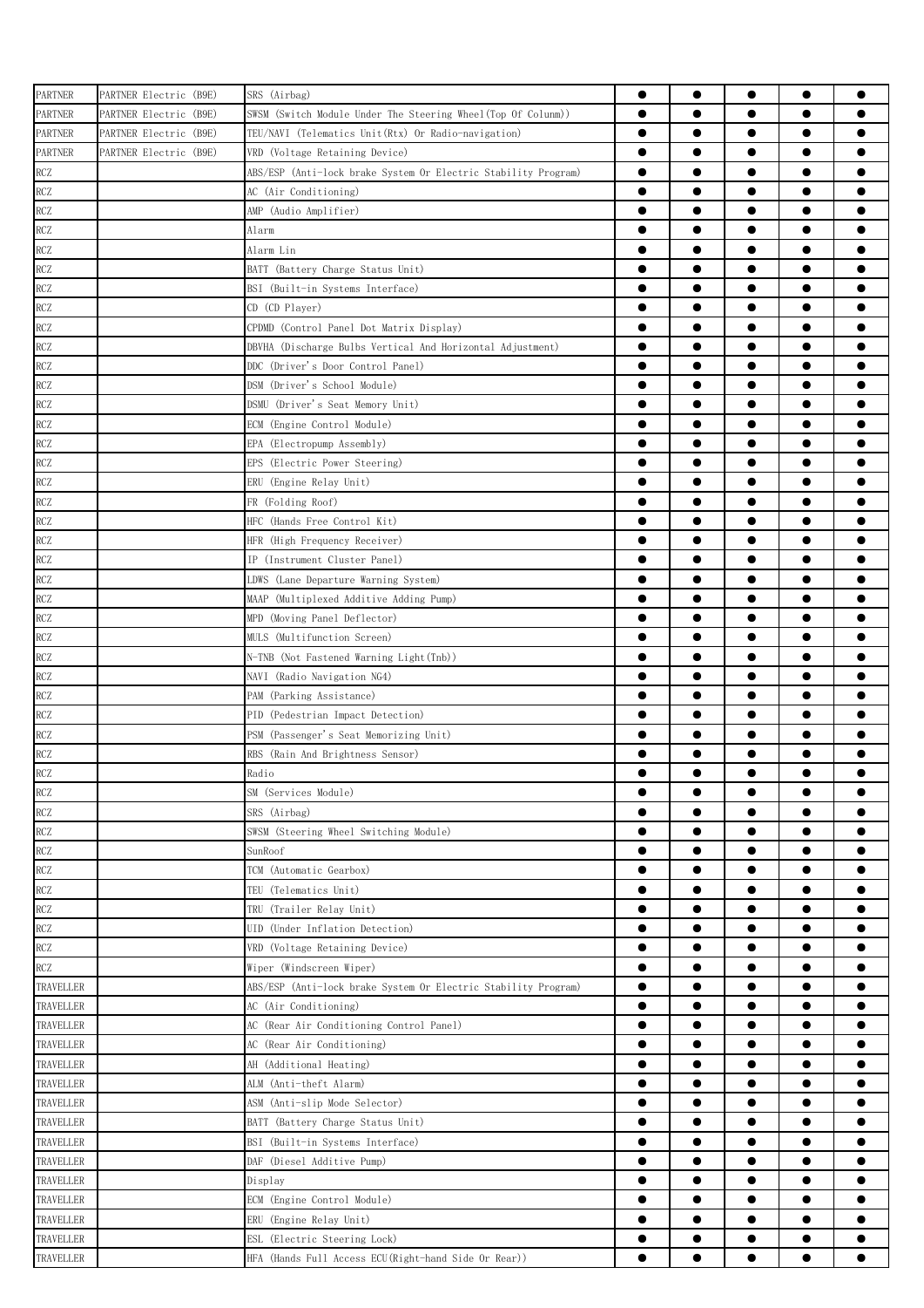| PARTNER | PARTNER Electric (B9E) | SRS (Airbag) | ● | ● | ● | ● | ● |
|---|---|---|---|---|---|---|---|
| PARTNER | PARTNER Electric (B9E) | SWSM (Switch Module Under The Steering Wheel(Top Of Column)) | ● | ● | ● | ● | ● |
| PARTNER | PARTNER Electric (B9E) | TEU/NAVI (Telematics Unit(Rtx) Or Radio-navigation) | ● | ● | ● | ● | ● |
| PARTNER | PARTNER Electric (B9E) | VRD (Voltage Retaining Device) | ● | ● | ● | ● | ● |
| RCZ | | ABS/ESP (Anti-lock brake System Or Electric Stability Program) | ● | ● | ● | ● | ● |
| RCZ | | AC (Air Conditioning) | ● | ● | ● | ● | ● |
| RCZ | | AMP (Audio Amplifier) | ● | ● | ● | ● | ● |
| RCZ | | Alarm | ● | ● | ● | ● | ● |
| RCZ | | Alarm Lin | ● | ● | ● | ● | ● |
| RCZ | | BATT (Battery Charge Status Unit) | ● | ● | ● | ● | ● |
| RCZ | | BSI (Built-in Systems Interface) | ● | ● | ● | ● | ● |
| RCZ | | CD (CD Player) | ● | ● | ● | ● | ● |
| RCZ | | CPDMD (Control Panel Dot Matrix Display) | ● | ● | ● | ● | ● |
| RCZ | | DBVHA (Discharge Bulbs Vertical And Horizontal Adjustment) | ● | ● | ● | ● | ● |
| RCZ | | DDC (Driver's Door Control Panel) | ● | ● | ● | ● | ● |
| RCZ | | DSM (Driver's School Module) | ● | ● | ● | ● | ● |
| RCZ | | DSMU (Driver's Seat Memory Unit) | ● | ● | ● | ● | ● |
| RCZ | | ECM (Engine Control Module) | ● | ● | ● | ● | ● |
| RCZ | | EPA (Electropump Assembly) | ● | ● | ● | ● | ● |
| RCZ | | EPS (Electric Power Steering) | ● | ● | ● | ● | ● |
| RCZ | | ERU (Engine Relay Unit) | ● | ● | ● | ● | ● |
| RCZ | | FR (Folding Roof) | ● | ● | ● | ● | ● |
| RCZ | | HFC (Hands Free Control Kit) | ● | ● | ● | ● | ● |
| RCZ | | HFR (High Frequency Receiver) | ● | ● | ● | ● | ● |
| RCZ | | IP (Instrument Cluster Panel) | ● | ● | ● | ● | ● |
| RCZ | | LDWS (Lane Departure Warning System) | ● | ● | ● | ● | ● |
| RCZ | | MAAP (Multiplexed Additive Adding Pump) | ● | ● | ● | ● | ● |
| RCZ | | MPD (Moving Panel Deflector) | ● | ● | ● | ● | ● |
| RCZ | | MULS (Multifunction Screen) | ● | ● | ● | ● | ● |
| RCZ | | N-TNB (Not Fastened Warning Light(Tnb)) | ● | ● | ● | ● | ● |
| RCZ | | NAVI (Radio Navigation NG4) | ● | ● | ● | ● | ● |
| RCZ | | PAM (Parking Assistance) | ● | ● | ● | ● | ● |
| RCZ | | PID (Pedestrian Impact Detection) | ● | ● | ● | ● | ● |
| RCZ | | PSM (Passenger's Seat Memorizing Unit) | ● | ● | ● | ● | ● |
| RCZ | | RBS (Rain And Brightness Sensor) | ● | ● | ● | ● | ● |
| RCZ | | Radio | ● | ● | ● | ● | ● |
| RCZ | | SM (Services Module) | ● | ● | ● | ● | ● |
| RCZ | | SRS (Airbag) | ● | ● | ● | ● | ● |
| RCZ | | SWSM (Steering Wheel Switching Module) | ● | ● | ● | ● | ● |
| RCZ | | SunRoof | ● | ● | ● | ● | ● |
| RCZ | | TCM (Automatic Gearbox) | ● | ● | ● | ● | ● |
| RCZ | | TEU (Telematics Unit) | ● | ● | ● | ● | ● |
| RCZ | | TRU (Trailer Relay Unit) | ● | ● | ● | ● | ● |
| RCZ | | UID (Under Inflation Detection) | ● | ● | ● | ● | ● |
| RCZ | | VRD (Voltage Retaining Device) | ● | ● | ● | ● | ● |
| RCZ | | Wiper (Windscreen Wiper) | ● | ● | ● | ● | ● |
| TRAVELLER | | ABS/ESP (Anti-lock brake System Or Electric Stability Program) | ● | ● | ● | ● | ● |
| TRAVELLER | | AC (Air Conditioning) | ● | ● | ● | ● | ● |
| TRAVELLER | | AC (Rear Air Conditioning Control Panel) | ● | ● | ● | ● | ● |
| TRAVELLER | | AC (Rear Air Conditioning) | ● | ● | ● | ● | ● |
| TRAVELLER | | AH (Additional Heating) | ● | ● | ● | ● | ● |
| TRAVELLER | | ALM (Anti-theft Alarm) | ● | ● | ● | ● | ● |
| TRAVELLER | | ASM (Anti-slip Mode Selector) | ● | ● | ● | ● | ● |
| TRAVELLER | | BATT (Battery Charge Status Unit) | ● | ● | ● | ● | ● |
| TRAVELLER | | BSI (Built-in Systems Interface) | ● | ● | ● | ● | ● |
| TRAVELLER | | DAF (Diesel Additive Pump) | ● | ● | ● | ● | ● |
| TRAVELLER | | Display | ● | ● | ● | ● | ● |
| TRAVELLER | | ECM (Engine Control Module) | ● | ● | ● | ● | ● |
| TRAVELLER | | ERU (Engine Relay Unit) | ● | ● | ● | ● | ● |
| TRAVELLER | | ESL (Electric Steering Lock) | ● | ● | ● | ● | ● |
| TRAVELLER | | HFA (Hands Full Access ECU(Right-hand Side Or Rear)) | ● | ● | ● | ● | ● |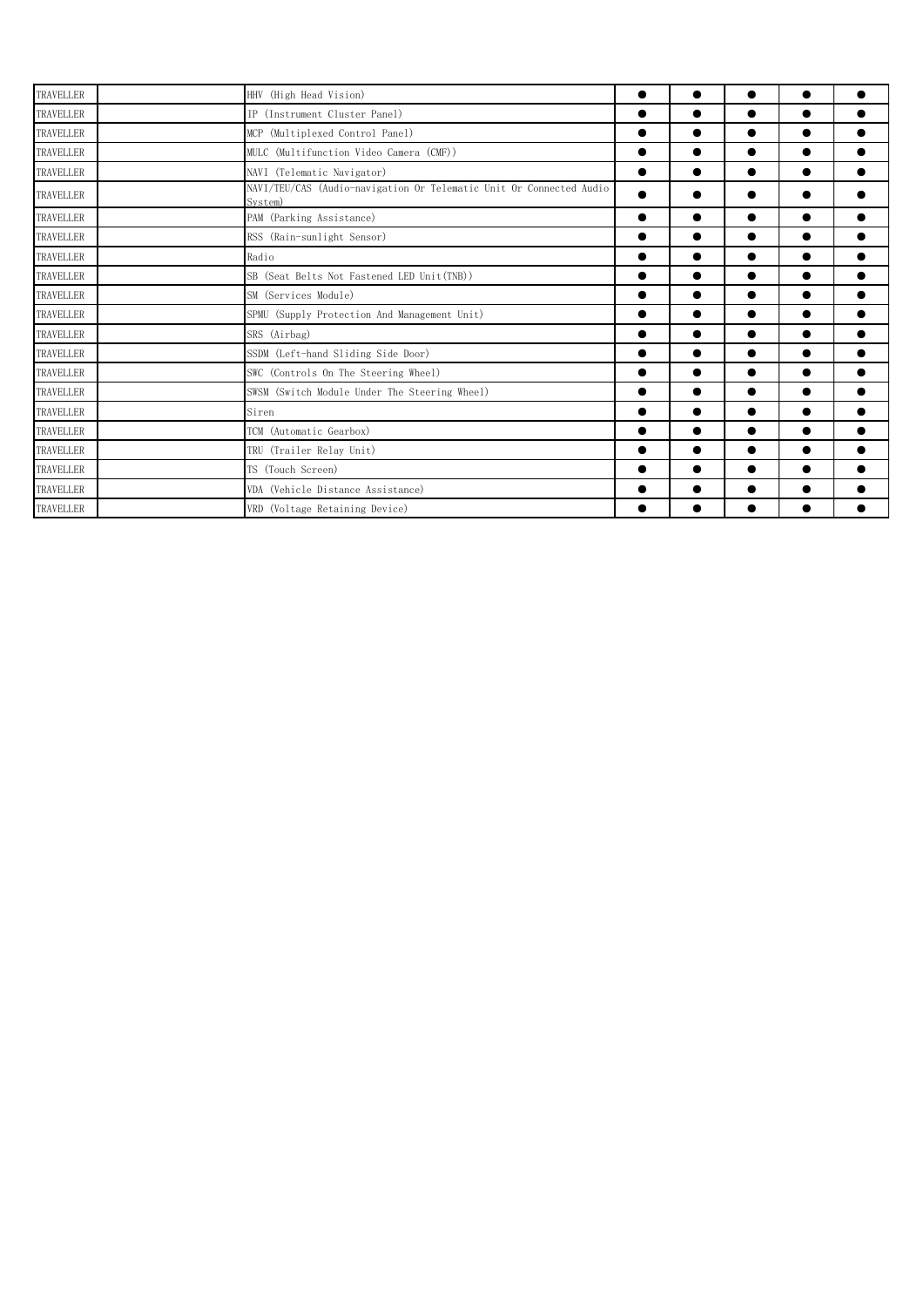| TRAVELLER | | HHV (High Head Vision) | ● | ● | ● | ● | ● |
|---|---|---|---|---|---|---|---|
| TRAVELLER | | IP (Instrument Cluster Panel) | ● | ● | ● | ● | ● |
| TRAVELLER | | MCP (Multiplexed Control Panel) | ● | ● | ● | ● | ● |
| TRAVELLER | | MULC (Multifunction Video Camera (CMF)) | ● | ● | ● | ● | ● |
| TRAVELLER | | NAVI (Telematic Navigator) | ● | ● | ● | ● | ● |
| TRAVELLER | | NAVI/TEU/CAS (Audio-navigation Or Telematic Unit Or Connected Audio System) | ● | ● | ● | ● | ● |
| TRAVELLER | | PAM (Parking Assistance) | ● | ● | ● | ● | ● |
| TRAVELLER | | RSS (Rain-sunlight Sensor) | ● | ● | ● | ● | ● |
| TRAVELLER | | Radio | ● | ● | ● | ● | ● |
| TRAVELLER | | SB (Seat Belts Not Fastened LED Unit(TNB)) | ● | ● | ● | ● | ● |
| TRAVELLER | | SM (Services Module) | ● | ● | ● | ● | ● |
| TRAVELLER | | SPMU (Supply Protection And Management Unit) | ● | ● | ● | ● | ● |
| TRAVELLER | | SRS (Airbag) | ● | ● | ● | ● | ● |
| TRAVELLER | | SSDM (Left-hand Sliding Side Door) | ● | ● | ● | ● | ● |
| TRAVELLER | | SWC (Controls On The Steering Wheel) | ● | ● | ● | ● | ● |
| TRAVELLER | | SWSM (Switch Module Under The Steering Wheel) | ● | ● | ● | ● | ● |
| TRAVELLER | | Siren | ● | ● | ● | ● | ● |
| TRAVELLER | | TCM (Automatic Gearbox) | ● | ● | ● | ● | ● |
| TRAVELLER | | TRU (Trailer Relay Unit) | ● | ● | ● | ● | ● |
| TRAVELLER | | TS (Touch Screen) | ● | ● | ● | ● | ● |
| TRAVELLER | | VDA (Vehicle Distance Assistance) | ● | ● | ● | ● | ● |
| TRAVELLER | | VRD (Voltage Retaining Device) | ● | ● | ● | ● | ● |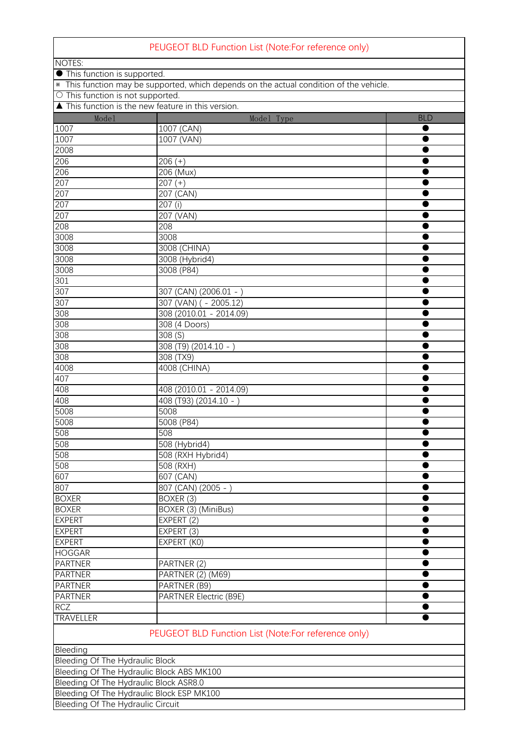## PEUGEOT BLD Function List (Note:For reference only)

NOTES:
● This function is supported.
※ This function may be supported, which depends on the actual condition of the vehicle.
○ This function is not supported.
▲ This function is the new feature in this version.

| Model | Model Type | BLD |
|---|---|---|
| 1007 | 1007 (CAN) | ● |
| 1007 | 1007 (VAN) | ● |
| 2008 | | ● |
| 206 | 206 (+) | ● |
| 206 | 206 (Mux) | ● |
| 207 | 207 (+) | ● |
| 207 | 207 (CAN) | ● |
| 207 | 207 (i) | ● |
| 207 | 207 (VAN) | ● |
| 208 | 208 | ● |
| 3008 | 3008 | ● |
| 3008 | 3008 (CHINA) | ● |
| 3008 | 3008 (Hybrid4) | ● |
| 3008 | 3008 (P84) | ● |
| 301 | | ● |
| 307 | 307 (CAN) (2006.01 - ) | ● |
| 307 | 307 (VAN) ( - 2005.12) | ● |
| 308 | 308 (2010.01 - 2014.09) | ● |
| 308 | 308 (4 Doors) | ● |
| 308 | 308 (S) | ● |
| 308 | 308 (T9) (2014.10 - ) | ● |
| 308 | 308 (TX9) | ● |
| 4008 | 4008 (CHINA) | ● |
| 407 | | ● |
| 408 | 408 (2010.01 - 2014.09) | ● |
| 408 | 408 (T93) (2014.10 - ) | ● |
| 5008 | 5008 | ● |
| 5008 | 5008 (P84) | ● |
| 508 | 508 | ● |
| 508 | 508 (Hybrid4) | ● |
| 508 | 508 (RXH Hybrid4) | ● |
| 508 | 508 (RXH) | ● |
| 607 | 607 (CAN) | ● |
| 807 | 807 (CAN) (2005 - ) | ● |
| BOXER | BOXER (3) | ● |
| BOXER | BOXER (3) (MiniBus) | ● |
| EXPERT | EXPERT (2) | ● |
| EXPERT | EXPERT (3) | ● |
| EXPERT | EXPERT (K0) | ● |
| HOGGAR | | ● |
| PARTNER | PARTNER (2) | ● |
| PARTNER | PARTNER (2) (M69) | ● |
| PARTNER | PARTNER (B9) | ● |
| PARTNER | PARTNER Electric (B9E) | ● |
| RCZ | | ● |
| TRAVELLER | | ● |

## PEUGEOT BLD Function List (Note:For reference only)

| Bleeding |
|---|
| Bleeding Of The Hydraulic Block |
| Bleeding Of The Hydraulic Block ABS MK100 |
| Bleeding Of The Hydraulic Block ASR8.0 |
| Bleeding Of The Hydraulic Block ESP MK100 |
| Bleeding Of The Hydraulic Circuit |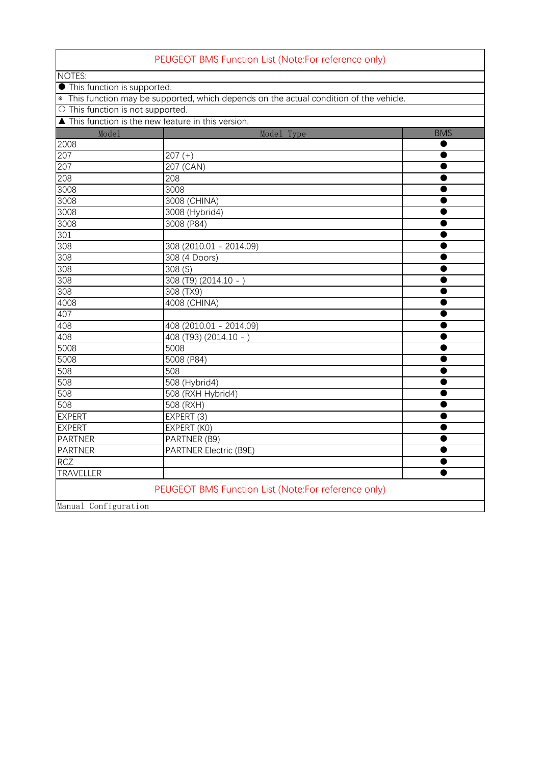PEUGEOT BMS Function List (Note:For reference only)

NOTES:

● This function is supported.

⁎ This function may be supported, which depends on the actual condition of the vehicle.

○ This function is not supported.

▲ This function is the new feature in this version.

| Model | Model Type | BMS |
|---|---|---|
| 2008 | | ● |
| 207 | 207 (+) | ● |
| 207 | 207 (CAN) | ● |
| 208 | 208 | ● |
| 3008 | 3008 | ● |
| 3008 | 3008 (CHINA) | ● |
| 3008 | 3008 (Hybrid4) | ● |
| 3008 | 3008 (P84) | ● |
| 301 | | ● |
| 308 | 308 (2010.01 - 2014.09) | ● |
| 308 | 308 (4 Doors) | ● |
| 308 | 308 (S) | ● |
| 308 | 308 (T9) (2014.10 - ) | ● |
| 308 | 308 (TX9) | ● |
| 4008 | 4008 (CHINA) | ● |
| 407 | | ● |
| 408 | 408 (2010.01 - 2014.09) | ● |
| 408 | 408 (T93) (2014.10 - ) | ● |
| 5008 | 5008 | ● |
| 5008 | 5008 (P84) | ● |
| 508 | 508 | ● |
| 508 | 508 (Hybrid4) | ● |
| 508 | 508 (RXH Hybrid4) | ● |
| 508 | 508 (RXH) | ● |
| EXPERT | EXPERT (3) | ● |
| EXPERT | EXPERT (K0) | ● |
| PARTNER | PARTNER (B9) | ● |
| PARTNER | PARTNER Electric (B9E) | ● |
| RCZ | | ● |
| TRAVELLER | | ● |

PEUGEOT BMS Function List (Note:For reference only)

Manual Configuration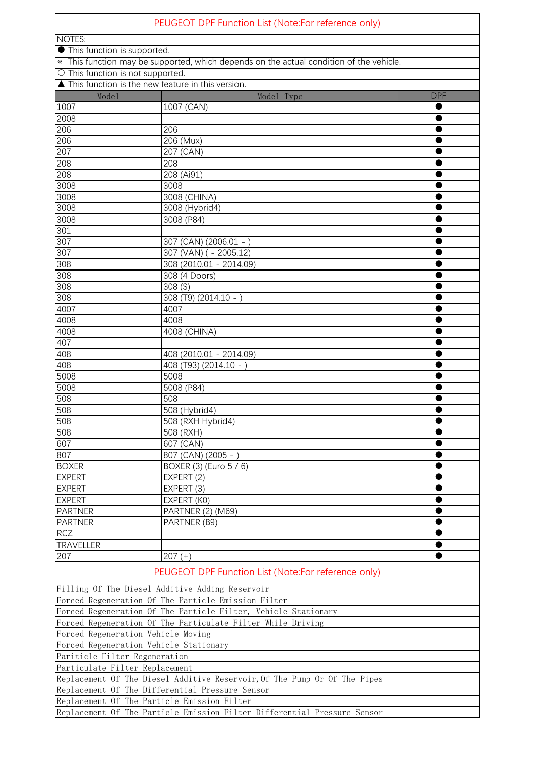# PEUGEOT DPF Function List (Note:For reference only)

NOTES:

- ● This function is supported.
- ※ This function may be supported, which depends on the actual condition of the vehicle.
- ○ This function is not supported.
- ▲ This function is the new feature in this version.

| Model | Model Type | DPF |
|---|---|---|
| 1007 | 1007 (CAN) | ● |
| 2008 | | ● |
| 206 | 206 | ● |
| 206 | 206 (Mux) | ● |
| 207 | 207 (CAN) | ● |
| 208 | 208 | ● |
| 208 | 208 (Ai91) | ● |
| 3008 | 3008 | ● |
| 3008 | 3008 (CHINA) | ● |
| 3008 | 3008 (Hybrid4) | ● |
| 3008 | 3008 (P84) | ● |
| 301 | | ● |
| 307 | 307 (CAN) (2006.01 - ) | ● |
| 307 | 307 (VAN) ( - 2005.12) | ● |
| 308 | 308 (2010.01 - 2014.09) | ● |
| 308 | 308 (4 Doors) | ● |
| 308 | 308 (S) | ● |
| 308 | 308 (T9) (2014.10 - ) | ● |
| 4007 | 4007 | ● |
| 4008 | 4008 | ● |
| 4008 | 4008 (CHINA) | ● |
| 407 | | ● |
| 408 | 408 (2010.01 - 2014.09) | ● |
| 408 | 408 (T93) (2014.10 - ) | ● |
| 5008 | 5008 | ● |
| 5008 | 5008 (P84) | ● |
| 508 | 508 | ● |
| 508 | 508 (Hybrid4) | ● |
| 508 | 508 (RXH Hybrid4) | ● |
| 508 | 508 (RXH) | ● |
| 607 | 607 (CAN) | ● |
| 807 | 807 (CAN) (2005 - ) | ● |
| BOXER | BOXER (3) (Euro 5 / 6) | ● |
| EXPERT | EXPERT (2) | ● |
| EXPERT | EXPERT (3) | ● |
| EXPERT | EXPERT (K0) | ● |
| PARTNER | PARTNER (2) (M69) | ● |
| PARTNER | PARTNER (B9) | ● |
| RCZ | | ● |
| TRAVELLER | | ● |
| 207 | 207 (+) | ● |

# PEUGEOT DPF Function List (Note:For reference only)

| |
|---|
| Filling Of The Diesel Additive Adding Reservoir |
| Forced Regeneration Of The Particle Emission Filter |
| Forced Regeneration Of The Particle Filter, Vehicle Stationary |
| Forced Regeneration Of The Particulate Filter While Driving |
| Forced Regeneration Vehicle Moving |
| Forced Regeneration Vehicle Stationary |
| Pariticle Filter Regeneration |
| Particulate Filter Replacement |
| Replacement Of The Diesel Additive Reservoir,Of The Pump Or Of The Pipes |
| Replacement Of The Differential Pressure Sensor |
| Replacement Of The Particle Emission Filter |
| Replacement Of The Particle Emission Filter Differential Pressure Sensor |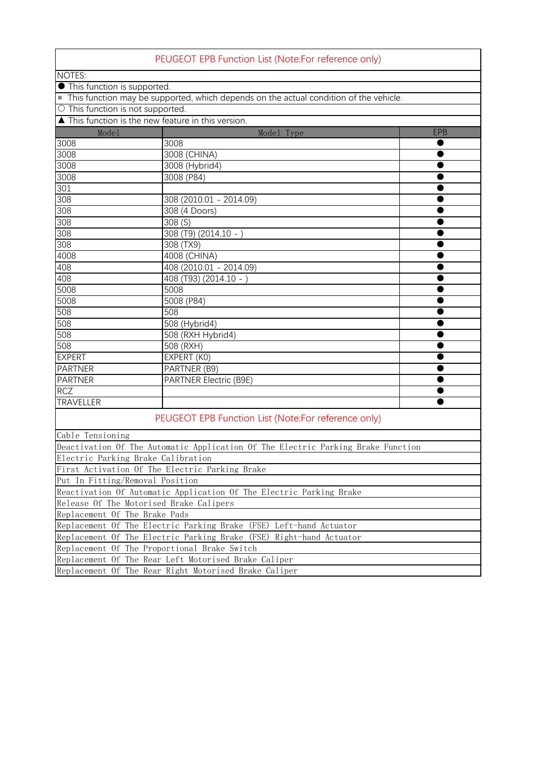## PEUGEOT EPB Function List (Note:For reference only)

NOTES:

● This function is supported.

※ This function may be supported, which depends on the actual condition of the vehicle.

○ This function is not supported.

▲ This function is the new feature in this version.

| Model | Model Type | EPB |
|---|---|---|
| 3008 | 3008 | ● |
| 3008 | 3008 (CHINA) | ● |
| 3008 | 3008 (Hybrid4) | ● |
| 3008 | 3008 (P84) | ● |
| 301 | | ● |
| 308 | 308 (2010.01 - 2014.09) | ● |
| 308 | 308 (4 Doors) | ● |
| 308 | 308 (S) | ● |
| 308 | 308 (T9) (2014.10 - ) | ● |
| 308 | 308 (TX9) | ● |
| 4008 | 4008 (CHINA) | ● |
| 408 | 408 (2010.01 - 2014.09) | ● |
| 408 | 408 (T93) (2014.10 - ) | ● |
| 5008 | 5008 | ● |
| 5008 | 5008 (P84) | ● |
| 508 | 508 | ● |
| 508 | 508 (Hybrid4) | ● |
| 508 | 508 (RXH Hybrid4) | ● |
| 508 | 508 (RXH) | ● |
| EXPERT | EXPERT (K0) | ● |
| PARTNER | PARTNER (B9) | ● |
| PARTNER | PARTNER Electric (B9E) | ● |
| RCZ | | ● |
| TRAVELLER | | ● |

## PEUGEOT EPB Function List (Note:For reference only)

- Cable Tensioning
- Deactivation Of The Automatic Application Of The Electric Parking Brake Function
- Electric Parking Brake Calibration
- First Activation Of The Electric Parking Brake
- Put In Fitting/Removal Position
- Reactivation Of Automatic Application Of The Electric Parking Brake
- Release Of The Motorised Brake Calipers
- Replacement Of The Brake Pads
- Replacement Of The Electric Parking Brake (FSE) Left-hand Actuator
- Replacement Of The Electric Parking Brake (FSE) Right-hand Actuator
- Replacement Of The Proportional Brake Switch
- Replacement Of The Rear Left Motorised Brake Caliper
- Replacement Of The Rear Right Motorised Brake Caliper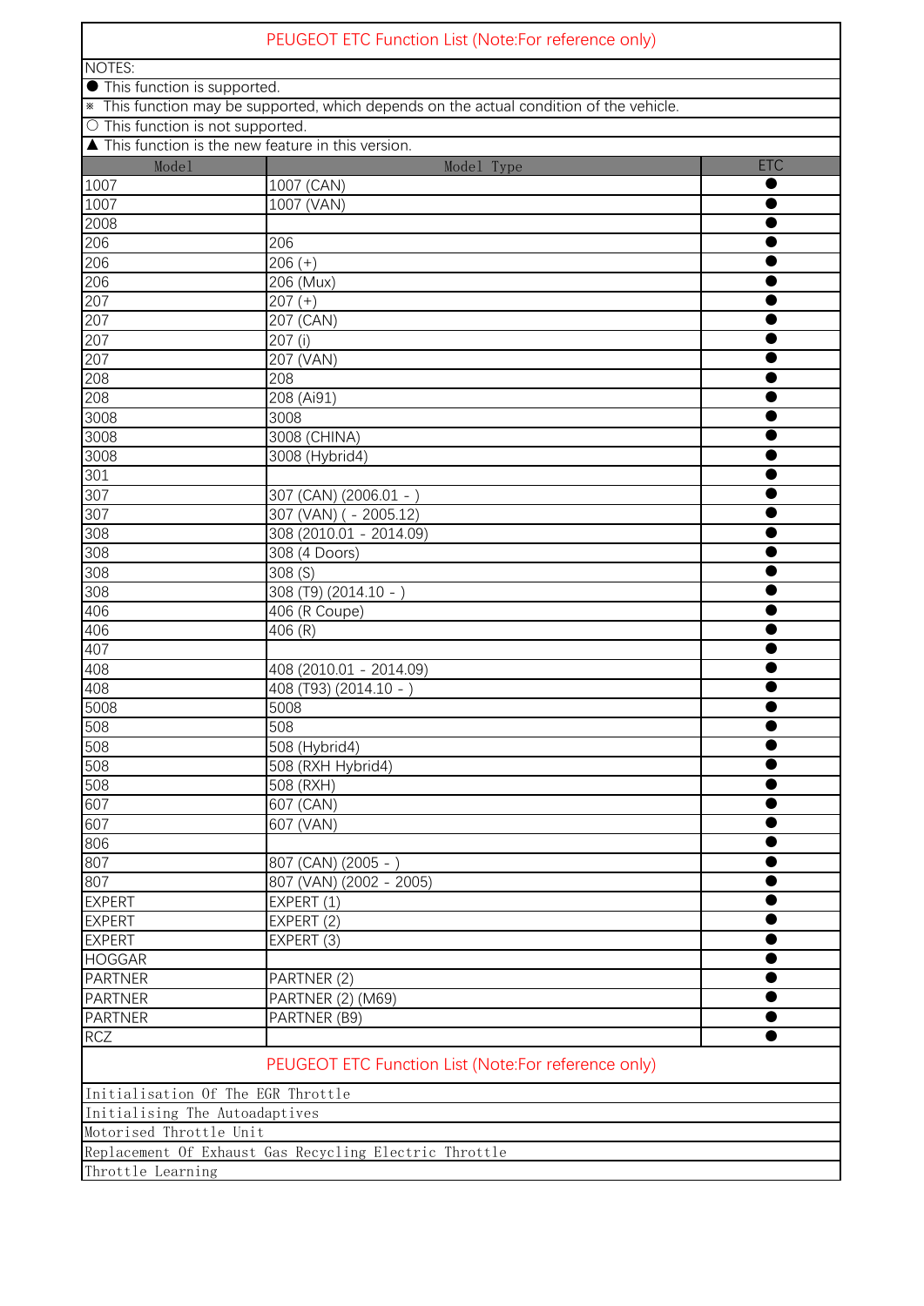# PEUGEOT ETC Function List (Note:For reference only)

| NOTES: | | |
|---|---|---|
| ● This function is supported. | | |
| ※ This function may be supported, which depends on the actual condition of the vehicle. | | |
| ○ This function is not supported. | | |
| ▲ This function is the new feature in this version. | | |

| Model | Model Type | ETC |
|---|---|---|
| 1007 | 1007 (CAN) | ● |
| 1007 | 1007 (VAN) | ● |
| 2008 | | ● |
| 206 | 206 | ● |
| 206 | 206 (+) | ● |
| 206 | 206 (Mux) | ● |
| 207 | 207 (+) | ● |
| 207 | 207 (CAN) | ● |
| 207 | 207 (i) | ● |
| 207 | 207 (VAN) | ● |
| 208 | 208 | ● |
| 208 | 208 (Ai91) | ● |
| 3008 | 3008 | ● |
| 3008 | 3008 (CHINA) | ● |
| 3008 | 3008 (Hybrid4) | ● |
| 301 | | ● |
| 307 | 307 (CAN) (2006.01 - ) | ● |
| 307 | 307 (VAN) ( - 2005.12) | ● |
| 308 | 308 (2010.01 - 2014.09) | ● |
| 308 | 308 (4 Doors) | ● |
| 308 | 308 (S) | ● |
| 308 | 308 (T9) (2014.10 - ) | ● |
| 406 | 406 (R Coupe) | ● |
| 406 | 406 (R) | ● |
| 407 | | ● |
| 408 | 408 (2010.01 - 2014.09) | ● |
| 408 | 408 (T93) (2014.10 - ) | ● |
| 5008 | 5008 | ● |
| 508 | 508 | ● |
| 508 | 508 (Hybrid4) | ● |
| 508 | 508 (RXH Hybrid4) | ● |
| 508 | 508 (RXH) | ● |
| 607 | 607 (CAN) | ● |
| 607 | 607 (VAN) | ● |
| 806 | | ● |
| 807 | 807 (CAN) (2005 - ) | ● |
| 807 | 807 (VAN) (2002 - 2005) | ● |
| EXPERT | EXPERT (1) | ● |
| EXPERT | EXPERT (2) | ● |
| EXPERT | EXPERT (3) | ● |
| HOGGAR | | ● |
| PARTNER | PARTNER (2) | ● |
| PARTNER | PARTNER (2) (M69) | ● |
| PARTNER | PARTNER (B9) | ● |
| RCZ | | ● |

# PEUGEOT ETC Function List (Note:For reference only)

| |
|---|
| Initialisation Of The EGR Throttle |
| Initialising The Autoadaptives |
| Motorised Throttle Unit |
| Replacement Of Exhaust Gas Recycling Electric Throttle |
| Throttle Learning |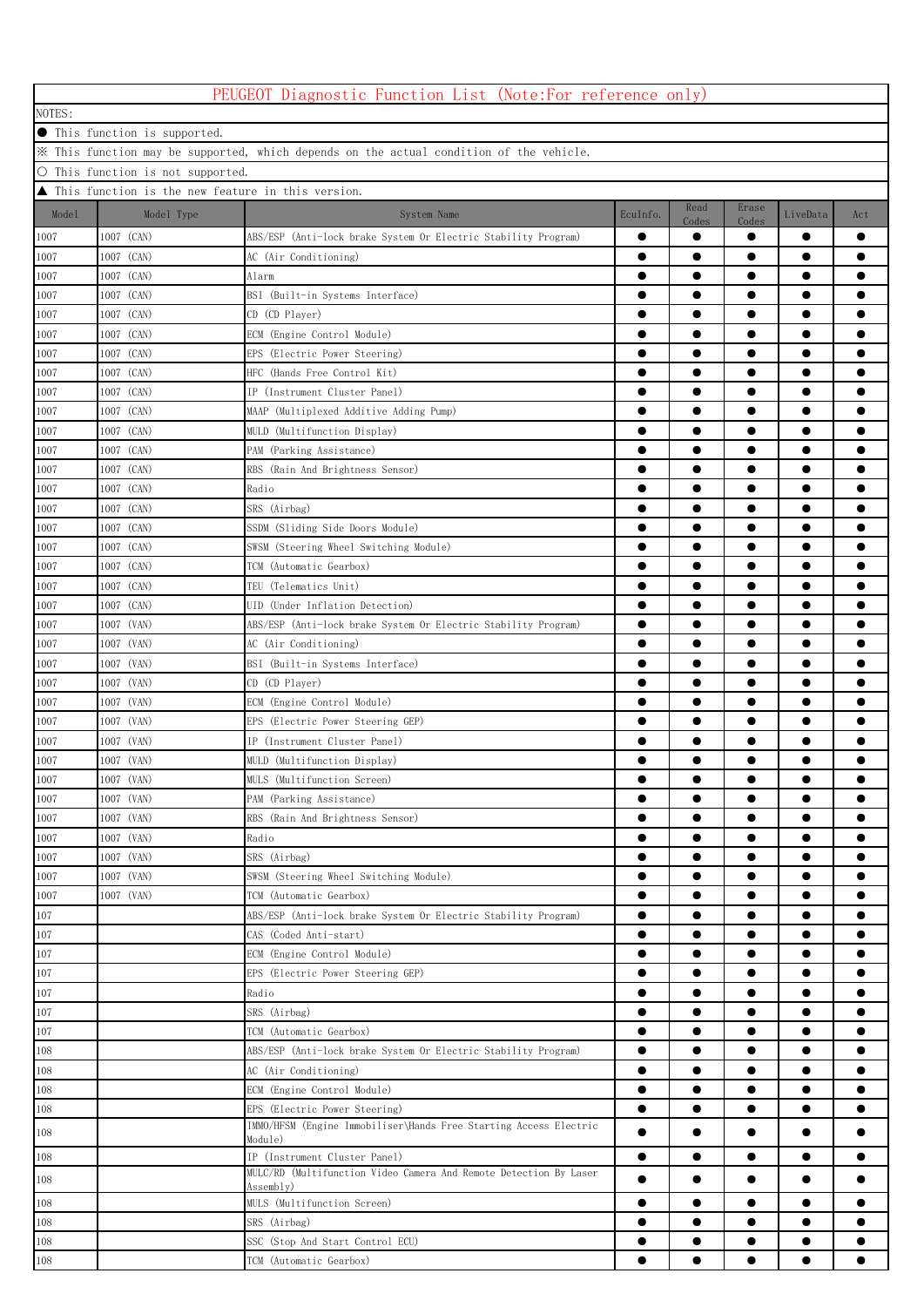# PEUGEOT Diagnostic Function List (Note:For reference only)

NOTES:

● This function is supported.

※ This function may be supported, which depends on the actual condition of the vehicle.

○ This function is not supported.

▲ This function is the new feature in this version.

| Model | Model Type | System Name | EcuInfo. | Read Codes | Erase Codes | LiveData | Act |
|---|---|---|---|---|---|---|---|
| 1007 | 1007 (CAN) | ABS/ESP (Anti-lock brake System Or Electric Stability Program) | ● | ● | ● | ● | ● |
| 1007 | 1007 (CAN) | AC (Air Conditioning) | ● | ● | ● | ● | ● |
| 1007 | 1007 (CAN) | Alarm | ● | ● | ● | ● | ● |
| 1007 | 1007 (CAN) | BSI (Built-in Systems Interface) | ● | ● | ● | ● | ● |
| 1007 | 1007 (CAN) | CD (CD Player) | ● | ● | ● | ● | ● |
| 1007 | 1007 (CAN) | ECM (Engine Control Module) | ● | ● | ● | ● | ● |
| 1007 | 1007 (CAN) | EPS (Electric Power Steering) | ● | ● | ● | ● | ● |
| 1007 | 1007 (CAN) | HFC (Hands Free Control Kit) | ● | ● | ● | ● | ● |
| 1007 | 1007 (CAN) | IP (Instrument Cluster Panel) | ● | ● | ● | ● | ● |
| 1007 | 1007 (CAN) | MAAP (Multiplexed Additive Adding Pump) | ● | ● | ● | ● | ● |
| 1007 | 1007 (CAN) | MULD (Multifunction Display) | ● | ● | ● | ● | ● |
| 1007 | 1007 (CAN) | PAM (Parking Assistance) | ● | ● | ● | ● | ● |
| 1007 | 1007 (CAN) | RBS (Rain And Brightness Sensor) | ● | ● | ● | ● | ● |
| 1007 | 1007 (CAN) | Radio | ● | ● | ● | ● | ● |
| 1007 | 1007 (CAN) | SRS (Airbag) | ● | ● | ● | ● | ● |
| 1007 | 1007 (CAN) | SSDM (Sliding Side Doors Module) | ● | ● | ● | ● | ● |
| 1007 | 1007 (CAN) | SWSM (Steering Wheel Switching Module) | ● | ● | ● | ● | ● |
| 1007 | 1007 (CAN) | TCM (Automatic Gearbox) | ● | ● | ● | ● | ● |
| 1007 | 1007 (CAN) | TEU (Telematics Unit) | ● | ● | ● | ● | ● |
| 1007 | 1007 (CAN) | UID (Under Inflation Detection) | ● | ● | ● | ● | ● |
| 1007 | 1007 (VAN) | ABS/ESP (Anti-lock brake System Or Electric Stability Program) | ● | ● | ● | ● | ● |
| 1007 | 1007 (VAN) | AC (Air Conditioning) | ● | ● | ● | ● | ● |
| 1007 | 1007 (VAN) | BSI (Built-in Systems Interface) | ● | ● | ● | ● | ● |
| 1007 | 1007 (VAN) | CD (CD Player) | ● | ● | ● | ● | ● |
| 1007 | 1007 (VAN) | ECM (Engine Control Module) | ● | ● | ● | ● | ● |
| 1007 | 1007 (VAN) | EPS (Electric Power Steering GEP) | ● | ● | ● | ● | ● |
| 1007 | 1007 (VAN) | IP (Instrument Cluster Panel) | ● | ● | ● | ● | ● |
| 1007 | 1007 (VAN) | MULD (Multifunction Display) | ● | ● | ● | ● | ● |
| 1007 | 1007 (VAN) | MULS (Multifunction Screen) | ● | ● | ● | ● | ● |
| 1007 | 1007 (VAN) | PAM (Parking Assistance) | ● | ● | ● | ● | ● |
| 1007 | 1007 (VAN) | RBS (Rain And Brightness Sensor) | ● | ● | ● | ● | ● |
| 1007 | 1007 (VAN) | Radio | ● | ● | ● | ● | ● |
| 1007 | 1007 (VAN) | SRS (Airbag) | ● | ● | ● | ● | ● |
| 1007 | 1007 (VAN) | SWSM (Steering Wheel Switching Module) | ● | ● | ● | ● | ● |
| 1007 | 1007 (VAN) | TCM (Automatic Gearbox) | ● | ● | ● | ● | ● |
| 107 | | ABS/ESP (Anti-lock brake System Or Electric Stability Program) | ● | ● | ● | ● | ● |
| 107 | | CAS (Coded Anti-start) | ● | ● | ● | ● | ● |
| 107 | | ECM (Engine Control Module) | ● | ● | ● | ● | ● |
| 107 | | EPS (Electric Power Steering GEP) | ● | ● | ● | ● | ● |
| 107 | | Radio | ● | ● | ● | ● | ● |
| 107 | | SRS (Airbag) | ● | ● | ● | ● | ● |
| 107 | | TCM (Automatic Gearbox) | ● | ● | ● | ● | ● |
| 108 | | ABS/ESP (Anti-lock brake System Or Electric Stability Program) | ● | ● | ● | ● | ● |
| 108 | | AC (Air Conditioning) | ● | ● | ● | ● | ● |
| 108 | | ECM (Engine Control Module) | ● | ● | ● | ● | ● |
| 108 | | EPS (Electric Power Steering) | ● | ● | ● | ● | ● |
| 108 | | IMMO/HFSM (Engine Immobiliser\Hands Free Starting Access Electric Module) | ● | ● | ● | ● | ● |
| 108 | | IP (Instrument Cluster Panel) | ● | ● | ● | ● | ● |
| 108 | | MULC/RD (Multifunction Video Camera And Remote Detection By Laser Assembly) | ● | ● | ● | ● | ● |
| 108 | | MULS (Multifunction Screen) | ● | ● | ● | ● | ● |
| 108 | | SRS (Airbag) | ● | ● | ● | ● | ● |
| 108 | | SSC (Stop And Start Control ECU) | ● | ● | ● | ● | ● |
| 108 | | TCM (Automatic Gearbox) | ● | ● | ● | ● | ● |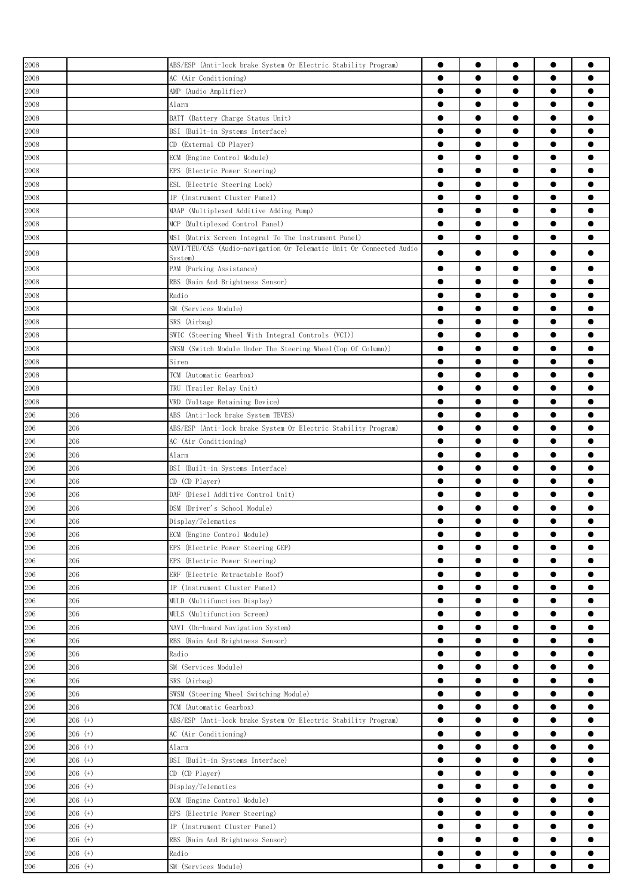| | | | | | | | |
|---|---|---|---|---|---|---|---|
| 2008 | | ABS/ESP (Anti-lock brake System Or Electric Stability Program) | ● | ● | ● | ● | ● |
| 2008 | | AC (Air Conditioning) | ● | ● | ● | ● | ● |
| 2008 | | AMP (Audio Amplifier) | ● | ● | ● | ● | ● |
| 2008 | | Alarm | ● | ● | ● | ● | ● |
| 2008 | | BATT (Battery Charge Status Unit) | ● | ● | ● | ● | ● |
| 2008 | | BSI (Built-in Systems Interface) | ● | ● | ● | ● | ● |
| 2008 | | CD (External CD Player) | ● | ● | ● | ● | ● |
| 2008 | | ECM (Engine Control Module) | ● | ● | ● | ● | ● |
| 2008 | | EPS (Electric Power Steering) | ● | ● | ● | ● | ● |
| 2008 | | ESL (Electric Steering Lock) | ● | ● | ● | ● | ● |
| 2008 | | IP (Instrument Cluster Panel) | ● | ● | ● | ● | ● |
| 2008 | | MAAP (Multiplexed Additive Adding Pump) | ● | ● | ● | ● | ● |
| 2008 | | MCP (Multiplexed Control Panel) | ● | ● | ● | ● | ● |
| 2008 | | MSI (Matrix Screen Integral To The Instrument Panel) | ● | ● | ● | ● | ● |
| 2008 | | NAVI/TEU/CAS (Audio-navigation Or Telematic Unit Or Connected Audio System) | ● | ● | ● | ● | ● |
| 2008 | | PAM (Parking Assistance) | ● | ● | ● | ● | ● |
| 2008 | | RBS (Rain And Brightness Sensor) | ● | ● | ● | ● | ● |
| 2008 | | Radio | ● | ● | ● | ● | ● |
| 2008 | | SM (Services Module) | ● | ● | ● | ● | ● |
| 2008 | | SRS (Airbag) | ● | ● | ● | ● | ● |
| 2008 | | SWIC (Steering Wheel With Integral Controls (VCI)) | ● | ● | ● | ● | ● |
| 2008 | | SWSM (Switch Module Under The Steering Wheel(Top Of Column)) | ● | ● | ● | ● | ● |
| 2008 | | Siren | ● | ● | ● | ● | ● |
| 2008 | | TCM (Automatic Gearbox) | ● | ● | ● | ● | ● |
| 2008 | | TRU (Trailer Relay Unit) | ● | ● | ● | ● | ● |
| 2008 | | VRD (Voltage Retaining Device) | ● | ● | ● | ● | ● |
| 206 | 206 | ABS (Anti-lock brake System TEVES) | ● | ● | ● | ● | ● |
| 206 | 206 | ABS/ESP (Anti-lock brake System Or Electric Stability Program) | ● | ● | ● | ● | ● |
| 206 | 206 | AC (Air Conditioning) | ● | ● | ● | ● | ● |
| 206 | 206 | Alarm | ● | ● | ● | ● | ● |
| 206 | 206 | BSI (Built-in Systems Interface) | ● | ● | ● | ● | ● |
| 206 | 206 | CD (CD Player) | ● | ● | ● | ● | ● |
| 206 | 206 | DAF (Diesel Additive Control Unit) | ● | ● | ● | ● | ● |
| 206 | 206 | DSM (Driver's School Module) | ● | ● | ● | ● | ● |
| 206 | 206 | Display/Telematics | ● | ● | ● | ● | ● |
| 206 | 206 | ECM (Engine Control Module) | ● | ● | ● | ● | ● |
| 206 | 206 | EPS (Electric Power Steering GEP) | ● | ● | ● | ● | ● |
| 206 | 206 | EPS (Electric Power Steering) | ● | ● | ● | ● | ● |
| 206 | 206 | ERF (Electric Retractable Roof) | ● | ● | ● | ● | ● |
| 206 | 206 | IP (Instrument Cluster Panel) | ● | ● | ● | ● | ● |
| 206 | 206 | MULD (Multifunction Display) | ● | ● | ● | ● | ● |
| 206 | 206 | MULS (Multifunction Screen) | ● | ● | ● | ● | ● |
| 206 | 206 | NAVI (On-board Navigation System) | ● | ● | ● | ● | ● |
| 206 | 206 | RBS (Rain And Brightness Sensor) | ● | ● | ● | ● | ● |
| 206 | 206 | Radio | ● | ● | ● | ● | ● |
| 206 | 206 | SM (Services Module) | ● | ● | ● | ● | ● |
| 206 | 206 | SRS (Airbag) | ● | ● | ● | ● | ● |
| 206 | 206 | SWSM (Steering Wheel Switching Module) | ● | ● | ● | ● | ● |
| 206 | 206 | TCM (Automatic Gearbox) | ● | ● | ● | ● | ● |
| 206 | 206 (+) | ABS/ESP (Anti-lock brake System Or Electric Stability Program) | ● | ● | ● | ● | ● |
| 206 | 206 (+) | AC (Air Conditioning) | ● | ● | ● | ● | ● |
| 206 | 206 (+) | Alarm | ● | ● | ● | ● | ● |
| 206 | 206 (+) | BSI (Built-in Systems Interface) | ● | ● | ● | ● | ● |
| 206 | 206 (+) | CD (CD Player) | ● | ● | ● | ● | ● |
| 206 | 206 (+) | Display/Telematics | ● | ● | ● | ● | ● |
| 206 | 206 (+) | ECM (Engine Control Module) | ● | ● | ● | ● | ● |
| 206 | 206 (+) | EPS (Electric Power Steering) | ● | ● | ● | ● | ● |
| 206 | 206 (+) | IP (Instrument Cluster Panel) | ● | ● | ● | ● | ● |
| 206 | 206 (+) | RBS (Rain And Brightness Sensor) | ● | ● | ● | ● | ● |
| 206 | 206 (+) | Radio | ● | ● | ● | ● | ● |
| 206 | 206 (+) | SM (Services Module) | ● | ● | ● | ● | ● |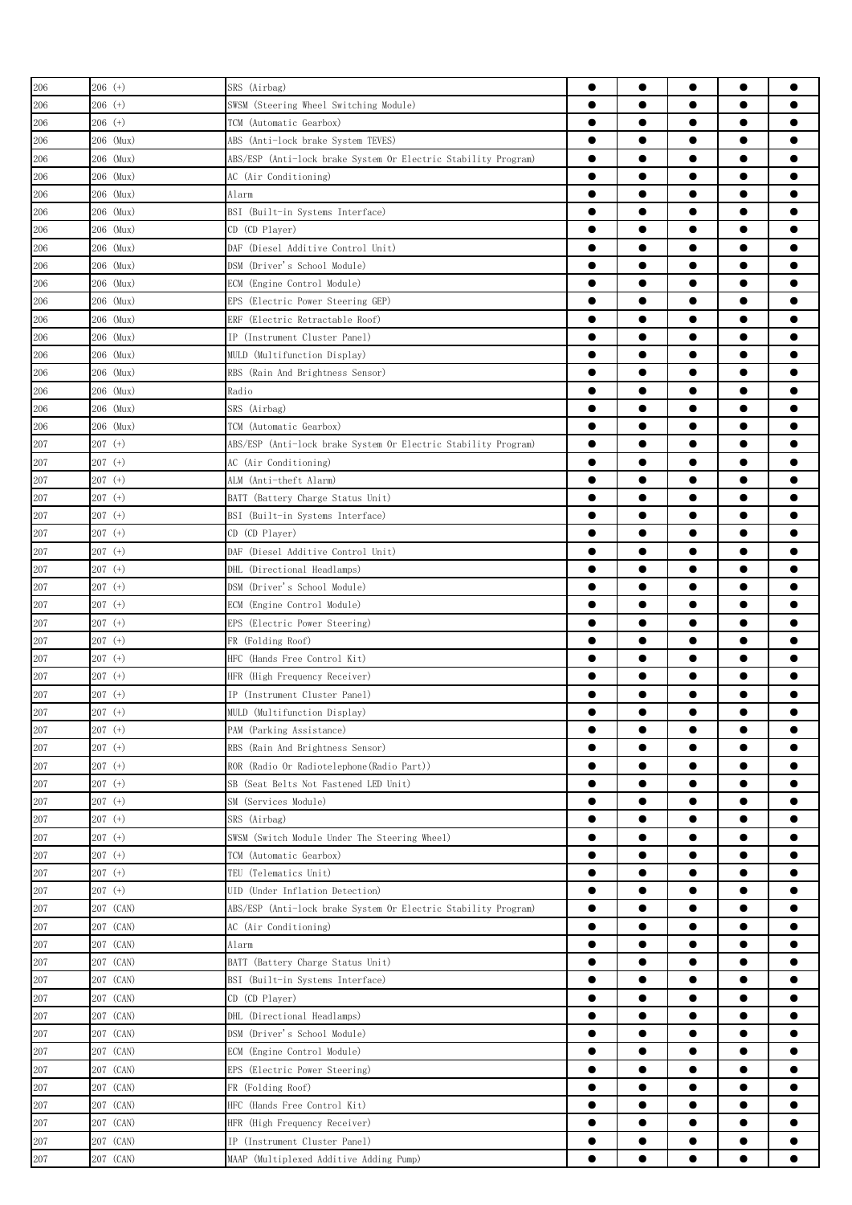| 206 | 206 (+) | SRS (Airbag) | ● | ● | ● | ● | ● |
|---|---|---|---|---|---|---|---|
| 206 | 206 (+) | SWSM (Steering Wheel Switching Module) | ● | ● | ● | ● | ● |
| 206 | 206 (+) | TCM (Automatic Gearbox) | ● | ● | ● | ● | ● |
| 206 | 206 (Mux) | ABS (Anti-lock brake System TEVES) | ● | ● | ● | ● | ● |
| 206 | 206 (Mux) | ABS/ESP (Anti-lock brake System Or Electric Stability Program) | ● | ● | ● | ● | ● |
| 206 | 206 (Mux) | AC (Air Conditioning) | ● | ● | ● | ● | ● |
| 206 | 206 (Mux) | Alarm | ● | ● | ● | ● | ● |
| 206 | 206 (Mux) | BSI (Built-in Systems Interface) | ● | ● | ● | ● | ● |
| 206 | 206 (Mux) | CD (CD Player) | ● | ● | ● | ● | ● |
| 206 | 206 (Mux) | DAF (Diesel Additive Control Unit) | ● | ● | ● | ● | ● |
| 206 | 206 (Mux) | DSM (Driver's School Module) | ● | ● | ● | ● | ● |
| 206 | 206 (Mux) | ECM (Engine Control Module) | ● | ● | ● | ● | ● |
| 206 | 206 (Mux) | EPS (Electric Power Steering GEP) | ● | ● | ● | ● | ● |
| 206 | 206 (Mux) | ERF (Electric Retractable Roof) | ● | ● | ● | ● | ● |
| 206 | 206 (Mux) | IP (Instrument Cluster Panel) | ● | ● | ● | ● | ● |
| 206 | 206 (Mux) | MULD (Multifunction Display) | ● | ● | ● | ● | ● |
| 206 | 206 (Mux) | RBS (Rain And Brightness Sensor) | ● | ● | ● | ● | ● |
| 206 | 206 (Mux) | Radio | ● | ● | ● | ● | ● |
| 206 | 206 (Mux) | SRS (Airbag) | ● | ● | ● | ● | ● |
| 206 | 206 (Mux) | TCM (Automatic Gearbox) | ● | ● | ● | ● | ● |
| 207 | 207 (+) | ABS/ESP (Anti-lock brake System Or Electric Stability Program) | ● | ● | ● | ● | ● |
| 207 | 207 (+) | AC (Air Conditioning) | ● | ● | ● | ● | ● |
| 207 | 207 (+) | ALM (Anti-theft Alarm) | ● | ● | ● | ● | ● |
| 207 | 207 (+) | BATT (Battery Charge Status Unit) | ● | ● | ● | ● | ● |
| 207 | 207 (+) | BSI (Built-in Systems Interface) | ● | ● | ● | ● | ● |
| 207 | 207 (+) | CD (CD Player) | ● | ● | ● | ● | ● |
| 207 | 207 (+) | DAF (Diesel Additive Control Unit) | ● | ● | ● | ● | ● |
| 207 | 207 (+) | DHL (Directional Headlamps) | ● | ● | ● | ● | ● |
| 207 | 207 (+) | DSM (Driver's School Module) | ● | ● | ● | ● | ● |
| 207 | 207 (+) | ECM (Engine Control Module) | ● | ● | ● | ● | ● |
| 207 | 207 (+) | EPS (Electric Power Steering) | ● | ● | ● | ● | ● |
| 207 | 207 (+) | FR (Folding Roof) | ● | ● | ● | ● | ● |
| 207 | 207 (+) | HFC (Hands Free Control Kit) | ● | ● | ● | ● | ● |
| 207 | 207 (+) | HFR (High Frequency Receiver) | ● | ● | ● | ● | ● |
| 207 | 207 (+) | IP (Instrument Cluster Panel) | ● | ● | ● | ● | ● |
| 207 | 207 (+) | MULD (Multifunction Display) | ● | ● | ● | ● | ● |
| 207 | 207 (+) | PAM (Parking Assistance) | ● | ● | ● | ● | ● |
| 207 | 207 (+) | RBS (Rain And Brightness Sensor) | ● | ● | ● | ● | ● |
| 207 | 207 (+) | ROR (Radio Or Radiotelephone(Radio Part)) | ● | ● | ● | ● | ● |
| 207 | 207 (+) | SB (Seat Belts Not Fastened LED Unit) | ● | ● | ● | ● | ● |
| 207 | 207 (+) | SM (Services Module) | ● | ● | ● | ● | ● |
| 207 | 207 (+) | SRS (Airbag) | ● | ● | ● | ● | ● |
| 207 | 207 (+) | SWSM (Switch Module Under The Steering Wheel) | ● | ● | ● | ● | ● |
| 207 | 207 (+) | TCM (Automatic Gearbox) | ● | ● | ● | ● | ● |
| 207 | 207 (+) | TEU (Telematics Unit) | ● | ● | ● | ● | ● |
| 207 | 207 (+) | UID (Under Inflation Detection) | ● | ● | ● | ● | ● |
| 207 | 207 (CAN) | ABS/ESP (Anti-lock brake System Or Electric Stability Program) | ● | ● | ● | ● | ● |
| 207 | 207 (CAN) | AC (Air Conditioning) | ● | ● | ● | ● | ● |
| 207 | 207 (CAN) | Alarm | ● | ● | ● | ● | ● |
| 207 | 207 (CAN) | BATT (Battery Charge Status Unit) | ● | ● | ● | ● | ● |
| 207 | 207 (CAN) | BSI (Built-in Systems Interface) | ● | ● | ● | ● | ● |
| 207 | 207 (CAN) | CD (CD Player) | ● | ● | ● | ● | ● |
| 207 | 207 (CAN) | DHL (Directional Headlamps) | ● | ● | ● | ● | ● |
| 207 | 207 (CAN) | DSM (Driver's School Module) | ● | ● | ● | ● | ● |
| 207 | 207 (CAN) | ECM (Engine Control Module) | ● | ● | ● | ● | ● |
| 207 | 207 (CAN) | EPS (Electric Power Steering) | ● | ● | ● | ● | ● |
| 207 | 207 (CAN) | FR (Folding Roof) | ● | ● | ● | ● | ● |
| 207 | 207 (CAN) | HFC (Hands Free Control Kit) | ● | ● | ● | ● | ● |
| 207 | 207 (CAN) | HFR (High Frequency Receiver) | ● | ● | ● | ● | ● |
| 207 | 207 (CAN) | IP (Instrument Cluster Panel) | ● | ● | ● | ● | ● |
| 207 | 207 (CAN) | MAAP (Multiplexed Additive Adding Pump) | ● | ● | ● | ● | ● |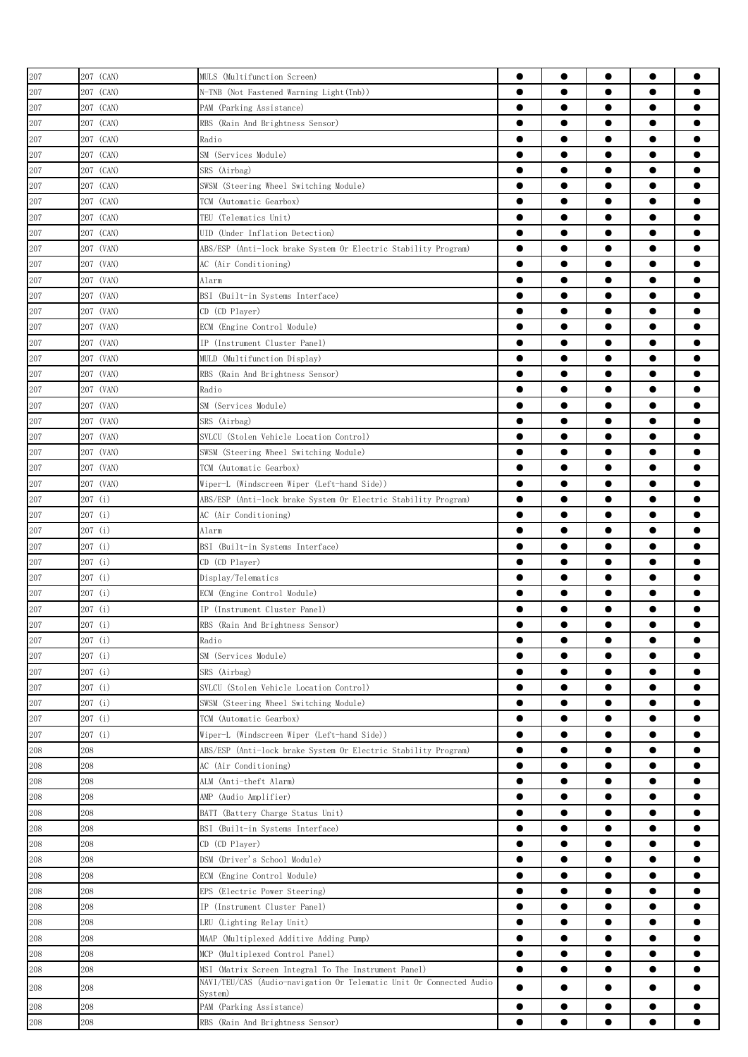| | | | | | | | |
|---|---|---|---|---|---|---|---|
| 207 | 207 (CAN) | MULS (Multifunction Screen) | ● | ● | ● | ● | ● |
| 207 | 207 (CAN) | N-TNB (Not Fastened Warning Light(Tnb)) | ● | ● | ● | ● | ● |
| 207 | 207 (CAN) | PAM (Parking Assistance) | ● | ● | ● | ● | ● |
| 207 | 207 (CAN) | RBS (Rain And Brightness Sensor) | ● | ● | ● | ● | ● |
| 207 | 207 (CAN) | Radio | ● | ● | ● | ● | ● |
| 207 | 207 (CAN) | SM (Services Module) | ● | ● | ● | ● | ● |
| 207 | 207 (CAN) | SRS (Airbag) | ● | ● | ● | ● | ● |
| 207 | 207 (CAN) | SWSM (Steering Wheel Switching Module) | ● | ● | ● | ● | ● |
| 207 | 207 (CAN) | TCM (Automatic Gearbox) | ● | ● | ● | ● | ● |
| 207 | 207 (CAN) | TEU (Telematics Unit) | ● | ● | ● | ● | ● |
| 207 | 207 (CAN) | UID (Under Inflation Detection) | ● | ● | ● | ● | ● |
| 207 | 207 (VAN) | ABS/ESP (Anti-lock brake System Or Electric Stability Program) | ● | ● | ● | ● | ● |
| 207 | 207 (VAN) | AC (Air Conditioning) | ● | ● | ● | ● | ● |
| 207 | 207 (VAN) | Alarm | ● | ● | ● | ● | ● |
| 207 | 207 (VAN) | BSI (Built-in Systems Interface) | ● | ● | ● | ● | ● |
| 207 | 207 (VAN) | CD (CD Player) | ● | ● | ● | ● | ● |
| 207 | 207 (VAN) | ECM (Engine Control Module) | ● | ● | ● | ● | ● |
| 207 | 207 (VAN) | IP (Instrument Cluster Panel) | ● | ● | ● | ● | ● |
| 207 | 207 (VAN) | MULD (Multifunction Display) | ● | ● | ● | ● | ● |
| 207 | 207 (VAN) | RBS (Rain And Brightness Sensor) | ● | ● | ● | ● | ● |
| 207 | 207 (VAN) | Radio | ● | ● | ● | ● | ● |
| 207 | 207 (VAN) | SM (Services Module) | ● | ● | ● | ● | ● |
| 207 | 207 (VAN) | SRS (Airbag) | ● | ● | ● | ● | ● |
| 207 | 207 (VAN) | SVLCU (Stolen Vehicle Location Control) | ● | ● | ● | ● | ● |
| 207 | 207 (VAN) | SWSM (Steering Wheel Switching Module) | ● | ● | ● | ● | ● |
| 207 | 207 (VAN) | TCM (Automatic Gearbox) | ● | ● | ● | ● | ● |
| 207 | 207 (VAN) | Wiper-L (Windscreen Wiper (Left-hand Side)) | ● | ● | ● | ● | ● |
| 207 | 207 (i) | ABS/ESP (Anti-lock brake System Or Electric Stability Program) | ● | ● | ● | ● | ● |
| 207 | 207 (i) | AC (Air Conditioning) | ● | ● | ● | ● | ● |
| 207 | 207 (i) | Alarm | ● | ● | ● | ● | ● |
| 207 | 207 (i) | BSI (Built-in Systems Interface) | ● | ● | ● | ● | ● |
| 207 | 207 (i) | CD (CD Player) | ● | ● | ● | ● | ● |
| 207 | 207 (i) | Display/Telematics | ● | ● | ● | ● | ● |
| 207 | 207 (i) | ECM (Engine Control Module) | ● | ● | ● | ● | ● |
| 207 | 207 (i) | IP (Instrument Cluster Panel) | ● | ● | ● | ● | ● |
| 207 | 207 (i) | RBS (Rain And Brightness Sensor) | ● | ● | ● | ● | ● |
| 207 | 207 (i) | Radio | ● | ● | ● | ● | ● |
| 207 | 207 (i) | SM (Services Module) | ● | ● | ● | ● | ● |
| 207 | 207 (i) | SRS (Airbag) | ● | ● | ● | ● | ● |
| 207 | 207 (i) | SVLCU (Stolen Vehicle Location Control) | ● | ● | ● | ● | ● |
| 207 | 207 (i) | SWSM (Steering Wheel Switching Module) | ● | ● | ● | ● | ● |
| 207 | 207 (i) | TCM (Automatic Gearbox) | ● | ● | ● | ● | ● |
| 207 | 207 (i) | Wiper-L (Windscreen Wiper (Left-hand Side)) | ● | ● | ● | ● | ● |
| 208 | 208 | ABS/ESP (Anti-lock brake System Or Electric Stability Program) | ● | ● | ● | ● | ● |
| 208 | 208 | AC (Air Conditioning) | ● | ● | ● | ● | ● |
| 208 | 208 | ALM (Anti-theft Alarm) | ● | ● | ● | ● | ● |
| 208 | 208 | AMP (Audio Amplifier) | ● | ● | ● | ● | ● |
| 208 | 208 | BATT (Battery Charge Status Unit) | ● | ● | ● | ● | ● |
| 208 | 208 | BSI (Built-in Systems Interface) | ● | ● | ● | ● | ● |
| 208 | 208 | CD (CD Player) | ● | ● | ● | ● | ● |
| 208 | 208 | DSM (Driver's School Module) | ● | ● | ● | ● | ● |
| 208 | 208 | ECM (Engine Control Module) | ● | ● | ● | ● | ● |
| 208 | 208 | EPS (Electric Power Steering) | ● | ● | ● | ● | ● |
| 208 | 208 | IP (Instrument Cluster Panel) | ● | ● | ● | ● | ● |
| 208 | 208 | LRU (Lighting Relay Unit) | ● | ● | ● | ● | ● |
| 208 | 208 | MAAP (Multiplexed Additive Adding Pump) | ● | ● | ● | ● | ● |
| 208 | 208 | MCP (Multiplexed Control Panel) | ● | ● | ● | ● | ● |
| 208 | 208 | MSI (Matrix Screen Integral To The Instrument Panel) | ● | ● | ● | ● | ● |
| 208 | 208 | NAVI/TEU/CAS (Audio-navigation Or Telematic Unit Or Connected Audio System) | ● | ● | ● | ● | ● |
| 208 | 208 | PAM (Parking Assistance) | ● | ● | ● | ● | ● |
| 208 | 208 | RBS (Rain And Brightness Sensor) | ● | ● | ● | ● | ● |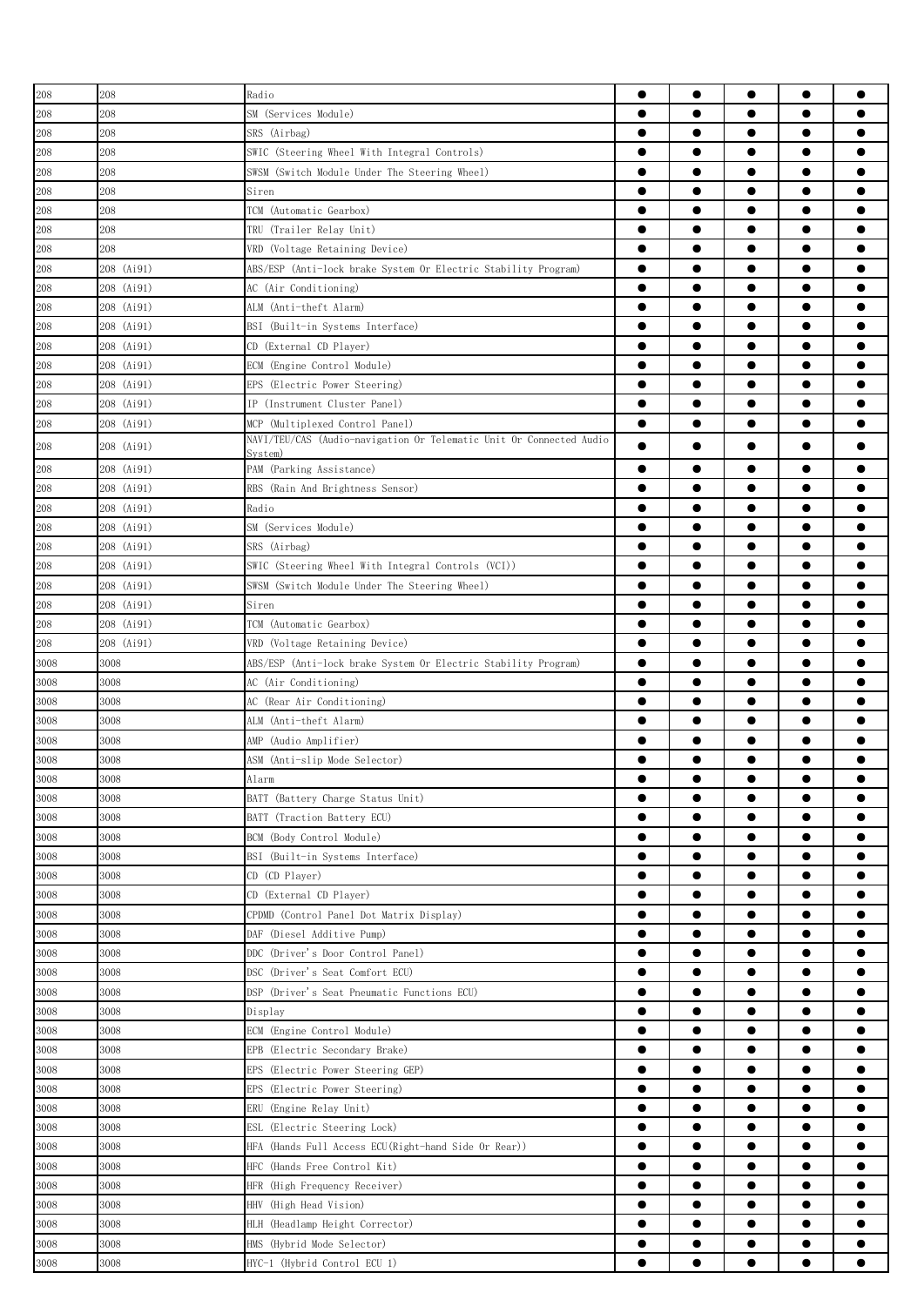| | | | | | | | |
|---|---|---|---|---|---|---|---|
| 208 | 208 | Radio | ● | ● | ● | ● | ● |
| 208 | 208 | SM (Services Module) | ● | ● | ● | ● | ● |
| 208 | 208 | SRS (Airbag) | ● | ● | ● | ● | ● |
| 208 | 208 | SWIC (Steering Wheel With Integral Controls) | ● | ● | ● | ● | ● |
| 208 | 208 | SWSM (Switch Module Under The Steering Wheel) | ● | ● | ● | ● | ● |
| 208 | 208 | Siren | ● | ● | ● | ● | ● |
| 208 | 208 | TCM (Automatic Gearbox) | ● | ● | ● | ● | ● |
| 208 | 208 | TRU (Trailer Relay Unit) | ● | ● | ● | ● | ● |
| 208 | 208 | VRD (Voltage Retaining Device) | ● | ● | ● | ● | ● |
| 208 | 208 (Ai91) | ABS/ESP (Anti-lock brake System Or Electric Stability Program) | ● | ● | ● | ● | ● |
| 208 | 208 (Ai91) | AC (Air Conditioning) | ● | ● | ● | ● | ● |
| 208 | 208 (Ai91) | ALM (Anti-theft Alarm) | ● | ● | ● | ● | ● |
| 208 | 208 (Ai91) | BSI (Built-in Systems Interface) | ● | ● | ● | ● | ● |
| 208 | 208 (Ai91) | CD (External CD Player) | ● | ● | ● | ● | ● |
| 208 | 208 (Ai91) | ECM (Engine Control Module) | ● | ● | ● | ● | ● |
| 208 | 208 (Ai91) | EPS (Electric Power Steering) | ● | ● | ● | ● | ● |
| 208 | 208 (Ai91) | IP (Instrument Cluster Panel) | ● | ● | ● | ● | ● |
| 208 | 208 (Ai91) | MCP (Multiplexed Control Panel) | ● | ● | ● | ● | ● |
| 208 | 208 (Ai91) | NAVI/TEU/CAS (Audio-navigation Or Telematic Unit Or Connected Audio System) | ● | ● | ● | ● | ● |
| 208 | 208 (Ai91) | PAM (Parking Assistance) | ● | ● | ● | ● | ● |
| 208 | 208 (Ai91) | RBS (Rain And Brightness Sensor) | ● | ● | ● | ● | ● |
| 208 | 208 (Ai91) | Radio | ● | ● | ● | ● | ● |
| 208 | 208 (Ai91) | SM (Services Module) | ● | ● | ● | ● | ● |
| 208 | 208 (Ai91) | SRS (Airbag) | ● | ● | ● | ● | ● |
| 208 | 208 (Ai91) | SWIC (Steering Wheel With Integral Controls (VCI)) | ● | ● | ● | ● | ● |
| 208 | 208 (Ai91) | SWSM (Switch Module Under The Steering Wheel) | ● | ● | ● | ● | ● |
| 208 | 208 (Ai91) | Siren | ● | ● | ● | ● | ● |
| 208 | 208 (Ai91) | TCM (Automatic Gearbox) | ● | ● | ● | ● | ● |
| 208 | 208 (Ai91) | VRD (Voltage Retaining Device) | ● | ● | ● | ● | ● |
| 3008 | 3008 | ABS/ESP (Anti-lock brake System Or Electric Stability Program) | ● | ● | ● | ● | ● |
| 3008 | 3008 | AC (Air Conditioning) | ● | ● | ● | ● | ● |
| 3008 | 3008 | AC (Rear Air Conditioning) | ● | ● | ● | ● | ● |
| 3008 | 3008 | ALM (Anti-theft Alarm) | ● | ● | ● | ● | ● |
| 3008 | 3008 | AMP (Audio Amplifier) | ● | ● | ● | ● | ● |
| 3008 | 3008 | ASM (Anti-slip Mode Selector) | ● | ● | ● | ● | ● |
| 3008 | 3008 | Alarm | ● | ● | ● | ● | ● |
| 3008 | 3008 | BATT (Battery Charge Status Unit) | ● | ● | ● | ● | ● |
| 3008 | 3008 | BATT (Traction Battery ECU) | ● | ● | ● | ● | ● |
| 3008 | 3008 | BCM (Body Control Module) | ● | ● | ● | ● | ● |
| 3008 | 3008 | BSI (Built-in Systems Interface) | ● | ● | ● | ● | ● |
| 3008 | 3008 | CD (CD Player) | ● | ● | ● | ● | ● |
| 3008 | 3008 | CD (External CD Player) | ● | ● | ● | ● | ● |
| 3008 | 3008 | CPDMD (Control Panel Dot Matrix Display) | ● | ● | ● | ● | ● |
| 3008 | 3008 | DAF (Diesel Additive Pump) | ● | ● | ● | ● | ● |
| 3008 | 3008 | DDC (Driver's Door Control Panel) | ● | ● | ● | ● | ● |
| 3008 | 3008 | DSC (Driver's Seat Comfort ECU) | ● | ● | ● | ● | ● |
| 3008 | 3008 | DSP (Driver's Seat Pneumatic Functions ECU) | ● | ● | ● | ● | ● |
| 3008 | 3008 | Display | ● | ● | ● | ● | ● |
| 3008 | 3008 | ECM (Engine Control Module) | ● | ● | ● | ● | ● |
| 3008 | 3008 | EPB (Electric Secondary Brake) | ● | ● | ● | ● | ● |
| 3008 | 3008 | EPS (Electric Power Steering GEP) | ● | ● | ● | ● | ● |
| 3008 | 3008 | EPS (Electric Power Steering) | ● | ● | ● | ● | ● |
| 3008 | 3008 | ERU (Engine Relay Unit) | ● | ● | ● | ● | ● |
| 3008 | 3008 | ESL (Electric Steering Lock) | ● | ● | ● | ● | ● |
| 3008 | 3008 | HFA (Hands Full Access ECU(Right-hand Side Or Rear)) | ● | ● | ● | ● | ● |
| 3008 | 3008 | HFC (Hands Free Control Kit) | ● | ● | ● | ● | ● |
| 3008 | 3008 | HFR (High Frequency Receiver) | ● | ● | ● | ● | ● |
| 3008 | 3008 | HHV (High Head Vision) | ● | ● | ● | ● | ● |
| 3008 | 3008 | HLH (Headlamp Height Corrector) | ● | ● | ● | ● | ● |
| 3008 | 3008 | HMS (Hybrid Mode Selector) | ● | ● | ● | ● | ● |
| 3008 | 3008 | HYC-1 (Hybrid Control ECU 1) | ● | ● | ● | ● | ● |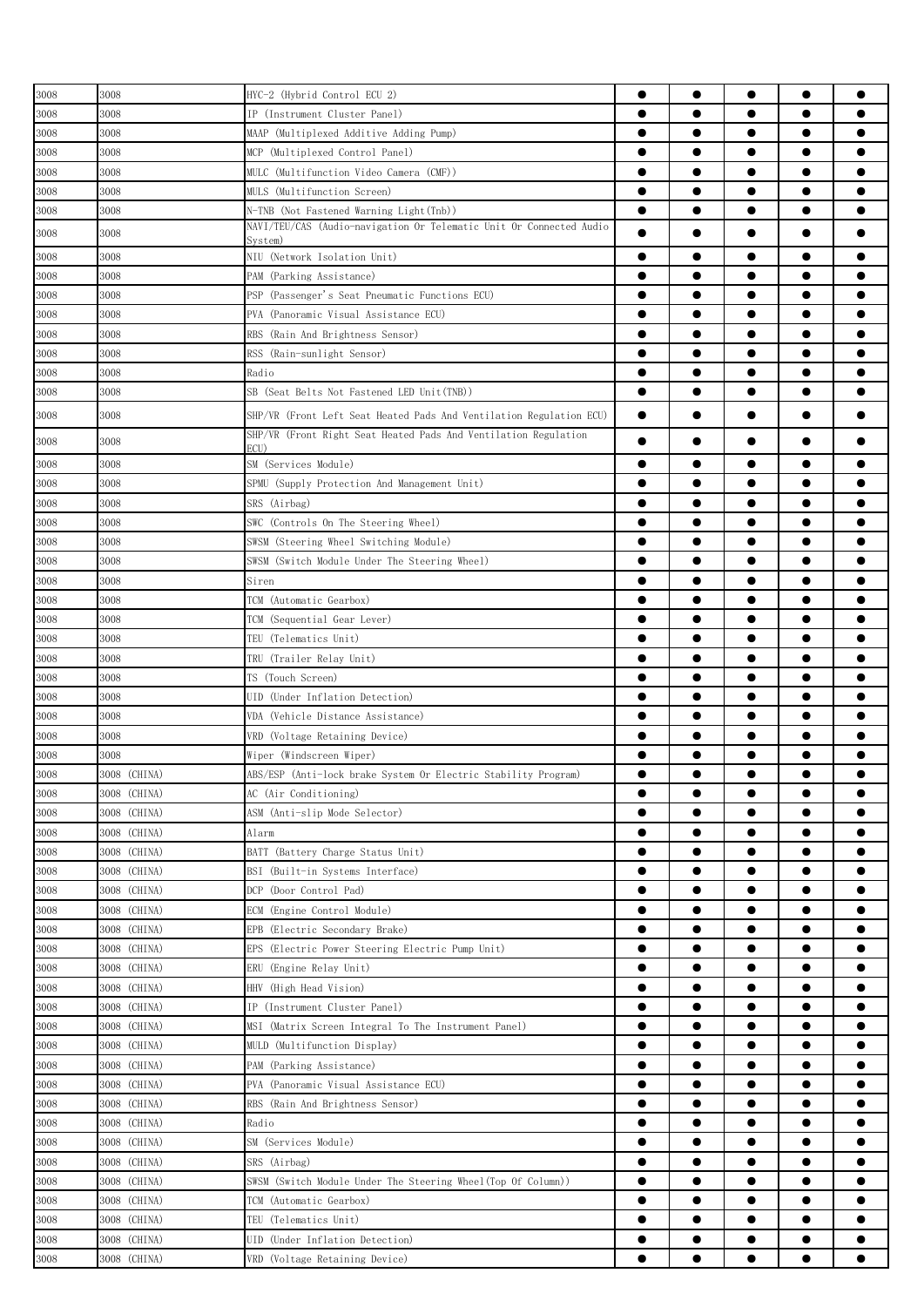| | | | | | | | |
|---|---|---|---|---|---|---|---|
| 3008 | 3008 | HYC-2 (Hybrid Control ECU 2) | ● | ● | ● | ● | ● |
| 3008 | 3008 | IP (Instrument Cluster Panel) | ● | ● | ● | ● | ● |
| 3008 | 3008 | MAAP (Multiplexed Additive Adding Pump) | ● | ● | ● | ● | ● |
| 3008 | 3008 | MCP (Multiplexed Control Panel) | ● | ● | ● | ● | ● |
| 3008 | 3008 | MULC (Multifunction Video Camera (CMF)) | ● | ● | ● | ● | ● |
| 3008 | 3008 | MULS (Multifunction Screen) | ● | ● | ● | ● | ● |
| 3008 | 3008 | N-TNB (Not Fastened Warning Light(Tnb)) | ● | ● | ● | ● | ● |
| 3008 | 3008 | NAVI/TEU/CAS (Audio-navigation Or Telematic Unit Or Connected Audio System) | ● | ● | ● | ● | ● |
| 3008 | 3008 | NIU (Network Isolation Unit) | ● | ● | ● | ● | ● |
| 3008 | 3008 | PAM (Parking Assistance) | ● | ● | ● | ● | ● |
| 3008 | 3008 | PSP (Passenger's Seat Pneumatic Functions ECU) | ● | ● | ● | ● | ● |
| 3008 | 3008 | PVA (Panoramic Visual Assistance ECU) | ● | ● | ● | ● | ● |
| 3008 | 3008 | RBS (Rain And Brightness Sensor) | ● | ● | ● | ● | ● |
| 3008 | 3008 | RSS (Rain-sunlight Sensor) | ● | ● | ● | ● | ● |
| 3008 | 3008 | Radio | ● | ● | ● | ● | ● |
| 3008 | 3008 | SB (Seat Belts Not Fastened LED Unit(TNB)) | ● | ● | ● | ● | ● |
| 3008 | 3008 | SHP/VR (Front Left Seat Heated Pads And Ventilation Regulation ECU) | ● | ● | ● | ● | ● |
| 3008 | 3008 | SHP/VR (Front Right Seat Heated Pads And Ventilation Regulation ECU) | ● | ● | ● | ● | ● |
| 3008 | 3008 | SM (Services Module) | ● | ● | ● | ● | ● |
| 3008 | 3008 | SPMU (Supply Protection And Management Unit) | ● | ● | ● | ● | ● |
| 3008 | 3008 | SRS (Airbag) | ● | ● | ● | ● | ● |
| 3008 | 3008 | SWC (Controls On The Steering Wheel) | ● | ● | ● | ● | ● |
| 3008 | 3008 | SWSM (Steering Wheel Switching Module) | ● | ● | ● | ● | ● |
| 3008 | 3008 | SWSM (Switch Module Under The Steering Wheel) | ● | ● | ● | ● | ● |
| 3008 | 3008 | Siren | ● | ● | ● | ● | ● |
| 3008 | 3008 | TCM (Automatic Gearbox) | ● | ● | ● | ● | ● |
| 3008 | 3008 | TCM (Sequential Gear Lever) | ● | ● | ● | ● | ● |
| 3008 | 3008 | TEU (Telematics Unit) | ● | ● | ● | ● | ● |
| 3008 | 3008 | TRU (Trailer Relay Unit) | ● | ● | ● | ● | ● |
| 3008 | 3008 | TS (Touch Screen) | ● | ● | ● | ● | ● |
| 3008 | 3008 | UID (Under Inflation Detection) | ● | ● | ● | ● | ● |
| 3008 | 3008 | VDA (Vehicle Distance Assistance) | ● | ● | ● | ● | ● |
| 3008 | 3008 | VRD (Voltage Retaining Device) | ● | ● | ● | ● | ● |
| 3008 | 3008 | Wiper (Windscreen Wiper) | ● | ● | ● | ● | ● |
| 3008 | 3008 (CHINA) | ABS/ESP (Anti-lock brake System Or Electric Stability Program) | ● | ● | ● | ● | ● |
| 3008 | 3008 (CHINA) | AC (Air Conditioning) | ● | ● | ● | ● | ● |
| 3008 | 3008 (CHINA) | ASM (Anti-slip Mode Selector) | ● | ● | ● | ● | ● |
| 3008 | 3008 (CHINA) | Alarm | ● | ● | ● | ● | ● |
| 3008 | 3008 (CHINA) | BATT (Battery Charge Status Unit) | ● | ● | ● | ● | ● |
| 3008 | 3008 (CHINA) | BSI (Built-in Systems Interface) | ● | ● | ● | ● | ● |
| 3008 | 3008 (CHINA) | DCP (Door Control Pad) | ● | ● | ● | ● | ● |
| 3008 | 3008 (CHINA) | ECM (Engine Control Module) | ● | ● | ● | ● | ● |
| 3008 | 3008 (CHINA) | EPB (Electric Secondary Brake) | ● | ● | ● | ● | ● |
| 3008 | 3008 (CHINA) | EPS (Electric Power Steering Electric Pump Unit) | ● | ● | ● | ● | ● |
| 3008 | 3008 (CHINA) | ERU (Engine Relay Unit) | ● | ● | ● | ● | ● |
| 3008 | 3008 (CHINA) | HHV (High Head Vision) | ● | ● | ● | ● | ● |
| 3008 | 3008 (CHINA) | IP (Instrument Cluster Panel) | ● | ● | ● | ● | ● |
| 3008 | 3008 (CHINA) | MSI (Matrix Screen Integral To The Instrument Panel) | ● | ● | ● | ● | ● |
| 3008 | 3008 (CHINA) | MULD (Multifunction Display) | ● | ● | ● | ● | ● |
| 3008 | 3008 (CHINA) | PAM (Parking Assistance) | ● | ● | ● | ● | ● |
| 3008 | 3008 (CHINA) | PVA (Panoramic Visual Assistance ECU) | ● | ● | ● | ● | ● |
| 3008 | 3008 (CHINA) | RBS (Rain And Brightness Sensor) | ● | ● | ● | ● | ● |
| 3008 | 3008 (CHINA) | Radio | ● | ● | ● | ● | ● |
| 3008 | 3008 (CHINA) | SM (Services Module) | ● | ● | ● | ● | ● |
| 3008 | 3008 (CHINA) | SRS (Airbag) | ● | ● | ● | ● | ● |
| 3008 | 3008 (CHINA) | SWSM (Switch Module Under The Steering Wheel(Top Of Column)) | ● | ● | ● | ● | ● |
| 3008 | 3008 (CHINA) | TCM (Automatic Gearbox) | ● | ● | ● | ● | ● |
| 3008 | 3008 (CHINA) | TEU (Telematics Unit) | ● | ● | ● | ● | ● |
| 3008 | 3008 (CHINA) | UID (Under Inflation Detection) | ● | ● | ● | ● | ● |
| 3008 | 3008 (CHINA) | VRD (Voltage Retaining Device) | ● | ● | ● | ● | ● |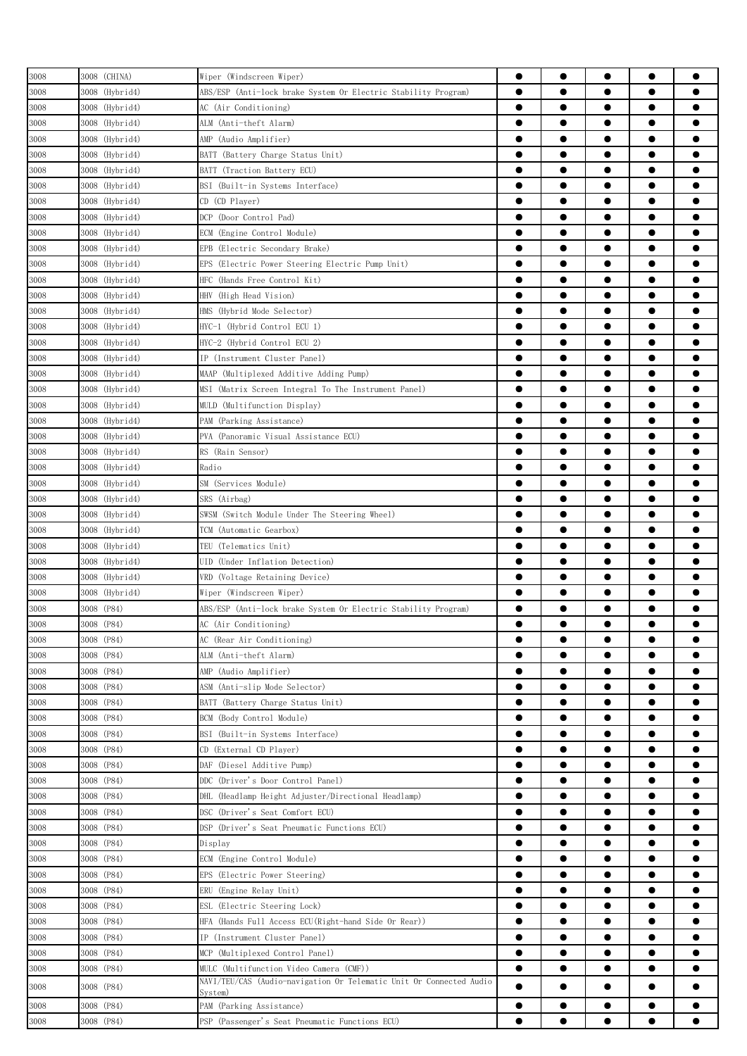| 3008 | 3008 (CHINA) | Wiper (Windscreen Wiper) | ● | ● | ● | ● | ● |
|---|---|---|---|---|---|---|---|
| 3008 | 3008 (Hybrid4) | ABS/ESP (Anti-lock brake System Or Electric Stability Program) | ● | ● | ● | ● | ● |
| 3008 | 3008 (Hybrid4) | AC (Air Conditioning) | ● | ● | ● | ● | ● |
| 3008 | 3008 (Hybrid4) | ALM (Anti-theft Alarm) | ● | ● | ● | ● | ● |
| 3008 | 3008 (Hybrid4) | AMP (Audio Amplifier) | ● | ● | ● | ● | ● |
| 3008 | 3008 (Hybrid4) | BATT (Battery Charge Status Unit) | ● | ● | ● | ● | ● |
| 3008 | 3008 (Hybrid4) | BATT (Traction Battery ECU) | ● | ● | ● | ● | ● |
| 3008 | 3008 (Hybrid4) | BSI (Built-in Systems Interface) | ● | ● | ● | ● | ● |
| 3008 | 3008 (Hybrid4) | CD (CD Player) | ● | ● | ● | ● | ● |
| 3008 | 3008 (Hybrid4) | DCP (Door Control Pad) | ● | ● | ● | ● | ● |
| 3008 | 3008 (Hybrid4) | ECM (Engine Control Module) | ● | ● | ● | ● | ● |
| 3008 | 3008 (Hybrid4) | EPB (Electric Secondary Brake) | ● | ● | ● | ● | ● |
| 3008 | 3008 (Hybrid4) | EPS (Electric Power Steering Electric Pump Unit) | ● | ● | ● | ● | ● |
| 3008 | 3008 (Hybrid4) | HFC (Hands Free Control Kit) | ● | ● | ● | ● | ● |
| 3008 | 3008 (Hybrid4) | HHV (High Head Vision) | ● | ● | ● | ● | ● |
| 3008 | 3008 (Hybrid4) | HMS (Hybrid Mode Selector) | ● | ● | ● | ● | ● |
| 3008 | 3008 (Hybrid4) | HYC-1 (Hybrid Control ECU 1) | ● | ● | ● | ● | ● |
| 3008 | 3008 (Hybrid4) | HYC-2 (Hybrid Control ECU 2) | ● | ● | ● | ● | ● |
| 3008 | 3008 (Hybrid4) | IP (Instrument Cluster Panel) | ● | ● | ● | ● | ● |
| 3008 | 3008 (Hybrid4) | MAAP (Multiplexed Additive Adding Pump) | ● | ● | ● | ● | ● |
| 3008 | 3008 (Hybrid4) | MSI (Matrix Screen Integral To The Instrument Panel) | ● | ● | ● | ● | ● |
| 3008 | 3008 (Hybrid4) | MULD (Multifunction Display) | ● | ● | ● | ● | ● |
| 3008 | 3008 (Hybrid4) | PAM (Parking Assistance) | ● | ● | ● | ● | ● |
| 3008 | 3008 (Hybrid4) | PVA (Panoramic Visual Assistance ECU) | ● | ● | ● | ● | ● |
| 3008 | 3008 (Hybrid4) | RS (Rain Sensor) | ● | ● | ● | ● | ● |
| 3008 | 3008 (Hybrid4) | Radio | ● | ● | ● | ● | ● |
| 3008 | 3008 (Hybrid4) | SM (Services Module) | ● | ● | ● | ● | ● |
| 3008 | 3008 (Hybrid4) | SRS (Airbag) | ● | ● | ● | ● | ● |
| 3008 | 3008 (Hybrid4) | SWSM (Switch Module Under The Steering Wheel) | ● | ● | ● | ● | ● |
| 3008 | 3008 (Hybrid4) | TCM (Automatic Gearbox) | ● | ● | ● | ● | ● |
| 3008 | 3008 (Hybrid4) | TEU (Telematics Unit) | ● | ● | ● | ● | ● |
| 3008 | 3008 (Hybrid4) | UID (Under Inflation Detection) | ● | ● | ● | ● | ● |
| 3008 | 3008 (Hybrid4) | VRD (Voltage Retaining Device) | ● | ● | ● | ● | ● |
| 3008 | 3008 (Hybrid4) | Wiper (Windscreen Wiper) | ● | ● | ● | ● | ● |
| 3008 | 3008 (P84) | ABS/ESP (Anti-lock brake System Or Electric Stability Program) | ● | ● | ● | ● | ● |
| 3008 | 3008 (P84) | AC (Air Conditioning) | ● | ● | ● | ● | ● |
| 3008 | 3008 (P84) | AC (Rear Air Conditioning) | ● | ● | ● | ● | ● |
| 3008 | 3008 (P84) | ALM (Anti-theft Alarm) | ● | ● | ● | ● | ● |
| 3008 | 3008 (P84) | AMP (Audio Amplifier) | ● | ● | ● | ● | ● |
| 3008 | 3008 (P84) | ASM (Anti-slip Mode Selector) | ● | ● | ● | ● | ● |
| 3008 | 3008 (P84) | BATT (Battery Charge Status Unit) | ● | ● | ● | ● | ● |
| 3008 | 3008 (P84) | BCM (Body Control Module) | ● | ● | ● | ● | ● |
| 3008 | 3008 (P84) | BSI (Built-in Systems Interface) | ● | ● | ● | ● | ● |
| 3008 | 3008 (P84) | CD (External CD Player) | ● | ● | ● | ● | ● |
| 3008 | 3008 (P84) | DAF (Diesel Additive Pump) | ● | ● | ● | ● | ● |
| 3008 | 3008 (P84) | DDC (Driver's Door Control Panel) | ● | ● | ● | ● | ● |
| 3008 | 3008 (P84) | DHL (Headlamp Height Adjuster/Directional Headlamp) | ● | ● | ● | ● | ● |
| 3008 | 3008 (P84) | DSC (Driver's Seat Comfort ECU) | ● | ● | ● | ● | ● |
| 3008 | 3008 (P84) | DSP (Driver's Seat Pneumatic Functions ECU) | ● | ● | ● | ● | ● |
| 3008 | 3008 (P84) | Display | ● | ● | ● | ● | ● |
| 3008 | 3008 (P84) | ECM (Engine Control Module) | ● | ● | ● | ● | ● |
| 3008 | 3008 (P84) | EPS (Electric Power Steering) | ● | ● | ● | ● | ● |
| 3008 | 3008 (P84) | ERU (Engine Relay Unit) | ● | ● | ● | ● | ● |
| 3008 | 3008 (P84) | ESL (Electric Steering Lock) | ● | ● | ● | ● | ● |
| 3008 | 3008 (P84) | HFA (Hands Full Access ECU(Right-hand Side Or Rear)) | ● | ● | ● | ● | ● |
| 3008 | 3008 (P84) | IP (Instrument Cluster Panel) | ● | ● | ● | ● | ● |
| 3008 | 3008 (P84) | MCP (Multiplexed Control Panel) | ● | ● | ● | ● | ● |
| 3008 | 3008 (P84) | MULC (Multifunction Video Camera (CMF)) | ● | ● | ● | ● | ● |
| 3008 | 3008 (P84) | NAVI/TEU/CAS (Audio-navigation Or Telematic Unit Or Connected Audio System) | ● | ● | ● | ● | ● |
| 3008 | 3008 (P84) | PAM (Parking Assistance) | ● | ● | ● | ● | ● |
| 3008 | 3008 (P84) | PSP (Passenger's Seat Pneumatic Functions ECU) | ● | ● | ● | ● | ● |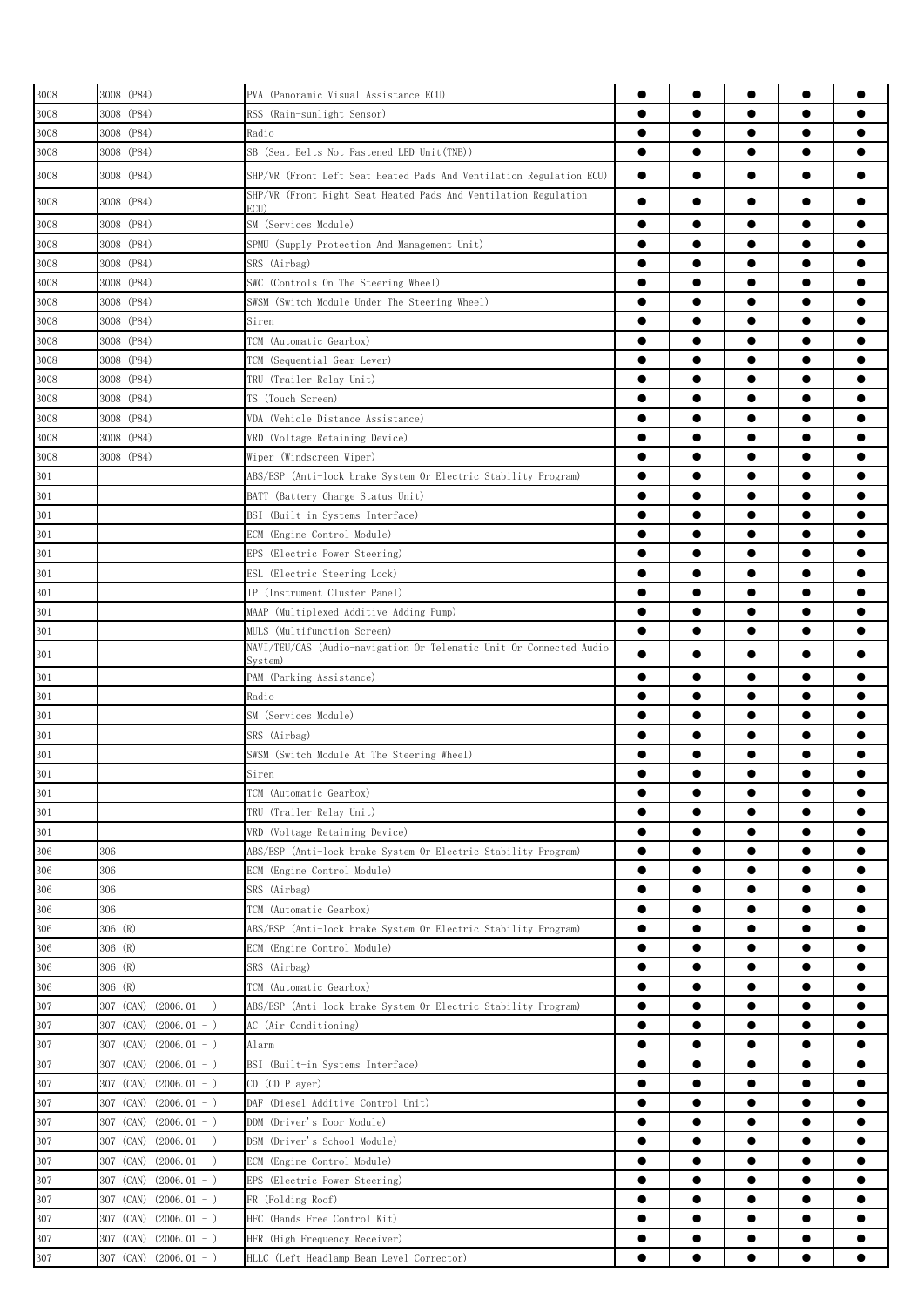| | | | | | | | |
|---|---|---|---|---|---|---|---|
| 3008 | 3008 (P84) | PVA (Panoramic Visual Assistance ECU) | ● | ● | ● | ● | ● |
| 3008 | 3008 (P84) | RSS (Rain-sunlight Sensor) | ● | ● | ● | ● | ● |
| 3008 | 3008 (P84) | Radio | ● | ● | ● | ● | ● |
| 3008 | 3008 (P84) | SB (Seat Belts Not Fastened LED Unit(TNB)) | ● | ● | ● | ● | ● |
| 3008 | 3008 (P84) | SHP/VR (Front Left Seat Heated Pads And Ventilation Regulation ECU) | ● | ● | ● | ● | ● |
| 3008 | 3008 (P84) | SHP/VR (Front Right Seat Heated Pads And Ventilation Regulation ECU) | ● | ● | ● | ● | ● |
| 3008 | 3008 (P84) | SM (Services Module) | ● | ● | ● | ● | ● |
| 3008 | 3008 (P84) | SPMU (Supply Protection And Management Unit) | ● | ● | ● | ● | ● |
| 3008 | 3008 (P84) | SRS (Airbag) | ● | ● | ● | ● | ● |
| 3008 | 3008 (P84) | SWC (Controls On The Steering Wheel) | ● | ● | ● | ● | ● |
| 3008 | 3008 (P84) | SWSM (Switch Module Under The Steering Wheel) | ● | ● | ● | ● | ● |
| 3008 | 3008 (P84) | Siren | ● | ● | ● | ● | ● |
| 3008 | 3008 (P84) | TCM (Automatic Gearbox) | ● | ● | ● | ● | ● |
| 3008 | 3008 (P84) | TCM (Sequential Gear Lever) | ● | ● | ● | ● | ● |
| 3008 | 3008 (P84) | TRU (Trailer Relay Unit) | ● | ● | ● | ● | ● |
| 3008 | 3008 (P84) | TS (Touch Screen) | ● | ● | ● | ● | ● |
| 3008 | 3008 (P84) | VDA (Vehicle Distance Assistance) | ● | ● | ● | ● | ● |
| 3008 | 3008 (P84) | VRD (Voltage Retaining Device) | ● | ● | ● | ● | ● |
| 3008 | 3008 (P84) | Wiper (Windscreen Wiper) | ● | ● | ● | ● | ● |
| 301 | | ABS/ESP (Anti-lock brake System Or Electric Stability Program) | ● | ● | ● | ● | ● |
| 301 | | BATT (Battery Charge Status Unit) | ● | ● | ● | ● | ● |
| 301 | | BSI (Built-in Systems Interface) | ● | ● | ● | ● | ● |
| 301 | | ECM (Engine Control Module) | ● | ● | ● | ● | ● |
| 301 | | EPS (Electric Power Steering) | ● | ● | ● | ● | ● |
| 301 | | ESL (Electric Steering Lock) | ● | ● | ● | ● | ● |
| 301 | | IP (Instrument Cluster Panel) | ● | ● | ● | ● | ● |
| 301 | | MAAP (Multiplexed Additive Adding Pump) | ● | ● | ● | ● | ● |
| 301 | | MULS (Multifunction Screen) | ● | ● | ● | ● | ● |
| 301 | | NAVI/TEU/CAS (Audio-navigation Or Telematic Unit Or Connected Audio System) | ● | ● | ● | ● | ● |
| 301 | | PAM (Parking Assistance) | ● | ● | ● | ● | ● |
| 301 | | Radio | ● | ● | ● | ● | ● |
| 301 | | SM (Services Module) | ● | ● | ● | ● | ● |
| 301 | | SRS (Airbag) | ● | ● | ● | ● | ● |
| 301 | | SWSM (Switch Module At The Steering Wheel) | ● | ● | ● | ● | ● |
| 301 | | Siren | ● | ● | ● | ● | ● |
| 301 | | TCM (Automatic Gearbox) | ● | ● | ● | ● | ● |
| 301 | | TRU (Trailer Relay Unit) | ● | ● | ● | ● | ● |
| 301 | | VRD (Voltage Retaining Device) | ● | ● | ● | ● | ● |
| 306 | 306 | ABS/ESP (Anti-lock brake System Or Electric Stability Program) | ● | ● | ● | ● | ● |
| 306 | 306 | ECM (Engine Control Module) | ● | ● | ● | ● | ● |
| 306 | 306 | SRS (Airbag) | ● | ● | ● | ● | ● |
| 306 | 306 | TCM (Automatic Gearbox) | ● | ● | ● | ● | ● |
| 306 | 306 (R) | ABS/ESP (Anti-lock brake System Or Electric Stability Program) | ● | ● | ● | ● | ● |
| 306 | 306 (R) | ECM (Engine Control Module) | ● | ● | ● | ● | ● |
| 306 | 306 (R) | SRS (Airbag) | ● | ● | ● | ● | ● |
| 306 | 306 (R) | TCM (Automatic Gearbox) | ● | ● | ● | ● | ● |
| 307 | 307 (CAN) (2006.01 - ) | ABS/ESP (Anti-lock brake System Or Electric Stability Program) | ● | ● | ● | ● | ● |
| 307 | 307 (CAN) (2006.01 - ) | AC (Air Conditioning) | ● | ● | ● | ● | ● |
| 307 | 307 (CAN) (2006.01 - ) | Alarm | ● | ● | ● | ● | ● |
| 307 | 307 (CAN) (2006.01 - ) | BSI (Built-in Systems Interface) | ● | ● | ● | ● | ● |
| 307 | 307 (CAN) (2006.01 - ) | CD (CD Player) | ● | ● | ● | ● | ● |
| 307 | 307 (CAN) (2006.01 - ) | DAF (Diesel Additive Control Unit) | ● | ● | ● | ● | ● |
| 307 | 307 (CAN) (2006.01 - ) | DDM (Driver's Door Module) | ● | ● | ● | ● | ● |
| 307 | 307 (CAN) (2006.01 - ) | DSM (Driver's School Module) | ● | ● | ● | ● | ● |
| 307 | 307 (CAN) (2006.01 - ) | ECM (Engine Control Module) | ● | ● | ● | ● | ● |
| 307 | 307 (CAN) (2006.01 - ) | EPS (Electric Power Steering) | ● | ● | ● | ● | ● |
| 307 | 307 (CAN) (2006.01 - ) | FR (Folding Roof) | ● | ● | ● | ● | ● |
| 307 | 307 (CAN) (2006.01 - ) | HFC (Hands Free Control Kit) | ● | ● | ● | ● | ● |
| 307 | 307 (CAN) (2006.01 - ) | HFR (High Frequency Receiver) | ● | ● | ● | ● | ● |
| 307 | 307 (CAN) (2006.01 - ) | HLLC (Left Headlamp Beam Level Corrector) | ● | ● | ● | ● | ● |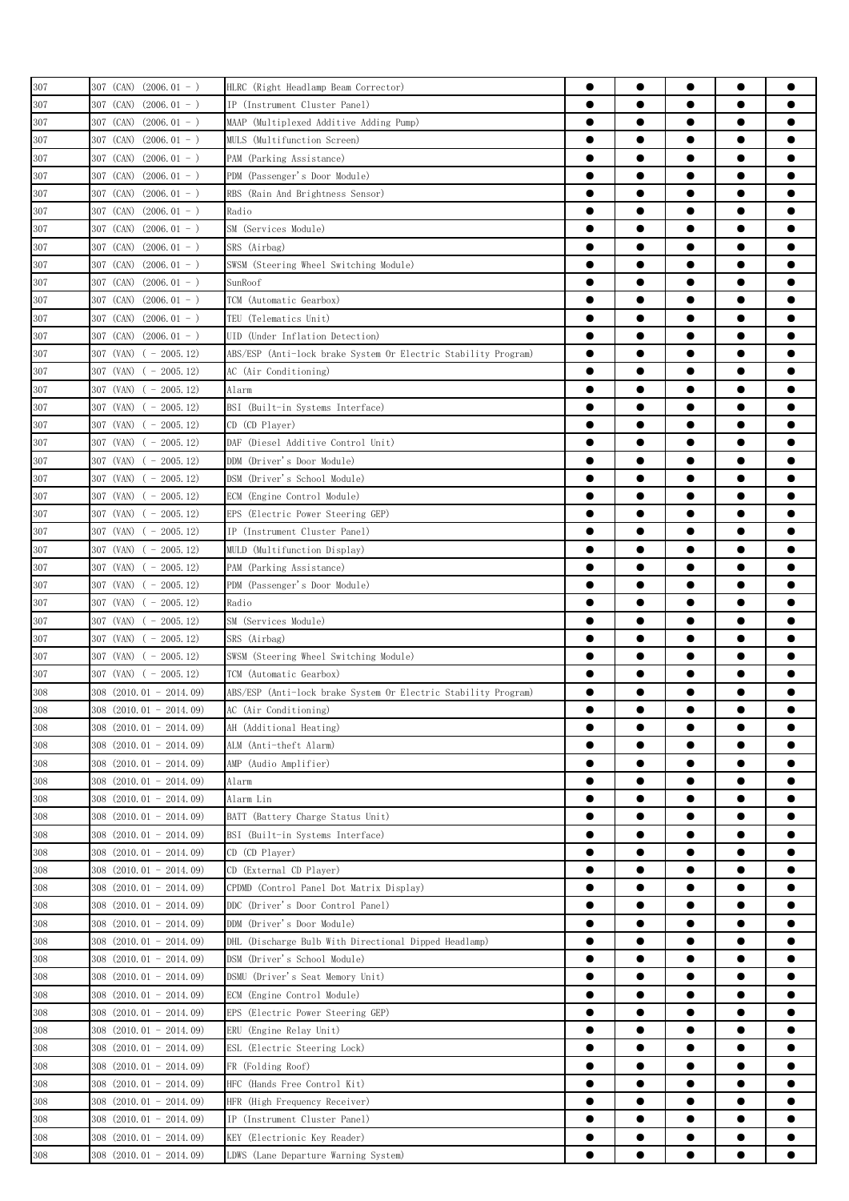| | | | | | | | |
|---|---|---|---|---|---|---|---|
| 307 | 307 (CAN) (2006.01 - ) | HLRC (Right Headlamp Beam Corrector) | ● | ● | ● | ● | ● |
| 307 | 307 (CAN) (2006.01 - ) | IP (Instrument Cluster Panel) | ● | ● | ● | ● | ● |
| 307 | 307 (CAN) (2006.01 - ) | MAAP (Multiplexed Additive Adding Pump) | ● | ● | ● | ● | ● |
| 307 | 307 (CAN) (2006.01 - ) | MULS (Multifunction Screen) | ● | ● | ● | ● | ● |
| 307 | 307 (CAN) (2006.01 - ) | PAM (Parking Assistance) | ● | ● | ● | ● | ● |
| 307 | 307 (CAN) (2006.01 - ) | PDM (Passenger's Door Module) | ● | ● | ● | ● | ● |
| 307 | 307 (CAN) (2006.01 - ) | RBS (Rain And Brightness Sensor) | ● | ● | ● | ● | ● |
| 307 | 307 (CAN) (2006.01 - ) | Radio | ● | ● | ● | ● | ● |
| 307 | 307 (CAN) (2006.01 - ) | SM (Services Module) | ● | ● | ● | ● | ● |
| 307 | 307 (CAN) (2006.01 - ) | SRS (Airbag) | ● | ● | ● | ● | ● |
| 307 | 307 (CAN) (2006.01 - ) | SWSM (Steering Wheel Switching Module) | ● | ● | ● | ● | ● |
| 307 | 307 (CAN) (2006.01 - ) | SunRoof | ● | ● | ● | ● | ● |
| 307 | 307 (CAN) (2006.01 - ) | TCM (Automatic Gearbox) | ● | ● | ● | ● | ● |
| 307 | 307 (CAN) (2006.01 - ) | TEU (Telematics Unit) | ● | ● | ● | ● | ● |
| 307 | 307 (CAN) (2006.01 - ) | UID (Under Inflation Detection) | ● | ● | ● | ● | ● |
| 307 | 307 (VAN) ( - 2005.12) | ABS/ESP (Anti-lock brake System Or Electric Stability Program) | ● | ● | ● | ● | ● |
| 307 | 307 (VAN) ( - 2005.12) | AC (Air Conditioning) | ● | ● | ● | ● | ● |
| 307 | 307 (VAN) ( - 2005.12) | Alarm | ● | ● | ● | ● | ● |
| 307 | 307 (VAN) ( - 2005.12) | BSI (Built-in Systems Interface) | ● | ● | ● | ● | ● |
| 307 | 307 (VAN) ( - 2005.12) | CD (CD Player) | ● | ● | ● | ● | ● |
| 307 | 307 (VAN) ( - 2005.12) | DAF (Diesel Additive Control Unit) | ● | ● | ● | ● | ● |
| 307 | 307 (VAN) ( - 2005.12) | DDM (Driver's Door Module) | ● | ● | ● | ● | ● |
| 307 | 307 (VAN) ( - 2005.12) | DSM (Driver's School Module) | ● | ● | ● | ● | ● |
| 307 | 307 (VAN) ( - 2005.12) | ECM (Engine Control Module) | ● | ● | ● | ● | ● |
| 307 | 307 (VAN) ( - 2005.12) | EPS (Electric Power Steering GEP) | ● | ● | ● | ● | ● |
| 307 | 307 (VAN) ( - 2005.12) | IP (Instrument Cluster Panel) | ● | ● | ● | ● | ● |
| 307 | 307 (VAN) ( - 2005.12) | MULD (Multifunction Display) | ● | ● | ● | ● | ● |
| 307 | 307 (VAN) ( - 2005.12) | PAM (Parking Assistance) | ● | ● | ● | ● | ● |
| 307 | 307 (VAN) ( - 2005.12) | PDM (Passenger's Door Module) | ● | ● | ● | ● | ● |
| 307 | 307 (VAN) ( - 2005.12) | Radio | ● | ● | ● | ● | ● |
| 307 | 307 (VAN) ( - 2005.12) | SM (Services Module) | ● | ● | ● | ● | ● |
| 307 | 307 (VAN) ( - 2005.12) | SRS (Airbag) | ● | ● | ● | ● | ● |
| 307 | 307 (VAN) ( - 2005.12) | SWSM (Steering Wheel Switching Module) | ● | ● | ● | ● | ● |
| 307 | 307 (VAN) ( - 2005.12) | TCM (Automatic Gearbox) | ● | ● | ● | ● | ● |
| 308 | 308 (2010.01 - 2014.09) | ABS/ESP (Anti-lock brake System Or Electric Stability Program) | ● | ● | ● | ● | ● |
| 308 | 308 (2010.01 - 2014.09) | AC (Air Conditioning) | ● | ● | ● | ● | ● |
| 308 | 308 (2010.01 - 2014.09) | AH (Additional Heating) | ● | ● | ● | ● | ● |
| 308 | 308 (2010.01 - 2014.09) | ALM (Anti-theft Alarm) | ● | ● | ● | ● | ● |
| 308 | 308 (2010.01 - 2014.09) | AMP (Audio Amplifier) | ● | ● | ● | ● | ● |
| 308 | 308 (2010.01 - 2014.09) | Alarm | ● | ● | ● | ● | ● |
| 308 | 308 (2010.01 - 2014.09) | Alarm Lin | ● | ● | ● | ● | ● |
| 308 | 308 (2010.01 - 2014.09) | BATT (Battery Charge Status Unit) | ● | ● | ● | ● | ● |
| 308 | 308 (2010.01 - 2014.09) | BSI (Built-in Systems Interface) | ● | ● | ● | ● | ● |
| 308 | 308 (2010.01 - 2014.09) | CD (CD Player) | ● | ● | ● | ● | ● |
| 308 | 308 (2010.01 - 2014.09) | CD (External CD Player) | ● | ● | ● | ● | ● |
| 308 | 308 (2010.01 - 2014.09) | CPDMD (Control Panel Dot Matrix Display) | ● | ● | ● | ● | ● |
| 308 | 308 (2010.01 - 2014.09) | DDC (Driver's Door Control Panel) | ● | ● | ● | ● | ● |
| 308 | 308 (2010.01 - 2014.09) | DDM (Driver's Door Module) | ● | ● | ● | ● | ● |
| 308 | 308 (2010.01 - 2014.09) | DHL (Discharge Bulb With Directional Dipped Headlamp) | ● | ● | ● | ● | ● |
| 308 | 308 (2010.01 - 2014.09) | DSM (Driver's School Module) | ● | ● | ● | ● | ● |
| 308 | 308 (2010.01 - 2014.09) | DSMU (Driver's Seat Memory Unit) | ● | ● | ● | ● | ● |
| 308 | 308 (2010.01 - 2014.09) | ECM (Engine Control Module) | ● | ● | ● | ● | ● |
| 308 | 308 (2010.01 - 2014.09) | EPS (Electric Power Steering GEP) | ● | ● | ● | ● | ● |
| 308 | 308 (2010.01 - 2014.09) | ERU (Engine Relay Unit) | ● | ● | ● | ● | ● |
| 308 | 308 (2010.01 - 2014.09) | ESL (Electric Steering Lock) | ● | ● | ● | ● | ● |
| 308 | 308 (2010.01 - 2014.09) | FR (Folding Roof) | ● | ● | ● | ● | ● |
| 308 | 308 (2010.01 - 2014.09) | HFC (Hands Free Control Kit) | ● | ● | ● | ● | ● |
| 308 | 308 (2010.01 - 2014.09) | HFR (High Frequency Receiver) | ● | ● | ● | ● | ● |
| 308 | 308 (2010.01 - 2014.09) | IP (Instrument Cluster Panel) | ● | ● | ● | ● | ● |
| 308 | 308 (2010.01 - 2014.09) | KEY (Electrionic Key Reader) | ● | ● | ● | ● | ● |
| 308 | 308 (2010.01 - 2014.09) | LDWS (Lane Departure Warning System) | ● | ● | ● | ● | ● |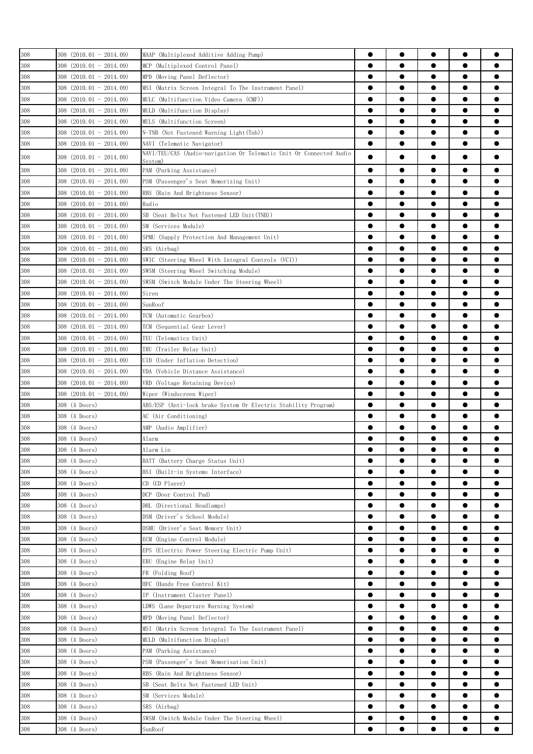| | | | | | | | |
|---|---|---|---|---|---|---|---|
| 308 | 308 (2010.01 - 2014.09) | MAAP (Multiplexed Additive Adding Pump) | ● | ● | ● | ● | ● |
| 308 | 308 (2010.01 - 2014.09) | MCP (Multiplexed Control Panel) | ● | ● | ● | ● | ● |
| 308 | 308 (2010.01 - 2014.09) | MPD (Moving Panel Deflector) | ● | ● | ● | ● | ● |
| 308 | 308 (2010.01 - 2014.09) | MSI (Matrix Screen Integral To The Instrument Panel) | ● | ● | ● | ● | ● |
| 308 | 308 (2010.01 - 2014.09) | MULC (Multifunction Video Camera (CMF)) | ● | ● | ● | ● | ● |
| 308 | 308 (2010.01 - 2014.09) | MULD (Multifunction Display) | ● | ● | ● | ● | ● |
| 308 | 308 (2010.01 - 2014.09) | MULS (Multifunction Screen) | ● | ● | ● | ● | ● |
| 308 | 308 (2010.01 - 2014.09) | N-TNB (Not Fastened Warning Light(Tnb)) | ● | ● | ● | ● | ● |
| 308 | 308 (2010.01 - 2014.09) | NAVI (Telematic Navigator) | ● | ● | ● | ● | ● |
| 308 | 308 (2010.01 - 2014.09) | NAVI/TEU/CAS (Audio-navigation Or Telematic Unit Or Connected Audio System) | ● | ● | ● | ● | ● |
| 308 | 308 (2010.01 - 2014.09) | PAM (Parking Assistance) | ● | ● | ● | ● | ● |
| 308 | 308 (2010.01 - 2014.09) | PSM (Passenger's Seat Memorizing Unit) | ● | ● | ● | ● | ● |
| 308 | 308 (2010.01 - 2014.09) | RBS (Rain And Brightness Sensor) | ● | ● | ● | ● | ● |
| 308 | 308 (2010.01 - 2014.09) | Radio | ● | ● | ● | ● | ● |
| 308 | 308 (2010.01 - 2014.09) | SB (Seat Belts Not Fastened LED Unit(TNB)) | ● | ● | ● | ● | ● |
| 308 | 308 (2010.01 - 2014.09) | SM (Services Module) | ● | ● | ● | ● | ● |
| 308 | 308 (2010.01 - 2014.09) | SPMU (Supply Protection And Management Unit) | ● | ● | ● | ● | ● |
| 308 | 308 (2010.01 - 2014.09) | SRS (Airbag) | ● | ● | ● | ● | ● |
| 308 | 308 (2010.01 - 2014.09) | SWIC (Steering Wheel With Integral Controls (VCI)) | ● | ● | ● | ● | ● |
| 308 | 308 (2010.01 - 2014.09) | SWSM (Steering Wheel Switching Module) | ● | ● | ● | ● | ● |
| 308 | 308 (2010.01 - 2014.09) | SWSM (Switch Module Under The Steering Wheel) | ● | ● | ● | ● | ● |
| 308 | 308 (2010.01 - 2014.09) | Siren | ● | ● | ● | ● | ● |
| 308 | 308 (2010.01 - 2014.09) | SunRoof | ● | ● | ● | ● | ● |
| 308 | 308 (2010.01 - 2014.09) | TCM (Automatic Gearbox) | ● | ● | ● | ● | ● |
| 308 | 308 (2010.01 - 2014.09) | TCM (Sequential Gear Lever) | ● | ● | ● | ● | ● |
| 308 | 308 (2010.01 - 2014.09) | TEU (Telematics Unit) | ● | ● | ● | ● | ● |
| 308 | 308 (2010.01 - 2014.09) | TRU (Trailer Relay Unit) | ● | ● | ● | ● | ● |
| 308 | 308 (2010.01 - 2014.09) | UID (Under Inflation Detection) | ● | ● | ● | ● | ● |
| 308 | 308 (2010.01 - 2014.09) | VDA (Vehicle Distance Assistance) | ● | ● | ● | ● | ● |
| 308 | 308 (2010.01 - 2014.09) | VRD (Voltage Retaining Device) | ● | ● | ● | ● | ● |
| 308 | 308 (2010.01 - 2014.09) | Wiper (Windscreen Wiper) | ● | ● | ● | ● | ● |
| 308 | 308 (4 Doors) | ABS/ESP (Anti-lock brake System Or Electric Stability Program) | ● | ● | ● | ● | ● |
| 308 | 308 (4 Doors) | AC (Air Conditioning) | ● | ● | ● | ● | ● |
| 308 | 308 (4 Doors) | AMP (Audio Amplifier) | ● | ● | ● | ● | ● |
| 308 | 308 (4 Doors) | Alarm | ● | ● | ● | ● | ● |
| 308 | 308 (4 Doors) | Alarm Lin | ● | ● | ● | ● | ● |
| 308 | 308 (4 Doors) | BATT (Battery Charge Status Unit) | ● | ● | ● | ● | ● |
| 308 | 308 (4 Doors) | BSI (Built-in Systems Interface) | ● | ● | ● | ● | ● |
| 308 | 308 (4 Doors) | CD (CD Player) | ● | ● | ● | ● | ● |
| 308 | 308 (4 Doors) | DCP (Door Control Pad) | ● | ● | ● | ● | ● |
| 308 | 308 (4 Doors) | DHL (Directional Headlamps) | ● | ● | ● | ● | ● |
| 308 | 308 (4 Doors) | DSM (Driver's School Module) | ● | ● | ● | ● | ● |
| 308 | 308 (4 Doors) | DSMU (Driver's Seat Memory Unit) | ● | ● | ● | ● | ● |
| 308 | 308 (4 Doors) | ECM (Engine Control Module) | ● | ● | ● | ● | ● |
| 308 | 308 (4 Doors) | EPS (Electric Power Steering Electric Pump Unit) | ● | ● | ● | ● | ● |
| 308 | 308 (4 Doors) | ERU (Engine Relay Unit) | ● | ● | ● | ● | ● |
| 308 | 308 (4 Doors) | FR (Folding Roof) | ● | ● | ● | ● | ● |
| 308 | 308 (4 Doors) | HFC (Hands Free Control Kit) | ● | ● | ● | ● | ● |
| 308 | 308 (4 Doors) | IP (Instrument Cluster Panel) | ● | ● | ● | ● | ● |
| 308 | 308 (4 Doors) | LDWS (Lane Departure Warning System) | ● | ● | ● | ● | ● |
| 308 | 308 (4 Doors) | MPD (Moving Panel Deflector) | ● | ● | ● | ● | ● |
| 308 | 308 (4 Doors) | MSI (Matrix Screen Integral To The Instrument Panel) | ● | ● | ● | ● | ● |
| 308 | 308 (4 Doors) | MULD (Multifunction Display) | ● | ● | ● | ● | ● |
| 308 | 308 (4 Doors) | PAM (Parking Assistance) | ● | ● | ● | ● | ● |
| 308 | 308 (4 Doors) | PSM (Passenger's Seat Memorisation Unit) | ● | ● | ● | ● | ● |
| 308 | 308 (4 Doors) | RBS (Rain And Brightness Sensor) | ● | ● | ● | ● | ● |
| 308 | 308 (4 Doors) | SB (Seat Belts Not Fastened LED Unit) | ● | ● | ● | ● | ● |
| 308 | 308 (4 Doors) | SM (Services Module) | ● | ● | ● | ● | ● |
| 308 | 308 (4 Doors) | SRS (Airbag) | ● | ● | ● | ● | ● |
| 308 | 308 (4 Doors) | SWSM (Switch Module Under The Steering Wheel) | ● | ● | ● | ● | ● |
| 308 | 308 (4 Doors) | SunRoof | ● | ● | ● | ● | ● |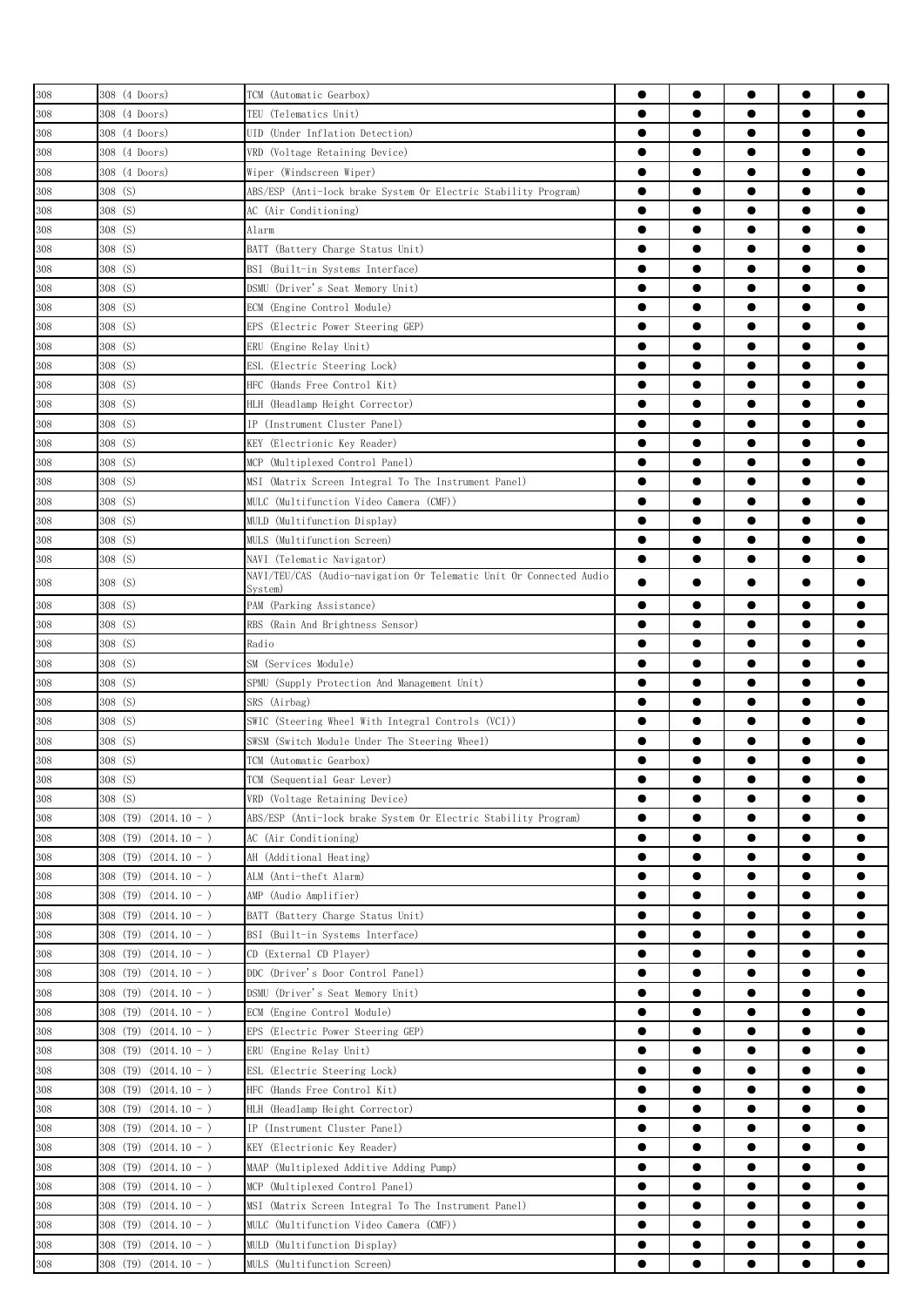| | | | | | | | |
|---|---|---|---|---|---|---|---|
| 308 | 308 (4 Doors) | TCM (Automatic Gearbox) | ● | ● | ● | ● | ● |
| 308 | 308 (4 Doors) | TEU (Telematics Unit) | ● | ● | ● | ● | ● |
| 308 | 308 (4 Doors) | UID (Under Inflation Detection) | ● | ● | ● | ● | ● |
| 308 | 308 (4 Doors) | VRD (Voltage Retaining Device) | ● | ● | ● | ● | ● |
| 308 | 308 (4 Doors) | Wiper (Windscreen Wiper) | ● | ● | ● | ● | ● |
| 308 | 308 (S) | ABS/ESP (Anti-lock brake System Or Electric Stability Program) | ● | ● | ● | ● | ● |
| 308 | 308 (S) | AC (Air Conditioning) | ● | ● | ● | ● | ● |
| 308 | 308 (S) | Alarm | ● | ● | ● | ● | ● |
| 308 | 308 (S) | BATT (Battery Charge Status Unit) | ● | ● | ● | ● | ● |
| 308 | 308 (S) | BSI (Built-in Systems Interface) | ● | ● | ● | ● | ● |
| 308 | 308 (S) | DSMU (Driver's Seat Memory Unit) | ● | ● | ● | ● | ● |
| 308 | 308 (S) | ECM (Engine Control Module) | ● | ● | ● | ● | ● |
| 308 | 308 (S) | EPS (Electric Power Steering GEP) | ● | ● | ● | ● | ● |
| 308 | 308 (S) | ERU (Engine Relay Unit) | ● | ● | ● | ● | ● |
| 308 | 308 (S) | ESL (Electric Steering Lock) | ● | ● | ● | ● | ● |
| 308 | 308 (S) | HFC (Hands Free Control Kit) | ● | ● | ● | ● | ● |
| 308 | 308 (S) | HLH (Headlamp Height Corrector) | ● | ● | ● | ● | ● |
| 308 | 308 (S) | IP (Instrument Cluster Panel) | ● | ● | ● | ● | ● |
| 308 | 308 (S) | KEY (Electrionic Key Reader) | ● | ● | ● | ● | ● |
| 308 | 308 (S) | MCP (Multiplexed Control Panel) | ● | ● | ● | ● | ● |
| 308 | 308 (S) | MSI (Matrix Screen Integral To The Instrument Panel) | ● | ● | ● | ● | ● |
| 308 | 308 (S) | MULC (Multifunction Video Camera (CMF)) | ● | ● | ● | ● | ● |
| 308 | 308 (S) | MULD (Multifunction Display) | ● | ● | ● | ● | ● |
| 308 | 308 (S) | MULS (Multifunction Screen) | ● | ● | ● | ● | ● |
| 308 | 308 (S) | NAVI (Telematic Navigator) | ● | ● | ● | ● | ● |
| 308 | 308 (S) | NAVI/TEU/CAS (Audio-navigation Or Telematic Unit Or Connected Audio System) | ● | ● | ● | ● | ● |
| 308 | 308 (S) | PAM (Parking Assistance) | ● | ● | ● | ● | ● |
| 308 | 308 (S) | RBS (Rain And Brightness Sensor) | ● | ● | ● | ● | ● |
| 308 | 308 (S) | Radio | ● | ● | ● | ● | ● |
| 308 | 308 (S) | SM (Services Module) | ● | ● | ● | ● | ● |
| 308 | 308 (S) | SPMU (Supply Protection And Management Unit) | ● | ● | ● | ● | ● |
| 308 | 308 (S) | SRS (Airbag) | ● | ● | ● | ● | ● |
| 308 | 308 (S) | SWIC (Steering Wheel With Integral Controls (VCI)) | ● | ● | ● | ● | ● |
| 308 | 308 (S) | SWSM (Switch Module Under The Steering Wheel) | ● | ● | ● | ● | ● |
| 308 | 308 (S) | TCM (Automatic Gearbox) | ● | ● | ● | ● | ● |
| 308 | 308 (S) | TCM (Sequential Gear Lever) | ● | ● | ● | ● | ● |
| 308 | 308 (S) | VRD (Voltage Retaining Device) | ● | ● | ● | ● | ● |
| 308 | 308 (T9) (2014.10 - ) | ABS/ESP (Anti-lock brake System Or Electric Stability Program) | ● | ● | ● | ● | ● |
| 308 | 308 (T9) (2014.10 - ) | AC (Air Conditioning) | ● | ● | ● | ● | ● |
| 308 | 308 (T9) (2014.10 - ) | AH (Additional Heating) | ● | ● | ● | ● | ● |
| 308 | 308 (T9) (2014.10 - ) | ALM (Anti-theft Alarm) | ● | ● | ● | ● | ● |
| 308 | 308 (T9) (2014.10 - ) | AMP (Audio Amplifier) | ● | ● | ● | ● | ● |
| 308 | 308 (T9) (2014.10 - ) | BATT (Battery Charge Status Unit) | ● | ● | ● | ● | ● |
| 308 | 308 (T9) (2014.10 - ) | BSI (Built-in Systems Interface) | ● | ● | ● | ● | ● |
| 308 | 308 (T9) (2014.10 - ) | CD (External CD Player) | ● | ● | ● | ● | ● |
| 308 | 308 (T9) (2014.10 - ) | DDC (Driver's Door Control Panel) | ● | ● | ● | ● | ● |
| 308 | 308 (T9) (2014.10 - ) | DSMU (Driver's Seat Memory Unit) | ● | ● | ● | ● | ● |
| 308 | 308 (T9) (2014.10 - ) | ECM (Engine Control Module) | ● | ● | ● | ● | ● |
| 308 | 308 (T9) (2014.10 - ) | EPS (Electric Power Steering GEP) | ● | ● | ● | ● | ● |
| 308 | 308 (T9) (2014.10 - ) | ERU (Engine Relay Unit) | ● | ● | ● | ● | ● |
| 308 | 308 (T9) (2014.10 - ) | ESL (Electric Steering Lock) | ● | ● | ● | ● | ● |
| 308 | 308 (T9) (2014.10 - ) | HFC (Hands Free Control Kit) | ● | ● | ● | ● | ● |
| 308 | 308 (T9) (2014.10 - ) | HLH (Headlamp Height Corrector) | ● | ● | ● | ● | ● |
| 308 | 308 (T9) (2014.10 - ) | IP (Instrument Cluster Panel) | ● | ● | ● | ● | ● |
| 308 | 308 (T9) (2014.10 - ) | KEY (Electrionic Key Reader) | ● | ● | ● | ● | ● |
| 308 | 308 (T9) (2014.10 - ) | MAAP (Multiplexed Additive Adding Pump) | ● | ● | ● | ● | ● |
| 308 | 308 (T9) (2014.10 - ) | MCP (Multiplexed Control Panel) | ● | ● | ● | ● | ● |
| 308 | 308 (T9) (2014.10 - ) | MSI (Matrix Screen Integral To The Instrument Panel) | ● | ● | ● | ● | ● |
| 308 | 308 (T9) (2014.10 - ) | MULC (Multifunction Video Camera (CMF)) | ● | ● | ● | ● | ● |
| 308 | 308 (T9) (2014.10 - ) | MULD (Multifunction Display) | ● | ● | ● | ● | ● |
| 308 | 308 (T9) (2014.10 - ) | MULS (Multifunction Screen) | ● | ● | ● | ● | ● |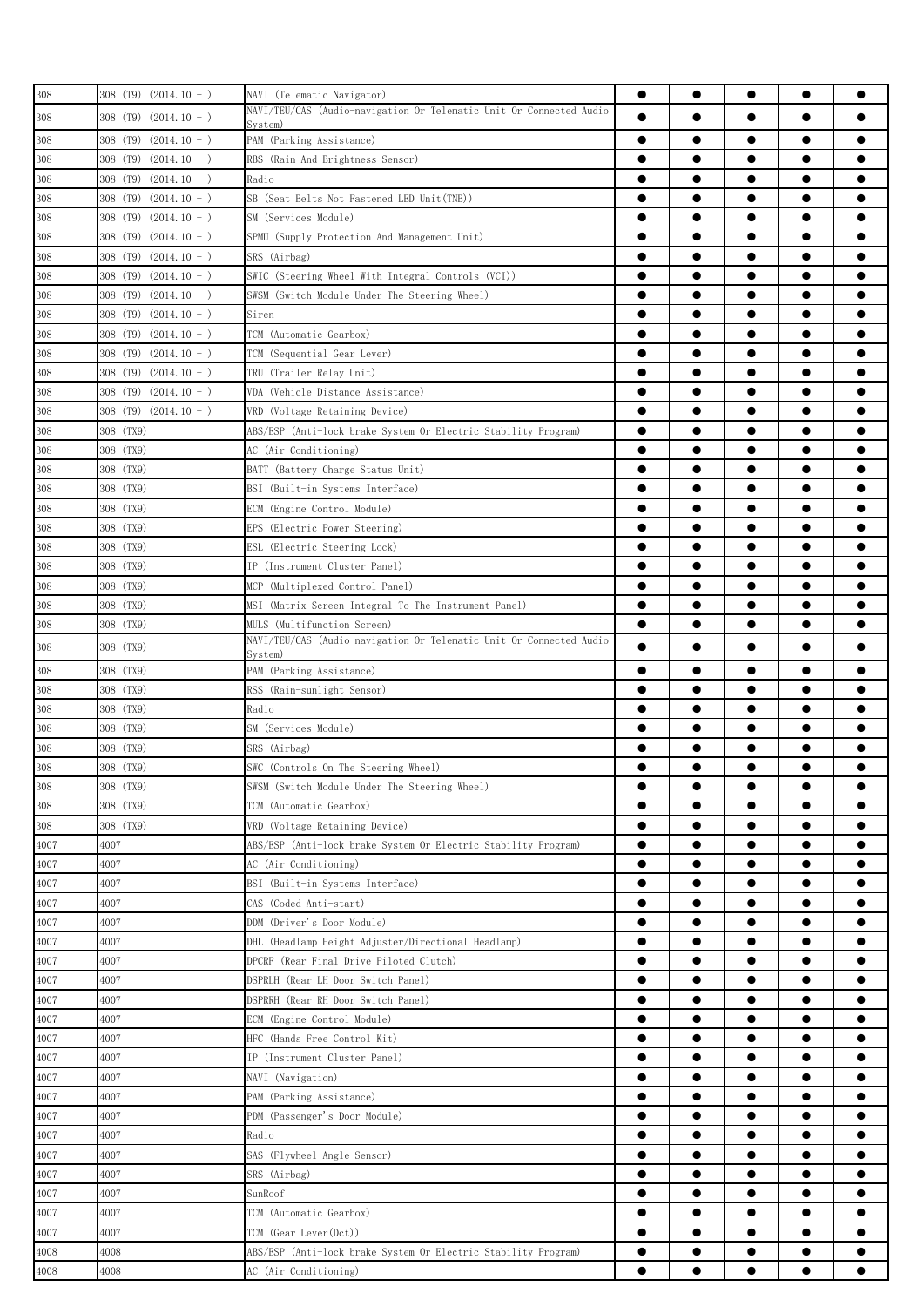| | | | | | | | |
|---|---|---|---|---|---|---|---|
| 308 | 308 (T9) (2014.10 - ) | NAVI (Telematic Navigator) | ● | ● | ● | ● | ● |
| 308 | 308 (T9) (2014.10 - ) | NAVI/TEU/CAS (Audio-navigation Or Telematic Unit Or Connected Audio System) | ● | ● | ● | ● | ● |
| 308 | 308 (T9) (2014.10 - ) | PAM (Parking Assistance) | ● | ● | ● | ● | ● |
| 308 | 308 (T9) (2014.10 - ) | RBS (Rain And Brightness Sensor) | ● | ● | ● | ● | ● |
| 308 | 308 (T9) (2014.10 - ) | Radio | ● | ● | ● | ● | ● |
| 308 | 308 (T9) (2014.10 - ) | SB (Seat Belts Not Fastened LED Unit(TNB)) | ● | ● | ● | ● | ● |
| 308 | 308 (T9) (2014.10 - ) | SM (Services Module) | ● | ● | ● | ● | ● |
| 308 | 308 (T9) (2014.10 - ) | SPMU (Supply Protection And Management Unit) | ● | ● | ● | ● | ● |
| 308 | 308 (T9) (2014.10 - ) | SRS (Airbag) | ● | ● | ● | ● | ● |
| 308 | 308 (T9) (2014.10 - ) | SWIC (Steering Wheel With Integral Controls (VCI)) | ● | ● | ● | ● | ● |
| 308 | 308 (T9) (2014.10 - ) | SWSM (Switch Module Under The Steering Wheel) | ● | ● | ● | ● | ● |
| 308 | 308 (T9) (2014.10 - ) | Siren | ● | ● | ● | ● | ● |
| 308 | 308 (T9) (2014.10 - ) | TCM (Automatic Gearbox) | ● | ● | ● | ● | ● |
| 308 | 308 (T9) (2014.10 - ) | TCM (Sequential Gear Lever) | ● | ● | ● | ● | ● |
| 308 | 308 (T9) (2014.10 - ) | TRU (Trailer Relay Unit) | ● | ● | ● | ● | ● |
| 308 | 308 (T9) (2014.10 - ) | VDA (Vehicle Distance Assistance) | ● | ● | ● | ● | ● |
| 308 | 308 (T9) (2014.10 - ) | VRD (Voltage Retaining Device) | ● | ● | ● | ● | ● |
| 308 | 308 (TX9) | ABS/ESP (Anti-lock brake System Or Electric Stability Program) | ● | ● | ● | ● | ● |
| 308 | 308 (TX9) | AC (Air Conditioning) | ● | ● | ● | ● | ● |
| 308 | 308 (TX9) | BATT (Battery Charge Status Unit) | ● | ● | ● | ● | ● |
| 308 | 308 (TX9) | BSI (Built-in Systems Interface) | ● | ● | ● | ● | ● |
| 308 | 308 (TX9) | ECM (Engine Control Module) | ● | ● | ● | ● | ● |
| 308 | 308 (TX9) | EPS (Electric Power Steering) | ● | ● | ● | ● | ● |
| 308 | 308 (TX9) | ESL (Electric Steering Lock) | ● | ● | ● | ● | ● |
| 308 | 308 (TX9) | IP (Instrument Cluster Panel) | ● | ● | ● | ● | ● |
| 308 | 308 (TX9) | MCP (Multiplexed Control Panel) | ● | ● | ● | ● | ● |
| 308 | 308 (TX9) | MSI (Matrix Screen Integral To The Instrument Panel) | ● | ● | ● | ● | ● |
| 308 | 308 (TX9) | MULS (Multifunction Screen) | ● | ● | ● | ● | ● |
| 308 | 308 (TX9) | NAVI/TEU/CAS (Audio-navigation Or Telematic Unit Or Connected Audio System) | ● | ● | ● | ● | ● |
| 308 | 308 (TX9) | PAM (Parking Assistance) | ● | ● | ● | ● | ● |
| 308 | 308 (TX9) | RSS (Rain-sunlight Sensor) | ● | ● | ● | ● | ● |
| 308 | 308 (TX9) | Radio | ● | ● | ● | ● | ● |
| 308 | 308 (TX9) | SM (Services Module) | ● | ● | ● | ● | ● |
| 308 | 308 (TX9) | SRS (Airbag) | ● | ● | ● | ● | ● |
| 308 | 308 (TX9) | SWC (Controls On The Steering Wheel) | ● | ● | ● | ● | ● |
| 308 | 308 (TX9) | SWSM (Switch Module Under The Steering Wheel) | ● | ● | ● | ● | ● |
| 308 | 308 (TX9) | TCM (Automatic Gearbox) | ● | ● | ● | ● | ● |
| 308 | 308 (TX9) | VRD (Voltage Retaining Device) | ● | ● | ● | ● | ● |
| 4007 | 4007 | ABS/ESP (Anti-lock brake System Or Electric Stability Program) | ● | ● | ● | ● | ● |
| 4007 | 4007 | AC (Air Conditioning) | ● | ● | ● | ● | ● |
| 4007 | 4007 | BSI (Built-in Systems Interface) | ● | ● | ● | ● | ● |
| 4007 | 4007 | CAS (Coded Anti-start) | ● | ● | ● | ● | ● |
| 4007 | 4007 | DDM (Driver's Door Module) | ● | ● | ● | ● | ● |
| 4007 | 4007 | DHL (Headlamp Height Adjuster/Directional Headlamp) | ● | ● | ● | ● | ● |
| 4007 | 4007 | DPCRF (Rear Final Drive Piloted Clutch) | ● | ● | ● | ● | ● |
| 4007 | 4007 | DSPRLH (Rear LH Door Switch Panel) | ● | ● | ● | ● | ● |
| 4007 | 4007 | DSPRRH (Rear RH Door Switch Panel) | ● | ● | ● | ● | ● |
| 4007 | 4007 | ECM (Engine Control Module) | ● | ● | ● | ● | ● |
| 4007 | 4007 | HFC (Hands Free Control Kit) | ● | ● | ● | ● | ● |
| 4007 | 4007 | IP (Instrument Cluster Panel) | ● | ● | ● | ● | ● |
| 4007 | 4007 | NAVI (Navigation) | ● | ● | ● | ● | ● |
| 4007 | 4007 | PAM (Parking Assistance) | ● | ● | ● | ● | ● |
| 4007 | 4007 | PDM (Passenger's Door Module) | ● | ● | ● | ● | ● |
| 4007 | 4007 | Radio | ● | ● | ● | ● | ● |
| 4007 | 4007 | SAS (Flywheel Angle Sensor) | ● | ● | ● | ● | ● |
| 4007 | 4007 | SRS (Airbag) | ● | ● | ● | ● | ● |
| 4007 | 4007 | SunRoof | ● | ● | ● | ● | ● |
| 4007 | 4007 | TCM (Automatic Gearbox) | ● | ● | ● | ● | ● |
| 4007 | 4007 | TCM (Gear Lever(Dct)) | ● | ● | ● | ● | ● |
| 4008 | 4008 | ABS/ESP (Anti-lock brake System Or Electric Stability Program) | ● | ● | ● | ● | ● |
| 4008 | 4008 | AC (Air Conditioning) | ● | ● | ● | ● | ● |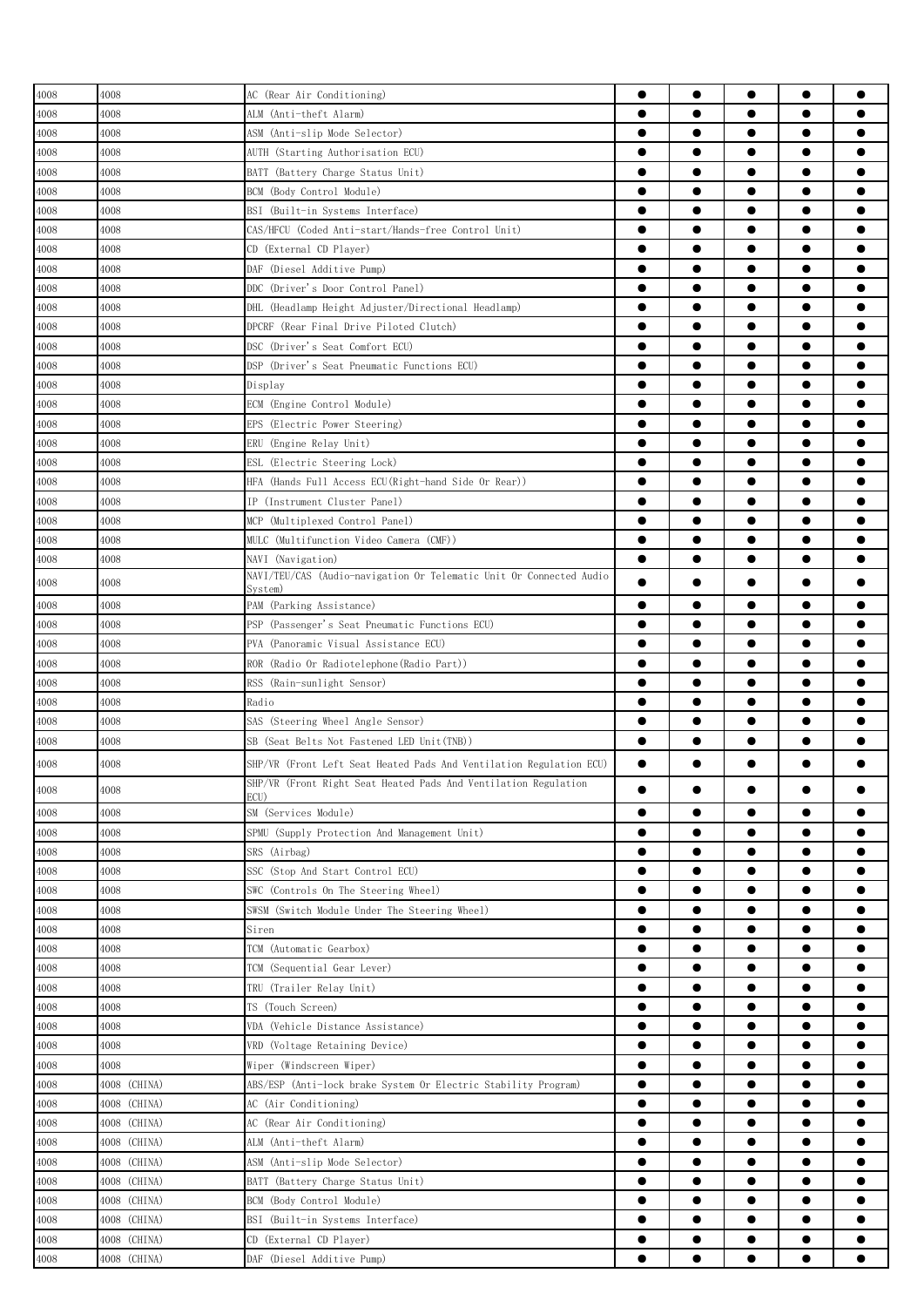| | | | | | | | |
|---|---|---|---|---|---|---|---|
| 4008 | 4008 | AC (Rear Air Conditioning) | ● | ● | ● | ● | ● |
| 4008 | 4008 | ALM (Anti-theft Alarm) | ● | ● | ● | ● | ● |
| 4008 | 4008 | ASM (Anti-slip Mode Selector) | ● | ● | ● | ● | ● |
| 4008 | 4008 | AUTH (Starting Authorisation ECU) | ● | ● | ● | ● | ● |
| 4008 | 4008 | BATT (Battery Charge Status Unit) | ● | ● | ● | ● | ● |
| 4008 | 4008 | BCM (Body Control Module) | ● | ● | ● | ● | ● |
| 4008 | 4008 | BSI (Built-in Systems Interface) | ● | ● | ● | ● | ● |
| 4008 | 4008 | CAS/HFCU (Coded Anti-start/Hands-free Control Unit) | ● | ● | ● | ● | ● |
| 4008 | 4008 | CD (External CD Player) | ● | ● | ● | ● | ● |
| 4008 | 4008 | DAF (Diesel Additive Pump) | ● | ● | ● | ● | ● |
| 4008 | 4008 | DDC (Driver's Door Control Panel) | ● | ● | ● | ● | ● |
| 4008 | 4008 | DHL (Headlamp Height Adjuster/Directional Headlamp) | ● | ● | ● | ● | ● |
| 4008 | 4008 | DPCRF (Rear Final Drive Piloted Clutch) | ● | ● | ● | ● | ● |
| 4008 | 4008 | DSC (Driver's Seat Comfort ECU) | ● | ● | ● | ● | ● |
| 4008 | 4008 | DSP (Driver's Seat Pneumatic Functions ECU) | ● | ● | ● | ● | ● |
| 4008 | 4008 | Display | ● | ● | ● | ● | ● |
| 4008 | 4008 | ECM (Engine Control Module) | ● | ● | ● | ● | ● |
| 4008 | 4008 | EPS (Electric Power Steering) | ● | ● | ● | ● | ● |
| 4008 | 4008 | ERU (Engine Relay Unit) | ● | ● | ● | ● | ● |
| 4008 | 4008 | ESL (Electric Steering Lock) | ● | ● | ● | ● | ● |
| 4008 | 4008 | HFA (Hands Full Access ECU(Right-hand Side Or Rear)) | ● | ● | ● | ● | ● |
| 4008 | 4008 | IP (Instrument Cluster Panel) | ● | ● | ● | ● | ● |
| 4008 | 4008 | MCP (Multiplexed Control Panel) | ● | ● | ● | ● | ● |
| 4008 | 4008 | MULC (Multifunction Video Camera (CMF)) | ● | ● | ● | ● | ● |
| 4008 | 4008 | NAVI (Navigation) | ● | ● | ● | ● | ● |
| 4008 | 4008 | NAVI/TEU/CAS (Audio-navigation Or Telematic Unit Or Connected Audio System) | ● | ● | ● | ● | ● |
| 4008 | 4008 | PAM (Parking Assistance) | ● | ● | ● | ● | ● |
| 4008 | 4008 | PSP (Passenger's Seat Pneumatic Functions ECU) | ● | ● | ● | ● | ● |
| 4008 | 4008 | PVA (Panoramic Visual Assistance ECU) | ● | ● | ● | ● | ● |
| 4008 | 4008 | ROR (Radio Or Radiotelephone(Radio Part)) | ● | ● | ● | ● | ● |
| 4008 | 4008 | RSS (Rain-sunlight Sensor) | ● | ● | ● | ● | ● |
| 4008 | 4008 | Radio | ● | ● | ● | ● | ● |
| 4008 | 4008 | SAS (Steering Wheel Angle Sensor) | ● | ● | ● | ● | ● |
| 4008 | 4008 | SB (Seat Belts Not Fastened LED Unit(TNB)) | ● | ● | ● | ● | ● |
| 4008 | 4008 | SHP/VR (Front Left Seat Heated Pads And Ventilation Regulation ECU) | ● | ● | ● | ● | ● |
| 4008 | 4008 | SHP/VR (Front Right Seat Heated Pads And Ventilation Regulation ECU) | ● | ● | ● | ● | ● |
| 4008 | 4008 | SM (Services Module) | ● | ● | ● | ● | ● |
| 4008 | 4008 | SPMU (Supply Protection And Management Unit) | ● | ● | ● | ● | ● |
| 4008 | 4008 | SRS (Airbag) | ● | ● | ● | ● | ● |
| 4008 | 4008 | SSC (Stop And Start Control ECU) | ● | ● | ● | ● | ● |
| 4008 | 4008 | SWC (Controls On The Steering Wheel) | ● | ● | ● | ● | ● |
| 4008 | 4008 | SWSM (Switch Module Under The Steering Wheel) | ● | ● | ● | ● | ● |
| 4008 | 4008 | Siren | ● | ● | ● | ● | ● |
| 4008 | 4008 | TCM (Automatic Gearbox) | ● | ● | ● | ● | ● |
| 4008 | 4008 | TCM (Sequential Gear Lever) | ● | ● | ● | ● | ● |
| 4008 | 4008 | TRU (Trailer Relay Unit) | ● | ● | ● | ● | ● |
| 4008 | 4008 | TS (Touch Screen) | ● | ● | ● | ● | ● |
| 4008 | 4008 | VDA (Vehicle Distance Assistance) | ● | ● | ● | ● | ● |
| 4008 | 4008 | VRD (Voltage Retaining Device) | ● | ● | ● | ● | ● |
| 4008 | 4008 | Wiper (Windscreen Wiper) | ● | ● | ● | ● | ● |
| 4008 | 4008 (CHINA) | ABS/ESP (Anti-lock brake System Or Electric Stability Program) | ● | ● | ● | ● | ● |
| 4008 | 4008 (CHINA) | AC (Air Conditioning) | ● | ● | ● | ● | ● |
| 4008 | 4008 (CHINA) | AC (Rear Air Conditioning) | ● | ● | ● | ● | ● |
| 4008 | 4008 (CHINA) | ALM (Anti-theft Alarm) | ● | ● | ● | ● | ● |
| 4008 | 4008 (CHINA) | ASM (Anti-slip Mode Selector) | ● | ● | ● | ● | ● |
| 4008 | 4008 (CHINA) | BATT (Battery Charge Status Unit) | ● | ● | ● | ● | ● |
| 4008 | 4008 (CHINA) | BCM (Body Control Module) | ● | ● | ● | ● | ● |
| 4008 | 4008 (CHINA) | BSI (Built-in Systems Interface) | ● | ● | ● | ● | ● |
| 4008 | 4008 (CHINA) | CD (External CD Player) | ● | ● | ● | ● | ● |
| 4008 | 4008 (CHINA) | DAF (Diesel Additive Pump) | ● | ● | ● | ● | ● |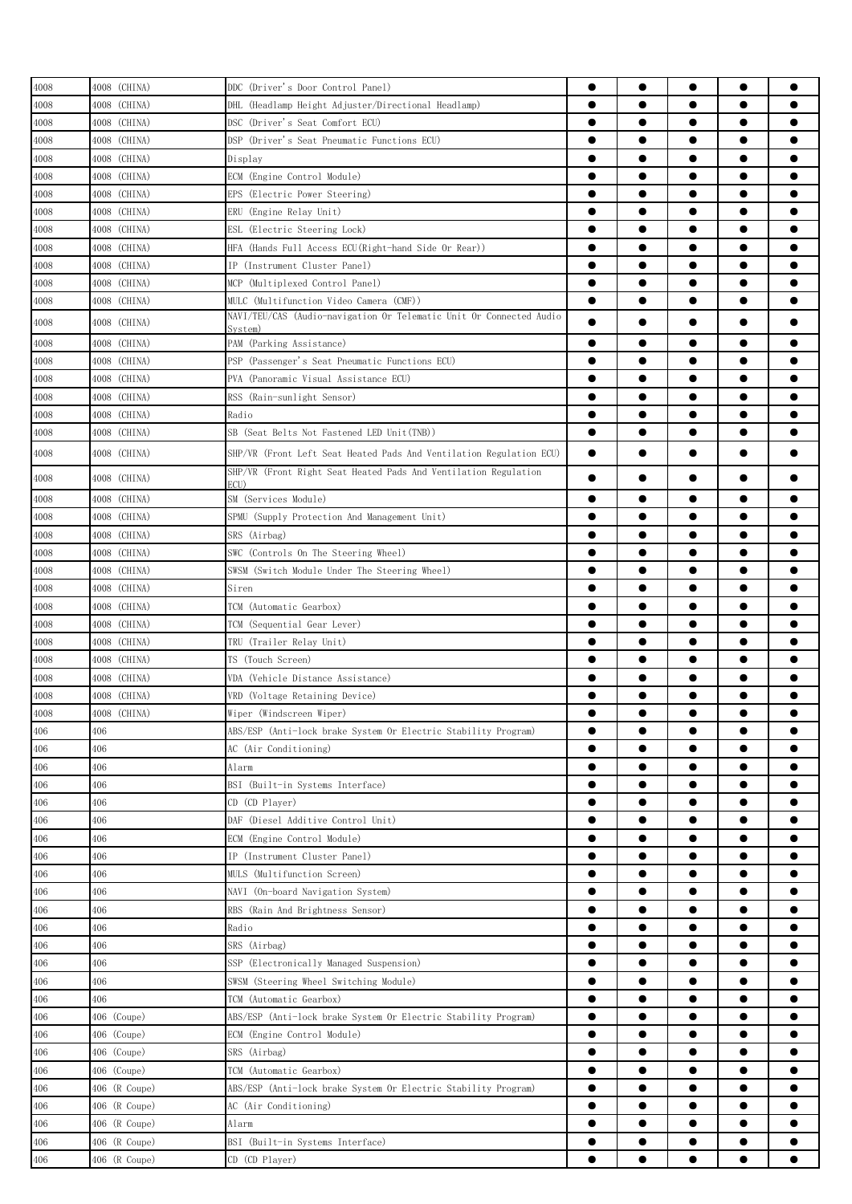| | | | | | | | |
|---|---|---|---|---|---|---|---|
| 4008 | 4008 (CHINA) | DDC (Driver's Door Control Panel) | ● | ● | ● | ● | ● |
| 4008 | 4008 (CHINA) | DHL (Headlamp Height Adjuster/Directional Headlamp) | ● | ● | ● | ● | ● |
| 4008 | 4008 (CHINA) | DSC (Driver's Seat Comfort ECU) | ● | ● | ● | ● | ● |
| 4008 | 4008 (CHINA) | DSP (Driver's Seat Pneumatic Functions ECU) | ● | ● | ● | ● | ● |
| 4008 | 4008 (CHINA) | Display | ● | ● | ● | ● | ● |
| 4008 | 4008 (CHINA) | ECM (Engine Control Module) | ● | ● | ● | ● | ● |
| 4008 | 4008 (CHINA) | EPS (Electric Power Steering) | ● | ● | ● | ● | ● |
| 4008 | 4008 (CHINA) | ERU (Engine Relay Unit) | ● | ● | ● | ● | ● |
| 4008 | 4008 (CHINA) | ESL (Electric Steering Lock) | ● | ● | ● | ● | ● |
| 4008 | 4008 (CHINA) | HFA (Hands Full Access ECU(Right-hand Side Or Rear)) | ● | ● | ● | ● | ● |
| 4008 | 4008 (CHINA) | IP (Instrument Cluster Panel) | ● | ● | ● | ● | ● |
| 4008 | 4008 (CHINA) | MCP (Multiplexed Control Panel) | ● | ● | ● | ● | ● |
| 4008 | 4008 (CHINA) | MULC (Multifunction Video Camera (CMF)) | ● | ● | ● | ● | ● |
| 4008 | 4008 (CHINA) | NAVI/TEU/CAS (Audio-navigation Or Telematic Unit Or Connected Audio System) | ● | ● | ● | ● | ● |
| 4008 | 4008 (CHINA) | PAM (Parking Assistance) | ● | ● | ● | ● | ● |
| 4008 | 4008 (CHINA) | PSP (Passenger's Seat Pneumatic Functions ECU) | ● | ● | ● | ● | ● |
| 4008 | 4008 (CHINA) | PVA (Panoramic Visual Assistance ECU) | ● | ● | ● | ● | ● |
| 4008 | 4008 (CHINA) | RSS (Rain-sunlight Sensor) | ● | ● | ● | ● | ● |
| 4008 | 4008 (CHINA) | Radio | ● | ● | ● | ● | ● |
| 4008 | 4008 (CHINA) | SB (Seat Belts Not Fastened LED Unit(TNB)) | ● | ● | ● | ● | ● |
| 4008 | 4008 (CHINA) | SHP/VR (Front Left Seat Heated Pads And Ventilation Regulation ECU) | ● | ● | ● | ● | ● |
| 4008 | 4008 (CHINA) | SHP/VR (Front Right Seat Heated Pads And Ventilation Regulation ECU) | ● | ● | ● | ● | ● |
| 4008 | 4008 (CHINA) | SM (Services Module) | ● | ● | ● | ● | ● |
| 4008 | 4008 (CHINA) | SPMU (Supply Protection And Management Unit) | ● | ● | ● | ● | ● |
| 4008 | 4008 (CHINA) | SRS (Airbag) | ● | ● | ● | ● | ● |
| 4008 | 4008 (CHINA) | SWC (Controls On The Steering Wheel) | ● | ● | ● | ● | ● |
| 4008 | 4008 (CHINA) | SWSM (Switch Module Under The Steering Wheel) | ● | ● | ● | ● | ● |
| 4008 | 4008 (CHINA) | Siren | ● | ● | ● | ● | ● |
| 4008 | 4008 (CHINA) | TCM (Automatic Gearbox) | ● | ● | ● | ● | ● |
| 4008 | 4008 (CHINA) | TCM (Sequential Gear Lever) | ● | ● | ● | ● | ● |
| 4008 | 4008 (CHINA) | TRU (Trailer Relay Unit) | ● | ● | ● | ● | ● |
| 4008 | 4008 (CHINA) | TS (Touch Screen) | ● | ● | ● | ● | ● |
| 4008 | 4008 (CHINA) | VDA (Vehicle Distance Assistance) | ● | ● | ● | ● | ● |
| 4008 | 4008 (CHINA) | VRD (Voltage Retaining Device) | ● | ● | ● | ● | ● |
| 4008 | 4008 (CHINA) | Wiper (Windscreen Wiper) | ● | ● | ● | ● | ● |
| 406 | 406 | ABS/ESP (Anti-lock brake System Or Electric Stability Program) | ● | ● | ● | ● | ● |
| 406 | 406 | AC (Air Conditioning) | ● | ● | ● | ● | ● |
| 406 | 406 | Alarm | ● | ● | ● | ● | ● |
| 406 | 406 | BSI (Built-in Systems Interface) | ● | ● | ● | ● | ● |
| 406 | 406 | CD (CD Player) | ● | ● | ● | ● | ● |
| 406 | 406 | DAF (Diesel Additive Control Unit) | ● | ● | ● | ● | ● |
| 406 | 406 | ECM (Engine Control Module) | ● | ● | ● | ● | ● |
| 406 | 406 | IP (Instrument Cluster Panel) | ● | ● | ● | ● | ● |
| 406 | 406 | MULS (Multifunction Screen) | ● | ● | ● | ● | ● |
| 406 | 406 | NAVI (On-board Navigation System) | ● | ● | ● | ● | ● |
| 406 | 406 | RBS (Rain And Brightness Sensor) | ● | ● | ● | ● | ● |
| 406 | 406 | Radio | ● | ● | ● | ● | ● |
| 406 | 406 | SRS (Airbag) | ● | ● | ● | ● | ● |
| 406 | 406 | SSP (Electronically Managed Suspension) | ● | ● | ● | ● | ● |
| 406 | 406 | SWSM (Steering Wheel Switching Module) | ● | ● | ● | ● | ● |
| 406 | 406 | TCM (Automatic Gearbox) | ● | ● | ● | ● | ● |
| 406 | 406 (Coupe) | ABS/ESP (Anti-lock brake System Or Electric Stability Program) | ● | ● | ● | ● | ● |
| 406 | 406 (Coupe) | ECM (Engine Control Module) | ● | ● | ● | ● | ● |
| 406 | 406 (Coupe) | SRS (Airbag) | ● | ● | ● | ● | ● |
| 406 | 406 (Coupe) | TCM (Automatic Gearbox) | ● | ● | ● | ● | ● |
| 406 | 406 (R Coupe) | ABS/ESP (Anti-lock brake System Or Electric Stability Program) | ● | ● | ● | ● | ● |
| 406 | 406 (R Coupe) | AC (Air Conditioning) | ● | ● | ● | ● | ● |
| 406 | 406 (R Coupe) | Alarm | ● | ● | ● | ● | ● |
| 406 | 406 (R Coupe) | BSI (Built-in Systems Interface) | ● | ● | ● | ● | ● |
| 406 | 406 (R Coupe) | CD (CD Player) | ● | ● | ● | ● | ● |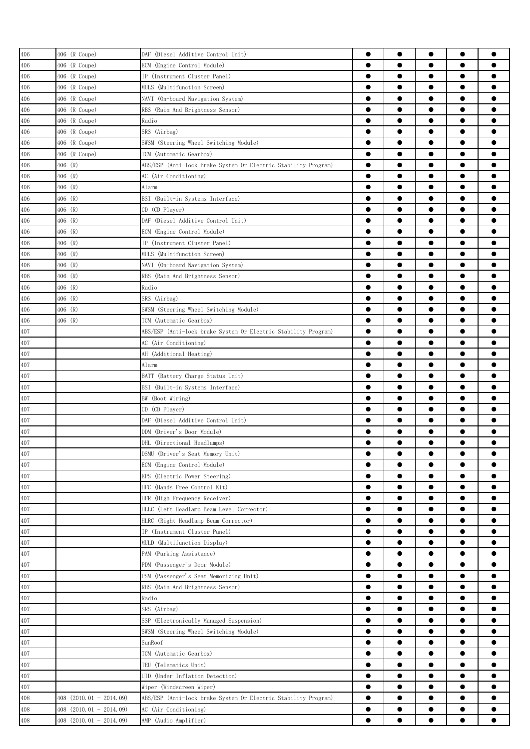| | | | | | | | |
|---|---|---|---|---|---|---|---|
| 406 | 406 (R Coupe) | DAF (Diesel Additive Control Unit) | ● | ● | ● | ● | ● |
| 406 | 406 (R Coupe) | ECM (Engine Control Module) | ● | ● | ● | ● | ● |
| 406 | 406 (R Coupe) | IP (Instrument Cluster Panel) | ● | ● | ● | ● | ● |
| 406 | 406 (R Coupe) | MULS (Multifunction Screen) | ● | ● | ● | ● | ● |
| 406 | 406 (R Coupe) | NAVI (On-board Navigation System) | ● | ● | ● | ● | ● |
| 406 | 406 (R Coupe) | RBS (Rain And Brightness Sensor) | ● | ● | ● | ● | ● |
| 406 | 406 (R Coupe) | Radio | ● | ● | ● | ● | ● |
| 406 | 406 (R Coupe) | SRS (Airbag) | ● | ● | ● | ● | ● |
| 406 | 406 (R Coupe) | SWSM (Steering Wheel Switching Module) | ● | ● | ● | ● | ● |
| 406 | 406 (R Coupe) | TCM (Automatic Gearbox) | ● | ● | ● | ● | ● |
| 406 | 406 (R) | ABS/ESP (Anti-lock brake System Or Electric Stability Program) | ● | ● | ● | ● | ● |
| 406 | 406 (R) | AC (Air Conditioning) | ● | ● | ● | ● | ● |
| 406 | 406 (R) | Alarm | ● | ● | ● | ● | ● |
| 406 | 406 (R) | BSI (Built-in Systems Interface) | ● | ● | ● | ● | ● |
| 406 | 406 (R) | CD (CD Player) | ● | ● | ● | ● | ● |
| 406 | 406 (R) | DAF (Diesel Additive Control Unit) | ● | ● | ● | ● | ● |
| 406 | 406 (R) | ECM (Engine Control Module) | ● | ● | ● | ● | ● |
| 406 | 406 (R) | IP (Instrument Cluster Panel) | ● | ● | ● | ● | ● |
| 406 | 406 (R) | MULS (Multifunction Screen) | ● | ● | ● | ● | ● |
| 406 | 406 (R) | NAVI (On-board Navigation System) | ● | ● | ● | ● | ● |
| 406 | 406 (R) | RBS (Rain And Brightness Sensor) | ● | ● | ● | ● | ● |
| 406 | 406 (R) | Radio | ● | ● | ● | ● | ● |
| 406 | 406 (R) | SRS (Airbag) | ● | ● | ● | ● | ● |
| 406 | 406 (R) | SWSM (Steering Wheel Switching Module) | ● | ● | ● | ● | ● |
| 406 | 406 (R) | TCM (Automatic Gearbox) | ● | ● | ● | ● | ● |
| 407 | | ABS/ESP (Anti-lock brake System Or Electric Stability Program) | ● | ● | ● | ● | ● |
| 407 | | AC (Air Conditioning) | ● | ● | ● | ● | ● |
| 407 | | AH (Additional Heating) | ● | ● | ● | ● | ● |
| 407 | | Alarm | ● | ● | ● | ● | ● |
| 407 | | BATT (Battery Charge Status Unit) | ● | ● | ● | ● | ● |
| 407 | | BSI (Built-in Systems Interface) | ● | ● | ● | ● | ● |
| 407 | | BW (Boot Wiring) | ● | ● | ● | ● | ● |
| 407 | | CD (CD Player) | ● | ● | ● | ● | ● |
| 407 | | DAF (Diesel Additive Control Unit) | ● | ● | ● | ● | ● |
| 407 | | DDM (Driver's Door Module) | ● | ● | ● | ● | ● |
| 407 | | DHL (Directional Headlamps) | ● | ● | ● | ● | ● |
| 407 | | DSMU (Driver's Seat Memory Unit) | ● | ● | ● | ● | ● |
| 407 | | ECM (Engine Control Module) | ● | ● | ● | ● | ● |
| 407 | | EPS (Electric Power Steering) | ● | ● | ● | ● | ● |
| 407 | | HFC (Hands Free Control Kit) | ● | ● | ● | ● | ● |
| 407 | | HFR (High Frequency Receiver) | ● | ● | ● | ● | ● |
| 407 | | HLLC (Left Headlamp Beam Level Corrector) | ● | ● | ● | ● | ● |
| 407 | | HLRC (Right Headlamp Beam Corrector) | ● | ● | ● | ● | ● |
| 407 | | IP (Instrument Cluster Panel) | ● | ● | ● | ● | ● |
| 407 | | MULD (Multifunction Display) | ● | ● | ● | ● | ● |
| 407 | | PAM (Parking Assistance) | ● | ● | ● | ● | ● |
| 407 | | PDM (Passenger's Door Module) | ● | ● | ● | ● | ● |
| 407 | | PSM (Passenger's Seat Memorizing Unit) | ● | ● | ● | ● | ● |
| 407 | | RBS (Rain And Brightness Sensor) | ● | ● | ● | ● | ● |
| 407 | | Radio | ● | ● | ● | ● | ● |
| 407 | | SRS (Airbag) | ● | ● | ● | ● | ● |
| 407 | | SSP (Electronically Managed Suspension) | ● | ● | ● | ● | ● |
| 407 | | SWSM (Steering Wheel Switching Module) | ● | ● | ● | ● | ● |
| 407 | | SunRoof | ● | ● | ● | ● | ● |
| 407 | | TCM (Automatic Gearbox) | ● | ● | ● | ● | ● |
| 407 | | TEU (Telematics Unit) | ● | ● | ● | ● | ● |
| 407 | | UID (Under Inflation Detection) | ● | ● | ● | ● | ● |
| 407 | | Wiper (Windscreen Wiper) | ● | ● | ● | ● | ● |
| 408 | 408 (2010.01 - 2014.09) | ABS/ESP (Anti-lock brake System Or Electric Stability Program) | ● | ● | ● | ● | ● |
| 408 | 408 (2010.01 - 2014.09) | AC (Air Conditioning) | ● | ● | ● | ● | ● |
| 408 | 408 (2010.01 - 2014.09) | AMP (Audio Amplifier) | ● | ● | ● | ● | ● |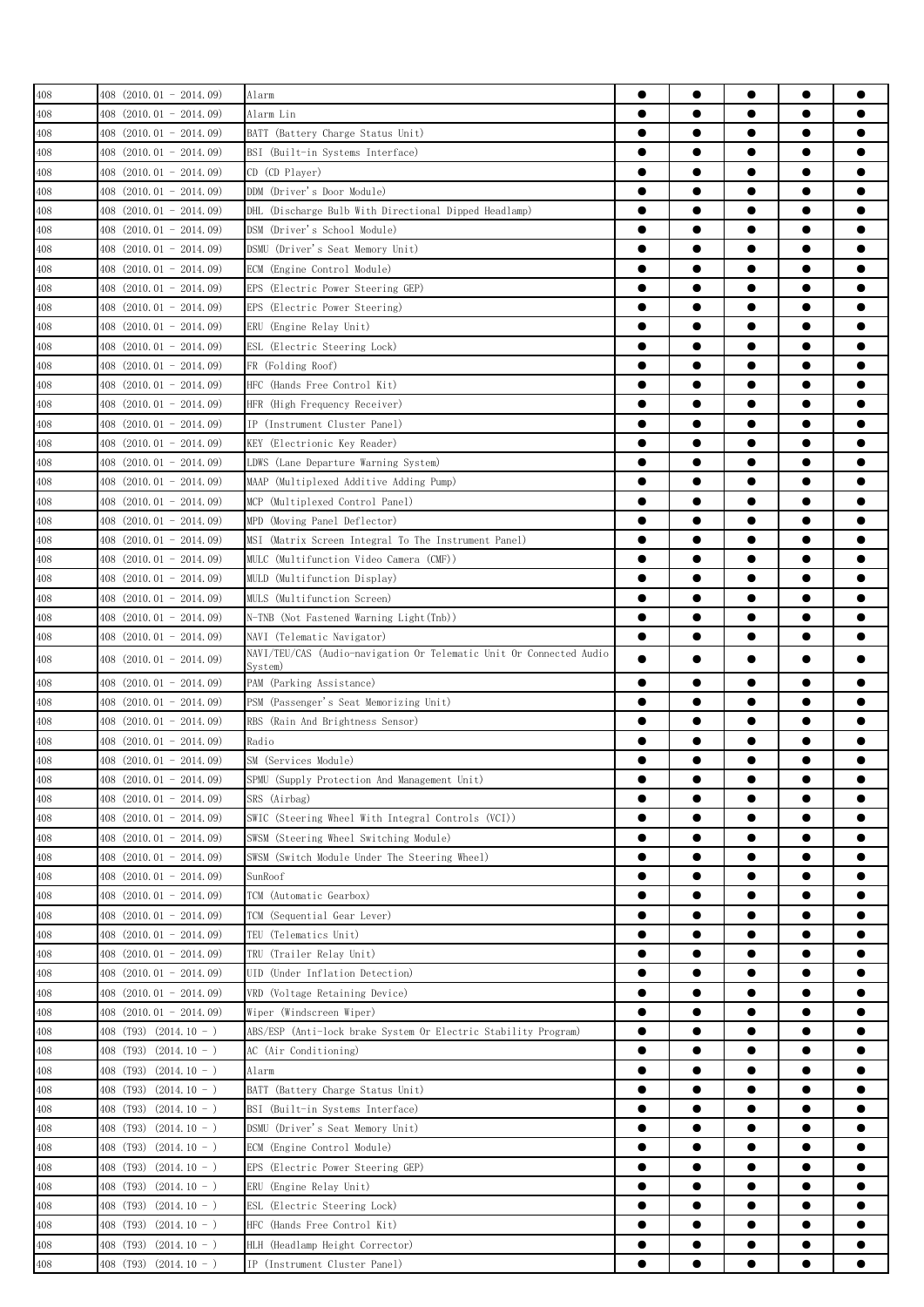| 408 | 408 (2010.01 - 2014.09) | Alarm | ● | ● | ● | ● | ● |
|---|---|---|---|---|---|---|---|
| 408 | 408 (2010.01 - 2014.09) | Alarm Lin | ● | ● | ● | ● | ● |
| 408 | 408 (2010.01 - 2014.09) | BATT (Battery Charge Status Unit) | ● | ● | ● | ● | ● |
| 408 | 408 (2010.01 - 2014.09) | BSI (Built-in Systems Interface) | ● | ● | ● | ● | ● |
| 408 | 408 (2010.01 - 2014.09) | CD (CD Player) | ● | ● | ● | ● | ● |
| 408 | 408 (2010.01 - 2014.09) | DDM (Driver's Door Module) | ● | ● | ● | ● | ● |
| 408 | 408 (2010.01 - 2014.09) | DHL (Discharge Bulb With Directional Dipped Headlamp) | ● | ● | ● | ● | ● |
| 408 | 408 (2010.01 - 2014.09) | DSM (Driver's School Module) | ● | ● | ● | ● | ● |
| 408 | 408 (2010.01 - 2014.09) | DSMU (Driver's Seat Memory Unit) | ● | ● | ● | ● | ● |
| 408 | 408 (2010.01 - 2014.09) | ECM (Engine Control Module) | ● | ● | ● | ● | ● |
| 408 | 408 (2010.01 - 2014.09) | EPS (Electric Power Steering GEP) | ● | ● | ● | ● | ● |
| 408 | 408 (2010.01 - 2014.09) | EPS (Electric Power Steering) | ● | ● | ● | ● | ● |
| 408 | 408 (2010.01 - 2014.09) | ERU (Engine Relay Unit) | ● | ● | ● | ● | ● |
| 408 | 408 (2010.01 - 2014.09) | ESL (Electric Steering Lock) | ● | ● | ● | ● | ● |
| 408 | 408 (2010.01 - 2014.09) | FR (Folding Roof) | ● | ● | ● | ● | ● |
| 408 | 408 (2010.01 - 2014.09) | HFC (Hands Free Control Kit) | ● | ● | ● | ● | ● |
| 408 | 408 (2010.01 - 2014.09) | HFR (High Frequency Receiver) | ● | ● | ● | ● | ● |
| 408 | 408 (2010.01 - 2014.09) | IP (Instrument Cluster Panel) | ● | ● | ● | ● | ● |
| 408 | 408 (2010.01 - 2014.09) | KEY (Electrionic Key Reader) | ● | ● | ● | ● | ● |
| 408 | 408 (2010.01 - 2014.09) | LDWS (Lane Departure Warning System) | ● | ● | ● | ● | ● |
| 408 | 408 (2010.01 - 2014.09) | MAAP (Multiplexed Additive Adding Pump) | ● | ● | ● | ● | ● |
| 408 | 408 (2010.01 - 2014.09) | MCP (Multiplexed Control Panel) | ● | ● | ● | ● | ● |
| 408 | 408 (2010.01 - 2014.09) | MPD (Moving Panel Deflector) | ● | ● | ● | ● | ● |
| 408 | 408 (2010.01 - 2014.09) | MSI (Matrix Screen Integral To The Instrument Panel) | ● | ● | ● | ● | ● |
| 408 | 408 (2010.01 - 2014.09) | MULC (Multifunction Video Camera (CMF)) | ● | ● | ● | ● | ● |
| 408 | 408 (2010.01 - 2014.09) | MULD (Multifunction Display) | ● | ● | ● | ● | ● |
| 408 | 408 (2010.01 - 2014.09) | MULS (Multifunction Screen) | ● | ● | ● | ● | ● |
| 408 | 408 (2010.01 - 2014.09) | N-TNB (Not Fastened Warning Light(Tnb)) | ● | ● | ● | ● | ● |
| 408 | 408 (2010.01 - 2014.09) | NAVI (Telematic Navigator) | ● | ● | ● | ● | ● |
| 408 | 408 (2010.01 - 2014.09) | NAVI/TEU/CAS (Audio-navigation Or Telematic Unit Or Connected Audio System) | ● | ● | ● | ● | ● |
| 408 | 408 (2010.01 - 2014.09) | PAM (Parking Assistance) | ● | ● | ● | ● | ● |
| 408 | 408 (2010.01 - 2014.09) | PSM (Passenger's Seat Memorizing Unit) | ● | ● | ● | ● | ● |
| 408 | 408 (2010.01 - 2014.09) | RBS (Rain And Brightness Sensor) | ● | ● | ● | ● | ● |
| 408 | 408 (2010.01 - 2014.09) | Radio | ● | ● | ● | ● | ● |
| 408 | 408 (2010.01 - 2014.09) | SM (Services Module) | ● | ● | ● | ● | ● |
| 408 | 408 (2010.01 - 2014.09) | SPMU (Supply Protection And Management Unit) | ● | ● | ● | ● | ● |
| 408 | 408 (2010.01 - 2014.09) | SRS (Airbag) | ● | ● | ● | ● | ● |
| 408 | 408 (2010.01 - 2014.09) | SWIC (Steering Wheel With Integral Controls (VCI)) | ● | ● | ● | ● | ● |
| 408 | 408 (2010.01 - 2014.09) | SWSM (Steering Wheel Switching Module) | ● | ● | ● | ● | ● |
| 408 | 408 (2010.01 - 2014.09) | SWSM (Switch Module Under The Steering Wheel) | ● | ● | ● | ● | ● |
| 408 | 408 (2010.01 - 2014.09) | SunRoof | ● | ● | ● | ● | ● |
| 408 | 408 (2010.01 - 2014.09) | TCM (Automatic Gearbox) | ● | ● | ● | ● | ● |
| 408 | 408 (2010.01 - 2014.09) | TCM (Sequential Gear Lever) | ● | ● | ● | ● | ● |
| 408 | 408 (2010.01 - 2014.09) | TEU (Telematics Unit) | ● | ● | ● | ● | ● |
| 408 | 408 (2010.01 - 2014.09) | TRU (Trailer Relay Unit) | ● | ● | ● | ● | ● |
| 408 | 408 (2010.01 - 2014.09) | UID (Under Inflation Detection) | ● | ● | ● | ● | ● |
| 408 | 408 (2010.01 - 2014.09) | VRD (Voltage Retaining Device) | ● | ● | ● | ● | ● |
| 408 | 408 (2010.01 - 2014.09) | Wiper (Windscreen Wiper) | ● | ● | ● | ● | ● |
| 408 | 408 (T93) (2014.10 - ) | ABS/ESP (Anti-lock brake System Or Electric Stability Program) | ● | ● | ● | ● | ● |
| 408 | 408 (T93) (2014.10 - ) | AC (Air Conditioning) | ● | ● | ● | ● | ● |
| 408 | 408 (T93) (2014.10 - ) | Alarm | ● | ● | ● | ● | ● |
| 408 | 408 (T93) (2014.10 - ) | BATT (Battery Charge Status Unit) | ● | ● | ● | ● | ● |
| 408 | 408 (T93) (2014.10 - ) | BSI (Built-in Systems Interface) | ● | ● | ● | ● | ● |
| 408 | 408 (T93) (2014.10 - ) | DSMU (Driver's Seat Memory Unit) | ● | ● | ● | ● | ● |
| 408 | 408 (T93) (2014.10 - ) | ECM (Engine Control Module) | ● | ● | ● | ● | ● |
| 408 | 408 (T93) (2014.10 - ) | EPS (Electric Power Steering GEP) | ● | ● | ● | ● | ● |
| 408 | 408 (T93) (2014.10 - ) | ERU (Engine Relay Unit) | ● | ● | ● | ● | ● |
| 408 | 408 (T93) (2014.10 - ) | ESL (Electric Steering Lock) | ● | ● | ● | ● | ● |
| 408 | 408 (T93) (2014.10 - ) | HFC (Hands Free Control Kit) | ● | ● | ● | ● | ● |
| 408 | 408 (T93) (2014.10 - ) | HLH (Headlamp Height Corrector) | ● | ● | ● | ● | ● |
| 408 | 408 (T93) (2014.10 - ) | IP (Instrument Cluster Panel) | ● | ● | ● | ● | ● |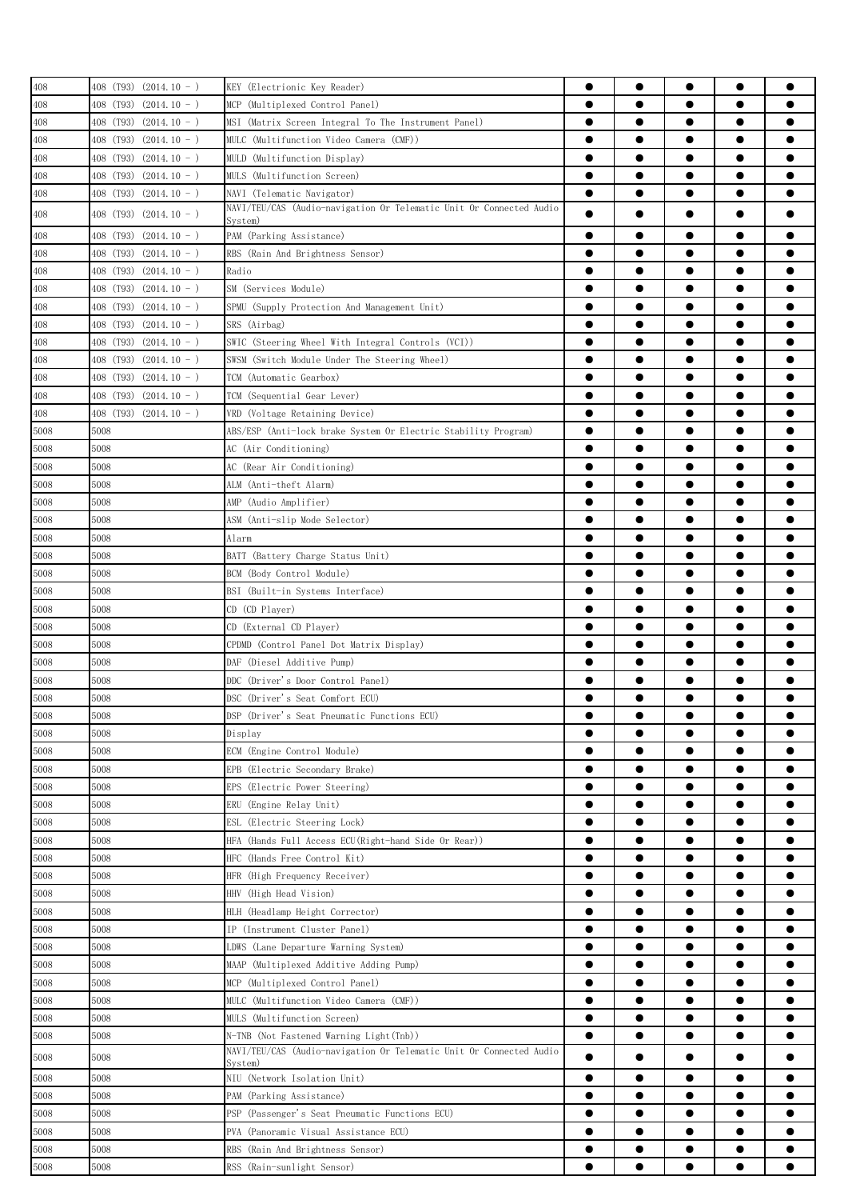| 408 | 408 (T93) (2014.10 - ) | KEY (Electrionic Key Reader) | ● | ● | ● | ● | ● |
|---|---|---|---|---|---|---|---|
| 408 | 408 (T93) (2014.10 - ) | MCP (Multiplexed Control Panel) | ● | ● | ● | ● | ● |
| 408 | 408 (T93) (2014.10 - ) | MSI (Matrix Screen Integral To The Instrument Panel) | ● | ● | ● | ● | ● |
| 408 | 408 (T93) (2014.10 - ) | MULC (Multifunction Video Camera (CMF)) | ● | ● | ● | ● | ● |
| 408 | 408 (T93) (2014.10 - ) | MULD (Multifunction Display) | ● | ● | ● | ● | ● |
| 408 | 408 (T93) (2014.10 - ) | MULS (Multifunction Screen) | ● | ● | ● | ● | ● |
| 408 | 408 (T93) (2014.10 - ) | NAVI (Telematic Navigator) | ● | ● | ● | ● | ● |
| 408 | 408 (T93) (2014.10 - ) | NAVI/TEU/CAS (Audio-navigation Or Telematic Unit Or Connected Audio System) | ● | ● | ● | ● | ● |
| 408 | 408 (T93) (2014.10 - ) | PAM (Parking Assistance) | ● | ● | ● | ● | ● |
| 408 | 408 (T93) (2014.10 - ) | RBS (Rain And Brightness Sensor) | ● | ● | ● | ● | ● |
| 408 | 408 (T93) (2014.10 - ) | Radio | ● | ● | ● | ● | ● |
| 408 | 408 (T93) (2014.10 - ) | SM (Services Module) | ● | ● | ● | ● | ● |
| 408 | 408 (T93) (2014.10 - ) | SPMU (Supply Protection And Management Unit) | ● | ● | ● | ● | ● |
| 408 | 408 (T93) (2014.10 - ) | SRS (Airbag) | ● | ● | ● | ● | ● |
| 408 | 408 (T93) (2014.10 - ) | SWIC (Steering Wheel With Integral Controls (VCI)) | ● | ● | ● | ● | ● |
| 408 | 408 (T93) (2014.10 - ) | SWSM (Switch Module Under The Steering Wheel) | ● | ● | ● | ● | ● |
| 408 | 408 (T93) (2014.10 - ) | TCM (Automatic Gearbox) | ● | ● | ● | ● | ● |
| 408 | 408 (T93) (2014.10 - ) | TCM (Sequential Gear Lever) | ● | ● | ● | ● | ● |
| 408 | 408 (T93) (2014.10 - ) | VRD (Voltage Retaining Device) | ● | ● | ● | ● | ● |
| 5008 | 5008 | ABS/ESP (Anti-lock brake System Or Electric Stability Program) | ● | ● | ● | ● | ● |
| 5008 | 5008 | AC (Air Conditioning) | ● | ● | ● | ● | ● |
| 5008 | 5008 | AC (Rear Air Conditioning) | ● | ● | ● | ● | ● |
| 5008 | 5008 | ALM (Anti-theft Alarm) | ● | ● | ● | ● | ● |
| 5008 | 5008 | AMP (Audio Amplifier) | ● | ● | ● | ● | ● |
| 5008 | 5008 | ASM (Anti-slip Mode Selector) | ● | ● | ● | ● | ● |
| 5008 | 5008 | Alarm | ● | ● | ● | ● | ● |
| 5008 | 5008 | BATT (Battery Charge Status Unit) | ● | ● | ● | ● | ● |
| 5008 | 5008 | BCM (Body Control Module) | ● | ● | ● | ● | ● |
| 5008 | 5008 | BSI (Built-in Systems Interface) | ● | ● | ● | ● | ● |
| 5008 | 5008 | CD (CD Player) | ● | ● | ● | ● | ● |
| 5008 | 5008 | CD (External CD Player) | ● | ● | ● | ● | ● |
| 5008 | 5008 | CPDMD (Control Panel Dot Matrix Display) | ● | ● | ● | ● | ● |
| 5008 | 5008 | DAF (Diesel Additive Pump) | ● | ● | ● | ● | ● |
| 5008 | 5008 | DDC (Driver's Door Control Panel) | ● | ● | ● | ● | ● |
| 5008 | 5008 | DSC (Driver's Seat Comfort ECU) | ● | ● | ● | ● | ● |
| 5008 | 5008 | DSP (Driver's Seat Pneumatic Functions ECU) | ● | ● | ● | ● | ● |
| 5008 | 5008 | Display | ● | ● | ● | ● | ● |
| 5008 | 5008 | ECM (Engine Control Module) | ● | ● | ● | ● | ● |
| 5008 | 5008 | EPB (Electric Secondary Brake) | ● | ● | ● | ● | ● |
| 5008 | 5008 | EPS (Electric Power Steering) | ● | ● | ● | ● | ● |
| 5008 | 5008 | ERU (Engine Relay Unit) | ● | ● | ● | ● | ● |
| 5008 | 5008 | ESL (Electric Steering Lock) | ● | ● | ● | ● | ● |
| 5008 | 5008 | HFA (Hands Full Access ECU(Right-hand Side Or Rear)) | ● | ● | ● | ● | ● |
| 5008 | 5008 | HFC (Hands Free Control Kit) | ● | ● | ● | ● | ● |
| 5008 | 5008 | HFR (High Frequency Receiver) | ● | ● | ● | ● | ● |
| 5008 | 5008 | HHV (High Head Vision) | ● | ● | ● | ● | ● |
| 5008 | 5008 | HLH (Headlamp Height Corrector) | ● | ● | ● | ● | ● |
| 5008 | 5008 | IP (Instrument Cluster Panel) | ● | ● | ● | ● | ● |
| 5008 | 5008 | LDWS (Lane Departure Warning System) | ● | ● | ● | ● | ● |
| 5008 | 5008 | MAAP (Multiplexed Additive Adding Pump) | ● | ● | ● | ● | ● |
| 5008 | 5008 | MCP (Multiplexed Control Panel) | ● | ● | ● | ● | ● |
| 5008 | 5008 | MULC (Multifunction Video Camera (CMF)) | ● | ● | ● | ● | ● |
| 5008 | 5008 | MULS (Multifunction Screen) | ● | ● | ● | ● | ● |
| 5008 | 5008 | N-TNB (Not Fastened Warning Light(Tnb)) | ● | ● | ● | ● | ● |
| 5008 | 5008 | NAVI/TEU/CAS (Audio-navigation Or Telematic Unit Or Connected Audio System) | ● | ● | ● | ● | ● |
| 5008 | 5008 | NIU (Network Isolation Unit) | ● | ● | ● | ● | ● |
| 5008 | 5008 | PAM (Parking Assistance) | ● | ● | ● | ● | ● |
| 5008 | 5008 | PSP (Passenger's Seat Pneumatic Functions ECU) | ● | ● | ● | ● | ● |
| 5008 | 5008 | PVA (Panoramic Visual Assistance ECU) | ● | ● | ● | ● | ● |
| 5008 | 5008 | RBS (Rain And Brightness Sensor) | ● | ● | ● | ● | ● |
| 5008 | 5008 | RSS (Rain-sunlight Sensor) | ● | ● | ● | ● | ● |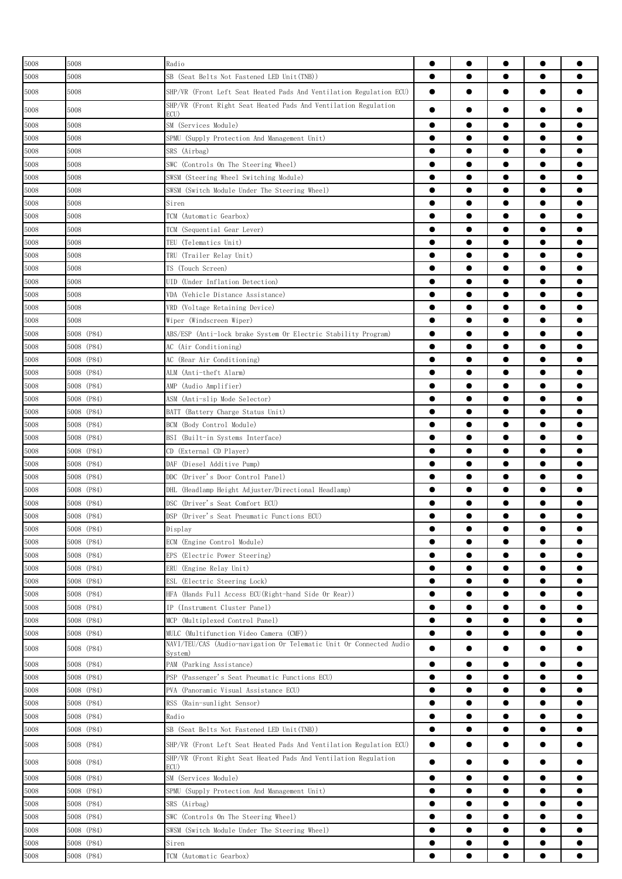| 5008 | 5008 | Radio | ● | ● | ● | ● | ● |
|---|---|---|---|---|---|---|---|
| 5008 | 5008 | SB (Seat Belts Not Fastened LED Unit(TNB)) | ● | ● | ● | ● | ● |
| 5008 | 5008 | SHP/VR (Front Left Seat Heated Pads And Ventilation Regulation ECU) | ● | ● | ● | ● | ● |
| 5008 | 5008 | SHP/VR (Front Right Seat Heated Pads And Ventilation Regulation ECU) | ● | ● | ● | ● | ● |
| 5008 | 5008 | SM (Services Module) | ● | ● | ● | ● | ● |
| 5008 | 5008 | SPMU (Supply Protection And Management Unit) | ● | ● | ● | ● | ● |
| 5008 | 5008 | SRS (Airbag) | ● | ● | ● | ● | ● |
| 5008 | 5008 | SWC (Controls On The Steering Wheel) | ● | ● | ● | ● | ● |
| 5008 | 5008 | SWSM (Steering Wheel Switching Module) | ● | ● | ● | ● | ● |
| 5008 | 5008 | SWSM (Switch Module Under The Steering Wheel) | ● | ● | ● | ● | ● |
| 5008 | 5008 | Siren | ● | ● | ● | ● | ● |
| 5008 | 5008 | TCM (Automatic Gearbox) | ● | ● | ● | ● | ● |
| 5008 | 5008 | TCM (Sequential Gear Lever) | ● | ● | ● | ● | ● |
| 5008 | 5008 | TEU (Telematics Unit) | ● | ● | ● | ● | ● |
| 5008 | 5008 | TRU (Trailer Relay Unit) | ● | ● | ● | ● | ● |
| 5008 | 5008 | TS (Touch Screen) | ● | ● | ● | ● | ● |
| 5008 | 5008 | UID (Under Inflation Detection) | ● | ● | ● | ● | ● |
| 5008 | 5008 | VDA (Vehicle Distance Assistance) | ● | ● | ● | ● | ● |
| 5008 | 5008 | VRD (Voltage Retaining Device) | ● | ● | ● | ● | ● |
| 5008 | 5008 | Wiper (Windscreen Wiper) | ● | ● | ● | ● | ● |
| 5008 | 5008 (P84) | ABS/ESP (Anti-lock brake System Or Electric Stability Program) | ● | ● | ● | ● | ● |
| 5008 | 5008 (P84) | AC (Air Conditioning) | ● | ● | ● | ● | ● |
| 5008 | 5008 (P84) | AC (Rear Air Conditioning) | ● | ● | ● | ● | ● |
| 5008 | 5008 (P84) | ALM (Anti-theft Alarm) | ● | ● | ● | ● | ● |
| 5008 | 5008 (P84) | AMP (Audio Amplifier) | ● | ● | ● | ● | ● |
| 5008 | 5008 (P84) | ASM (Anti-slip Mode Selector) | ● | ● | ● | ● | ● |
| 5008 | 5008 (P84) | BATT (Battery Charge Status Unit) | ● | ● | ● | ● | ● |
| 5008 | 5008 (P84) | BCM (Body Control Module) | ● | ● | ● | ● | ● |
| 5008 | 5008 (P84) | BSI (Built-in Systems Interface) | ● | ● | ● | ● | ● |
| 5008 | 5008 (P84) | CD (External CD Player) | ● | ● | ● | ● | ● |
| 5008 | 5008 (P84) | DAF (Diesel Additive Pump) | ● | ● | ● | ● | ● |
| 5008 | 5008 (P84) | DDC (Driver's Door Control Panel) | ● | ● | ● | ● | ● |
| 5008 | 5008 (P84) | DHL (Headlamp Height Adjuster/Directional Headlamp) | ● | ● | ● | ● | ● |
| 5008 | 5008 (P84) | DSC (Driver's Seat Comfort ECU) | ● | ● | ● | ● | ● |
| 5008 | 5008 (P84) | DSP (Driver's Seat Pneumatic Functions ECU) | ● | ● | ● | ● | ● |
| 5008 | 5008 (P84) | Display | ● | ● | ● | ● | ● |
| 5008 | 5008 (P84) | ECM (Engine Control Module) | ● | ● | ● | ● | ● |
| 5008 | 5008 (P84) | EPS (Electric Power Steering) | ● | ● | ● | ● | ● |
| 5008 | 5008 (P84) | ERU (Engine Relay Unit) | ● | ● | ● | ● | ● |
| 5008 | 5008 (P84) | ESL (Electric Steering Lock) | ● | ● | ● | ● | ● |
| 5008 | 5008 (P84) | HFA (Hands Full Access ECU(Right-hand Side Or Rear)) | ● | ● | ● | ● | ● |
| 5008 | 5008 (P84) | IP (Instrument Cluster Panel) | ● | ● | ● | ● | ● |
| 5008 | 5008 (P84) | MCP (Multiplexed Control Panel) | ● | ● | ● | ● | ● |
| 5008 | 5008 (P84) | MULC (Multifunction Video Camera (CMF)) | ● | ● | ● | ● | ● |
| 5008 | 5008 (P84) | NAVI/TEU/CAS (Audio-navigation Or Telematic Unit Or Connected Audio System) | ● | ● | ● | ● | ● |
| 5008 | 5008 (P84) | PAM (Parking Assistance) | ● | ● | ● | ● | ● |
| 5008 | 5008 (P84) | PSP (Passenger's Seat Pneumatic Functions ECU) | ● | ● | ● | ● | ● |
| 5008 | 5008 (P84) | PVA (Panoramic Visual Assistance ECU) | ● | ● | ● | ● | ● |
| 5008 | 5008 (P84) | RSS (Rain-sunlight Sensor) | ● | ● | ● | ● | ● |
| 5008 | 5008 (P84) | Radio | ● | ● | ● | ● | ● |
| 5008 | 5008 (P84) | SB (Seat Belts Not Fastened LED Unit(TNB)) | ● | ● | ● | ● | ● |
| 5008 | 5008 (P84) | SHP/VR (Front Left Seat Heated Pads And Ventilation Regulation ECU) | ● | ● | ● | ● | ● |
| 5008 | 5008 (P84) | SHP/VR (Front Right Seat Heated Pads And Ventilation Regulation ECU) | ● | ● | ● | ● | ● |
| 5008 | 5008 (P84) | SM (Services Module) | ● | ● | ● | ● | ● |
| 5008 | 5008 (P84) | SPMU (Supply Protection And Management Unit) | ● | ● | ● | ● | ● |
| 5008 | 5008 (P84) | SRS (Airbag) | ● | ● | ● | ● | ● |
| 5008 | 5008 (P84) | SWC (Controls On The Steering Wheel) | ● | ● | ● | ● | ● |
| 5008 | 5008 (P84) | SWSM (Switch Module Under The Steering Wheel) | ● | ● | ● | ● | ● |
| 5008 | 5008 (P84) | Siren | ● | ● | ● | ● | ● |
| 5008 | 5008 (P84) | TCM (Automatic Gearbox) | ● | ● | ● | ● | ● |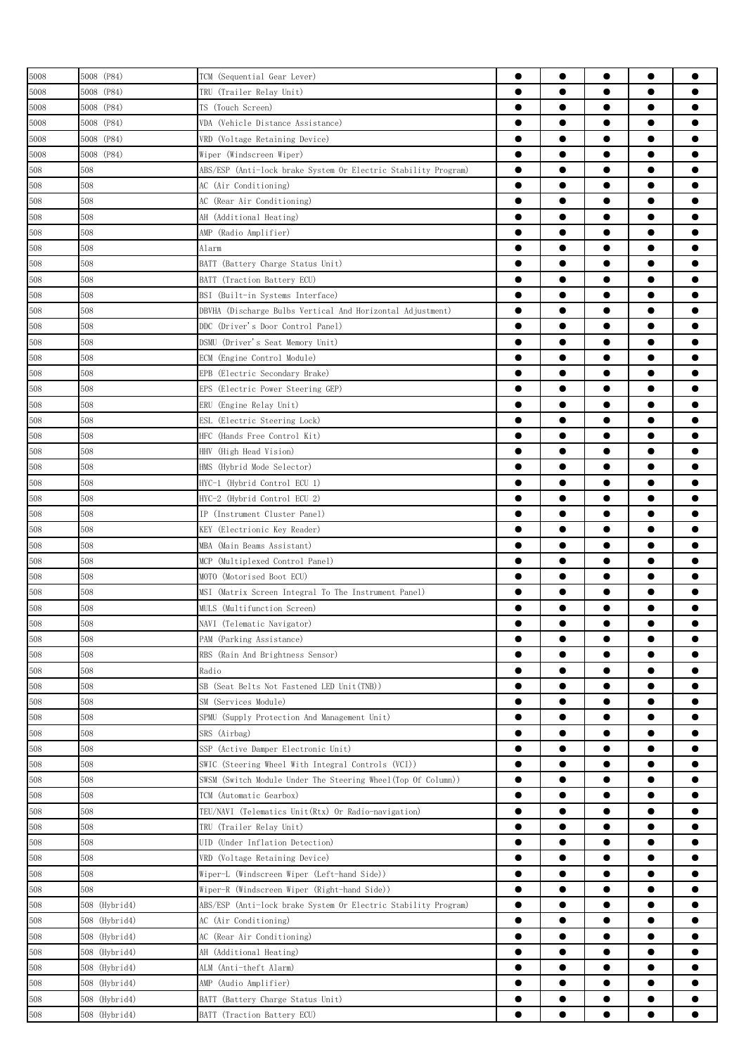| | | | | | | | |
|---|---|---|---|---|---|---|---|
| 5008 | 5008 (P84) | TCM (Sequential Gear Lever) | ● | ● | ● | ● | ● |
| 5008 | 5008 (P84) | TRU (Trailer Relay Unit) | ● | ● | ● | ● | ● |
| 5008 | 5008 (P84) | TS (Touch Screen) | ● | ● | ● | ● | ● |
| 5008 | 5008 (P84) | VDA (Vehicle Distance Assistance) | ● | ● | ● | ● | ● |
| 5008 | 5008 (P84) | VRD (Voltage Retaining Device) | ● | ● | ● | ● | ● |
| 5008 | 5008 (P84) | Wiper (Windscreen Wiper) | ● | ● | ● | ● | ● |
| 508 | 508 | ABS/ESP (Anti-lock brake System Or Electric Stability Program) | ● | ● | ● | ● | ● |
| 508 | 508 | AC (Air Conditioning) | ● | ● | ● | ● | ● |
| 508 | 508 | AC (Rear Air Conditioning) | ● | ● | ● | ● | ● |
| 508 | 508 | AH (Additional Heating) | ● | ● | ● | ● | ● |
| 508 | 508 | AMP (Radio Amplifier) | ● | ● | ● | ● | ● |
| 508 | 508 | Alarm | ● | ● | ● | ● | ● |
| 508 | 508 | BATT (Battery Charge Status Unit) | ● | ● | ● | ● | ● |
| 508 | 508 | BATT (Traction Battery ECU) | ● | ● | ● | ● | ● |
| 508 | 508 | BSI (Built-in Systems Interface) | ● | ● | ● | ● | ● |
| 508 | 508 | DBVHA (Discharge Bulbs Vertical And Horizontal Adjustment) | ● | ● | ● | ● | ● |
| 508 | 508 | DDC (Driver's Door Control Panel) | ● | ● | ● | ● | ● |
| 508 | 508 | DSMU (Driver's Seat Memory Unit) | ● | ● | ● | ● | ● |
| 508 | 508 | ECM (Engine Control Module) | ● | ● | ● | ● | ● |
| 508 | 508 | EPB (Electric Secondary Brake) | ● | ● | ● | ● | ● |
| 508 | 508 | EPS (Electric Power Steering GEP) | ● | ● | ● | ● | ● |
| 508 | 508 | ERU (Engine Relay Unit) | ● | ● | ● | ● | ● |
| 508 | 508 | ESL (Electric Steering Lock) | ● | ● | ● | ● | ● |
| 508 | 508 | HFC (Hands Free Control Kit) | ● | ● | ● | ● | ● |
| 508 | 508 | HHV (High Head Vision) | ● | ● | ● | ● | ● |
| 508 | 508 | HMS (Hybrid Mode Selector) | ● | ● | ● | ● | ● |
| 508 | 508 | HYC-1 (Hybrid Control ECU 1) | ● | ● | ● | ● | ● |
| 508 | 508 | HYC-2 (Hybrid Control ECU 2) | ● | ● | ● | ● | ● |
| 508 | 508 | IP (Instrument Cluster Panel) | ● | ● | ● | ● | ● |
| 508 | 508 | KEY (Electrionic Key Reader) | ● | ● | ● | ● | ● |
| 508 | 508 | MBA (Main Beams Assistant) | ● | ● | ● | ● | ● |
| 508 | 508 | MCP (Multiplexed Control Panel) | ● | ● | ● | ● | ● |
| 508 | 508 | MOTO (Motorised Boot ECU) | ● | ● | ● | ● | ● |
| 508 | 508 | MSI (Matrix Screen Integral To The Instrument Panel) | ● | ● | ● | ● | ● |
| 508 | 508 | MULS (Multifunction Screen) | ● | ● | ● | ● | ● |
| 508 | 508 | NAVI (Telematic Navigator) | ● | ● | ● | ● | ● |
| 508 | 508 | PAM (Parking Assistance) | ● | ● | ● | ● | ● |
| 508 | 508 | RBS (Rain And Brightness Sensor) | ● | ● | ● | ● | ● |
| 508 | 508 | Radio | ● | ● | ● | ● | ● |
| 508 | 508 | SB (Seat Belts Not Fastened LED Unit(TNB)) | ● | ● | ● | ● | ● |
| 508 | 508 | SM (Services Module) | ● | ● | ● | ● | ● |
| 508 | 508 | SPMU (Supply Protection And Management Unit) | ● | ● | ● | ● | ● |
| 508 | 508 | SRS (Airbag) | ● | ● | ● | ● | ● |
| 508 | 508 | SSP (Active Damper Electronic Unit) | ● | ● | ● | ● | ● |
| 508 | 508 | SWIC (Steering Wheel With Integral Controls (VCI)) | ● | ● | ● | ● | ● |
| 508 | 508 | SWSM (Switch Module Under The Steering Wheel(Top Of Column)) | ● | ● | ● | ● | ● |
| 508 | 508 | TCM (Automatic Gearbox) | ● | ● | ● | ● | ● |
| 508 | 508 | TEU/NAVI (Telematics Unit(Rtx) Or Radio-navigation) | ● | ● | ● | ● | ● |
| 508 | 508 | TRU (Trailer Relay Unit) | ● | ● | ● | ● | ● |
| 508 | 508 | UID (Under Inflation Detection) | ● | ● | ● | ● | ● |
| 508 | 508 | VRD (Voltage Retaining Device) | ● | ● | ● | ● | ● |
| 508 | 508 | Wiper-L (Windscreen Wiper (Left-hand Side)) | ● | ● | ● | ● | ● |
| 508 | 508 | Wiper-R (Windscreen Wiper (Right-hand Side)) | ● | ● | ● | ● | ● |
| 508 | 508 (Hybrid4) | ABS/ESP (Anti-lock brake System Or Electric Stability Program) | ● | ● | ● | ● | ● |
| 508 | 508 (Hybrid4) | AC (Air Conditioning) | ● | ● | ● | ● | ● |
| 508 | 508 (Hybrid4) | AC (Rear Air Conditioning) | ● | ● | ● | ● | ● |
| 508 | 508 (Hybrid4) | AH (Additional Heating) | ● | ● | ● | ● | ● |
| 508 | 508 (Hybrid4) | ALM (Anti-theft Alarm) | ● | ● | ● | ● | ● |
| 508 | 508 (Hybrid4) | AMP (Audio Amplifier) | ● | ● | ● | ● | ● |
| 508 | 508 (Hybrid4) | BATT (Battery Charge Status Unit) | ● | ● | ● | ● | ● |
| 508 | 508 (Hybrid4) | BATT (Traction Battery ECU) | ● | ● | ● | ● | ● |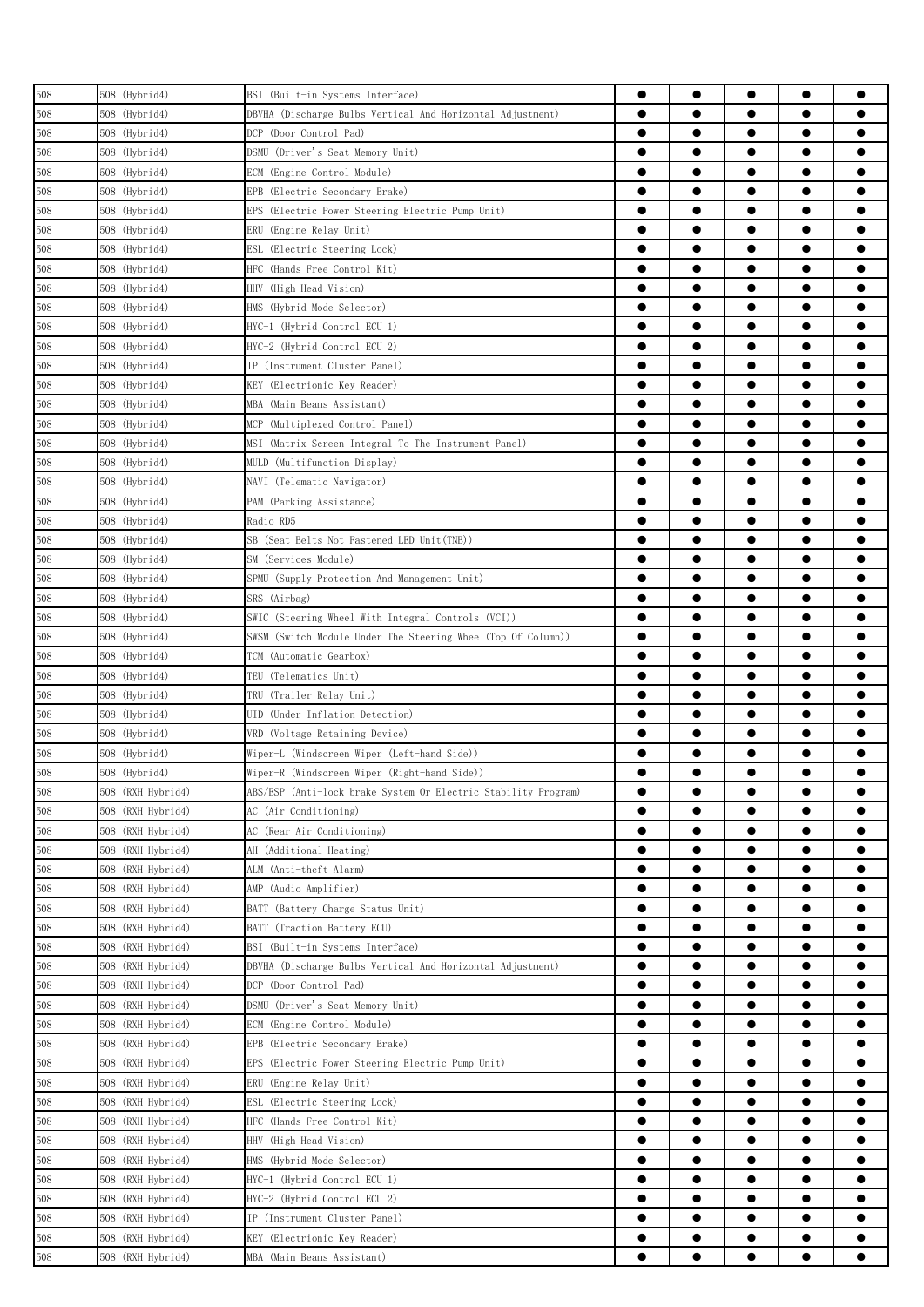| 508 | 508 (Hybrid4) | BSI (Built-in Systems Interface) | ● | ● | ● | ● | ● |
|---|---|---|---|---|---|---|---|
| 508 | 508 (Hybrid4) | DBVHA (Discharge Bulbs Vertical And Horizontal Adjustment) | ● | ● | ● | ● | ● |
| 508 | 508 (Hybrid4) | DCP (Door Control Pad) | ● | ● | ● | ● | ● |
| 508 | 508 (Hybrid4) | DSMU (Driver's Seat Memory Unit) | ● | ● | ● | ● | ● |
| 508 | 508 (Hybrid4) | ECM (Engine Control Module) | ● | ● | ● | ● | ● |
| 508 | 508 (Hybrid4) | EPB (Electric Secondary Brake) | ● | ● | ● | ● | ● |
| 508 | 508 (Hybrid4) | EPS (Electric Power Steering Electric Pump Unit) | ● | ● | ● | ● | ● |
| 508 | 508 (Hybrid4) | ERU (Engine Relay Unit) | ● | ● | ● | ● | ● |
| 508 | 508 (Hybrid4) | ESL (Electric Steering Lock) | ● | ● | ● | ● | ● |
| 508 | 508 (Hybrid4) | HFC (Hands Free Control Kit) | ● | ● | ● | ● | ● |
| 508 | 508 (Hybrid4) | HHV (High Head Vision) | ● | ● | ● | ● | ● |
| 508 | 508 (Hybrid4) | HMS (Hybrid Mode Selector) | ● | ● | ● | ● | ● |
| 508 | 508 (Hybrid4) | HYC-1 (Hybrid Control ECU 1) | ● | ● | ● | ● | ● |
| 508 | 508 (Hybrid4) | HYC-2 (Hybrid Control ECU 2) | ● | ● | ● | ● | ● |
| 508 | 508 (Hybrid4) | IP (Instrument Cluster Panel) | ● | ● | ● | ● | ● |
| 508 | 508 (Hybrid4) | KEY (Electrionic Key Reader) | ● | ● | ● | ● | ● |
| 508 | 508 (Hybrid4) | MBA (Main Beams Assistant) | ● | ● | ● | ● | ● |
| 508 | 508 (Hybrid4) | MCP (Multiplexed Control Panel) | ● | ● | ● | ● | ● |
| 508 | 508 (Hybrid4) | MSI (Matrix Screen Integral To The Instrument Panel) | ● | ● | ● | ● | ● |
| 508 | 508 (Hybrid4) | MULD (Multifunction Display) | ● | ● | ● | ● | ● |
| 508 | 508 (Hybrid4) | NAVI (Telematic Navigator) | ● | ● | ● | ● | ● |
| 508 | 508 (Hybrid4) | PAM (Parking Assistance) | ● | ● | ● | ● | ● |
| 508 | 508 (Hybrid4) | Radio RD5 | ● | ● | ● | ● | ● |
| 508 | 508 (Hybrid4) | SB (Seat Belts Not Fastened LED Unit(TNB)) | ● | ● | ● | ● | ● |
| 508 | 508 (Hybrid4) | SM (Services Module) | ● | ● | ● | ● | ● |
| 508 | 508 (Hybrid4) | SPMU (Supply Protection And Management Unit) | ● | ● | ● | ● | ● |
| 508 | 508 (Hybrid4) | SRS (Airbag) | ● | ● | ● | ● | ● |
| 508 | 508 (Hybrid4) | SWIC (Steering Wheel With Integral Controls (VCI)) | ● | ● | ● | ● | ● |
| 508 | 508 (Hybrid4) | SWSM (Switch Module Under The Steering Wheel(Top Of Column)) | ● | ● | ● | ● | ● |
| 508 | 508 (Hybrid4) | TCM (Automatic Gearbox) | ● | ● | ● | ● | ● |
| 508 | 508 (Hybrid4) | TEU (Telematics Unit) | ● | ● | ● | ● | ● |
| 508 | 508 (Hybrid4) | TRU (Trailer Relay Unit) | ● | ● | ● | ● | ● |
| 508 | 508 (Hybrid4) | UID (Under Inflation Detection) | ● | ● | ● | ● | ● |
| 508 | 508 (Hybrid4) | VRD (Voltage Retaining Device) | ● | ● | ● | ● | ● |
| 508 | 508 (Hybrid4) | Wiper-L (Windscreen Wiper (Left-hand Side)) | ● | ● | ● | ● | ● |
| 508 | 508 (Hybrid4) | Wiper-R (Windscreen Wiper (Right-hand Side)) | ● | ● | ● | ● | ● |
| 508 | 508 (RXH Hybrid4) | ABS/ESP (Anti-lock brake System Or Electric Stability Program) | ● | ● | ● | ● | ● |
| 508 | 508 (RXH Hybrid4) | AC (Air Conditioning) | ● | ● | ● | ● | ● |
| 508 | 508 (RXH Hybrid4) | AC (Rear Air Conditioning) | ● | ● | ● | ● | ● |
| 508 | 508 (RXH Hybrid4) | AH (Additional Heating) | ● | ● | ● | ● | ● |
| 508 | 508 (RXH Hybrid4) | ALM (Anti-theft Alarm) | ● | ● | ● | ● | ● |
| 508 | 508 (RXH Hybrid4) | AMP (Audio Amplifier) | ● | ● | ● | ● | ● |
| 508 | 508 (RXH Hybrid4) | BATT (Battery Charge Status Unit) | ● | ● | ● | ● | ● |
| 508 | 508 (RXH Hybrid4) | BATT (Traction Battery ECU) | ● | ● | ● | ● | ● |
| 508 | 508 (RXH Hybrid4) | BSI (Built-in Systems Interface) | ● | ● | ● | ● | ● |
| 508 | 508 (RXH Hybrid4) | DBVHA (Discharge Bulbs Vertical And Horizontal Adjustment) | ● | ● | ● | ● | ● |
| 508 | 508 (RXH Hybrid4) | DCP (Door Control Pad) | ● | ● | ● | ● | ● |
| 508 | 508 (RXH Hybrid4) | DSMU (Driver's Seat Memory Unit) | ● | ● | ● | ● | ● |
| 508 | 508 (RXH Hybrid4) | ECM (Engine Control Module) | ● | ● | ● | ● | ● |
| 508 | 508 (RXH Hybrid4) | EPB (Electric Secondary Brake) | ● | ● | ● | ● | ● |
| 508 | 508 (RXH Hybrid4) | EPS (Electric Power Steering Electric Pump Unit) | ● | ● | ● | ● | ● |
| 508 | 508 (RXH Hybrid4) | ERU (Engine Relay Unit) | ● | ● | ● | ● | ● |
| 508 | 508 (RXH Hybrid4) | ESL (Electric Steering Lock) | ● | ● | ● | ● | ● |
| 508 | 508 (RXH Hybrid4) | HFC (Hands Free Control Kit) | ● | ● | ● | ● | ● |
| 508 | 508 (RXH Hybrid4) | HHV (High Head Vision) | ● | ● | ● | ● | ● |
| 508 | 508 (RXH Hybrid4) | HMS (Hybrid Mode Selector) | ● | ● | ● | ● | ● |
| 508 | 508 (RXH Hybrid4) | HYC-1 (Hybrid Control ECU 1) | ● | ● | ● | ● | ● |
| 508 | 508 (RXH Hybrid4) | HYC-2 (Hybrid Control ECU 2) | ● | ● | ● | ● | ● |
| 508 | 508 (RXH Hybrid4) | IP (Instrument Cluster Panel) | ● | ● | ● | ● | ● |
| 508 | 508 (RXH Hybrid4) | KEY (Electrionic Key Reader) | ● | ● | ● | ● | ● |
| 508 | 508 (RXH Hybrid4) | MBA (Main Beams Assistant) | ● | ● | ● | ● | ● |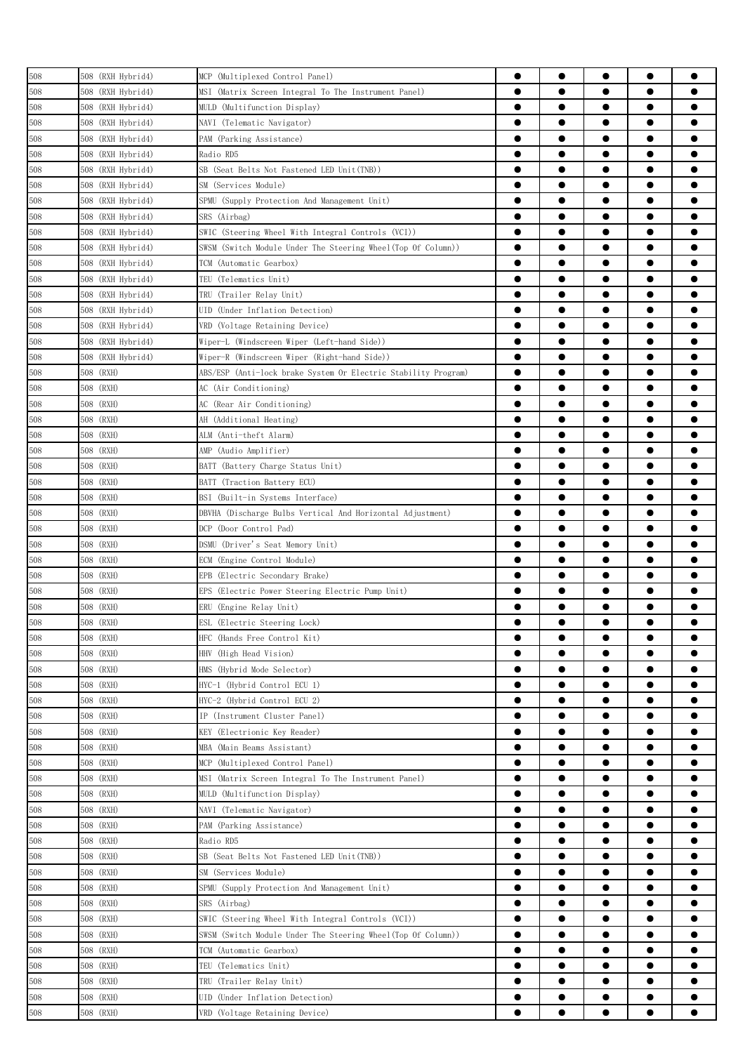| | | | | | | | |
|---|---|---|---|---|---|---|---|
| 508 | 508 (RXH Hybrid4) | MCP (Multiplexed Control Panel) | ● | ● | ● | ● | ● |
| 508 | 508 (RXH Hybrid4) | MSI (Matrix Screen Integral To The Instrument Panel) | ● | ● | ● | ● | ● |
| 508 | 508 (RXH Hybrid4) | MULD (Multifunction Display) | ● | ● | ● | ● | ● |
| 508 | 508 (RXH Hybrid4) | NAVI (Telematic Navigator) | ● | ● | ● | ● | ● |
| 508 | 508 (RXH Hybrid4) | PAM (Parking Assistance) | ● | ● | ● | ● | ● |
| 508 | 508 (RXH Hybrid4) | Radio RD5 | ● | ● | ● | ● | ● |
| 508 | 508 (RXH Hybrid4) | SB (Seat Belts Not Fastened LED Unit(TNB)) | ● | ● | ● | ● | ● |
| 508 | 508 (RXH Hybrid4) | SM (Services Module) | ● | ● | ● | ● | ● |
| 508 | 508 (RXH Hybrid4) | SPMU (Supply Protection And Management Unit) | ● | ● | ● | ● | ● |
| 508 | 508 (RXH Hybrid4) | SRS (Airbag) | ● | ● | ● | ● | ● |
| 508 | 508 (RXH Hybrid4) | SWIC (Steering Wheel With Integral Controls (VCI)) | ● | ● | ● | ● | ● |
| 508 | 508 (RXH Hybrid4) | SWSM (Switch Module Under The Steering Wheel(Top Of Column)) | ● | ● | ● | ● | ● |
| 508 | 508 (RXH Hybrid4) | TCM (Automatic Gearbox) | ● | ● | ● | ● | ● |
| 508 | 508 (RXH Hybrid4) | TEU (Telematics Unit) | ● | ● | ● | ● | ● |
| 508 | 508 (RXH Hybrid4) | TRU (Trailer Relay Unit) | ● | ● | ● | ● | ● |
| 508 | 508 (RXH Hybrid4) | UID (Under Inflation Detection) | ● | ● | ● | ● | ● |
| 508 | 508 (RXH Hybrid4) | VRD (Voltage Retaining Device) | ● | ● | ● | ● | ● |
| 508 | 508 (RXH Hybrid4) | Wiper-L (Windscreen Wiper (Left-hand Side)) | ● | ● | ● | ● | ● |
| 508 | 508 (RXH Hybrid4) | Wiper-R (Windscreen Wiper (Right-hand Side)) | ● | ● | ● | ● | ● |
| 508 | 508 (RXH) | ABS/ESP (Anti-lock brake System Or Electric Stability Program) | ● | ● | ● | ● | ● |
| 508 | 508 (RXH) | AC (Air Conditioning) | ● | ● | ● | ● | ● |
| 508 | 508 (RXH) | AC (Rear Air Conditioning) | ● | ● | ● | ● | ● |
| 508 | 508 (RXH) | AH (Additional Heating) | ● | ● | ● | ● | ● |
| 508 | 508 (RXH) | ALM (Anti-theft Alarm) | ● | ● | ● | ● | ● |
| 508 | 508 (RXH) | AMP (Audio Amplifier) | ● | ● | ● | ● | ● |
| 508 | 508 (RXH) | BATT (Battery Charge Status Unit) | ● | ● | ● | ● | ● |
| 508 | 508 (RXH) | BATT (Traction Battery ECU) | ● | ● | ● | ● | ● |
| 508 | 508 (RXH) | BSI (Built-in Systems Interface) | ● | ● | ● | ● | ● |
| 508 | 508 (RXH) | DBVHA (Discharge Bulbs Vertical And Horizontal Adjustment) | ● | ● | ● | ● | ● |
| 508 | 508 (RXH) | DCP (Door Control Pad) | ● | ● | ● | ● | ● |
| 508 | 508 (RXH) | DSMU (Driver's Seat Memory Unit) | ● | ● | ● | ● | ● |
| 508 | 508 (RXH) | ECM (Engine Control Module) | ● | ● | ● | ● | ● |
| 508 | 508 (RXH) | EPB (Electric Secondary Brake) | ● | ● | ● | ● | ● |
| 508 | 508 (RXH) | EPS (Electric Power Steering Electric Pump Unit) | ● | ● | ● | ● | ● |
| 508 | 508 (RXH) | ERU (Engine Relay Unit) | ● | ● | ● | ● | ● |
| 508 | 508 (RXH) | ESL (Electric Steering Lock) | ● | ● | ● | ● | ● |
| 508 | 508 (RXH) | HFC (Hands Free Control Kit) | ● | ● | ● | ● | ● |
| 508 | 508 (RXH) | HHV (High Head Vision) | ● | ● | ● | ● | ● |
| 508 | 508 (RXH) | HMS (Hybrid Mode Selector) | ● | ● | ● | ● | ● |
| 508 | 508 (RXH) | HYC-1 (Hybrid Control ECU 1) | ● | ● | ● | ● | ● |
| 508 | 508 (RXH) | HYC-2 (Hybrid Control ECU 2) | ● | ● | ● | ● | ● |
| 508 | 508 (RXH) | IP (Instrument Cluster Panel) | ● | ● | ● | ● | ● |
| 508 | 508 (RXH) | KEY (Electrionic Key Reader) | ● | ● | ● | ● | ● |
| 508 | 508 (RXH) | MBA (Main Beams Assistant) | ● | ● | ● | ● | ● |
| 508 | 508 (RXH) | MCP (Multiplexed Control Panel) | ● | ● | ● | ● | ● |
| 508 | 508 (RXH) | MSI (Matrix Screen Integral To The Instrument Panel) | ● | ● | ● | ● | ● |
| 508 | 508 (RXH) | MULD (Multifunction Display) | ● | ● | ● | ● | ● |
| 508 | 508 (RXH) | NAVI (Telematic Navigator) | ● | ● | ● | ● | ● |
| 508 | 508 (RXH) | PAM (Parking Assistance) | ● | ● | ● | ● | ● |
| 508 | 508 (RXH) | Radio RD5 | ● | ● | ● | ● | ● |
| 508 | 508 (RXH) | SB (Seat Belts Not Fastened LED Unit(TNB)) | ● | ● | ● | ● | ● |
| 508 | 508 (RXH) | SM (Services Module) | ● | ● | ● | ● | ● |
| 508 | 508 (RXH) | SPMU (Supply Protection And Management Unit) | ● | ● | ● | ● | ● |
| 508 | 508 (RXH) | SRS (Airbag) | ● | ● | ● | ● | ● |
| 508 | 508 (RXH) | SWIC (Steering Wheel With Integral Controls (VCI)) | ● | ● | ● | ● | ● |
| 508 | 508 (RXH) | SWSM (Switch Module Under The Steering Wheel(Top Of Column)) | ● | ● | ● | ● | ● |
| 508 | 508 (RXH) | TCM (Automatic Gearbox) | ● | ● | ● | ● | ● |
| 508 | 508 (RXH) | TEU (Telematics Unit) | ● | ● | ● | ● | ● |
| 508 | 508 (RXH) | TRU (Trailer Relay Unit) | ● | ● | ● | ● | ● |
| 508 | 508 (RXH) | UID (Under Inflation Detection) | ● | ● | ● | ● | ● |
| 508 | 508 (RXH) | VRD (Voltage Retaining Device) | ● | ● | ● | ● | ● |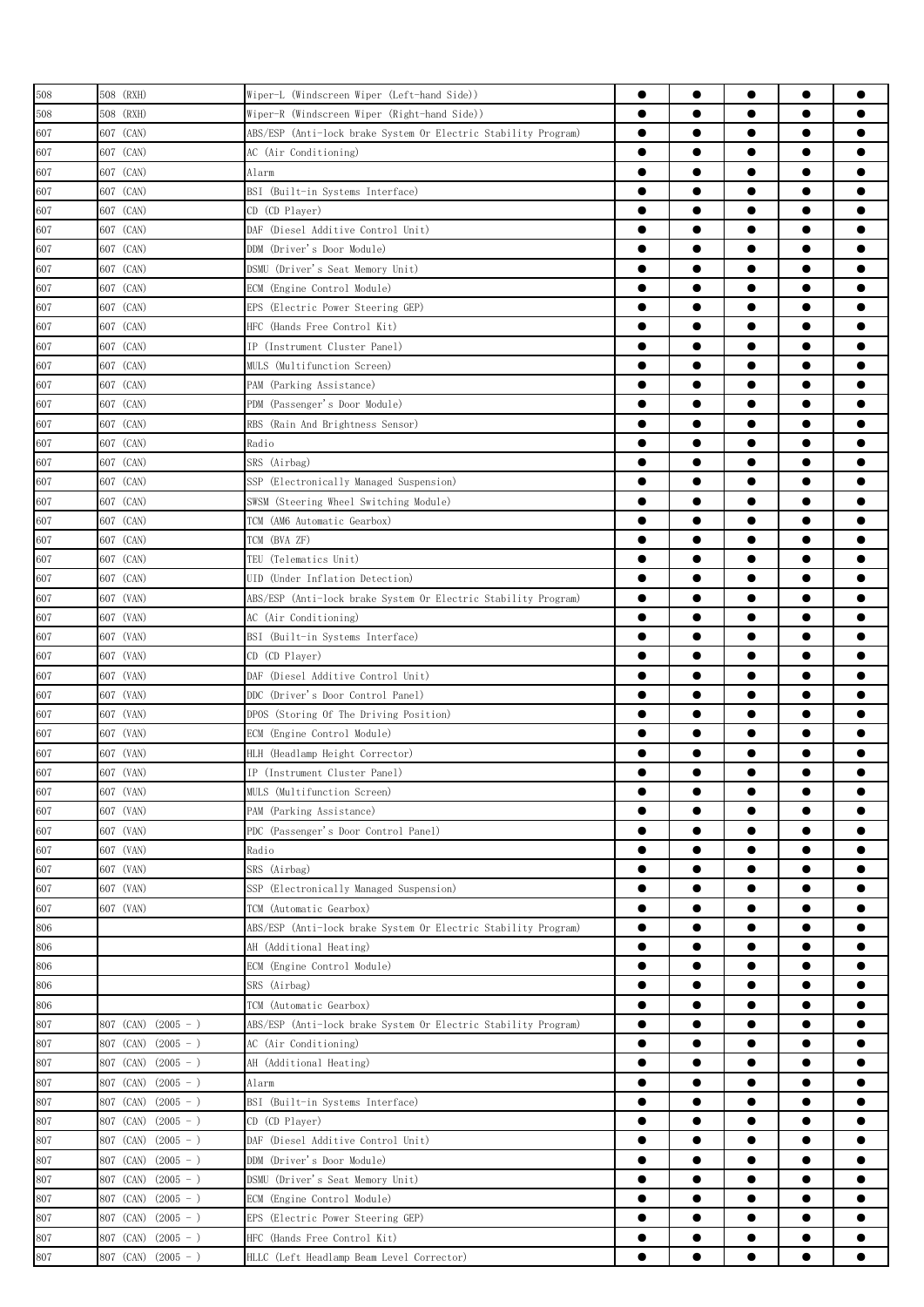| 508 | 508 (RXH) | Wiper-L (Windscreen Wiper (Left-hand Side)) | ● | ● | ● | ● | ● |
|---|---|---|---|---|---|---|---|
| 508 | 508 (RXH) | Wiper-R (Windscreen Wiper (Right-hand Side)) | ● | ● | ● | ● | ● |
| 607 | 607 (CAN) | ABS/ESP (Anti-lock brake System Or Electric Stability Program) | ● | ● | ● | ● | ● |
| 607 | 607 (CAN) | AC (Air Conditioning) | ● | ● | ● | ● | ● |
| 607 | 607 (CAN) | Alarm | ● | ● | ● | ● | ● |
| 607 | 607 (CAN) | BSI (Built-in Systems Interface) | ● | ● | ● | ● | ● |
| 607 | 607 (CAN) | CD (CD Player) | ● | ● | ● | ● | ● |
| 607 | 607 (CAN) | DAF (Diesel Additive Control Unit) | ● | ● | ● | ● | ● |
| 607 | 607 (CAN) | DDM (Driver's Door Module) | ● | ● | ● | ● | ● |
| 607 | 607 (CAN) | DSMU (Driver's Seat Memory Unit) | ● | ● | ● | ● | ● |
| 607 | 607 (CAN) | ECM (Engine Control Module) | ● | ● | ● | ● | ● |
| 607 | 607 (CAN) | EPS (Electric Power Steering GEP) | ● | ● | ● | ● | ● |
| 607 | 607 (CAN) | HFC (Hands Free Control Kit) | ● | ● | ● | ● | ● |
| 607 | 607 (CAN) | IP (Instrument Cluster Panel) | ● | ● | ● | ● | ● |
| 607 | 607 (CAN) | MULS (Multifunction Screen) | ● | ● | ● | ● | ● |
| 607 | 607 (CAN) | PAM (Parking Assistance) | ● | ● | ● | ● | ● |
| 607 | 607 (CAN) | PDM (Passenger's Door Module) | ● | ● | ● | ● | ● |
| 607 | 607 (CAN) | RBS (Rain And Brightness Sensor) | ● | ● | ● | ● | ● |
| 607 | 607 (CAN) | Radio | ● | ● | ● | ● | ● |
| 607 | 607 (CAN) | SRS (Airbag) | ● | ● | ● | ● | ● |
| 607 | 607 (CAN) | SSP (Electronically Managed Suspension) | ● | ● | ● | ● | ● |
| 607 | 607 (CAN) | SWSM (Steering Wheel Switching Module) | ● | ● | ● | ● | ● |
| 607 | 607 (CAN) | TCM (AM6 Automatic Gearbox) | ● | ● | ● | ● | ● |
| 607 | 607 (CAN) | TCM (BVA ZF) | ● | ● | ● | ● | ● |
| 607 | 607 (CAN) | TEU (Telematics Unit) | ● | ● | ● | ● | ● |
| 607 | 607 (CAN) | UID (Under Inflation Detection) | ● | ● | ● | ● | ● |
| 607 | 607 (VAN) | ABS/ESP (Anti-lock brake System Or Electric Stability Program) | ● | ● | ● | ● | ● |
| 607 | 607 (VAN) | AC (Air Conditioning) | ● | ● | ● | ● | ● |
| 607 | 607 (VAN) | BSI (Built-in Systems Interface) | ● | ● | ● | ● | ● |
| 607 | 607 (VAN) | CD (CD Player) | ● | ● | ● | ● | ● |
| 607 | 607 (VAN) | DAF (Diesel Additive Control Unit) | ● | ● | ● | ● | ● |
| 607 | 607 (VAN) | DDC (Driver's Door Control Panel) | ● | ● | ● | ● | ● |
| 607 | 607 (VAN) | DPOS (Storing Of The Driving Position) | ● | ● | ● | ● | ● |
| 607 | 607 (VAN) | ECM (Engine Control Module) | ● | ● | ● | ● | ● |
| 607 | 607 (VAN) | HLH (Headlamp Height Corrector) | ● | ● | ● | ● | ● |
| 607 | 607 (VAN) | IP (Instrument Cluster Panel) | ● | ● | ● | ● | ● |
| 607 | 607 (VAN) | MULS (Multifunction Screen) | ● | ● | ● | ● | ● |
| 607 | 607 (VAN) | PAM (Parking Assistance) | ● | ● | ● | ● | ● |
| 607 | 607 (VAN) | PDC (Passenger's Door Control Panel) | ● | ● | ● | ● | ● |
| 607 | 607 (VAN) | Radio | ● | ● | ● | ● | ● |
| 607 | 607 (VAN) | SRS (Airbag) | ● | ● | ● | ● | ● |
| 607 | 607 (VAN) | SSP (Electronically Managed Suspension) | ● | ● | ● | ● | ● |
| 607 | 607 (VAN) | TCM (Automatic Gearbox) | ● | ● | ● | ● | ● |
| 806 | | ABS/ESP (Anti-lock brake System Or Electric Stability Program) | ● | ● | ● | ● | ● |
| 806 | | AH (Additional Heating) | ● | ● | ● | ● | ● |
| 806 | | ECM (Engine Control Module) | ● | ● | ● | ● | ● |
| 806 | | SRS (Airbag) | ● | ● | ● | ● | ● |
| 806 | | TCM (Automatic Gearbox) | ● | ● | ● | ● | ● |
| 807 | 807 (CAN) (2005 - ) | ABS/ESP (Anti-lock brake System Or Electric Stability Program) | ● | ● | ● | ● | ● |
| 807 | 807 (CAN) (2005 - ) | AC (Air Conditioning) | ● | ● | ● | ● | ● |
| 807 | 807 (CAN) (2005 - ) | AH (Additional Heating) | ● | ● | ● | ● | ● |
| 807 | 807 (CAN) (2005 - ) | Alarm | ● | ● | ● | ● | ● |
| 807 | 807 (CAN) (2005 - ) | BSI (Built-in Systems Interface) | ● | ● | ● | ● | ● |
| 807 | 807 (CAN) (2005 - ) | CD (CD Player) | ● | ● | ● | ● | ● |
| 807 | 807 (CAN) (2005 - ) | DAF (Diesel Additive Control Unit) | ● | ● | ● | ● | ● |
| 807 | 807 (CAN) (2005 - ) | DDM (Driver's Door Module) | ● | ● | ● | ● | ● |
| 807 | 807 (CAN) (2005 - ) | DSMU (Driver's Seat Memory Unit) | ● | ● | ● | ● | ● |
| 807 | 807 (CAN) (2005 - ) | ECM (Engine Control Module) | ● | ● | ● | ● | ● |
| 807 | 807 (CAN) (2005 - ) | EPS (Electric Power Steering GEP) | ● | ● | ● | ● | ● |
| 807 | 807 (CAN) (2005 - ) | HFC (Hands Free Control Kit) | ● | ● | ● | ● | ● |
| 807 | 807 (CAN) (2005 - ) | HLLC (Left Headlamp Beam Level Corrector) | ● | ● | ● | ● | ● |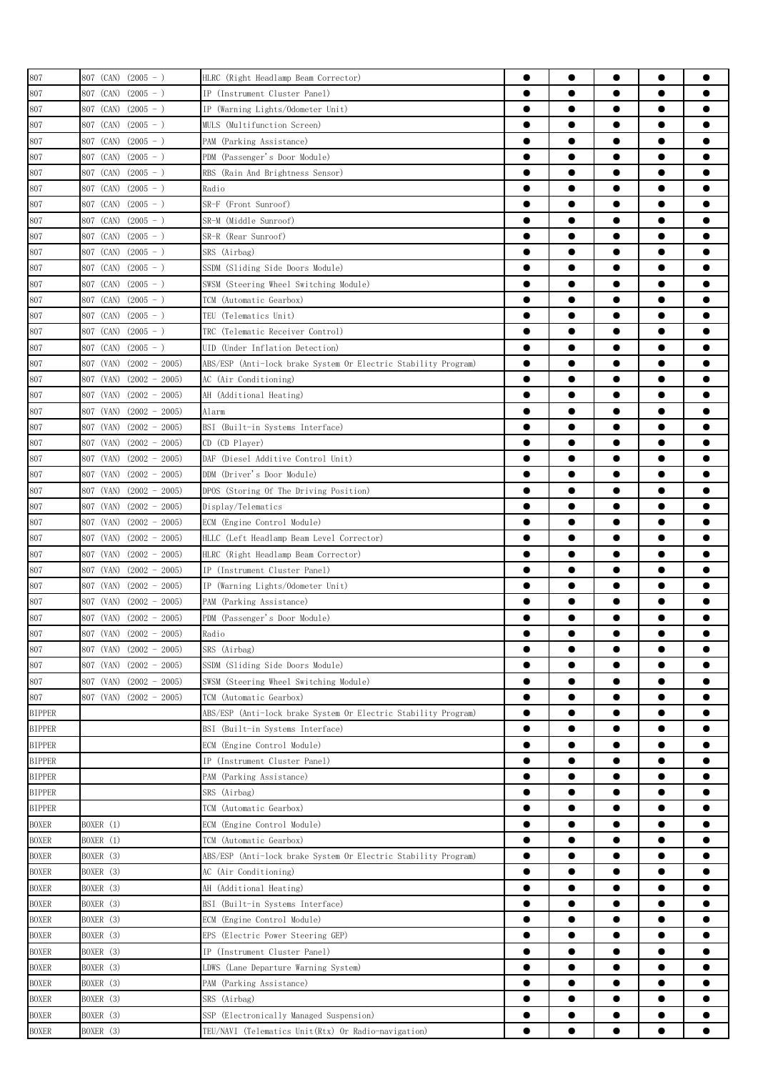| 807 | 807 (CAN) (2005 - ) | HLRC (Right Headlamp Beam Corrector) | ● | ● | ● | ● | ● |
|---|---|---|---|---|---|---|---|
| 807 | 807 (CAN) (2005 - ) | IP (Instrument Cluster Panel) | ● | ● | ● | ● | ● |
| 807 | 807 (CAN) (2005 - ) | IP (Warning Lights/Odometer Unit) | ● | ● | ● | ● | ● |
| 807 | 807 (CAN) (2005 - ) | MULS (Multifunction Screen) | ● | ● | ● | ● | ● |
| 807 | 807 (CAN) (2005 - ) | PAM (Parking Assistance) | ● | ● | ● | ● | ● |
| 807 | 807 (CAN) (2005 - ) | PDM (Passenger's Door Module) | ● | ● | ● | ● | ● |
| 807 | 807 (CAN) (2005 - ) | RBS (Rain And Brightness Sensor) | ● | ● | ● | ● | ● |
| 807 | 807 (CAN) (2005 - ) | Radio | ● | ● | ● | ● | ● |
| 807 | 807 (CAN) (2005 - ) | SR-F (Front Sunroof) | ● | ● | ● | ● | ● |
| 807 | 807 (CAN) (2005 - ) | SR-M (Middle Sunroof) | ● | ● | ● | ● | ● |
| 807 | 807 (CAN) (2005 - ) | SR-R (Rear Sunroof) | ● | ● | ● | ● | ● |
| 807 | 807 (CAN) (2005 - ) | SRS (Airbag) | ● | ● | ● | ● | ● |
| 807 | 807 (CAN) (2005 - ) | SSDM (Sliding Side Doors Module) | ● | ● | ● | ● | ● |
| 807 | 807 (CAN) (2005 - ) | SWSM (Steering Wheel Switching Module) | ● | ● | ● | ● | ● |
| 807 | 807 (CAN) (2005 - ) | TCM (Automatic Gearbox) | ● | ● | ● | ● | ● |
| 807 | 807 (CAN) (2005 - ) | TEU (Telematics Unit) | ● | ● | ● | ● | ● |
| 807 | 807 (CAN) (2005 - ) | TRC (Telematic Receiver Control) | ● | ● | ● | ● | ● |
| 807 | 807 (CAN) (2005 - ) | UID (Under Inflation Detection) | ● | ● | ● | ● | ● |
| 807 | 807 (VAN) (2002 - 2005) | ABS/ESP (Anti-lock brake System Or Electric Stability Program) | ● | ● | ● | ● | ● |
| 807 | 807 (VAN) (2002 - 2005) | AC (Air Conditioning) | ● | ● | ● | ● | ● |
| 807 | 807 (VAN) (2002 - 2005) | AH (Additional Heating) | ● | ● | ● | ● | ● |
| 807 | 807 (VAN) (2002 - 2005) | Alarm | ● | ● | ● | ● | ● |
| 807 | 807 (VAN) (2002 - 2005) | BSI (Built-in Systems Interface) | ● | ● | ● | ● | ● |
| 807 | 807 (VAN) (2002 - 2005) | CD (CD Player) | ● | ● | ● | ● | ● |
| 807 | 807 (VAN) (2002 - 2005) | DAF (Diesel Additive Control Unit) | ● | ● | ● | ● | ● |
| 807 | 807 (VAN) (2002 - 2005) | DDM (Driver's Door Module) | ● | ● | ● | ● | ● |
| 807 | 807 (VAN) (2002 - 2005) | DPOS (Storing Of The Driving Position) | ● | ● | ● | ● | ● |
| 807 | 807 (VAN) (2002 - 2005) | Display/Telematics | ● | ● | ● | ● | ● |
| 807 | 807 (VAN) (2002 - 2005) | ECM (Engine Control Module) | ● | ● | ● | ● | ● |
| 807 | 807 (VAN) (2002 - 2005) | HLLC (Left Headlamp Beam Level Corrector) | ● | ● | ● | ● | ● |
| 807 | 807 (VAN) (2002 - 2005) | HLRC (Right Headlamp Beam Corrector) | ● | ● | ● | ● | ● |
| 807 | 807 (VAN) (2002 - 2005) | IP (Instrument Cluster Panel) | ● | ● | ● | ● | ● |
| 807 | 807 (VAN) (2002 - 2005) | IP (Warning Lights/Odometer Unit) | ● | ● | ● | ● | ● |
| 807 | 807 (VAN) (2002 - 2005) | PAM (Parking Assistance) | ● | ● | ● | ● | ● |
| 807 | 807 (VAN) (2002 - 2005) | PDM (Passenger's Door Module) | ● | ● | ● | ● | ● |
| 807 | 807 (VAN) (2002 - 2005) | Radio | ● | ● | ● | ● | ● |
| 807 | 807 (VAN) (2002 - 2005) | SRS (Airbag) | ● | ● | ● | ● | ● |
| 807 | 807 (VAN) (2002 - 2005) | SSDM (Sliding Side Doors Module) | ● | ● | ● | ● | ● |
| 807 | 807 (VAN) (2002 - 2005) | SWSM (Steering Wheel Switching Module) | ● | ● | ● | ● | ● |
| 807 | 807 (VAN) (2002 - 2005) | TCM (Automatic Gearbox) | ● | ● | ● | ● | ● |
| BIPPER | | ABS/ESP (Anti-lock brake System Or Electric Stability Program) | ● | ● | ● | ● | ● |
| BIPPER | | BSI (Built-in Systems Interface) | ● | ● | ● | ● | ● |
| BIPPER | | ECM (Engine Control Module) | ● | ● | ● | ● | ● |
| BIPPER | | IP (Instrument Cluster Panel) | ● | ● | ● | ● | ● |
| BIPPER | | PAM (Parking Assistance) | ● | ● | ● | ● | ● |
| BIPPER | | SRS (Airbag) | ● | ● | ● | ● | ● |
| BIPPER | | TCM (Automatic Gearbox) | ● | ● | ● | ● | ● |
| BOXER | BOXER (1) | ECM (Engine Control Module) | ● | ● | ● | ● | ● |
| BOXER | BOXER (1) | TCM (Automatic Gearbox) | ● | ● | ● | ● | ● |
| BOXER | BOXER (3) | ABS/ESP (Anti-lock brake System Or Electric Stability Program) | ● | ● | ● | ● | ● |
| BOXER | BOXER (3) | AC (Air Conditioning) | ● | ● | ● | ● | ● |
| BOXER | BOXER (3) | AH (Additional Heating) | ● | ● | ● | ● | ● |
| BOXER | BOXER (3) | BSI (Built-in Systems Interface) | ● | ● | ● | ● | ● |
| BOXER | BOXER (3) | ECM (Engine Control Module) | ● | ● | ● | ● | ● |
| BOXER | BOXER (3) | EPS (Electric Power Steering GEP) | ● | ● | ● | ● | ● |
| BOXER | BOXER (3) | IP (Instrument Cluster Panel) | ● | ● | ● | ● | ● |
| BOXER | BOXER (3) | LDWS (Lane Departure Warning System) | ● | ● | ● | ● | ● |
| BOXER | BOXER (3) | PAM (Parking Assistance) | ● | ● | ● | ● | ● |
| BOXER | BOXER (3) | SRS (Airbag) | ● | ● | ● | ● | ● |
| BOXER | BOXER (3) | SSP (Electronically Managed Suspension) | ● | ● | ● | ● | ● |
| BOXER | BOXER (3) | TEU/NAVI (Telematics Unit(Rtx) Or Radio-navigation) | ● | ● | ● | ● | ● |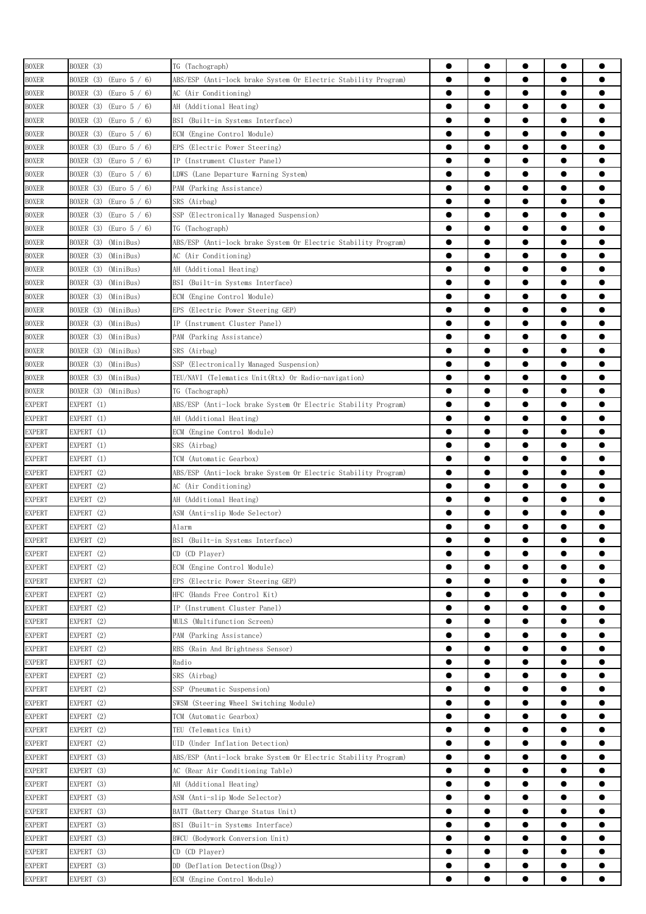| BOXER | BOXER (3) | TG (Tachograph) | ● | ● | ● | ● | ● |
|---|---|---|---|---|---|---|---|
| BOXER | BOXER (3) (Euro 5 / 6) | ABS/ESP (Anti-lock brake System Or Electric Stability Program) | ● | ● | ● | ● | ● |
| BOXER | BOXER (3) (Euro 5 / 6) | AC (Air Conditioning) | ● | ● | ● | ● | ● |
| BOXER | BOXER (3) (Euro 5 / 6) | AH (Additional Heating) | ● | ● | ● | ● | ● |
| BOXER | BOXER (3) (Euro 5 / 6) | BSI (Built-in Systems Interface) | ● | ● | ● | ● | ● |
| BOXER | BOXER (3) (Euro 5 / 6) | ECM (Engine Control Module) | ● | ● | ● | ● | ● |
| BOXER | BOXER (3) (Euro 5 / 6) | EPS (Electric Power Steering) | ● | ● | ● | ● | ● |
| BOXER | BOXER (3) (Euro 5 / 6) | IP (Instrument Cluster Panel) | ● | ● | ● | ● | ● |
| BOXER | BOXER (3) (Euro 5 / 6) | LDWS (Lane Departure Warning System) | ● | ● | ● | ● | ● |
| BOXER | BOXER (3) (Euro 5 / 6) | PAM (Parking Assistance) | ● | ● | ● | ● | ● |
| BOXER | BOXER (3) (Euro 5 / 6) | SRS (Airbag) | ● | ● | ● | ● | ● |
| BOXER | BOXER (3) (Euro 5 / 6) | SSP (Electronically Managed Suspension) | ● | ● | ● | ● | ● |
| BOXER | BOXER (3) (Euro 5 / 6) | TG (Tachograph) | ● | ● | ● | ● | ● |
| BOXER | BOXER (3) (MiniBus) | ABS/ESP (Anti-lock brake System Or Electric Stability Program) | ● | ● | ● | ● | ● |
| BOXER | BOXER (3) (MiniBus) | AC (Air Conditioning) | ● | ● | ● | ● | ● |
| BOXER | BOXER (3) (MiniBus) | AH (Additional Heating) | ● | ● | ● | ● | ● |
| BOXER | BOXER (3) (MiniBus) | BSI (Built-in Systems Interface) | ● | ● | ● | ● | ● |
| BOXER | BOXER (3) (MiniBus) | ECM (Engine Control Module) | ● | ● | ● | ● | ● |
| BOXER | BOXER (3) (MiniBus) | EPS (Electric Power Steering GEP) | ● | ● | ● | ● | ● |
| BOXER | BOXER (3) (MiniBus) | IP (Instrument Cluster Panel) | ● | ● | ● | ● | ● |
| BOXER | BOXER (3) (MiniBus) | PAM (Parking Assistance) | ● | ● | ● | ● | ● |
| BOXER | BOXER (3) (MiniBus) | SRS (Airbag) | ● | ● | ● | ● | ● |
| BOXER | BOXER (3) (MiniBus) | SSP (Electronically Managed Suspension) | ● | ● | ● | ● | ● |
| BOXER | BOXER (3) (MiniBus) | TEU/NAVI (Telematics Unit(Rtx) Or Radio-navigation) | ● | ● | ● | ● | ● |
| BOXER | BOXER (3) (MiniBus) | TG (Tachograph) | ● | ● | ● | ● | ● |
| EXPERT | EXPERT (1) | ABS/ESP (Anti-lock brake System Or Electric Stability Program) | ● | ● | ● | ● | ● |
| EXPERT | EXPERT (1) | AH (Additional Heating) | ● | ● | ● | ● | ● |
| EXPERT | EXPERT (1) | ECM (Engine Control Module) | ● | ● | ● | ● | ● |
| EXPERT | EXPERT (1) | SRS (Airbag) | ● | ● | ● | ● | ● |
| EXPERT | EXPERT (1) | TCM (Automatic Gearbox) | ● | ● | ● | ● | ● |
| EXPERT | EXPERT (2) | ABS/ESP (Anti-lock brake System Or Electric Stability Program) | ● | ● | ● | ● | ● |
| EXPERT | EXPERT (2) | AC (Air Conditioning) | ● | ● | ● | ● | ● |
| EXPERT | EXPERT (2) | AH (Additional Heating) | ● | ● | ● | ● | ● |
| EXPERT | EXPERT (2) | ASM (Anti-slip Mode Selector) | ● | ● | ● | ● | ● |
| EXPERT | EXPERT (2) | Alarm | ● | ● | ● | ● | ● |
| EXPERT | EXPERT (2) | BSI (Built-in Systems Interface) | ● | ● | ● | ● | ● |
| EXPERT | EXPERT (2) | CD (CD Player) | ● | ● | ● | ● | ● |
| EXPERT | EXPERT (2) | ECM (Engine Control Module) | ● | ● | ● | ● | ● |
| EXPERT | EXPERT (2) | EPS (Electric Power Steering GEP) | ● | ● | ● | ● | ● |
| EXPERT | EXPERT (2) | HFC (Hands Free Control Kit) | ● | ● | ● | ● | ● |
| EXPERT | EXPERT (2) | IP (Instrument Cluster Panel) | ● | ● | ● | ● | ● |
| EXPERT | EXPERT (2) | MULS (Multifunction Screen) | ● | ● | ● | ● | ● |
| EXPERT | EXPERT (2) | PAM (Parking Assistance) | ● | ● | ● | ● | ● |
| EXPERT | EXPERT (2) | RBS (Rain And Brightness Sensor) | ● | ● | ● | ● | ● |
| EXPERT | EXPERT (2) | Radio | ● | ● | ● | ● | ● |
| EXPERT | EXPERT (2) | SRS (Airbag) | ● | ● | ● | ● | ● |
| EXPERT | EXPERT (2) | SSP (Pneumatic Suspension) | ● | ● | ● | ● | ● |
| EXPERT | EXPERT (2) | SWSM (Steering Wheel Switching Module) | ● | ● | ● | ● | ● |
| EXPERT | EXPERT (2) | TCM (Automatic Gearbox) | ● | ● | ● | ● | ● |
| EXPERT | EXPERT (2) | TEU (Telematics Unit) | ● | ● | ● | ● | ● |
| EXPERT | EXPERT (2) | UID (Under Inflation Detection) | ● | ● | ● | ● | ● |
| EXPERT | EXPERT (3) | ABS/ESP (Anti-lock brake System Or Electric Stability Program) | ● | ● | ● | ● | ● |
| EXPERT | EXPERT (3) | AC (Rear Air Conditioning Table) | ● | ● | ● | ● | ● |
| EXPERT | EXPERT (3) | AH (Additional Heating) | ● | ● | ● | ● | ● |
| EXPERT | EXPERT (3) | ASM (Anti-slip Mode Selector) | ● | ● | ● | ● | ● |
| EXPERT | EXPERT (3) | BATT (Battery Charge Status Unit) | ● | ● | ● | ● | ● |
| EXPERT | EXPERT (3) | BSI (Built-in Systems Interface) | ● | ● | ● | ● | ● |
| EXPERT | EXPERT (3) | BWCU (Bodywork Conversion Unit) | ● | ● | ● | ● | ● |
| EXPERT | EXPERT (3) | CD (CD Player) | ● | ● | ● | ● | ● |
| EXPERT | EXPERT (3) | DD (Deflation Detection(Dsg)) | ● | ● | ● | ● | ● |
| EXPERT | EXPERT (3) | ECM (Engine Control Module) | ● | ● | ● | ● | ● |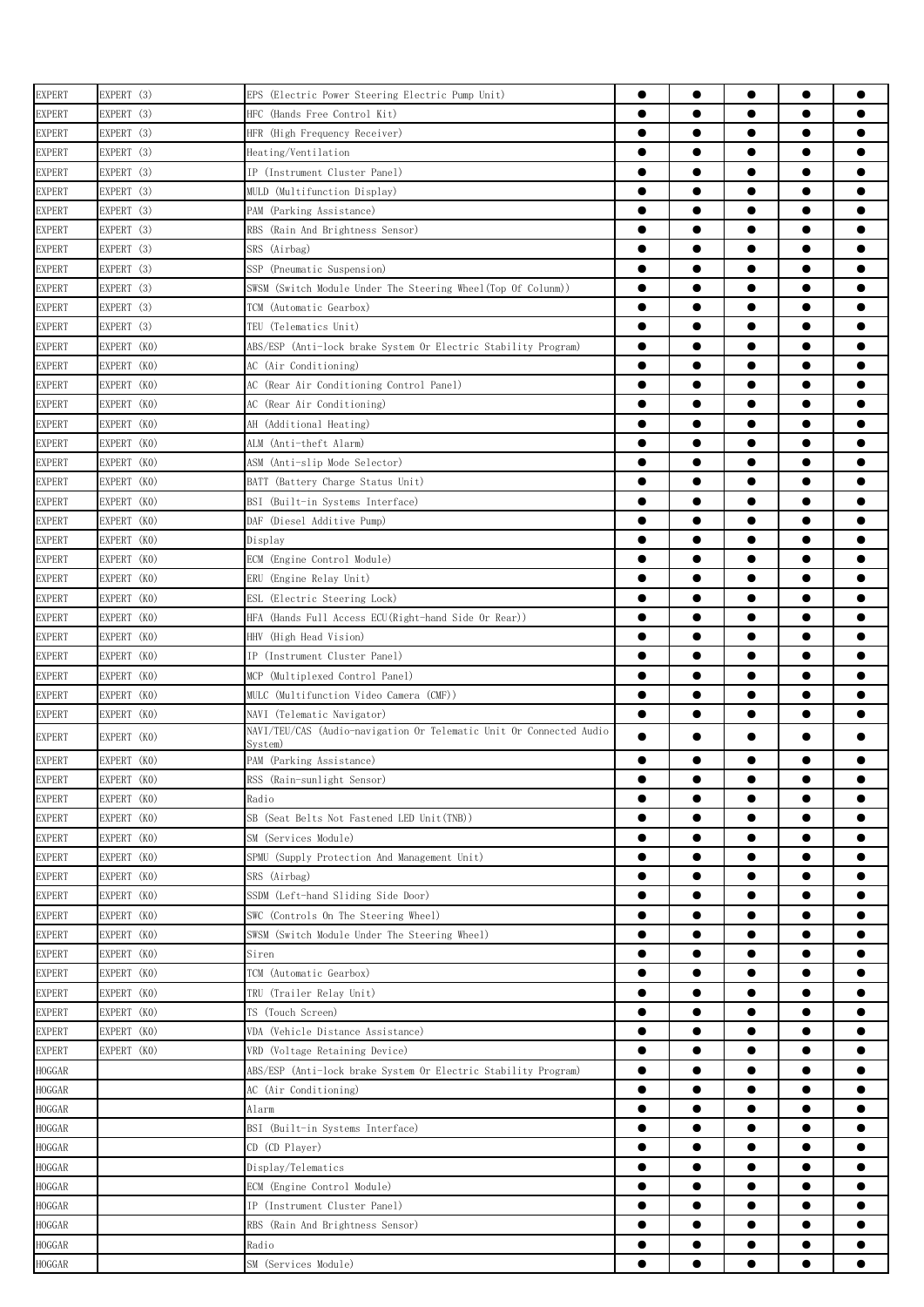| | | | | | | | |
|---|---|---|---|---|---|---|---|
| EXPERT | EXPERT (3) | EPS (Electric Power Steering Electric Pump Unit) | ● | ● | ● | ● | ● |
| EXPERT | EXPERT (3) | HFC (Hands Free Control Kit) | ● | ● | ● | ● | ● |
| EXPERT | EXPERT (3) | HFR (High Frequency Receiver) | ● | ● | ● | ● | ● |
| EXPERT | EXPERT (3) | Heating/Ventilation | ● | ● | ● | ● | ● |
| EXPERT | EXPERT (3) | IP (Instrument Cluster Panel) | ● | ● | ● | ● | ● |
| EXPERT | EXPERT (3) | MULD (Multifunction Display) | ● | ● | ● | ● | ● |
| EXPERT | EXPERT (3) | PAM (Parking Assistance) | ● | ● | ● | ● | ● |
| EXPERT | EXPERT (3) | RBS (Rain And Brightness Sensor) | ● | ● | ● | ● | ● |
| EXPERT | EXPERT (3) | SRS (Airbag) | ● | ● | ● | ● | ● |
| EXPERT | EXPERT (3) | SSP (Pneumatic Suspension) | ● | ● | ● | ● | ● |
| EXPERT | EXPERT (3) | SWSM (Switch Module Under The Steering Wheel(Top Of Colunm)) | ● | ● | ● | ● | ● |
| EXPERT | EXPERT (3) | TCM (Automatic Gearbox) | ● | ● | ● | ● | ● |
| EXPERT | EXPERT (3) | TEU (Telematics Unit) | ● | ● | ● | ● | ● |
| EXPERT | EXPERT (K0) | ABS/ESP (Anti-lock brake System Or Electric Stability Program) | ● | ● | ● | ● | ● |
| EXPERT | EXPERT (K0) | AC (Air Conditioning) | ● | ● | ● | ● | ● |
| EXPERT | EXPERT (K0) | AC (Rear Air Conditioning Control Panel) | ● | ● | ● | ● | ● |
| EXPERT | EXPERT (K0) | AC (Rear Air Conditioning) | ● | ● | ● | ● | ● |
| EXPERT | EXPERT (K0) | AH (Additional Heating) | ● | ● | ● | ● | ● |
| EXPERT | EXPERT (K0) | ALM (Anti-theft Alarm) | ● | ● | ● | ● | ● |
| EXPERT | EXPERT (K0) | ASM (Anti-slip Mode Selector) | ● | ● | ● | ● | ● |
| EXPERT | EXPERT (K0) | BATT (Battery Charge Status Unit) | ● | ● | ● | ● | ● |
| EXPERT | EXPERT (K0) | BSI (Built-in Systems Interface) | ● | ● | ● | ● | ● |
| EXPERT | EXPERT (K0) | DAF (Diesel Additive Pump) | ● | ● | ● | ● | ● |
| EXPERT | EXPERT (K0) | Display | ● | ● | ● | ● | ● |
| EXPERT | EXPERT (K0) | ECM (Engine Control Module) | ● | ● | ● | ● | ● |
| EXPERT | EXPERT (K0) | ERU (Engine Relay Unit) | ● | ● | ● | ● | ● |
| EXPERT | EXPERT (K0) | ESL (Electric Steering Lock) | ● | ● | ● | ● | ● |
| EXPERT | EXPERT (K0) | HFA (Hands Full Access ECU(Right-hand Side Or Rear)) | ● | ● | ● | ● | ● |
| EXPERT | EXPERT (K0) | HHV (High Head Vision) | ● | ● | ● | ● | ● |
| EXPERT | EXPERT (K0) | IP (Instrument Cluster Panel) | ● | ● | ● | ● | ● |
| EXPERT | EXPERT (K0) | MCP (Multiplexed Control Panel) | ● | ● | ● | ● | ● |
| EXPERT | EXPERT (K0) | MULC (Multifunction Video Camera (CMF)) | ● | ● | ● | ● | ● |
| EXPERT | EXPERT (K0) | NAVI (Telematic Navigator) | ● | ● | ● | ● | ● |
| EXPERT | EXPERT (K0) | NAVI/TEU/CAS (Audio-navigation Or Telematic Unit Or Connected Audio System) | ● | ● | ● | ● | ● |
| EXPERT | EXPERT (K0) | PAM (Parking Assistance) | ● | ● | ● | ● | ● |
| EXPERT | EXPERT (K0) | RSS (Rain-sunlight Sensor) | ● | ● | ● | ● | ● |
| EXPERT | EXPERT (K0) | Radio | ● | ● | ● | ● | ● |
| EXPERT | EXPERT (K0) | SB (Seat Belts Not Fastened LED Unit(TNB)) | ● | ● | ● | ● | ● |
| EXPERT | EXPERT (K0) | SM (Services Module) | ● | ● | ● | ● | ● |
| EXPERT | EXPERT (K0) | SPMU (Supply Protection And Management Unit) | ● | ● | ● | ● | ● |
| EXPERT | EXPERT (K0) | SRS (Airbag) | ● | ● | ● | ● | ● |
| EXPERT | EXPERT (K0) | SSDM (Left-hand Sliding Side Door) | ● | ● | ● | ● | ● |
| EXPERT | EXPERT (K0) | SWC (Controls On The Steering Wheel) | ● | ● | ● | ● | ● |
| EXPERT | EXPERT (K0) | SWSM (Switch Module Under The Steering Wheel) | ● | ● | ● | ● | ● |
| EXPERT | EXPERT (K0) | Siren | ● | ● | ● | ● | ● |
| EXPERT | EXPERT (K0) | TCM (Automatic Gearbox) | ● | ● | ● | ● | ● |
| EXPERT | EXPERT (K0) | TRU (Trailer Relay Unit) | ● | ● | ● | ● | ● |
| EXPERT | EXPERT (K0) | TS (Touch Screen) | ● | ● | ● | ● | ● |
| EXPERT | EXPERT (K0) | VDA (Vehicle Distance Assistance) | ● | ● | ● | ● | ● |
| EXPERT | EXPERT (K0) | VRD (Voltage Retaining Device) | ● | ● | ● | ● | ● |
| HOGGAR | | ABS/ESP (Anti-lock brake System Or Electric Stability Program) | ● | ● | ● | ● | ● |
| HOGGAR | | AC (Air Conditioning) | ● | ● | ● | ● | ● |
| HOGGAR | | Alarm | ● | ● | ● | ● | ● |
| HOGGAR | | BSI (Built-in Systems Interface) | ● | ● | ● | ● | ● |
| HOGGAR | | CD (CD Player) | ● | ● | ● | ● | ● |
| HOGGAR | | Display/Telematics | ● | ● | ● | ● | ● |
| HOGGAR | | ECM (Engine Control Module) | ● | ● | ● | ● | ● |
| HOGGAR | | IP (Instrument Cluster Panel) | ● | ● | ● | ● | ● |
| HOGGAR | | RBS (Rain And Brightness Sensor) | ● | ● | ● | ● | ● |
| HOGGAR | | Radio | ● | ● | ● | ● | ● |
| HOGGAR | | SM (Services Module) | ● | ● | ● | ● | ● |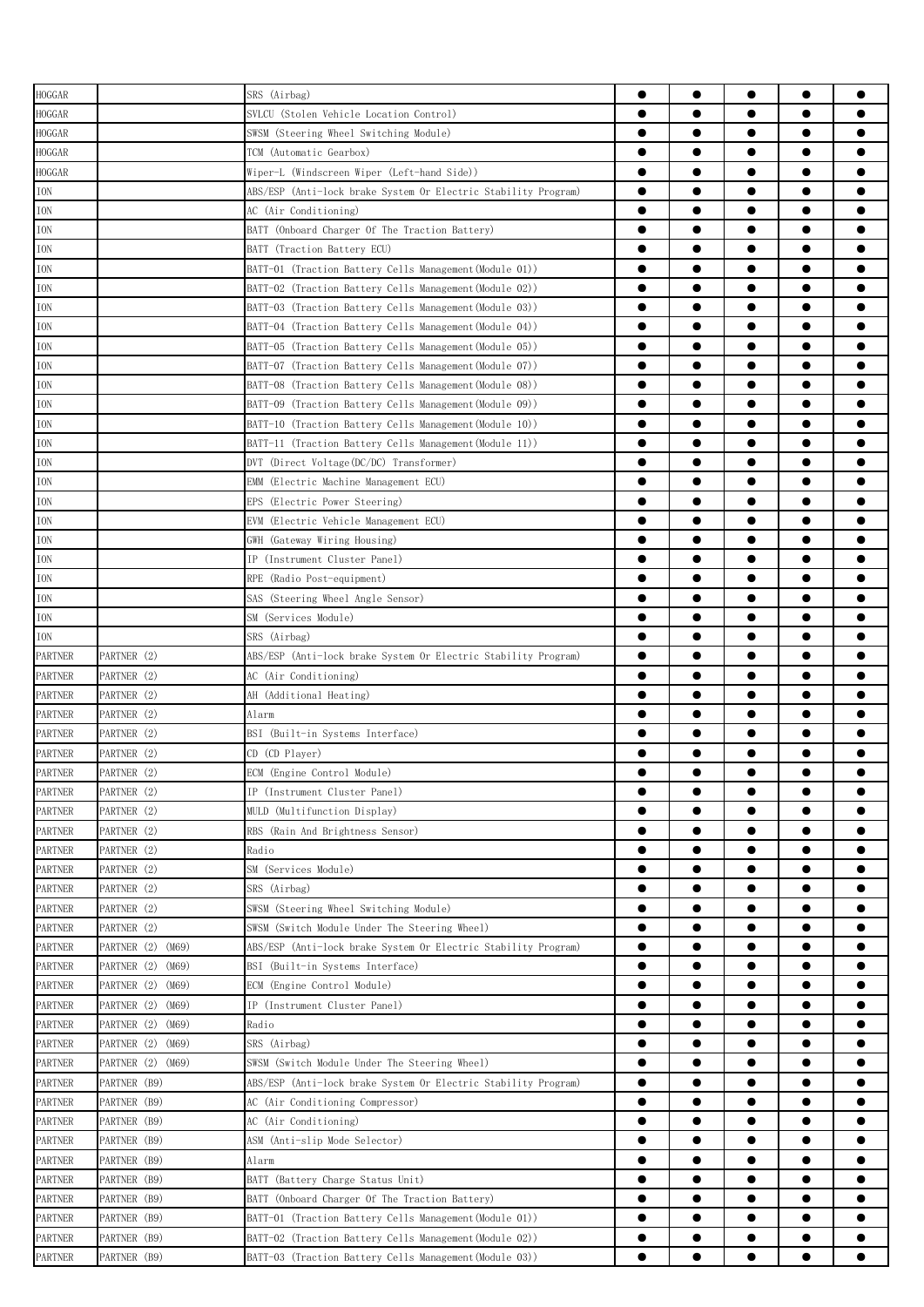| HOGGAR | | SRS (Airbag) | ● | ● | ● | ● | ● |
|---|---|---|---|---|---|---|---|
| HOGGAR | | SVLCU (Stolen Vehicle Location Control) | ● | ● | ● | ● | ● |
| HOGGAR | | SWSM (Steering Wheel Switching Module) | ● | ● | ● | ● | ● |
| HOGGAR | | TCM (Automatic Gearbox) | ● | ● | ● | ● | ● |
| HOGGAR | | Wiper-L (Windscreen Wiper (Left-hand Side)) | ● | ● | ● | ● | ● |
| ION | | ABS/ESP (Anti-lock brake System Or Electric Stability Program) | ● | ● | ● | ● | ● |
| ION | | AC (Air Conditioning) | ● | ● | ● | ● | ● |
| ION | | BATT (Onboard Charger Of The Traction Battery) | ● | ● | ● | ● | ● |
| ION | | BATT (Traction Battery ECU) | ● | ● | ● | ● | ● |
| ION | | BATT-01 (Traction Battery Cells Management(Module 01)) | ● | ● | ● | ● | ● |
| ION | | BATT-02 (Traction Battery Cells Management(Module 02)) | ● | ● | ● | ● | ● |
| ION | | BATT-03 (Traction Battery Cells Management(Module 03)) | ● | ● | ● | ● | ● |
| ION | | BATT-04 (Traction Battery Cells Management(Module 04)) | ● | ● | ● | ● | ● |
| ION | | BATT-05 (Traction Battery Cells Management(Module 05)) | ● | ● | ● | ● | ● |
| ION | | BATT-07 (Traction Battery Cells Management(Module 07)) | ● | ● | ● | ● | ● |
| ION | | BATT-08 (Traction Battery Cells Management(Module 08)) | ● | ● | ● | ● | ● |
| ION | | BATT-09 (Traction Battery Cells Management(Module 09)) | ● | ● | ● | ● | ● |
| ION | | BATT-10 (Traction Battery Cells Management(Module 10)) | ● | ● | ● | ● | ● |
| ION | | BATT-11 (Traction Battery Cells Management(Module 11)) | ● | ● | ● | ● | ● |
| ION | | DVT (Direct Voltage(DC/DC) Transformer) | ● | ● | ● | ● | ● |
| ION | | EMM (Electric Machine Management ECU) | ● | ● | ● | ● | ● |
| ION | | EPS (Electric Power Steering) | ● | ● | ● | ● | ● |
| ION | | EVM (Electric Vehicle Management ECU) | ● | ● | ● | ● | ● |
| ION | | GWH (Gateway Wiring Housing) | ● | ● | ● | ● | ● |
| ION | | IP (Instrument Cluster Panel) | ● | ● | ● | ● | ● |
| ION | | RPE (Radio Post-equipment) | ● | ● | ● | ● | ● |
| ION | | SAS (Steering Wheel Angle Sensor) | ● | ● | ● | ● | ● |
| ION | | SM (Services Module) | ● | ● | ● | ● | ● |
| ION | | SRS (Airbag) | ● | ● | ● | ● | ● |
| PARTNER | PARTNER (2) | ABS/ESP (Anti-lock brake System Or Electric Stability Program) | ● | ● | ● | ● | ● |
| PARTNER | PARTNER (2) | AC (Air Conditioning) | ● | ● | ● | ● | ● |
| PARTNER | PARTNER (2) | AH (Additional Heating) | ● | ● | ● | ● | ● |
| PARTNER | PARTNER (2) | Alarm | ● | ● | ● | ● | ● |
| PARTNER | PARTNER (2) | BSI (Built-in Systems Interface) | ● | ● | ● | ● | ● |
| PARTNER | PARTNER (2) | CD (CD Player) | ● | ● | ● | ● | ● |
| PARTNER | PARTNER (2) | ECM (Engine Control Module) | ● | ● | ● | ● | ● |
| PARTNER | PARTNER (2) | IP (Instrument Cluster Panel) | ● | ● | ● | ● | ● |
| PARTNER | PARTNER (2) | MULD (Multifunction Display) | ● | ● | ● | ● | ● |
| PARTNER | PARTNER (2) | RBS (Rain And Brightness Sensor) | ● | ● | ● | ● | ● |
| PARTNER | PARTNER (2) | Radio | ● | ● | ● | ● | ● |
| PARTNER | PARTNER (2) | SM (Services Module) | ● | ● | ● | ● | ● |
| PARTNER | PARTNER (2) | SRS (Airbag) | ● | ● | ● | ● | ● |
| PARTNER | PARTNER (2) | SWSM (Steering Wheel Switching Module) | ● | ● | ● | ● | ● |
| PARTNER | PARTNER (2) | SWSM (Switch Module Under The Steering Wheel) | ● | ● | ● | ● | ● |
| PARTNER | PARTNER (2) (M69) | ABS/ESP (Anti-lock brake System Or Electric Stability Program) | ● | ● | ● | ● | ● |
| PARTNER | PARTNER (2) (M69) | BSI (Built-in Systems Interface) | ● | ● | ● | ● | ● |
| PARTNER | PARTNER (2) (M69) | ECM (Engine Control Module) | ● | ● | ● | ● | ● |
| PARTNER | PARTNER (2) (M69) | IP (Instrument Cluster Panel) | ● | ● | ● | ● | ● |
| PARTNER | PARTNER (2) (M69) | Radio | ● | ● | ● | ● | ● |
| PARTNER | PARTNER (2) (M69) | SRS (Airbag) | ● | ● | ● | ● | ● |
| PARTNER | PARTNER (2) (M69) | SWSM (Switch Module Under The Steering Wheel) | ● | ● | ● | ● | ● |
| PARTNER | PARTNER (B9) | ABS/ESP (Anti-lock brake System Or Electric Stability Program) | ● | ● | ● | ● | ● |
| PARTNER | PARTNER (B9) | AC (Air Conditioning Compressor) | ● | ● | ● | ● | ● |
| PARTNER | PARTNER (B9) | AC (Air Conditioning) | ● | ● | ● | ● | ● |
| PARTNER | PARTNER (B9) | ASM (Anti-slip Mode Selector) | ● | ● | ● | ● | ● |
| PARTNER | PARTNER (B9) | Alarm | ● | ● | ● | ● | ● |
| PARTNER | PARTNER (B9) | BATT (Battery Charge Status Unit) | ● | ● | ● | ● | ● |
| PARTNER | PARTNER (B9) | BATT (Onboard Charger Of The Traction Battery) | ● | ● | ● | ● | ● |
| PARTNER | PARTNER (B9) | BATT-01 (Traction Battery Cells Management(Module 01)) | ● | ● | ● | ● | ● |
| PARTNER | PARTNER (B9) | BATT-02 (Traction Battery Cells Management(Module 02)) | ● | ● | ● | ● | ● |
| PARTNER | PARTNER (B9) | BATT-03 (Traction Battery Cells Management(Module 03)) | ● | ● | ● | ● | ● |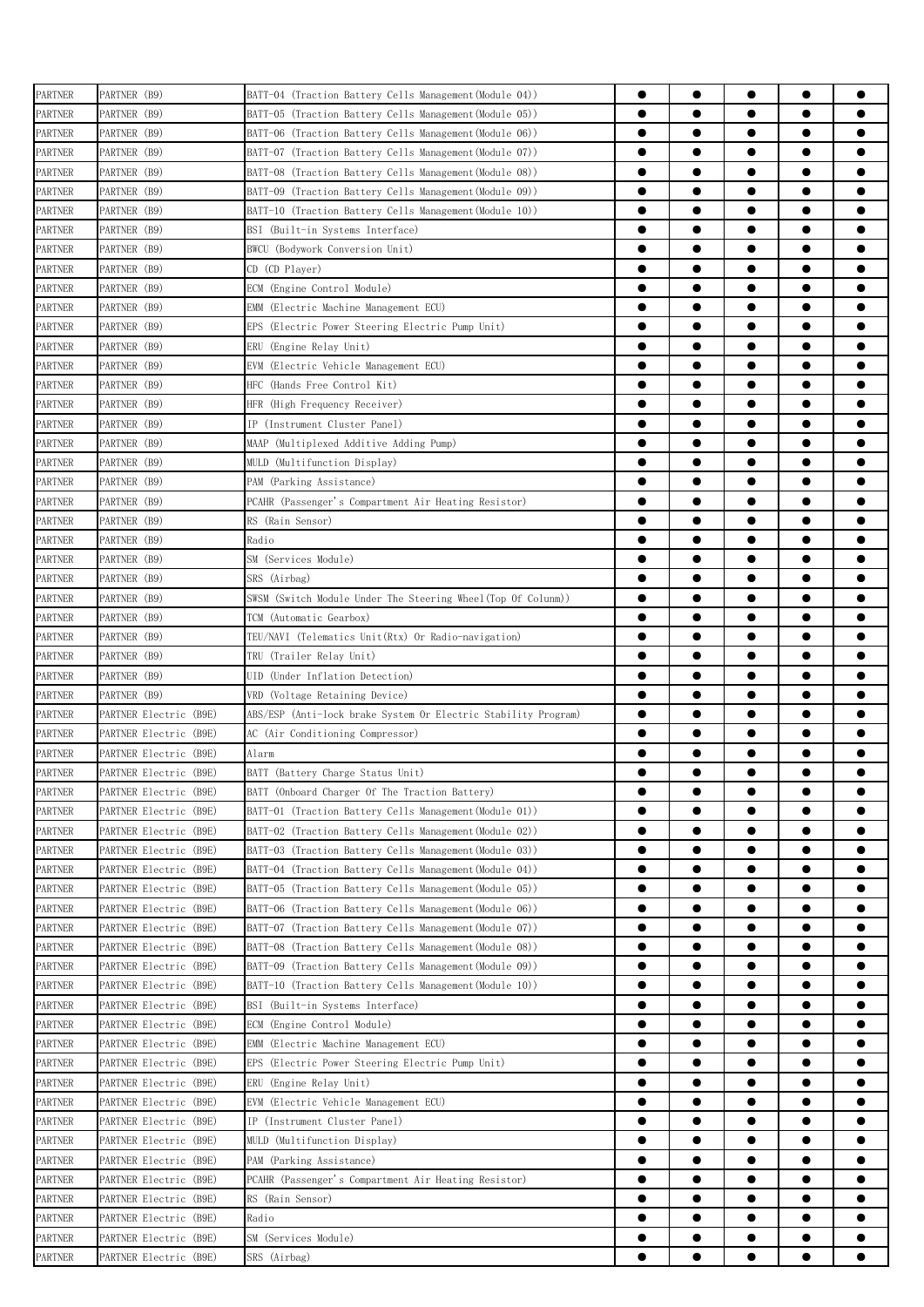| | | | | | | | |
|---|---|---|---|---|---|---|---|
| PARTNER | PARTNER (B9) | BATT-04 (Traction Battery Cells Management(Module 04)) | ● | ● | ● | ● | ● |
| PARTNER | PARTNER (B9) | BATT-05 (Traction Battery Cells Management(Module 05)) | ● | ● | ● | ● | ● |
| PARTNER | PARTNER (B9) | BATT-06 (Traction Battery Cells Management(Module 06)) | ● | ● | ● | ● | ● |
| PARTNER | PARTNER (B9) | BATT-07 (Traction Battery Cells Management(Module 07)) | ● | ● | ● | ● | ● |
| PARTNER | PARTNER (B9) | BATT-08 (Traction Battery Cells Management(Module 08)) | ● | ● | ● | ● | ● |
| PARTNER | PARTNER (B9) | BATT-09 (Traction Battery Cells Management(Module 09)) | ● | ● | ● | ● | ● |
| PARTNER | PARTNER (B9) | BATT-10 (Traction Battery Cells Management(Module 10)) | ● | ● | ● | ● | ● |
| PARTNER | PARTNER (B9) | BSI (Built-in Systems Interface) | ● | ● | ● | ● | ● |
| PARTNER | PARTNER (B9) | BWCU (Bodywork Conversion Unit) | ● | ● | ● | ● | ● |
| PARTNER | PARTNER (B9) | CD (CD Player) | ● | ● | ● | ● | ● |
| PARTNER | PARTNER (B9) | ECM (Engine Control Module) | ● | ● | ● | ● | ● |
| PARTNER | PARTNER (B9) | EMM (Electric Machine Management ECU) | ● | ● | ● | ● | ● |
| PARTNER | PARTNER (B9) | EPS (Electric Power Steering Electric Pump Unit) | ● | ● | ● | ● | ● |
| PARTNER | PARTNER (B9) | ERU (Engine Relay Unit) | ● | ● | ● | ● | ● |
| PARTNER | PARTNER (B9) | EVM (Electric Vehicle Management ECU) | ● | ● | ● | ● | ● |
| PARTNER | PARTNER (B9) | HFC (Hands Free Control Kit) | ● | ● | ● | ● | ● |
| PARTNER | PARTNER (B9) | HFR (High Frequency Receiver) | ● | ● | ● | ● | ● |
| PARTNER | PARTNER (B9) | IP (Instrument Cluster Panel) | ● | ● | ● | ● | ● |
| PARTNER | PARTNER (B9) | MAAP (Multiplexed Additive Adding Pump) | ● | ● | ● | ● | ● |
| PARTNER | PARTNER (B9) | MULD (Multifunction Display) | ● | ● | ● | ● | ● |
| PARTNER | PARTNER (B9) | PAM (Parking Assistance) | ● | ● | ● | ● | ● |
| PARTNER | PARTNER (B9) | PCAHR (Passenger's Compartment Air Heating Resistor) | ● | ● | ● | ● | ● |
| PARTNER | PARTNER (B9) | RS (Rain Sensor) | ● | ● | ● | ● | ● |
| PARTNER | PARTNER (B9) | Radio | ● | ● | ● | ● | ● |
| PARTNER | PARTNER (B9) | SM (Services Module) | ● | ● | ● | ● | ● |
| PARTNER | PARTNER (B9) | SRS (Airbag) | ● | ● | ● | ● | ● |
| PARTNER | PARTNER (B9) | SWSM (Switch Module Under The Steering Wheel(Top Of Colunm)) | ● | ● | ● | ● | ● |
| PARTNER | PARTNER (B9) | TCM (Automatic Gearbox) | ● | ● | ● | ● | ● |
| PARTNER | PARTNER (B9) | TEU/NAVI (Telematics Unit(Rtx) Or Radio-navigation) | ● | ● | ● | ● | ● |
| PARTNER | PARTNER (B9) | TRU (Trailer Relay Unit) | ● | ● | ● | ● | ● |
| PARTNER | PARTNER (B9) | UID (Under Inflation Detection) | ● | ● | ● | ● | ● |
| PARTNER | PARTNER (B9) | VRD (Voltage Retaining Device) | ● | ● | ● | ● | ● |
| PARTNER | PARTNER Electric (B9E) | ABS/ESP (Anti-lock brake System Or Electric Stability Program) | ● | ● | ● | ● | ● |
| PARTNER | PARTNER Electric (B9E) | AC (Air Conditioning Compressor) | ● | ● | ● | ● | ● |
| PARTNER | PARTNER Electric (B9E) | Alarm | ● | ● | ● | ● | ● |
| PARTNER | PARTNER Electric (B9E) | BATT (Battery Charge Status Unit) | ● | ● | ● | ● | ● |
| PARTNER | PARTNER Electric (B9E) | BATT (Onboard Charger Of The Traction Battery) | ● | ● | ● | ● | ● |
| PARTNER | PARTNER Electric (B9E) | BATT-01 (Traction Battery Cells Management(Module 01)) | ● | ● | ● | ● | ● |
| PARTNER | PARTNER Electric (B9E) | BATT-02 (Traction Battery Cells Management(Module 02)) | ● | ● | ● | ● | ● |
| PARTNER | PARTNER Electric (B9E) | BATT-03 (Traction Battery Cells Management(Module 03)) | ● | ● | ● | ● | ● |
| PARTNER | PARTNER Electric (B9E) | BATT-04 (Traction Battery Cells Management(Module 04)) | ● | ● | ● | ● | ● |
| PARTNER | PARTNER Electric (B9E) | BATT-05 (Traction Battery Cells Management(Module 05)) | ● | ● | ● | ● | ● |
| PARTNER | PARTNER Electric (B9E) | BATT-06 (Traction Battery Cells Management(Module 06)) | ● | ● | ● | ● | ● |
| PARTNER | PARTNER Electric (B9E) | BATT-07 (Traction Battery Cells Management(Module 07)) | ● | ● | ● | ● | ● |
| PARTNER | PARTNER Electric (B9E) | BATT-08 (Traction Battery Cells Management(Module 08)) | ● | ● | ● | ● | ● |
| PARTNER | PARTNER Electric (B9E) | BATT-09 (Traction Battery Cells Management(Module 09)) | ● | ● | ● | ● | ● |
| PARTNER | PARTNER Electric (B9E) | BATT-10 (Traction Battery Cells Management(Module 10)) | ● | ● | ● | ● | ● |
| PARTNER | PARTNER Electric (B9E) | BSI (Built-in Systems Interface) | ● | ● | ● | ● | ● |
| PARTNER | PARTNER Electric (B9E) | ECM (Engine Control Module) | ● | ● | ● | ● | ● |
| PARTNER | PARTNER Electric (B9E) | EMM (Electric Machine Management ECU) | ● | ● | ● | ● | ● |
| PARTNER | PARTNER Electric (B9E) | EPS (Electric Power Steering Electric Pump Unit) | ● | ● | ● | ● | ● |
| PARTNER | PARTNER Electric (B9E) | ERU (Engine Relay Unit) | ● | ● | ● | ● | ● |
| PARTNER | PARTNER Electric (B9E) | EVM (Electric Vehicle Management ECU) | ● | ● | ● | ● | ● |
| PARTNER | PARTNER Electric (B9E) | IP (Instrument Cluster Panel) | ● | ● | ● | ● | ● |
| PARTNER | PARTNER Electric (B9E) | MULD (Multifunction Display) | ● | ● | ● | ● | ● |
| PARTNER | PARTNER Electric (B9E) | PAM (Parking Assistance) | ● | ● | ● | ● | ● |
| PARTNER | PARTNER Electric (B9E) | PCAHR (Passenger's Compartment Air Heating Resistor) | ● | ● | ● | ● | ● |
| PARTNER | PARTNER Electric (B9E) | RS (Rain Sensor) | ● | ● | ● | ● | ● |
| PARTNER | PARTNER Electric (B9E) | Radio | ● | ● | ● | ● | ● |
| PARTNER | PARTNER Electric (B9E) | SM (Services Module) | ● | ● | ● | ● | ● |
| PARTNER | PARTNER Electric (B9E) | SRS (Airbag) | ● | ● | ● | ● | ● |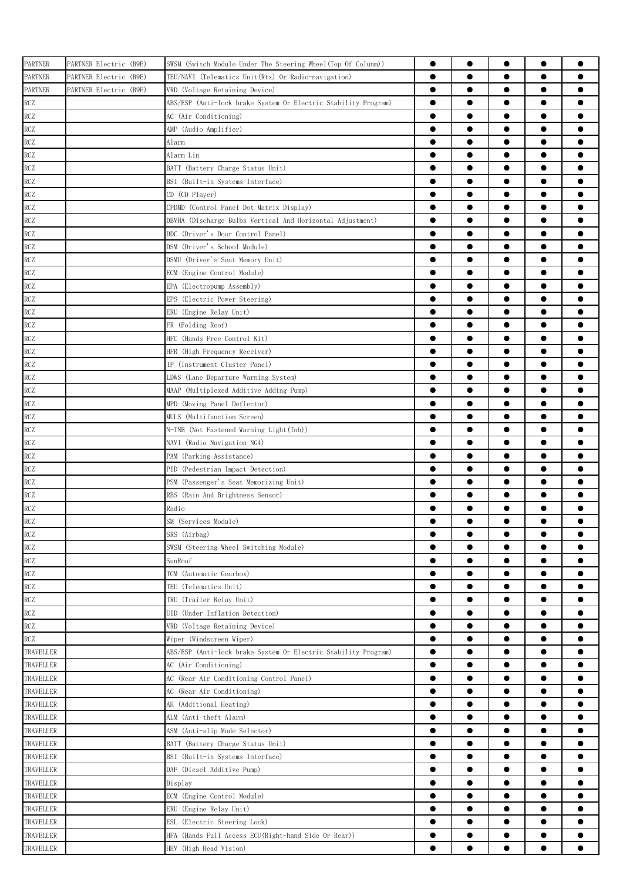| PARTNER | PARTNER Electric (B9E) | SWSM (Switch Module Under The Steering Wheel(Top Of Colunm)) | ● | ● | ● | ● | ● |
|---|---|---|---|---|---|---|---|
| PARTNER | PARTNER Electric (B9E) | TEU/NAVI (Telematics Unit(Rtx) Or Radio-navigation) | ● | ● | ● | ● | ● |
| PARTNER | PARTNER Electric (B9E) | VRD (Voltage Retaining Device) | ● | ● | ● | ● | ● |
| RCZ | | ABS/ESP (Anti-lock brake System Or Electric Stability Program) | ● | ● | ● | ● | ● |
| RCZ | | AC (Air Conditioning) | ● | ● | ● | ● | ● |
| RCZ | | AMP (Audio Amplifier) | ● | ● | ● | ● | ● |
| RCZ | | Alarm | ● | ● | ● | ● | ● |
| RCZ | | Alarm Lin | ● | ● | ● | ● | ● |
| RCZ | | BATT (Battery Charge Status Unit) | ● | ● | ● | ● | ● |
| RCZ | | BSI (Built-in Systems Interface) | ● | ● | ● | ● | ● |
| RCZ | | CD (CD Player) | ● | ● | ● | ● | ● |
| RCZ | | CPDMD (Control Panel Dot Matrix Display) | ● | ● | ● | ● | ● |
| RCZ | | DBVHA (Discharge Bulbs Vertical And Horizontal Adjustment) | ● | ● | ● | ● | ● |
| RCZ | | DDC (Driver's Door Control Panel) | ● | ● | ● | ● | ● |
| RCZ | | DSM (Driver's School Module) | ● | ● | ● | ● | ● |
| RCZ | | DSMU (Driver's Seat Memory Unit) | ● | ● | ● | ● | ● |
| RCZ | | ECM (Engine Control Module) | ● | ● | ● | ● | ● |
| RCZ | | EPA (Electropump Assembly) | ● | ● | ● | ● | ● |
| RCZ | | EPS (Electric Power Steering) | ● | ● | ● | ● | ● |
| RCZ | | ERU (Engine Relay Unit) | ● | ● | ● | ● | ● |
| RCZ | | FR (Folding Roof) | ● | ● | ● | ● | ● |
| RCZ | | HFC (Hands Free Control Kit) | ● | ● | ● | ● | ● |
| RCZ | | HFR (High Frequency Receiver) | ● | ● | ● | ● | ● |
| RCZ | | IP (Instrument Cluster Panel) | ● | ● | ● | ● | ● |
| RCZ | | LDWS (Lane Departure Warning System) | ● | ● | ● | ● | ● |
| RCZ | | MAAP (Multiplexed Additive Adding Pump) | ● | ● | ● | ● | ● |
| RCZ | | MPD (Moving Panel Deflector) | ● | ● | ● | ● | ● |
| RCZ | | MULS (Multifunction Screen) | ● | ● | ● | ● | ● |
| RCZ | | N-TNB (Not Fastened Warning Light(Tnb)) | ● | ● | ● | ● | ● |
| RCZ | | NAVI (Radio Navigation NG4) | ● | ● | ● | ● | ● |
| RCZ | | PAM (Parking Assistance) | ● | ● | ● | ● | ● |
| RCZ | | PID (Pedestrian Impact Detection) | ● | ● | ● | ● | ● |
| RCZ | | PSM (Passenger's Seat Memorizing Unit) | ● | ● | ● | ● | ● |
| RCZ | | RBS (Rain And Brightness Sensor) | ● | ● | ● | ● | ● |
| RCZ | | Radio | ● | ● | ● | ● | ● |
| RCZ | | SM (Services Module) | ● | ● | ● | ● | ● |
| RCZ | | SRS (Airbag) | ● | ● | ● | ● | ● |
| RCZ | | SWSM (Steering Wheel Switching Module) | ● | ● | ● | ● | ● |
| RCZ | | SunRoof | ● | ● | ● | ● | ● |
| RCZ | | TCM (Automatic Gearbox) | ● | ● | ● | ● | ● |
| RCZ | | TEU (Telematics Unit) | ● | ● | ● | ● | ● |
| RCZ | | TRU (Trailer Relay Unit) | ● | ● | ● | ● | ● |
| RCZ | | UID (Under Inflation Detection) | ● | ● | ● | ● | ● |
| RCZ | | VRD (Voltage Retaining Device) | ● | ● | ● | ● | ● |
| RCZ | | Wiper (Windscreen Wiper) | ● | ● | ● | ● | ● |
| TRAVELLER | | ABS/ESP (Anti-lock brake System Or Electric Stability Program) | ● | ● | ● | ● | ● |
| TRAVELLER | | AC (Air Conditioning) | ● | ● | ● | ● | ● |
| TRAVELLER | | AC (Rear Air Conditioning Control Panel) | ● | ● | ● | ● | ● |
| TRAVELLER | | AC (Rear Air Conditioning) | ● | ● | ● | ● | ● |
| TRAVELLER | | AH (Additional Heating) | ● | ● | ● | ● | ● |
| TRAVELLER | | ALM (Anti-theft Alarm) | ● | ● | ● | ● | ● |
| TRAVELLER | | ASM (Anti-slip Mode Selector) | ● | ● | ● | ● | ● |
| TRAVELLER | | BATT (Battery Charge Status Unit) | ● | ● | ● | ● | ● |
| TRAVELLER | | BSI (Built-in Systems Interface) | ● | ● | ● | ● | ● |
| TRAVELLER | | DAF (Diesel Additive Pump) | ● | ● | ● | ● | ● |
| TRAVELLER | | Display | ● | ● | ● | ● | ● |
| TRAVELLER | | ECM (Engine Control Module) | ● | ● | ● | ● | ● |
| TRAVELLER | | ERU (Engine Relay Unit) | ● | ● | ● | ● | ● |
| TRAVELLER | | ESL (Electric Steering Lock) | ● | ● | ● | ● | ● |
| TRAVELLER | | HFA (Hands Full Access ECU(Right-hand Side Or Rear)) | ● | ● | ● | ● | ● |
| TRAVELLER | | HHV (High Head Vision) | ● | ● | ● | ● | ● |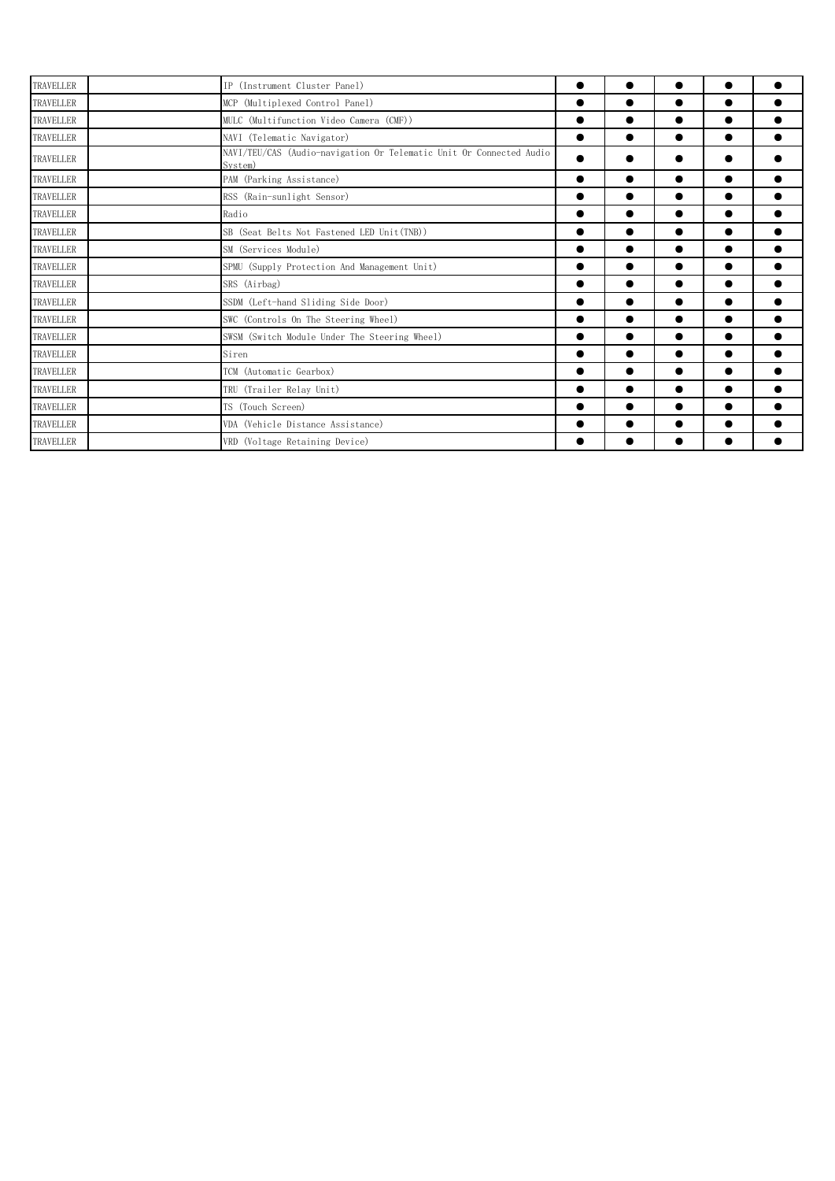| | | | | | | | |
|---|---|---|---|---|---|---|---|
| TRAVELLER | | IP (Instrument Cluster Panel) | ● | ● | ● | ● | ● |
| TRAVELLER | | MCP (Multiplexed Control Panel) | ● | ● | ● | ● | ● |
| TRAVELLER | | MULC (Multifunction Video Camera (CMF)) | ● | ● | ● | ● | ● |
| TRAVELLER | | NAVI (Telematic Navigator) | ● | ● | ● | ● | ● |
| TRAVELLER | | NAVI/TEU/CAS (Audio-navigation Or Telematic Unit Or Connected Audio System) | ● | ● | ● | ● | ● |
| TRAVELLER | | PAM (Parking Assistance) | ● | ● | ● | ● | ● |
| TRAVELLER | | RSS (Rain-sunlight Sensor) | ● | ● | ● | ● | ● |
| TRAVELLER | | Radio | ● | ● | ● | ● | ● |
| TRAVELLER | | SB (Seat Belts Not Fastened LED Unit(TNB)) | ● | ● | ● | ● | ● |
| TRAVELLER | | SM (Services Module) | ● | ● | ● | ● | ● |
| TRAVELLER | | SPMU (Supply Protection And Management Unit) | ● | ● | ● | ● | ● |
| TRAVELLER | | SRS (Airbag) | ● | ● | ● | ● | ● |
| TRAVELLER | | SSDM (Left-hand Sliding Side Door) | ● | ● | ● | ● | ● |
| TRAVELLER | | SWC (Controls On The Steering Wheel) | ● | ● | ● | ● | ● |
| TRAVELLER | | SWSM (Switch Module Under The Steering Wheel) | ● | ● | ● | ● | ● |
| TRAVELLER | | Siren | ● | ● | ● | ● | ● |
| TRAVELLER | | TCM (Automatic Gearbox) | ● | ● | ● | ● | ● |
| TRAVELLER | | TRU (Trailer Relay Unit) | ● | ● | ● | ● | ● |
| TRAVELLER | | TS (Touch Screen) | ● | ● | ● | ● | ● |
| TRAVELLER | | VDA (Vehicle Distance Assistance) | ● | ● | ● | ● | ● |
| TRAVELLER | | VRD (Voltage Retaining Device) | ● | ● | ● | ● | ● |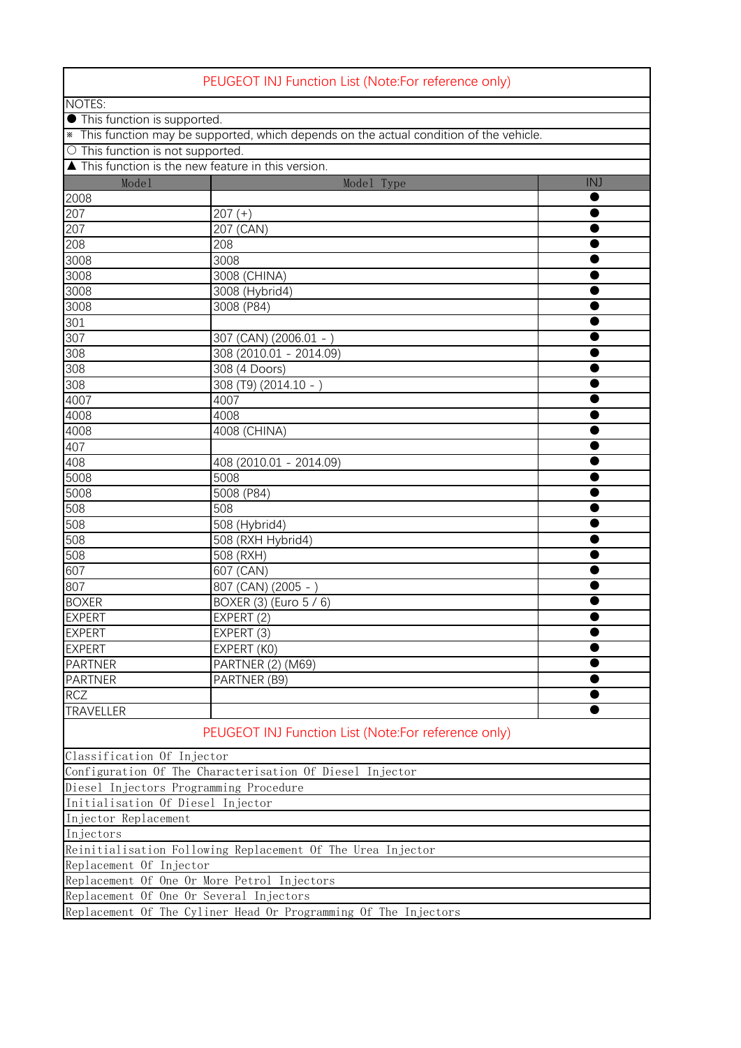# PEUGEOT INJ Function List (Note:For reference only)

NOTES:

● This function is supported.

⁕ This function may be supported, which depends on the actual condition of the vehicle.

○ This function is not supported.

▲ This function is the new feature in this version.

| Model | Model Type | INJ |
|---|---|---|
| 2008 | | ● |
| 207 | 207 (+) | ● |
| 207 | 207 (CAN) | ● |
| 208 | 208 | ● |
| 3008 | 3008 | ● |
| 3008 | 3008 (CHINA) | ● |
| 3008 | 3008 (Hybrid4) | ● |
| 3008 | 3008 (P84) | ● |
| 301 | | ● |
| 307 | 307 (CAN) (2006.01 - ) | ● |
| 308 | 308 (2010.01 - 2014.09) | ● |
| 308 | 308 (4 Doors) | ● |
| 308 | 308 (T9) (2014.10 - ) | ● |
| 4007 | 4007 | ● |
| 4008 | 4008 | ● |
| 4008 | 4008 (CHINA) | ● |
| 407 | | ● |
| 408 | 408 (2010.01 - 2014.09) | ● |
| 5008 | 5008 | ● |
| 5008 | 5008 (P84) | ● |
| 508 | 508 | ● |
| 508 | 508 (Hybrid4) | ● |
| 508 | 508 (RXH Hybrid4) | ● |
| 508 | 508 (RXH) | ● |
| 607 | 607 (CAN) | ● |
| 807 | 807 (CAN) (2005 - ) | ● |
| BOXER | BOXER (3) (Euro 5 / 6) | ● |
| EXPERT | EXPERT (2) | ● |
| EXPERT | EXPERT (3) | ● |
| EXPERT | EXPERT (K0) | ● |
| PARTNER | PARTNER (2) (M69) | ● |
| PARTNER | PARTNER (B9) | ● |
| RCZ | | ● |
| TRAVELLER | | ● |

# PEUGEOT INJ Function List (Note:For reference only)

- Classification Of Injector
- Configuration Of The Characterisation Of Diesel Injector
- Diesel Injectors Programming Procedure
- Initialisation Of Diesel Injector
- Injector Replacement
- Injectors
- Reinitialisation Following Replacement Of The Urea Injector
- Replacement Of Injector
- Replacement Of One Or More Petrol Injectors
- Replacement Of One Or Several Injectors
- Replacement Of The Cyliner Head Or Programming Of The Injectors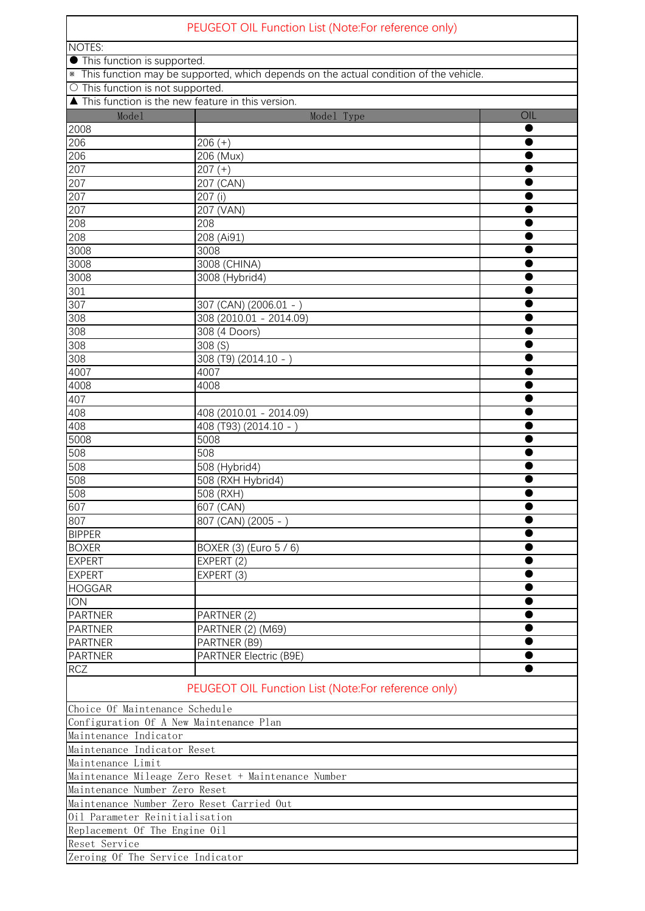# PEUGEOT OIL Function List (Note:For reference only)

NOTES:

● This function is supported.

※ This function may be supported, which depends on the actual condition of the vehicle.

○ This function is not supported.

▲ This function is the new feature in this version.

| Model | Model Type | OIL |
|---|---|---|
| 2008 | | ● |
| 206 | 206 (+) | ● |
| 206 | 206 (Mux) | ● |
| 207 | 207 (+) | ● |
| 207 | 207 (CAN) | ● |
| 207 | 207 (i) | ● |
| 207 | 207 (VAN) | ● |
| 208 | 208 | ● |
| 208 | 208 (Ai91) | ● |
| 3008 | 3008 | ● |
| 3008 | 3008 (CHINA) | ● |
| 3008 | 3008 (Hybrid4) | ● |
| 301 | | ● |
| 307 | 307 (CAN) (2006.01 - ) | ● |
| 308 | 308 (2010.01 - 2014.09) | ● |
| 308 | 308 (4 Doors) | ● |
| 308 | 308 (S) | ● |
| 308 | 308 (T9) (2014.10 - ) | ● |
| 4007 | 4007 | ● |
| 4008 | 4008 | ● |
| 407 | | ● |
| 408 | 408 (2010.01 - 2014.09) | ● |
| 408 | 408 (T93) (2014.10 - ) | ● |
| 5008 | 5008 | ● |
| 508 | 508 | ● |
| 508 | 508 (Hybrid4) | ● |
| 508 | 508 (RXH Hybrid4) | ● |
| 508 | 508 (RXH) | ● |
| 607 | 607 (CAN) | ● |
| 807 | 807 (CAN) (2005 - ) | ● |
| BIPPER | | ● |
| BOXER | BOXER (3) (Euro 5 / 6) | ● |
| EXPERT | EXPERT (2) | ● |
| EXPERT | EXPERT (3) | ● |
| HOGGAR | | ● |
| ION | | ● |
| PARTNER | PARTNER (2) | ● |
| PARTNER | PARTNER (2) (M69) | ● |
| PARTNER | PARTNER (B9) | ● |
| PARTNER | PARTNER Electric (B9E) | ● |
| RCZ | | ● |

# PEUGEOT OIL Function List (Note:For reference only)

| |
|---|
| Choice Of Maintenance Schedule |
| Configuration Of A New Maintenance Plan |
| Maintenance Indicator |
| Maintenance Indicator Reset |
| Maintenance Limit |
| Maintenance Mileage Zero Reset + Maintenance Number |
| Maintenance Number Zero Reset |
| Maintenance Number Zero Reset Carried Out |
| Oil Parameter Reinitialisation |
| Replacement Of The Engine Oil |
| Reset Service |
| Zeroing Of The Service Indicator |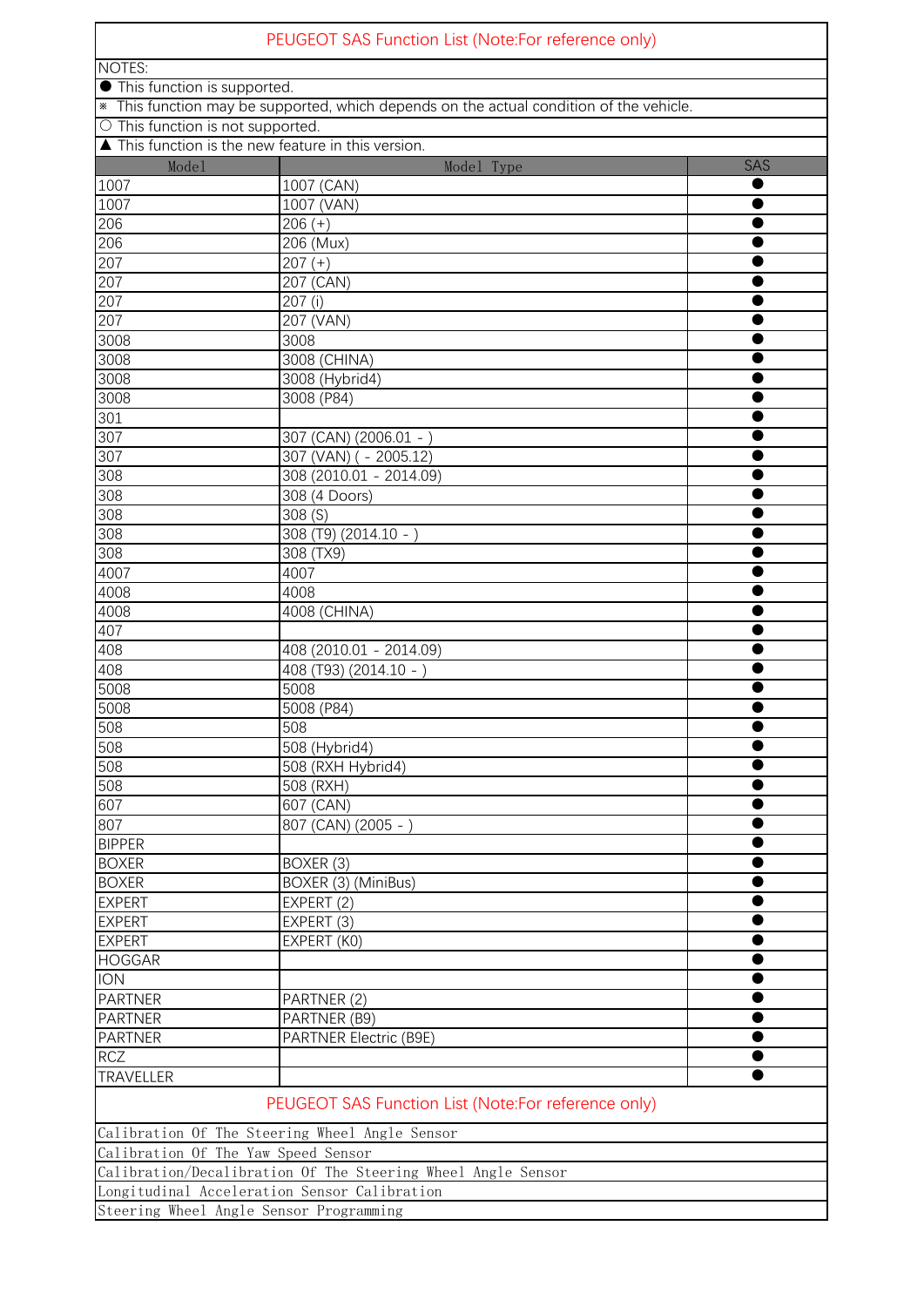# PEUGEOT SAS Function List (Note:For reference only)

NOTES:

● This function is supported.

※ This function may be supported, which depends on the actual condition of the vehicle.

○ This function is not supported.

▲ This function is the new feature in this version.

| Model | Model Type | SAS |
|---|---|---|
| 1007 | 1007 (CAN) | ● |
| 1007 | 1007 (VAN) | ● |
| 206 | 206 (+) | ● |
| 206 | 206 (Mux) | ● |
| 207 | 207 (+) | ● |
| 207 | 207 (CAN) | ● |
| 207 | 207 (i) | ● |
| 207 | 207 (VAN) | ● |
| 3008 | 3008 | ● |
| 3008 | 3008 (CHINA) | ● |
| 3008 | 3008 (Hybrid4) | ● |
| 3008 | 3008 (P84) | ● |
| 301 | | ● |
| 307 | 307 (CAN) (2006.01 - ) | ● |
| 307 | 307 (VAN) ( - 2005.12) | ● |
| 308 | 308 (2010.01 - 2014.09) | ● |
| 308 | 308 (4 Doors) | ● |
| 308 | 308 (S) | ● |
| 308 | 308 (T9) (2014.10 - ) | ● |
| 308 | 308 (TX9) | ● |
| 4007 | 4007 | ● |
| 4008 | 4008 | ● |
| 4008 | 4008 (CHINA) | ● |
| 407 | | ● |
| 408 | 408 (2010.01 - 2014.09) | ● |
| 408 | 408 (T93) (2014.10 - ) | ● |
| 5008 | 5008 | ● |
| 5008 | 5008 (P84) | ● |
| 508 | 508 | ● |
| 508 | 508 (Hybrid4) | ● |
| 508 | 508 (RXH Hybrid4) | ● |
| 508 | 508 (RXH) | ● |
| 607 | 607 (CAN) | ● |
| 807 | 807 (CAN) (2005 - ) | ● |
| BIPPER | | ● |
| BOXER | BOXER (3) | ● |
| BOXER | BOXER (3) (MiniBus) | ● |
| EXPERT | EXPERT (2) | ● |
| EXPERT | EXPERT (3) | ● |
| EXPERT | EXPERT (K0) | ● |
| HOGGAR | | ● |
| ION | | ● |
| PARTNER | PARTNER (2) | ● |
| PARTNER | PARTNER (B9) | ● |
| PARTNER | PARTNER Electric (B9E) | ● |
| RCZ | | ● |
| TRAVELLER | | ● |

# PEUGEOT SAS Function List (Note:For reference only)

Calibration Of The Steering Wheel Angle Sensor

Calibration Of The Yaw Speed Sensor

Calibration/Decalibration Of The Steering Wheel Angle Sensor

Longitudinal Acceleration Sensor Calibration

Steering Wheel Angle Sensor Programming